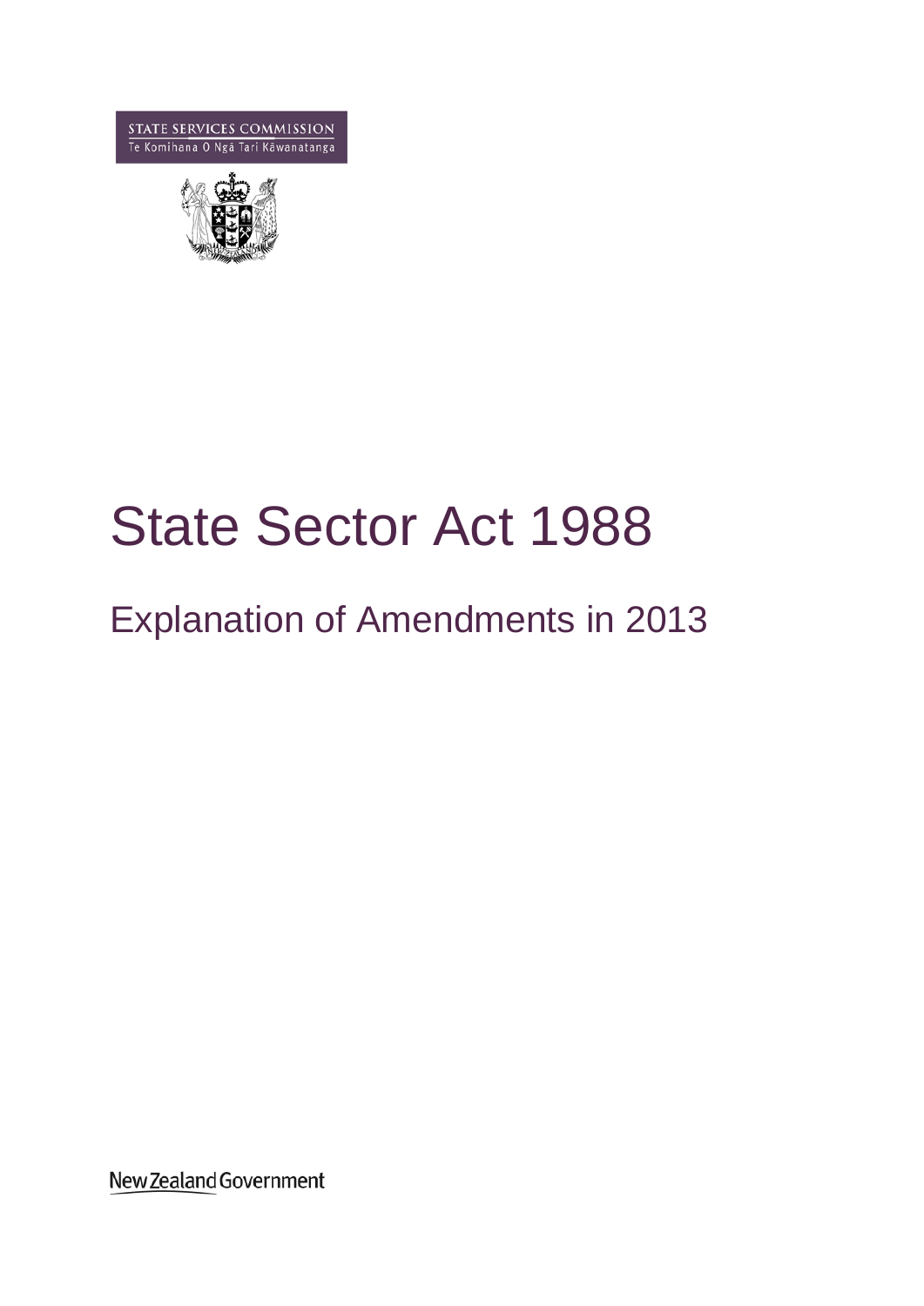STATE SERVICES COMMISSION
Te Komihana O Ngā Tari Kāwanatanga

# State Sector Act 1988

## Explanation of Amendments in 2013

New Zealand Government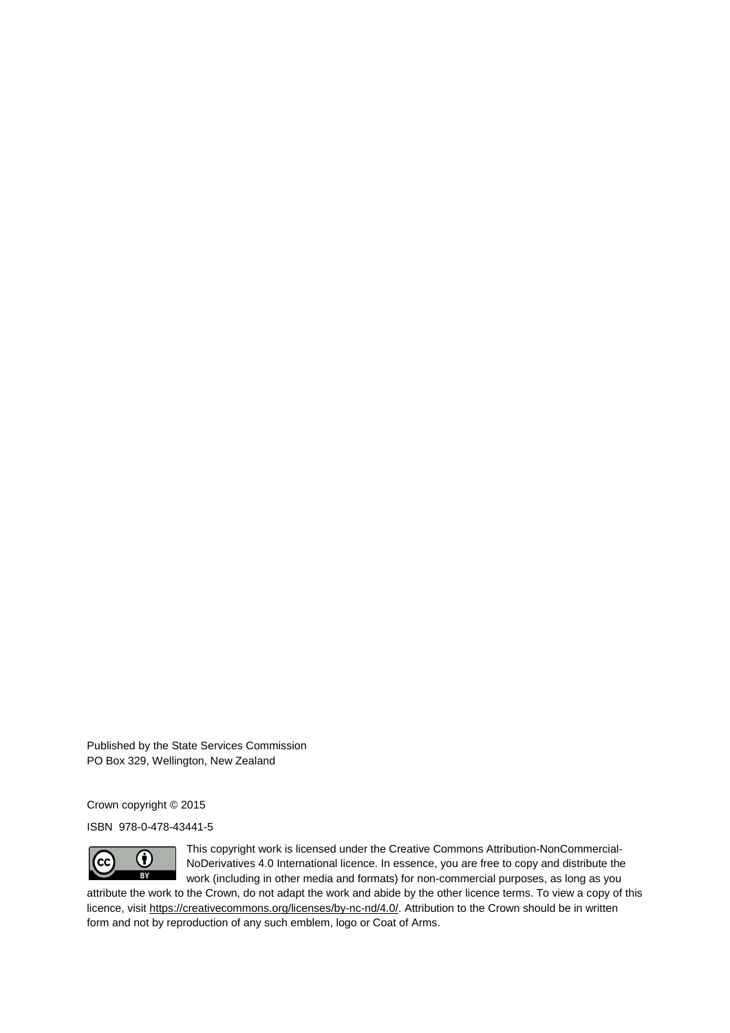Published by the State Services Commission
PO Box 329, Wellington, New Zealand

Crown copyright © 2015

ISBN 978-0-478-43441-5

This copyright work is licensed under the Creative Commons Attribution-NonCommercial-NoDerivatives 4.0 International licence. In essence, you are free to copy and distribute the work (including in other media and formats) for non-commercial purposes, as long as you attribute the work to the Crown, do not adapt the work and abide by the other licence terms. To view a copy of this licence, visit https://creativecommons.org/licenses/by-nc-nd/4.0/. Attribution to the Crown should be in written form and not by reproduction of any such emblem, logo or Coat of Arms.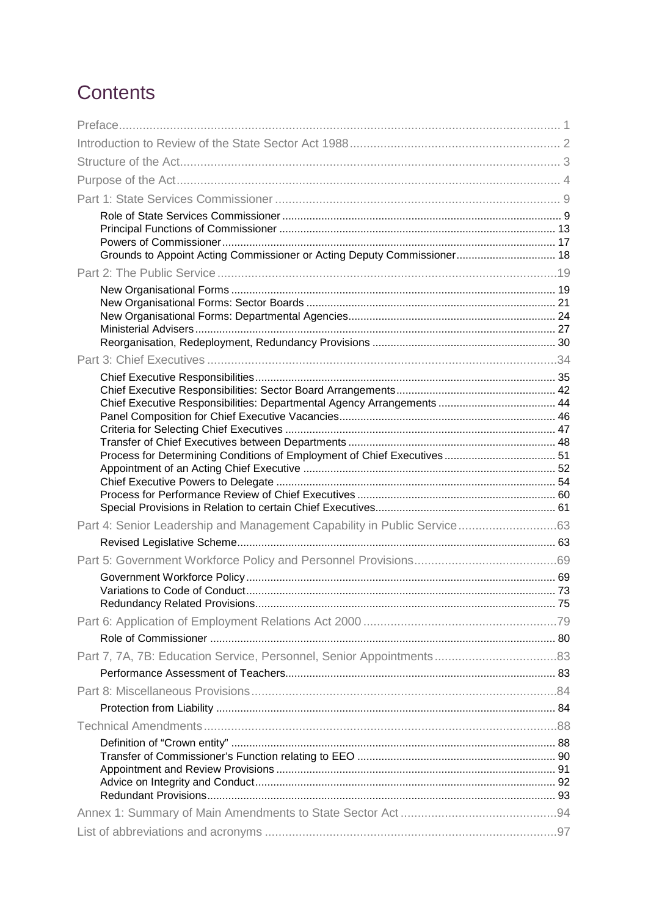# Contents

- Preface ........ 1
- Introduction to Review of the State Sector Act 1988 ........ 2
- Structure of the Act ........ 3
- Purpose of the Act ........ 4
- Part 1: State Services Commissioner ........ 9
  - Role of State Services Commissioner ........ 9
  - Principal Functions of Commissioner ........ 13
  - Powers of Commissioner ........ 17
  - Grounds to Appoint Acting Commissioner or Acting Deputy Commissioner ........ 18
- Part 2: The Public Service ........ 19
  - New Organisational Forms ........ 19
  - New Organisational Forms: Sector Boards ........ 21
  - New Organisational Forms: Departmental Agencies ........ 24
  - Ministerial Advisers ........ 27
  - Reorganisation, Redeployment, Redundancy Provisions ........ 30
- Part 3: Chief Executives ........ 34
  - Chief Executive Responsibilities ........ 35
  - Chief Executive Responsibilities: Sector Board Arrangements ........ 42
  - Chief Executive Responsibilities: Departmental Agency Arrangements ........ 44
  - Panel Composition for Chief Executive Vacancies ........ 46
  - Criteria for Selecting Chief Executives ........ 47
  - Transfer of Chief Executives between Departments ........ 48
  - Process for Determining Conditions of Employment of Chief Executives ........ 51
  - Appointment of an Acting Chief Executive ........ 52
  - Chief Executive Powers to Delegate ........ 54
  - Process for Performance Review of Chief Executives ........ 60
  - Special Provisions in Relation to certain Chief Executives ........ 61
- Part 4: Senior Leadership and Management Capability in Public Service ........ 63
  - Revised Legislative Scheme ........ 63
- Part 5: Government Workforce Policy and Personnel Provisions ........ 69
  - Government Workforce Policy ........ 69
  - Variations to Code of Conduct ........ 73
  - Redundancy Related Provisions ........ 75
- Part 6: Application of Employment Relations Act 2000 ........ 79
  - Role of Commissioner ........ 80
- Part 7, 7A, 7B: Education Service, Personnel, Senior Appointments ........ 83
  - Performance Assessment of Teachers ........ 83
- Part 8: Miscellaneous Provisions ........ 84
  - Protection from Liability ........ 84
- Technical Amendments ........ 88
  - Definition of "Crown entity" ........ 88
  - Transfer of Commissioner's Function relating to EEO ........ 90
  - Appointment and Review Provisions ........ 91
  - Advice on Integrity and Conduct ........ 92
  - Redundant Provisions ........ 93
- Annex 1: Summary of Main Amendments to State Sector Act ........ 94
- List of abbreviations and acronyms ........ 97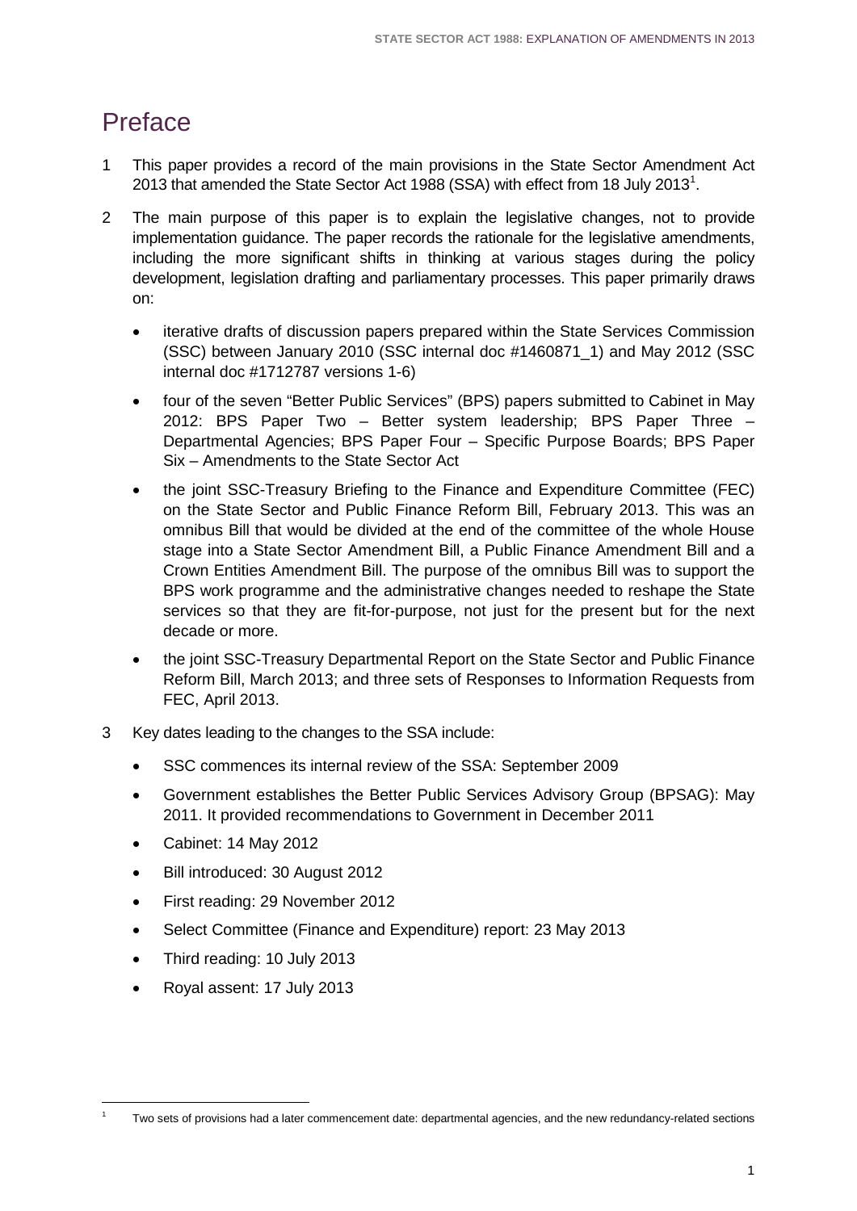# Preface

1 This paper provides a record of the main provisions in the State Sector Amendment Act 2013 that amended the State Sector Act 1988 (SSA) with effect from 18 July 2013[1].

2 The main purpose of this paper is to explain the legislative changes, not to provide implementation guidance. The paper records the rationale for the legislative amendments, including the more significant shifts in thinking at various stages during the policy development, legislation drafting and parliamentary processes. This paper primarily draws on:

- iterative drafts of discussion papers prepared within the State Services Commission (SSC) between January 2010 (SSC internal doc #1460871_1) and May 2012 (SSC internal doc #1712787 versions 1-6)
- four of the seven "Better Public Services" (BPS) papers submitted to Cabinet in May 2012: BPS Paper Two – Better system leadership; BPS Paper Three – Departmental Agencies; BPS Paper Four – Specific Purpose Boards; BPS Paper Six – Amendments to the State Sector Act
- the joint SSC-Treasury Briefing to the Finance and Expenditure Committee (FEC) on the State Sector and Public Finance Reform Bill, February 2013. This was an omnibus Bill that would be divided at the end of the committee of the whole House stage into a State Sector Amendment Bill, a Public Finance Amendment Bill and a Crown Entities Amendment Bill. The purpose of the omnibus Bill was to support the BPS work programme and the administrative changes needed to reshape the State services so that they are fit-for-purpose, not just for the present but for the next decade or more.
- the joint SSC-Treasury Departmental Report on the State Sector and Public Finance Reform Bill, March 2013; and three sets of Responses to Information Requests from FEC, April 2013.

3 Key dates leading to the changes to the SSA include:

- SSC commences its internal review of the SSA: September 2009
- Government establishes the Better Public Services Advisory Group (BPSAG): May 2011. It provided recommendations to Government in December 2011
- Cabinet: 14 May 2012
- Bill introduced: 30 August 2012
- First reading: 29 November 2012
- Select Committee (Finance and Expenditure) report: 23 May 2013
- Third reading: 10 July 2013
- Royal assent: 17 July 2013

[1] Two sets of provisions had a later commencement date: departmental agencies, and the new redundancy-related sections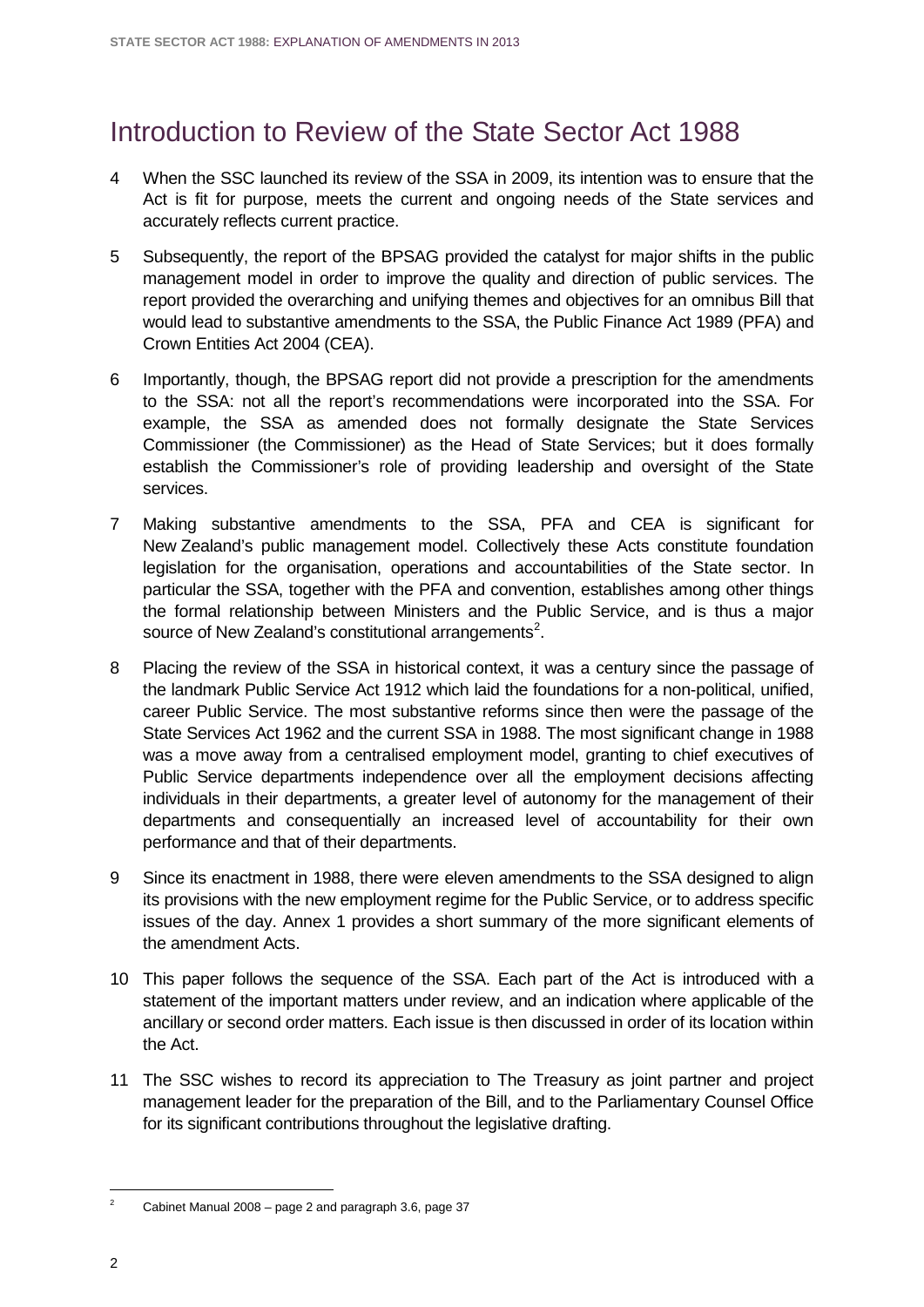# Introduction to Review of the State Sector Act 1988

4 When the SSC launched its review of the SSA in 2009, its intention was to ensure that the Act is fit for purpose, meets the current and ongoing needs of the State services and accurately reflects current practice.

5 Subsequently, the report of the BPSAG provided the catalyst for major shifts in the public management model in order to improve the quality and direction of public services. The report provided the overarching and unifying themes and objectives for an omnibus Bill that would lead to substantive amendments to the SSA, the Public Finance Act 1989 (PFA) and Crown Entities Act 2004 (CEA).

6 Importantly, though, the BPSAG report did not provide a prescription for the amendments to the SSA: not all the report's recommendations were incorporated into the SSA. For example, the SSA as amended does not formally designate the State Services Commissioner (the Commissioner) as the Head of State Services; but it does formally establish the Commissioner's role of providing leadership and oversight of the State services.

7 Making substantive amendments to the SSA, PFA and CEA is significant for New Zealand's public management model. Collectively these Acts constitute foundation legislation for the organisation, operations and accountabilities of the State sector. In particular the SSA, together with the PFA and convention, establishes among other things the formal relationship between Ministers and the Public Service, and is thus a major source of New Zealand's constitutional arrangements[2].

8 Placing the review of the SSA in historical context, it was a century since the passage of the landmark Public Service Act 1912 which laid the foundations for a non-political, unified, career Public Service. The most substantive reforms since then were the passage of the State Services Act 1962 and the current SSA in 1988. The most significant change in 1988 was a move away from a centralised employment model, granting to chief executives of Public Service departments independence over all the employment decisions affecting individuals in their departments, a greater level of autonomy for the management of their departments and consequentially an increased level of accountability for their own performance and that of their departments.

9 Since its enactment in 1988, there were eleven amendments to the SSA designed to align its provisions with the new employment regime for the Public Service, or to address specific issues of the day. Annex 1 provides a short summary of the more significant elements of the amendment Acts.

10 This paper follows the sequence of the SSA. Each part of the Act is introduced with a statement of the important matters under review, and an indication where applicable of the ancillary or second order matters. Each issue is then discussed in order of its location within the Act.

11 The SSC wishes to record its appreciation to The Treasury as joint partner and project management leader for the preparation of the Bill, and to the Parliamentary Counsel Office for its significant contributions throughout the legislative drafting.

[2] Cabinet Manual 2008 – page 2 and paragraph 3.6, page 37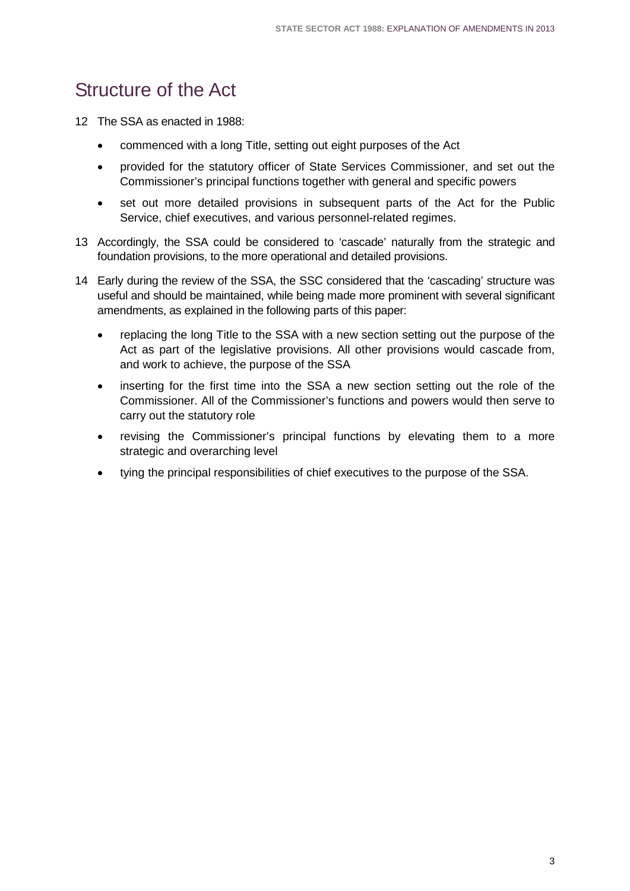## Structure of the Act

12 The SSA as enacted in 1988:

- commenced with a long Title, setting out eight purposes of the Act
- provided for the statutory officer of State Services Commissioner, and set out the Commissioner's principal functions together with general and specific powers
- set out more detailed provisions in subsequent parts of the Act for the Public Service, chief executives, and various personnel-related regimes.

13 Accordingly, the SSA could be considered to 'cascade' naturally from the strategic and foundation provisions, to the more operational and detailed provisions.

14 Early during the review of the SSA, the SSC considered that the 'cascading' structure was useful and should be maintained, while being made more prominent with several significant amendments, as explained in the following parts of this paper:

- replacing the long Title to the SSA with a new section setting out the purpose of the Act as part of the legislative provisions. All other provisions would cascade from, and work to achieve, the purpose of the SSA
- inserting for the first time into the SSA a new section setting out the role of the Commissioner. All of the Commissioner's functions and powers would then serve to carry out the statutory role
- revising the Commissioner's principal functions by elevating them to a more strategic and overarching level
- tying the principal responsibilities of chief executives to the purpose of the SSA.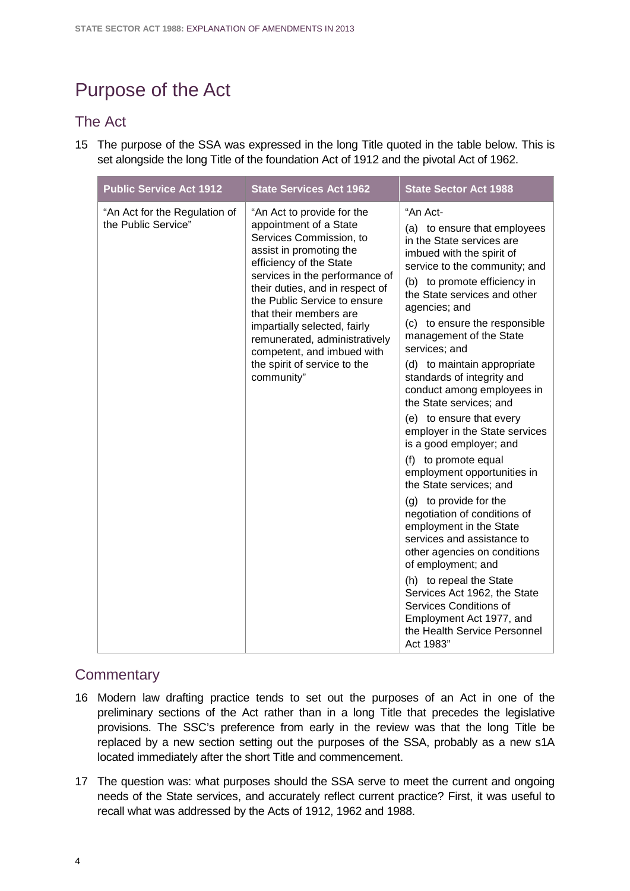# Purpose of the Act

## The Act

15 The purpose of the SSA was expressed in the long Title quoted in the table below. This is set alongside the long Title of the foundation Act of 1912 and the pivotal Act of 1962.

| Public Service Act 1912 | State Services Act 1962 | State Sector Act 1988 |
|---|---|---|
| "An Act for the Regulation of the Public Service" | "An Act to provide for the appointment of a State Services Commission, to assist in promoting the efficiency of the State services in the performance of their duties, and in respect of the Public Service to ensure that their members are impartially selected, fairly remunerated, administratively competent, and imbued with the spirit of service to the community" | "An Act-<br>(a) to ensure that employees in the State services are imbued with the spirit of service to the community; and<br>(b) to promote efficiency in the State services and other agencies; and<br>(c) to ensure the responsible management of the State services; and<br>(d) to maintain appropriate standards of integrity and conduct among employees in the State services; and<br>(e) to ensure that every employer in the State services is a good employer; and<br>(f) to promote equal employment opportunities in the State services; and<br>(g) to provide for the negotiation of conditions of employment in the State services and assistance to other agencies on conditions of employment; and<br>(h) to repeal the State Services Act 1962, the State Services Conditions of Employment Act 1977, and the Health Service Personnel Act 1983" |

## Commentary

16 Modern law drafting practice tends to set out the purposes of an Act in one of the preliminary sections of the Act rather than in a long Title that precedes the legislative provisions. The SSC's preference from early in the review was that the long Title be replaced by a new section setting out the purposes of the SSA, probably as a new s1A located immediately after the short Title and commencement.

17 The question was: what purposes should the SSA serve to meet the current and ongoing needs of the State services, and accurately reflect current practice? First, it was useful to recall what was addressed by the Acts of 1912, 1962 and 1988.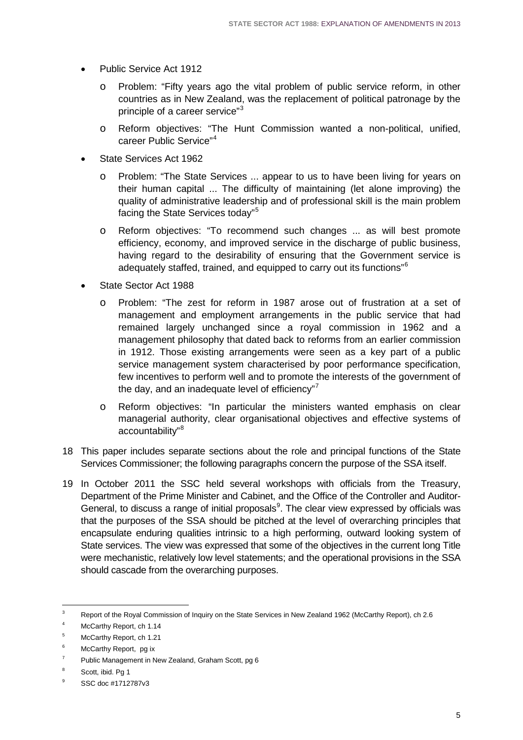- Public Service Act 1912
  - Problem: "Fifty years ago the vital problem of public service reform, in other countries as in New Zealand, was the replacement of political patronage by the principle of a career service"[3]
  - Reform objectives: "The Hunt Commission wanted a non-political, unified, career Public Service"[4]
- State Services Act 1962
  - Problem: "The State Services ... appear to us to have been living for years on their human capital ... The difficulty of maintaining (let alone improving) the quality of administrative leadership and of professional skill is the main problem facing the State Services today"[5]
  - Reform objectives: "To recommend such changes ... as will best promote efficiency, economy, and improved service in the discharge of public business, having regard to the desirability of ensuring that the Government service is adequately staffed, trained, and equipped to carry out its functions"[6]
- State Sector Act 1988
  - Problem: "The zest for reform in 1987 arose out of frustration at a set of management and employment arrangements in the public service that had remained largely unchanged since a royal commission in 1962 and a management philosophy that dated back to reforms from an earlier commission in 1912. Those existing arrangements were seen as a key part of a public service management system characterised by poor performance specification, few incentives to perform well and to promote the interests of the government of the day, and an inadequate level of efficiency"[7]
  - Reform objectives: "In particular the ministers wanted emphasis on clear managerial authority, clear organisational objectives and effective systems of accountability"[8]

18 This paper includes separate sections about the role and principal functions of the State Services Commissioner; the following paragraphs concern the purpose of the SSA itself.

19 In October 2011 the SSC held several workshops with officials from the Treasury, Department of the Prime Minister and Cabinet, and the Office of the Controller and Auditor-General, to discuss a range of initial proposals[9]. The clear view expressed by officials was that the purposes of the SSA should be pitched at the level of overarching principles that encapsulate enduring qualities intrinsic to a high performing, outward looking system of State services. The view was expressed that some of the objectives in the current long Title were mechanistic, relatively low level statements; and the operational provisions in the SSA should cascade from the overarching purposes.

---

[3] Report of the Royal Commission of Inquiry on the State Services in New Zealand 1962 (McCarthy Report), ch 2.6

[4] McCarthy Report, ch 1.14

[5] McCarthy Report, ch 1.21

[6] McCarthy Report, pg ix

[7] Public Management in New Zealand, Graham Scott, pg 6

[8] Scott, ibid. Pg 1

[9] SSC doc #1712787v3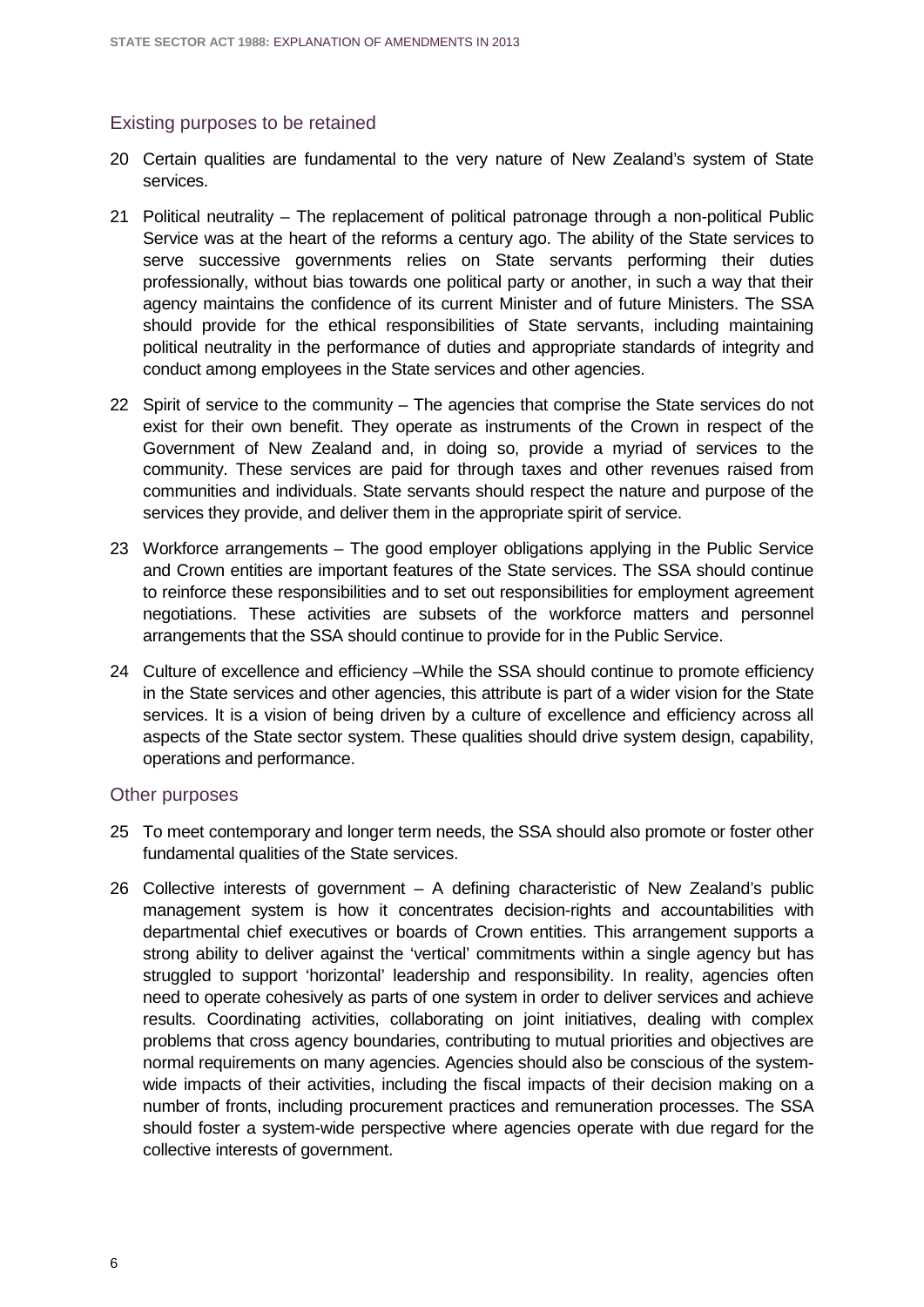## Existing purposes to be retained

20 Certain qualities are fundamental to the very nature of New Zealand's system of State services.

21 Political neutrality – The replacement of political patronage through a non-political Public Service was at the heart of the reforms a century ago. The ability of the State services to serve successive governments relies on State servants performing their duties professionally, without bias towards one political party or another, in such a way that their agency maintains the confidence of its current Minister and of future Ministers. The SSA should provide for the ethical responsibilities of State servants, including maintaining political neutrality in the performance of duties and appropriate standards of integrity and conduct among employees in the State services and other agencies.

22 Spirit of service to the community – The agencies that comprise the State services do not exist for their own benefit. They operate as instruments of the Crown in respect of the Government of New Zealand and, in doing so, provide a myriad of services to the community. These services are paid for through taxes and other revenues raised from communities and individuals. State servants should respect the nature and purpose of the services they provide, and deliver them in the appropriate spirit of service.

23 Workforce arrangements – The good employer obligations applying in the Public Service and Crown entities are important features of the State services. The SSA should continue to reinforce these responsibilities and to set out responsibilities for employment agreement negotiations. These activities are subsets of the workforce matters and personnel arrangements that the SSA should continue to provide for in the Public Service.

24 Culture of excellence and efficiency –While the SSA should continue to promote efficiency in the State services and other agencies, this attribute is part of a wider vision for the State services. It is a vision of being driven by a culture of excellence and efficiency across all aspects of the State sector system. These qualities should drive system design, capability, operations and performance.

## Other purposes

25 To meet contemporary and longer term needs, the SSA should also promote or foster other fundamental qualities of the State services.

26 Collective interests of government – A defining characteristic of New Zealand's public management system is how it concentrates decision-rights and accountabilities with departmental chief executives or boards of Crown entities. This arrangement supports a strong ability to deliver against the 'vertical' commitments within a single agency but has struggled to support 'horizontal' leadership and responsibility. In reality, agencies often need to operate cohesively as parts of one system in order to deliver services and achieve results. Coordinating activities, collaborating on joint initiatives, dealing with complex problems that cross agency boundaries, contributing to mutual priorities and objectives are normal requirements on many agencies. Agencies should also be conscious of the system-wide impacts of their activities, including the fiscal impacts of their decision making on a number of fronts, including procurement practices and remuneration processes. The SSA should foster a system-wide perspective where agencies operate with due regard for the collective interests of government.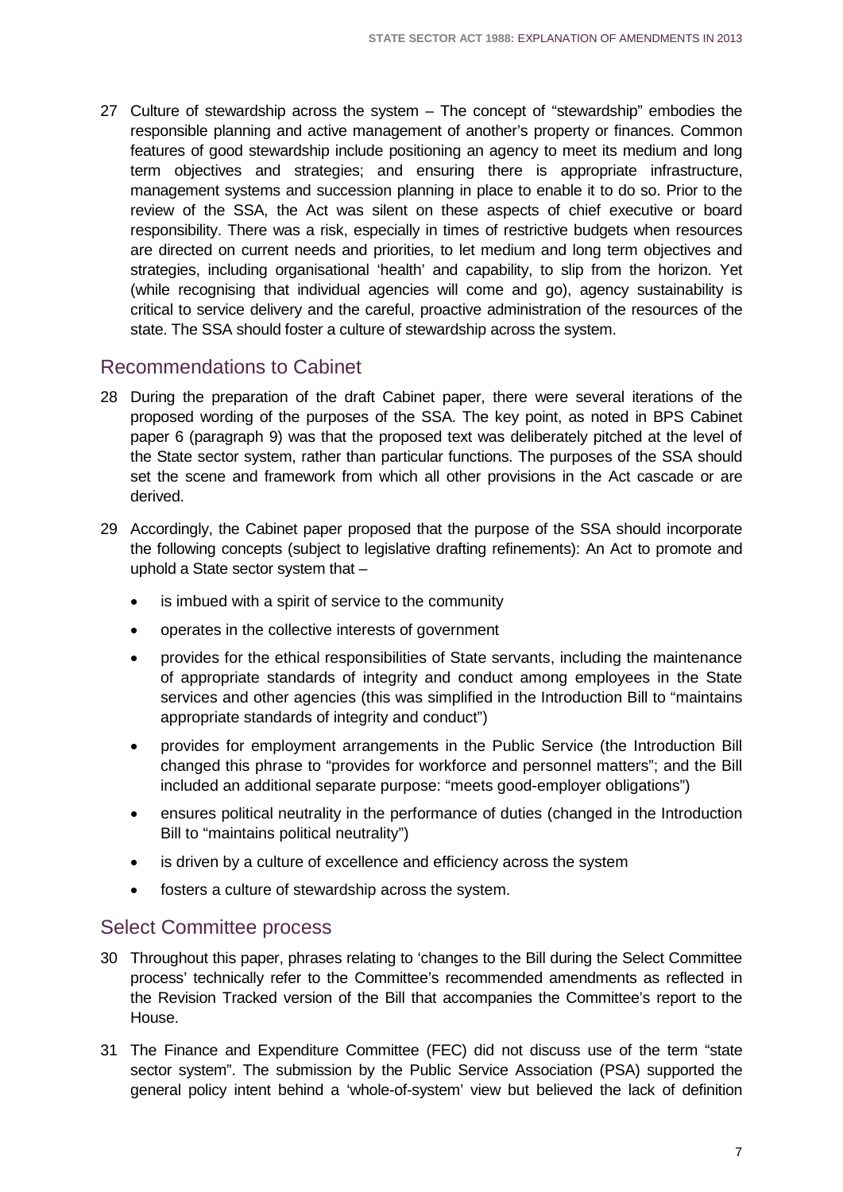27 Culture of stewardship across the system – The concept of "stewardship" embodies the responsible planning and active management of another's property or finances. Common features of good stewardship include positioning an agency to meet its medium and long term objectives and strategies; and ensuring there is appropriate infrastructure, management systems and succession planning in place to enable it to do so. Prior to the review of the SSA, the Act was silent on these aspects of chief executive or board responsibility. There was a risk, especially in times of restrictive budgets when resources are directed on current needs and priorities, to let medium and long term objectives and strategies, including organisational 'health' and capability, to slip from the horizon. Yet (while recognising that individual agencies will come and go), agency sustainability is critical to service delivery and the careful, proactive administration of the resources of the state. The SSA should foster a culture of stewardship across the system.

## Recommendations to Cabinet

28 During the preparation of the draft Cabinet paper, there were several iterations of the proposed wording of the purposes of the SSA. The key point, as noted in BPS Cabinet paper 6 (paragraph 9) was that the proposed text was deliberately pitched at the level of the State sector system, rather than particular functions. The purposes of the SSA should set the scene and framework from which all other provisions in the Act cascade or are derived.

29 Accordingly, the Cabinet paper proposed that the purpose of the SSA should incorporate the following concepts (subject to legislative drafting refinements): An Act to promote and uphold a State sector system that –

- is imbued with a spirit of service to the community
- operates in the collective interests of government
- provides for the ethical responsibilities of State servants, including the maintenance of appropriate standards of integrity and conduct among employees in the State services and other agencies (this was simplified in the Introduction Bill to "maintains appropriate standards of integrity and conduct")
- provides for employment arrangements in the Public Service (the Introduction Bill changed this phrase to "provides for workforce and personnel matters"; and the Bill included an additional separate purpose: "meets good-employer obligations")
- ensures political neutrality in the performance of duties (changed in the Introduction Bill to "maintains political neutrality")
- is driven by a culture of excellence and efficiency across the system
- fosters a culture of stewardship across the system.

## Select Committee process

30 Throughout this paper, phrases relating to 'changes to the Bill during the Select Committee process' technically refer to the Committee's recommended amendments as reflected in the Revision Tracked version of the Bill that accompanies the Committee's report to the House.

31 The Finance and Expenditure Committee (FEC) did not discuss use of the term "state sector system". The submission by the Public Service Association (PSA) supported the general policy intent behind a 'whole-of-system' view but believed the lack of definition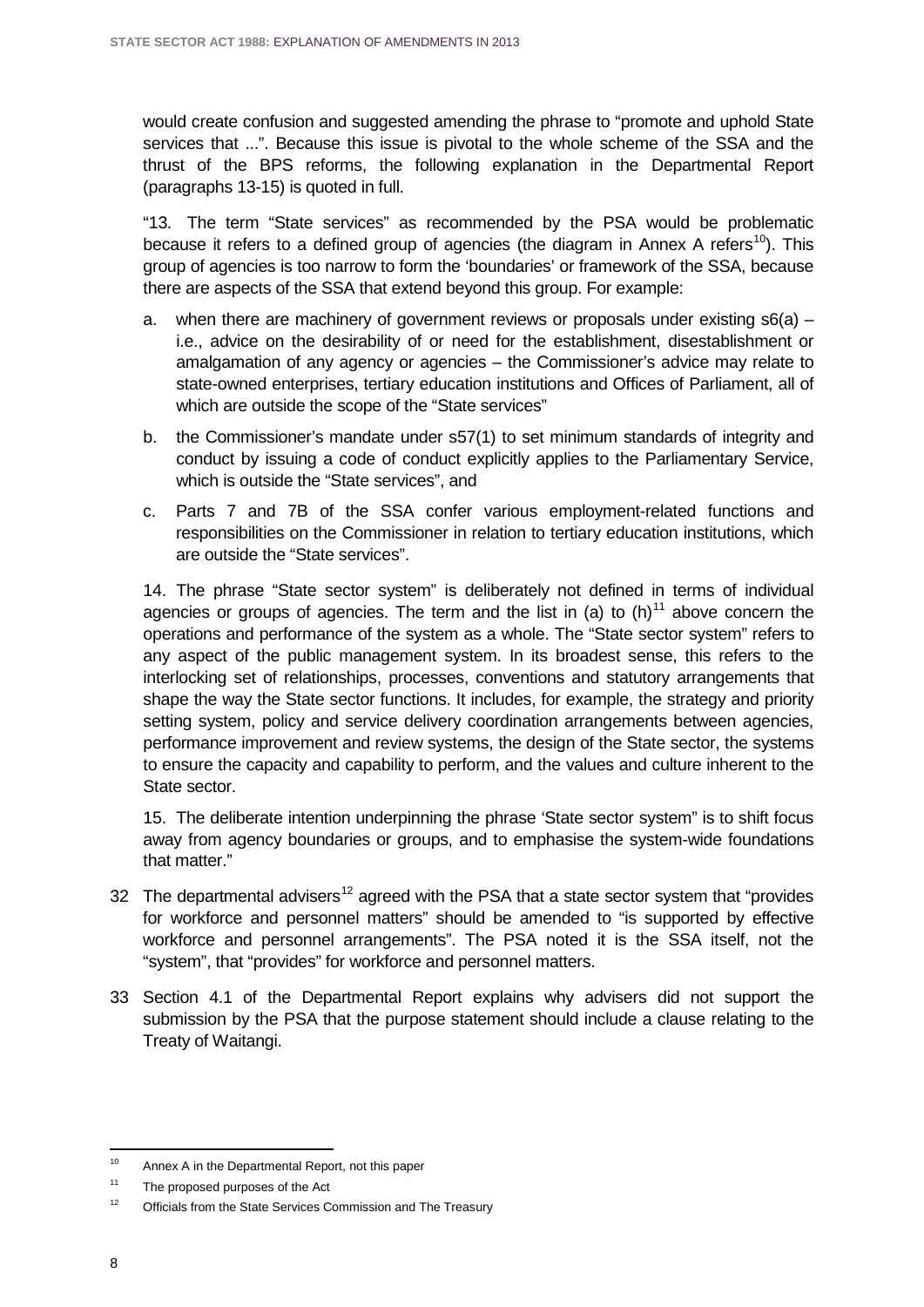would create confusion and suggested amending the phrase to "promote and uphold State services that ...". Because this issue is pivotal to the whole scheme of the SSA and the thrust of the BPS reforms, the following explanation in the Departmental Report (paragraphs 13-15) is quoted in full.

"13. The term "State services" as recommended by the PSA would be problematic because it refers to a defined group of agencies (the diagram in Annex A refers[10]). This group of agencies is too narrow to form the 'boundaries' or framework of the SSA, because there are aspects of the SSA that extend beyond this group. For example:

a. when there are machinery of government reviews or proposals under existing s6(a) – i.e., advice on the desirability of or need for the establishment, disestablishment or amalgamation of any agency or agencies – the Commissioner's advice may relate to state-owned enterprises, tertiary education institutions and Offices of Parliament, all of which are outside the scope of the "State services"

b. the Commissioner's mandate under s57(1) to set minimum standards of integrity and conduct by issuing a code of conduct explicitly applies to the Parliamentary Service, which is outside the "State services", and

c. Parts 7 and 7B of the SSA confer various employment-related functions and responsibilities on the Commissioner in relation to tertiary education institutions, which are outside the "State services".

14. The phrase "State sector system" is deliberately not defined in terms of individual agencies or groups of agencies. The term and the list in (a) to (h)[11] above concern the operations and performance of the system as a whole. The "State sector system" refers to any aspect of the public management system. In its broadest sense, this refers to the interlocking set of relationships, processes, conventions and statutory arrangements that shape the way the State sector functions. It includes, for example, the strategy and priority setting system, policy and service delivery coordination arrangements between agencies, performance improvement and review systems, the design of the State sector, the systems to ensure the capacity and capability to perform, and the values and culture inherent to the State sector.

15. The deliberate intention underpinning the phrase 'State sector system" is to shift focus away from agency boundaries or groups, and to emphasise the system-wide foundations that matter."

32 The departmental advisers[12] agreed with the PSA that a state sector system that "provides for workforce and personnel matters" should be amended to "is supported by effective workforce and personnel arrangements". The PSA noted it is the SSA itself, not the "system", that "provides" for workforce and personnel matters.

33 Section 4.1 of the Departmental Report explains why advisers did not support the submission by the PSA that the purpose statement should include a clause relating to the Treaty of Waitangi.

---

[10] Annex A in the Departmental Report, not this paper

[11] The proposed purposes of the Act

[12] Officials from the State Services Commission and The Treasury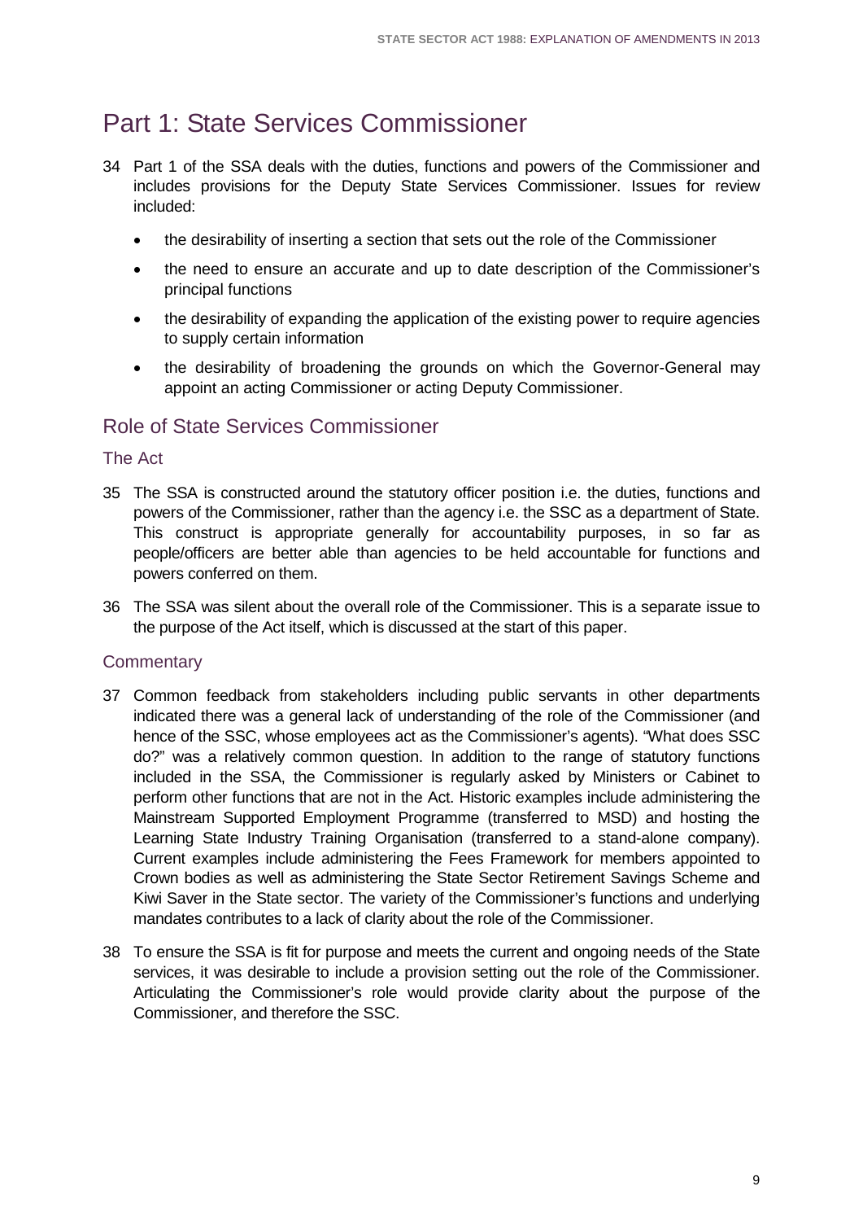# Part 1: State Services Commissioner

34 Part 1 of the SSA deals with the duties, functions and powers of the Commissioner and includes provisions for the Deputy State Services Commissioner. Issues for review included:

- the desirability of inserting a section that sets out the role of the Commissioner
- the need to ensure an accurate and up to date description of the Commissioner's principal functions
- the desirability of expanding the application of the existing power to require agencies to supply certain information
- the desirability of broadening the grounds on which the Governor-General may appoint an acting Commissioner or acting Deputy Commissioner.

## Role of State Services Commissioner

### The Act

35 The SSA is constructed around the statutory officer position i.e. the duties, functions and powers of the Commissioner, rather than the agency i.e. the SSC as a department of State. This construct is appropriate generally for accountability purposes, in so far as people/officers are better able than agencies to be held accountable for functions and powers conferred on them.

36 The SSA was silent about the overall role of the Commissioner. This is a separate issue to the purpose of the Act itself, which is discussed at the start of this paper.

### Commentary

37 Common feedback from stakeholders including public servants in other departments indicated there was a general lack of understanding of the role of the Commissioner (and hence of the SSC, whose employees act as the Commissioner's agents). "What does SSC do?" was a relatively common question. In addition to the range of statutory functions included in the SSA, the Commissioner is regularly asked by Ministers or Cabinet to perform other functions that are not in the Act. Historic examples include administering the Mainstream Supported Employment Programme (transferred to MSD) and hosting the Learning State Industry Training Organisation (transferred to a stand-alone company). Current examples include administering the Fees Framework for members appointed to Crown bodies as well as administering the State Sector Retirement Savings Scheme and Kiwi Saver in the State sector. The variety of the Commissioner's functions and underlying mandates contributes to a lack of clarity about the role of the Commissioner.

38 To ensure the SSA is fit for purpose and meets the current and ongoing needs of the State services, it was desirable to include a provision setting out the role of the Commissioner. Articulating the Commissioner's role would provide clarity about the purpose of the Commissioner, and therefore the SSC.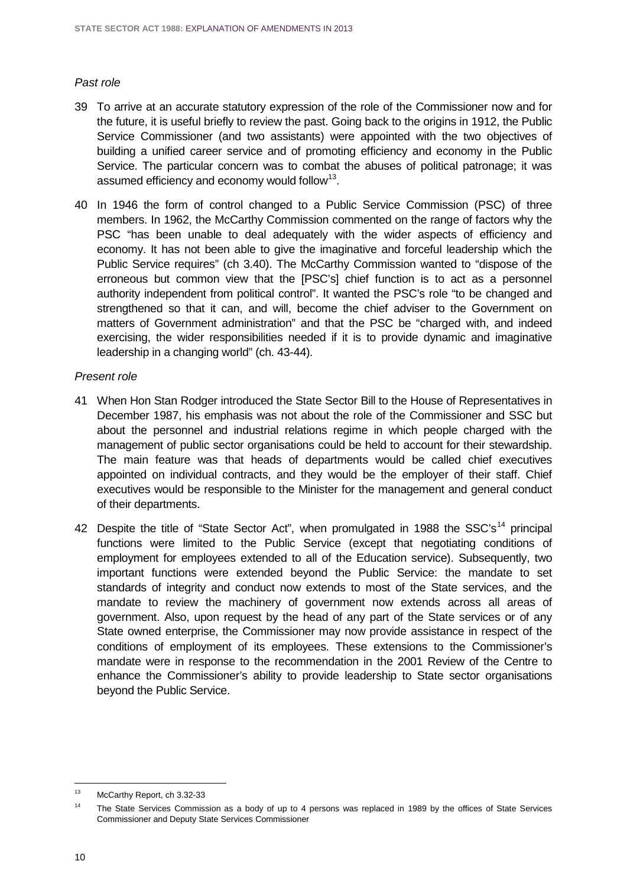*Past role*

39 To arrive at an accurate statutory expression of the role of the Commissioner now and for the future, it is useful briefly to review the past. Going back to the origins in 1912, the Public Service Commissioner (and two assistants) were appointed with the two objectives of building a unified career service and of promoting efficiency and economy in the Public Service. The particular concern was to combat the abuses of political patronage; it was assumed efficiency and economy would follow[13].

40 In 1946 the form of control changed to a Public Service Commission (PSC) of three members. In 1962, the McCarthy Commission commented on the range of factors why the PSC "has been unable to deal adequately with the wider aspects of efficiency and economy. It has not been able to give the imaginative and forceful leadership which the Public Service requires" (ch 3.40). The McCarthy Commission wanted to "dispose of the erroneous but common view that the [PSC's] chief function is to act as a personnel authority independent from political control". It wanted the PSC's role "to be changed and strengthened so that it can, and will, become the chief adviser to the Government on matters of Government administration" and that the PSC be "charged with, and indeed exercising, the wider responsibilities needed if it is to provide dynamic and imaginative leadership in a changing world" (ch. 43-44).

*Present role*

41 When Hon Stan Rodger introduced the State Sector Bill to the House of Representatives in December 1987, his emphasis was not about the role of the Commissioner and SSC but about the personnel and industrial relations regime in which people charged with the management of public sector organisations could be held to account for their stewardship. The main feature was that heads of departments would be called chief executives appointed on individual contracts, and they would be the employer of their staff. Chief executives would be responsible to the Minister for the management and general conduct of their departments.

42 Despite the title of "State Sector Act", when promulgated in 1988 the SSC's[14] principal functions were limited to the Public Service (except that negotiating conditions of employment for employees extended to all of the Education service). Subsequently, two important functions were extended beyond the Public Service: the mandate to set standards of integrity and conduct now extends to most of the State services, and the mandate to review the machinery of government now extends across all areas of government. Also, upon request by the head of any part of the State services or of any State owned enterprise, the Commissioner may now provide assistance in respect of the conditions of employment of its employees. These extensions to the Commissioner's mandate were in response to the recommendation in the 2001 Review of the Centre to enhance the Commissioner's ability to provide leadership to State sector organisations beyond the Public Service.

---

[13] McCarthy Report, ch 3.32-33

[14] The State Services Commission as a body of up to 4 persons was replaced in 1989 by the offices of State Services Commissioner and Deputy State Services Commissioner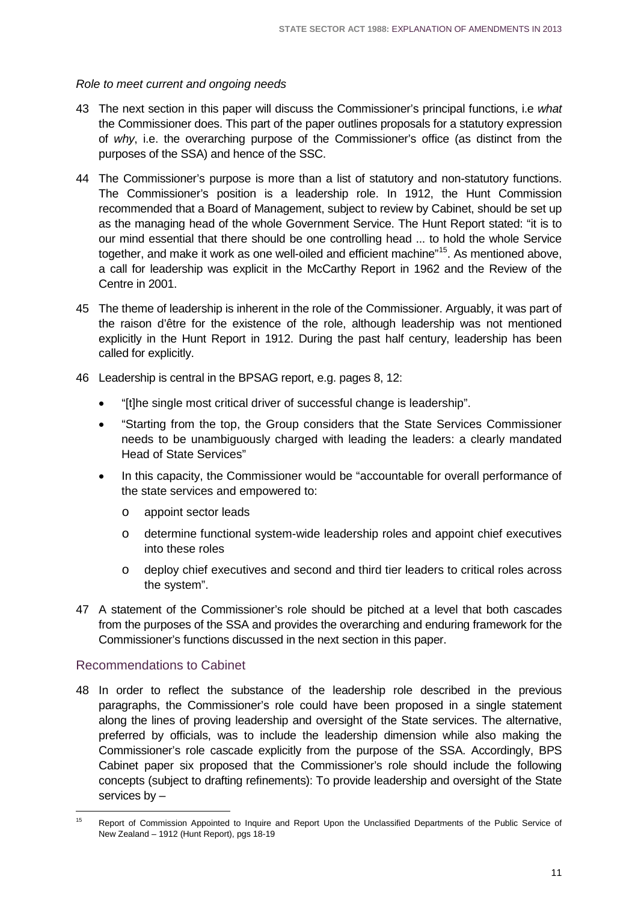*Role to meet current and ongoing needs*

43 The next section in this paper will discuss the Commissioner's principal functions, i.e *what* the Commissioner does. This part of the paper outlines proposals for a statutory expression of *why*, i.e. the overarching purpose of the Commissioner's office (as distinct from the purposes of the SSA) and hence of the SSC.

44 The Commissioner's purpose is more than a list of statutory and non-statutory functions. The Commissioner's position is a leadership role. In 1912, the Hunt Commission recommended that a Board of Management, subject to review by Cabinet, should be set up as the managing head of the whole Government Service. The Hunt Report stated: "it is to our mind essential that there should be one controlling head ... to hold the whole Service together, and make it work as one well-oiled and efficient machine"[15]. As mentioned above, a call for leadership was explicit in the McCarthy Report in 1962 and the Review of the Centre in 2001.

45 The theme of leadership is inherent in the role of the Commissioner. Arguably, it was part of the raison d'être for the existence of the role, although leadership was not mentioned explicitly in the Hunt Report in 1912. During the past half century, leadership has been called for explicitly.

46 Leadership is central in the BPSAG report, e.g. pages 8, 12:

- "[t]he single most critical driver of successful change is leadership".
- "Starting from the top, the Group considers that the State Services Commissioner needs to be unambiguously charged with leading the leaders: a clearly mandated Head of State Services"
- In this capacity, the Commissioner would be "accountable for overall performance of the state services and empowered to:
  - appoint sector leads
  - determine functional system-wide leadership roles and appoint chief executives into these roles
  - deploy chief executives and second and third tier leaders to critical roles across the system".

47 A statement of the Commissioner's role should be pitched at a level that both cascades from the purposes of the SSA and provides the overarching and enduring framework for the Commissioner's functions discussed in the next section in this paper.

## Recommendations to Cabinet

48 In order to reflect the substance of the leadership role described in the previous paragraphs, the Commissioner's role could have been proposed in a single statement along the lines of proving leadership and oversight of the State services. The alternative, preferred by officials, was to include the leadership dimension while also making the Commissioner's role cascade explicitly from the purpose of the SSA. Accordingly, BPS Cabinet paper six proposed that the Commissioner's role should include the following concepts (subject to drafting refinements): To provide leadership and oversight of the State services by –

[15] Report of Commission Appointed to Inquire and Report Upon the Unclassified Departments of the Public Service of New Zealand – 1912 (Hunt Report), pgs 18-19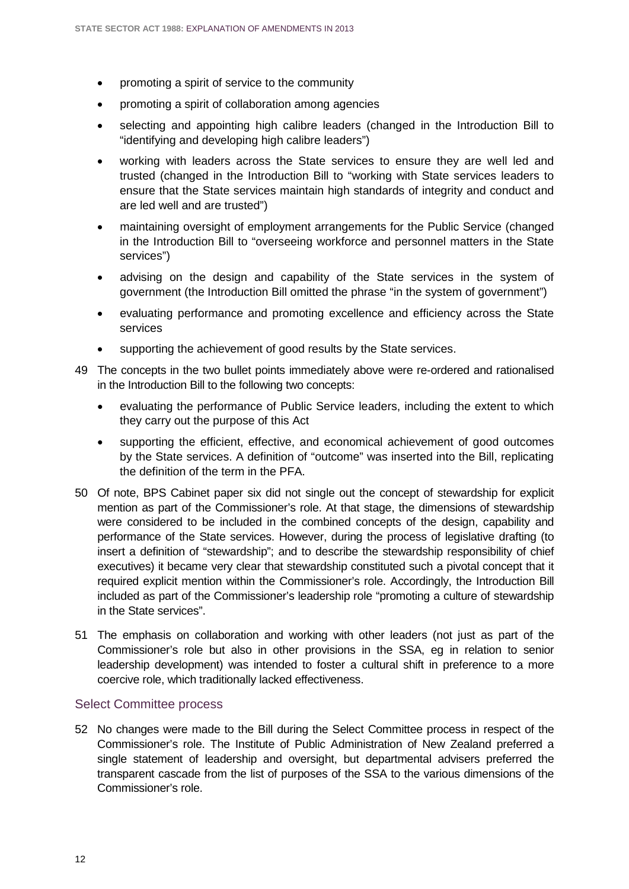- promoting a spirit of service to the community
- promoting a spirit of collaboration among agencies
- selecting and appointing high calibre leaders (changed in the Introduction Bill to "identifying and developing high calibre leaders")
- working with leaders across the State services to ensure they are well led and trusted (changed in the Introduction Bill to "working with State services leaders to ensure that the State services maintain high standards of integrity and conduct and are led well and are trusted")
- maintaining oversight of employment arrangements for the Public Service (changed in the Introduction Bill to "overseeing workforce and personnel matters in the State services")
- advising on the design and capability of the State services in the system of government (the Introduction Bill omitted the phrase "in the system of government")
- evaluating performance and promoting excellence and efficiency across the State services
- supporting the achievement of good results by the State services.

49 The concepts in the two bullet points immediately above were re-ordered and rationalised in the Introduction Bill to the following two concepts:

- evaluating the performance of Public Service leaders, including the extent to which they carry out the purpose of this Act
- supporting the efficient, effective, and economical achievement of good outcomes by the State services. A definition of "outcome" was inserted into the Bill, replicating the definition of the term in the PFA.

50 Of note, BPS Cabinet paper six did not single out the concept of stewardship for explicit mention as part of the Commissioner's role. At that stage, the dimensions of stewardship were considered to be included in the combined concepts of the design, capability and performance of the State services. However, during the process of legislative drafting (to insert a definition of "stewardship"; and to describe the stewardship responsibility of chief executives) it became very clear that stewardship constituted such a pivotal concept that it required explicit mention within the Commissioner's role. Accordingly, the Introduction Bill included as part of the Commissioner's leadership role "promoting a culture of stewardship in the State services".

51 The emphasis on collaboration and working with other leaders (not just as part of the Commissioner's role but also in other provisions in the SSA, eg in relation to senior leadership development) was intended to foster a cultural shift in preference to a more coercive role, which traditionally lacked effectiveness.

## Select Committee process

52 No changes were made to the Bill during the Select Committee process in respect of the Commissioner's role. The Institute of Public Administration of New Zealand preferred a single statement of leadership and oversight, but departmental advisers preferred the transparent cascade from the list of purposes of the SSA to the various dimensions of the Commissioner's role.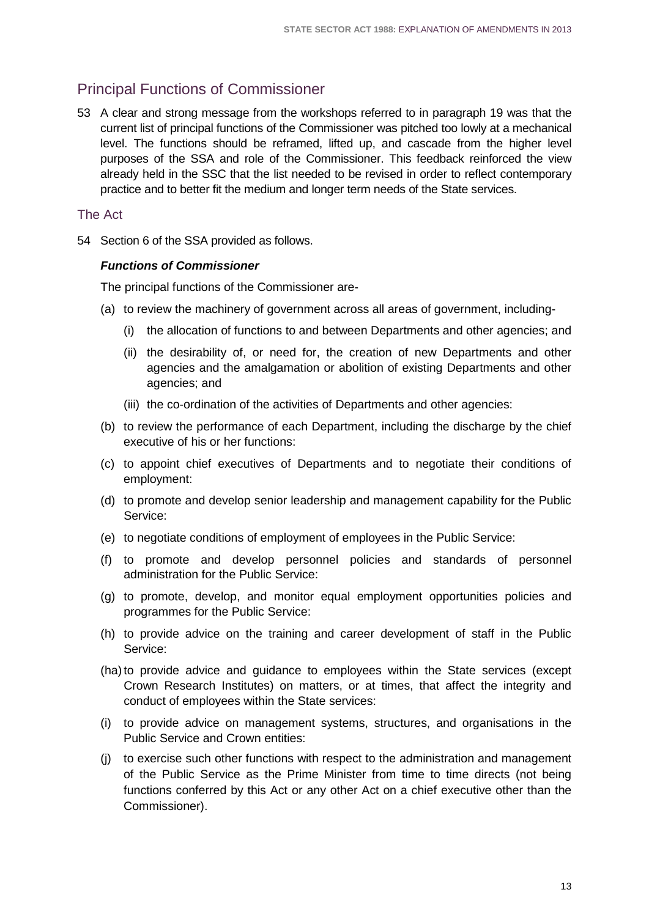## Principal Functions of Commissioner

53 A clear and strong message from the workshops referred to in paragraph 19 was that the current list of principal functions of the Commissioner was pitched too lowly at a mechanical level. The functions should be reframed, lifted up, and cascade from the higher level purposes of the SSA and role of the Commissioner. This feedback reinforced the view already held in the SSC that the list needed to be revised in order to reflect contemporary practice and to better fit the medium and longer term needs of the State services.

### The Act

54 Section 6 of the SSA provided as follows.

***Functions of Commissioner***

The principal functions of the Commissioner are-

(a) to review the machinery of government across all areas of government, including-

  (i) the allocation of functions to and between Departments and other agencies; and

  (ii) the desirability of, or need for, the creation of new Departments and other agencies and the amalgamation or abolition of existing Departments and other agencies; and

  (iii) the co-ordination of the activities of Departments and other agencies:

(b) to review the performance of each Department, including the discharge by the chief executive of his or her functions:

(c) to appoint chief executives of Departments and to negotiate their conditions of employment:

(d) to promote and develop senior leadership and management capability for the Public Service:

(e) to negotiate conditions of employment of employees in the Public Service:

(f) to promote and develop personnel policies and standards of personnel administration for the Public Service:

(g) to promote, develop, and monitor equal employment opportunities policies and programmes for the Public Service:

(h) to provide advice on the training and career development of staff in the Public Service:

(ha) to provide advice and guidance to employees within the State services (except Crown Research Institutes) on matters, or at times, that affect the integrity and conduct of employees within the State services:

(i) to provide advice on management systems, structures, and organisations in the Public Service and Crown entities:

(j) to exercise such other functions with respect to the administration and management of the Public Service as the Prime Minister from time to time directs (not being functions conferred by this Act or any other Act on a chief executive other than the Commissioner).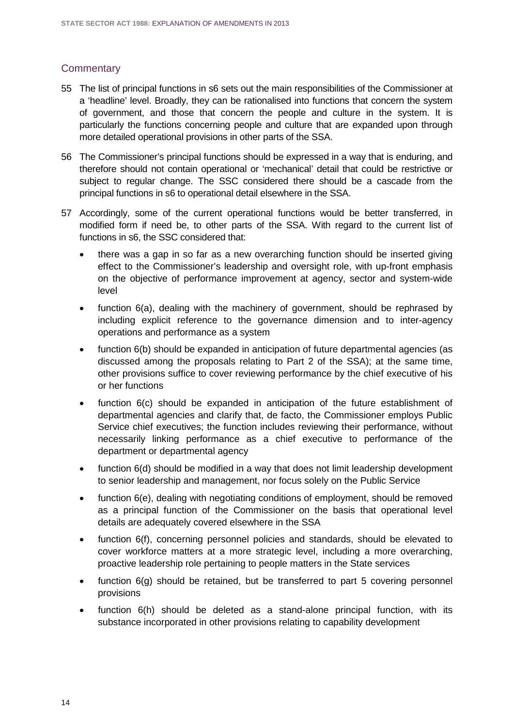## Commentary

55 The list of principal functions in s6 sets out the main responsibilities of the Commissioner at a 'headline' level. Broadly, they can be rationalised into functions that concern the system of government, and those that concern the people and culture in the system. It is particularly the functions concerning people and culture that are expanded upon through more detailed operational provisions in other parts of the SSA.

56 The Commissioner's principal functions should be expressed in a way that is enduring, and therefore should not contain operational or 'mechanical' detail that could be restrictive or subject to regular change. The SSC considered there should be a cascade from the principal functions in s6 to operational detail elsewhere in the SSA.

57 Accordingly, some of the current operational functions would be better transferred, in modified form if need be, to other parts of the SSA. With regard to the current list of functions in s6, the SSC considered that:

- there was a gap in so far as a new overarching function should be inserted giving effect to the Commissioner's leadership and oversight role, with up-front emphasis on the objective of performance improvement at agency, sector and system-wide level
- function 6(a), dealing with the machinery of government, should be rephrased by including explicit reference to the governance dimension and to inter-agency operations and performance as a system
- function 6(b) should be expanded in anticipation of future departmental agencies (as discussed among the proposals relating to Part 2 of the SSA); at the same time, other provisions suffice to cover reviewing performance by the chief executive of his or her functions
- function 6(c) should be expanded in anticipation of the future establishment of departmental agencies and clarify that, de facto, the Commissioner employs Public Service chief executives; the function includes reviewing their performance, without necessarily linking performance as a chief executive to performance of the department or departmental agency
- function 6(d) should be modified in a way that does not limit leadership development to senior leadership and management, nor focus solely on the Public Service
- function 6(e), dealing with negotiating conditions of employment, should be removed as a principal function of the Commissioner on the basis that operational level details are adequately covered elsewhere in the SSA
- function 6(f), concerning personnel policies and standards, should be elevated to cover workforce matters at a more strategic level, including a more overarching, proactive leadership role pertaining to people matters in the State services
- function 6(g) should be retained, but be transferred to part 5 covering personnel provisions
- function 6(h) should be deleted as a stand-alone principal function, with its substance incorporated in other provisions relating to capability development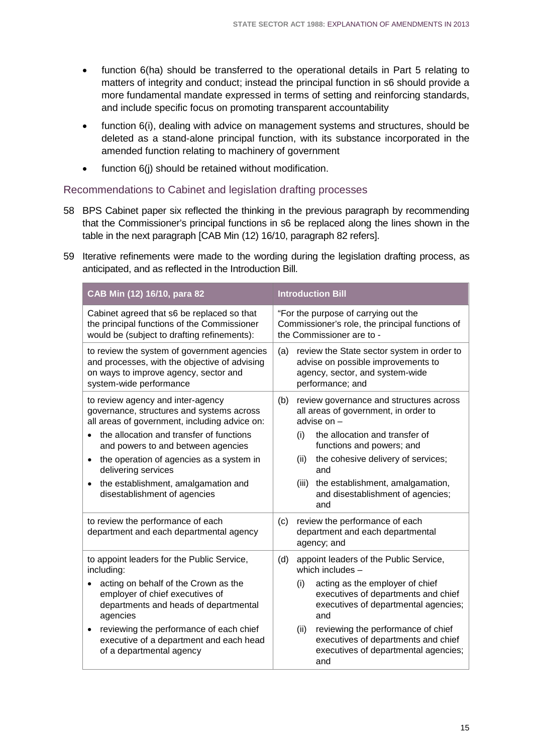- function 6(ha) should be transferred to the operational details in Part 5 relating to matters of integrity and conduct; instead the principal function in s6 should provide a more fundamental mandate expressed in terms of setting and reinforcing standards, and include specific focus on promoting transparent accountability
- function 6(i), dealing with advice on management systems and structures, should be deleted as a stand-alone principal function, with its substance incorporated in the amended function relating to machinery of government
- function 6(j) should be retained without modification.

## Recommendations to Cabinet and legislation drafting processes

58 BPS Cabinet paper six reflected the thinking in the previous paragraph by recommending that the Commissioner's principal functions in s6 be replaced along the lines shown in the table in the next paragraph [CAB Min (12) 16/10, paragraph 82 refers].

59 Iterative refinements were made to the wording during the legislation drafting process, as anticipated, and as reflected in the Introduction Bill.

| CAB Min (12) 16/10, para 82 | Introduction Bill |
|---|---|
| Cabinet agreed that s6 be replaced so that the principal functions of the Commissioner would be (subject to drafting refinements): | "For the purpose of carrying out the Commissioner's role, the principal functions of the Commissioner are to - |
| to review the system of government agencies and processes, with the objective of advising on ways to improve agency, sector and system-wide performance | (a) review the State sector system in order to advise on possible improvements to agency, sector, and system-wide performance; and |
| to review agency and inter-agency governance, structures and systems across all areas of government, including advice on:<br>• the allocation and transfer of functions and powers to and between agencies<br>• the operation of agencies as a system in delivering services<br>• the establishment, amalgamation and disestablishment of agencies | (b) review governance and structures across all areas of government, in order to advise on –<br>(i) the allocation and transfer of functions and powers; and<br>(ii) the cohesive delivery of services; and<br>(iii) the establishment, amalgamation, and disestablishment of agencies; and |
| to review the performance of each department and each departmental agency | (c) review the performance of each department and each departmental agency; and |
| to appoint leaders for the Public Service, including:<br>• acting on behalf of the Crown as the employer of chief executives of departments and heads of departmental agencies<br>• reviewing the performance of each chief executive of a department and each head of a departmental agency | (d) appoint leaders of the Public Service, which includes –<br>(i) acting as the employer of chief executives of departments and chief executives of departmental agencies; and<br>(ii) reviewing the performance of chief executives of departments and chief executives of departmental agencies; and |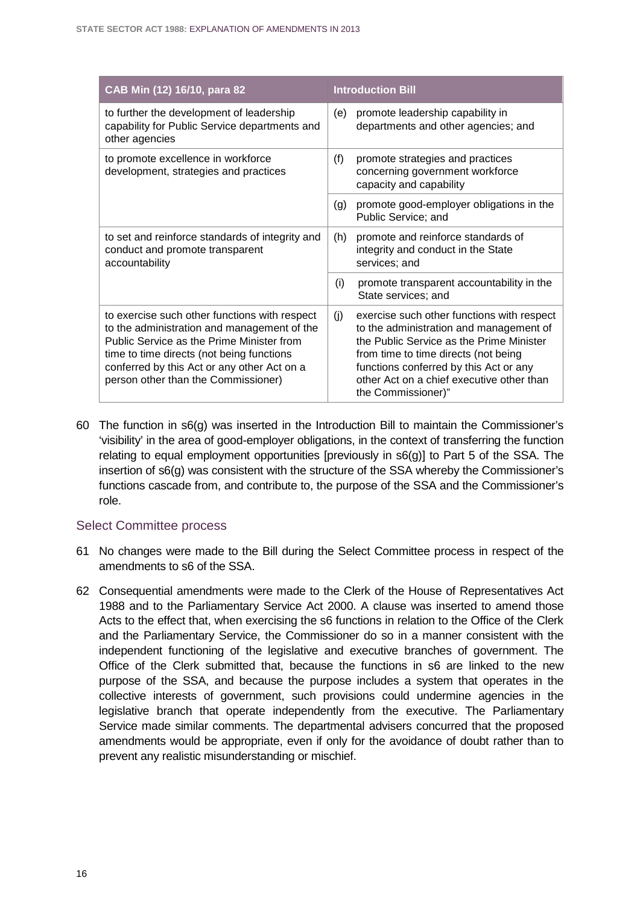| CAB Min (12) 16/10, para 82 | Introduction Bill |
|---|---|
| to further the development of leadership capability for Public Service departments and other agencies | (e) promote leadership capability in departments and other agencies; and |
| to promote excellence in workforce development, strategies and practices | (f) promote strategies and practices concerning government workforce capacity and capability |
| | (g) promote good-employer obligations in the Public Service; and |
| to set and reinforce standards of integrity and conduct and promote transparent accountability | (h) promote and reinforce standards of integrity and conduct in the State services; and |
| | (i) promote transparent accountability in the State services; and |
| to exercise such other functions with respect to the administration and management of the Public Service as the Prime Minister from time to time directs (not being functions conferred by this Act or any other Act on a person other than the Commissioner) | (j) exercise such other functions with respect to the administration and management of the Public Service as the Prime Minister from time to time directs (not being functions conferred by this Act or any other Act on a chief executive other than the Commissioner)" |

60 The function in s6(g) was inserted in the Introduction Bill to maintain the Commissioner's 'visibility' in the area of good-employer obligations, in the context of transferring the function relating to equal employment opportunities [previously in s6(g)] to Part 5 of the SSA. The insertion of s6(g) was consistent with the structure of the SSA whereby the Commissioner's functions cascade from, and contribute to, the purpose of the SSA and the Commissioner's role.

## Select Committee process

61 No changes were made to the Bill during the Select Committee process in respect of the amendments to s6 of the SSA.

62 Consequential amendments were made to the Clerk of the House of Representatives Act 1988 and to the Parliamentary Service Act 2000. A clause was inserted to amend those Acts to the effect that, when exercising the s6 functions in relation to the Office of the Clerk and the Parliamentary Service, the Commissioner do so in a manner consistent with the independent functioning of the legislative and executive branches of government. The Office of the Clerk submitted that, because the functions in s6 are linked to the new purpose of the SSA, and because the purpose includes a system that operates in the collective interests of government, such provisions could undermine agencies in the legislative branch that operate independently from the executive. The Parliamentary Service made similar comments. The departmental advisers concurred that the proposed amendments would be appropriate, even if only for the avoidance of doubt rather than to prevent any realistic misunderstanding or mischief.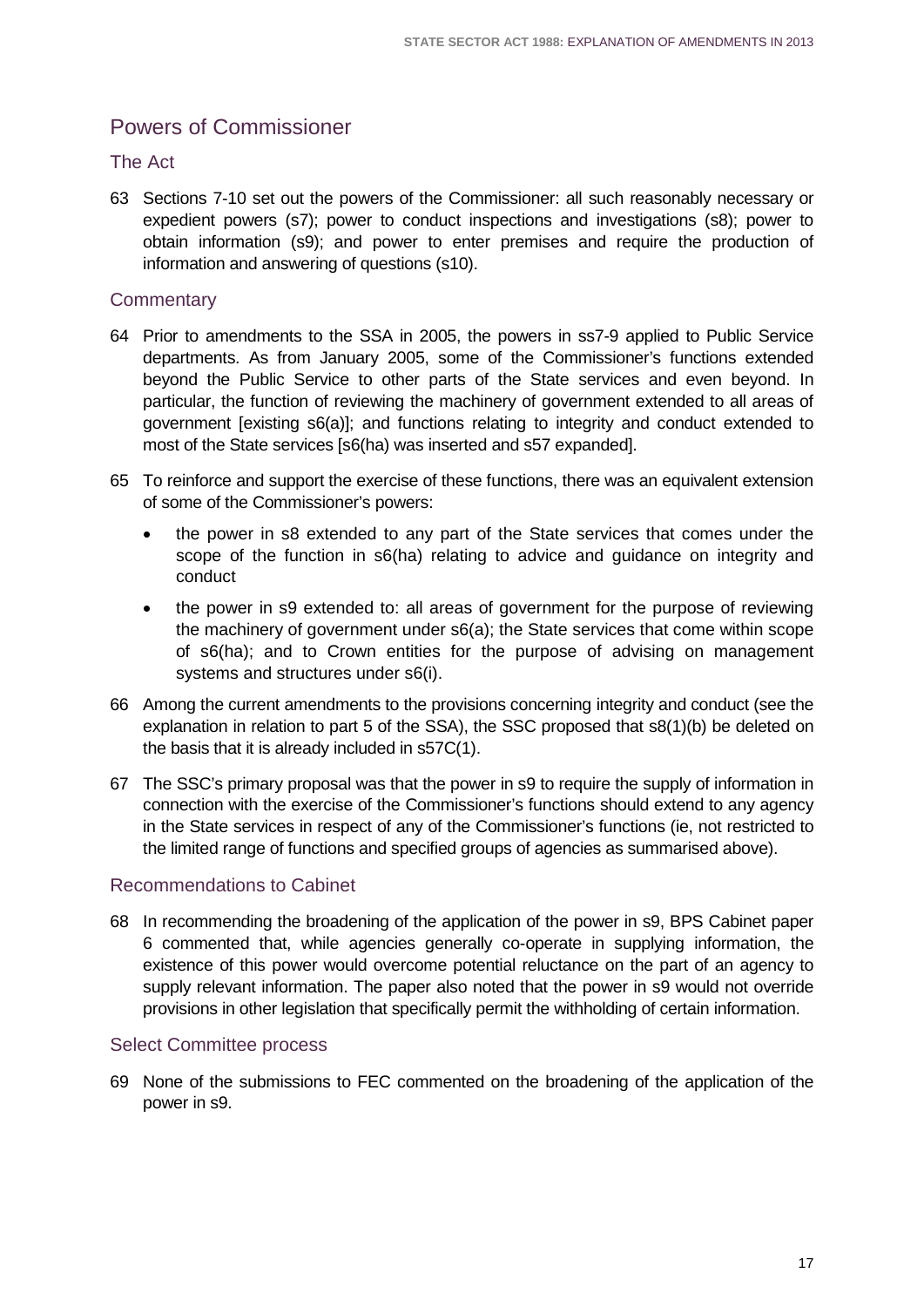## Powers of Commissioner

### The Act

63 Sections 7-10 set out the powers of the Commissioner: all such reasonably necessary or expedient powers (s7); power to conduct inspections and investigations (s8); power to obtain information (s9); and power to enter premises and require the production of information and answering of questions (s10).

### Commentary

64 Prior to amendments to the SSA in 2005, the powers in ss7-9 applied to Public Service departments. As from January 2005, some of the Commissioner's functions extended beyond the Public Service to other parts of the State services and even beyond. In particular, the function of reviewing the machinery of government extended to all areas of government [existing s6(a)]; and functions relating to integrity and conduct extended to most of the State services [s6(ha) was inserted and s57 expanded].

65 To reinforce and support the exercise of these functions, there was an equivalent extension of some of the Commissioner's powers:

- the power in s8 extended to any part of the State services that comes under the scope of the function in s6(ha) relating to advice and guidance on integrity and conduct
- the power in s9 extended to: all areas of government for the purpose of reviewing the machinery of government under s6(a); the State services that come within scope of s6(ha); and to Crown entities for the purpose of advising on management systems and structures under s6(i).

66 Among the current amendments to the provisions concerning integrity and conduct (see the explanation in relation to part 5 of the SSA), the SSC proposed that s8(1)(b) be deleted on the basis that it is already included in s57C(1).

67 The SSC's primary proposal was that the power in s9 to require the supply of information in connection with the exercise of the Commissioner's functions should extend to any agency in the State services in respect of any of the Commissioner's functions (ie, not restricted to the limited range of functions and specified groups of agencies as summarised above).

### Recommendations to Cabinet

68 In recommending the broadening of the application of the power in s9, BPS Cabinet paper 6 commented that, while agencies generally co-operate in supplying information, the existence of this power would overcome potential reluctance on the part of an agency to supply relevant information. The paper also noted that the power in s9 would not override provisions in other legislation that specifically permit the withholding of certain information.

### Select Committee process

69 None of the submissions to FEC commented on the broadening of the application of the power in s9.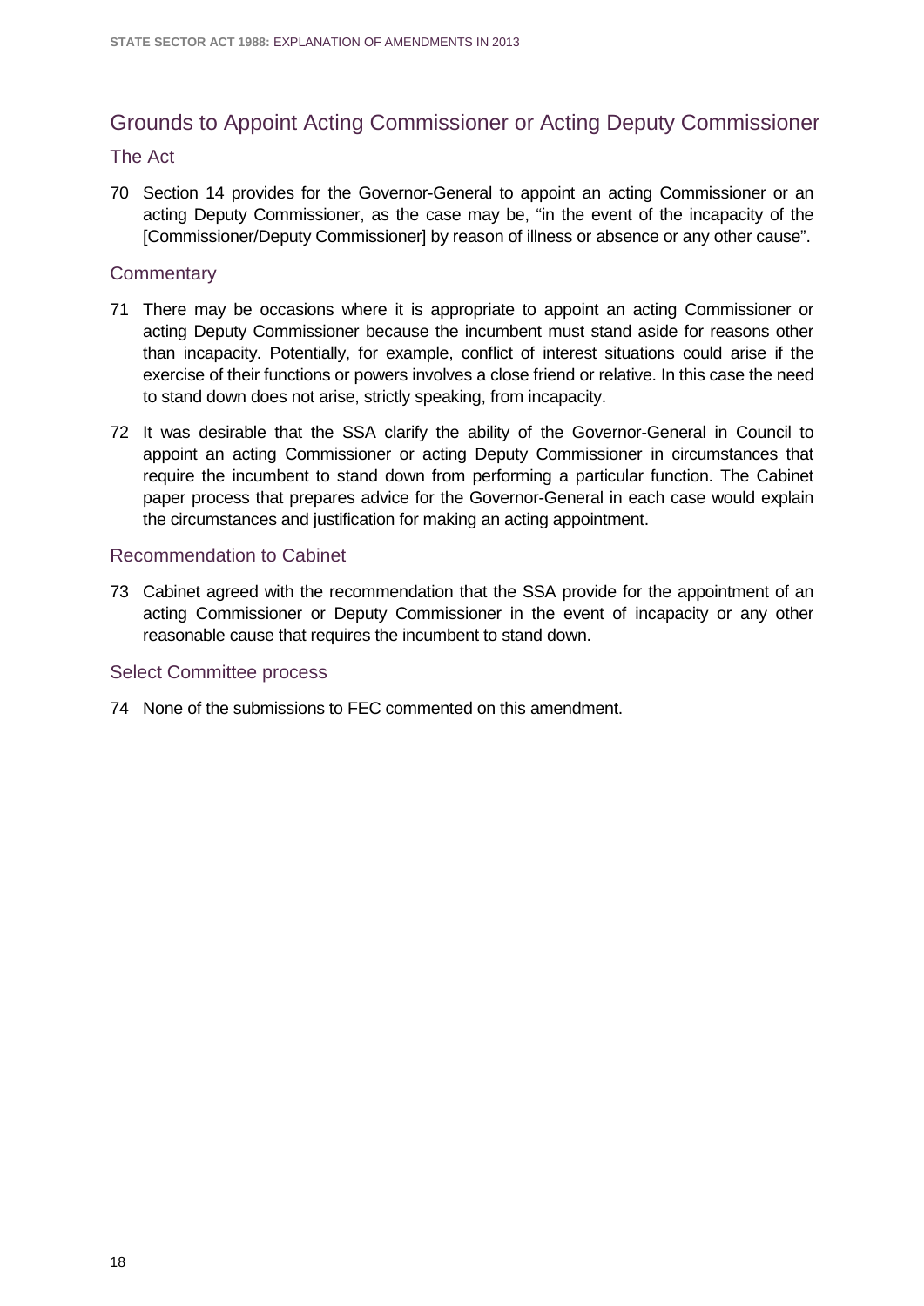## Grounds to Appoint Acting Commissioner or Acting Deputy Commissioner

### The Act

70 Section 14 provides for the Governor-General to appoint an acting Commissioner or an acting Deputy Commissioner, as the case may be, "in the event of the incapacity of the [Commissioner/Deputy Commissioner] by reason of illness or absence or any other cause".

### Commentary

71 There may be occasions where it is appropriate to appoint an acting Commissioner or acting Deputy Commissioner because the incumbent must stand aside for reasons other than incapacity. Potentially, for example, conflict of interest situations could arise if the exercise of their functions or powers involves a close friend or relative. In this case the need to stand down does not arise, strictly speaking, from incapacity.

72 It was desirable that the SSA clarify the ability of the Governor-General in Council to appoint an acting Commissioner or acting Deputy Commissioner in circumstances that require the incumbent to stand down from performing a particular function. The Cabinet paper process that prepares advice for the Governor-General in each case would explain the circumstances and justification for making an acting appointment.

### Recommendation to Cabinet

73 Cabinet agreed with the recommendation that the SSA provide for the appointment of an acting Commissioner or Deputy Commissioner in the event of incapacity or any other reasonable cause that requires the incumbent to stand down.

### Select Committee process

74 None of the submissions to FEC commented on this amendment.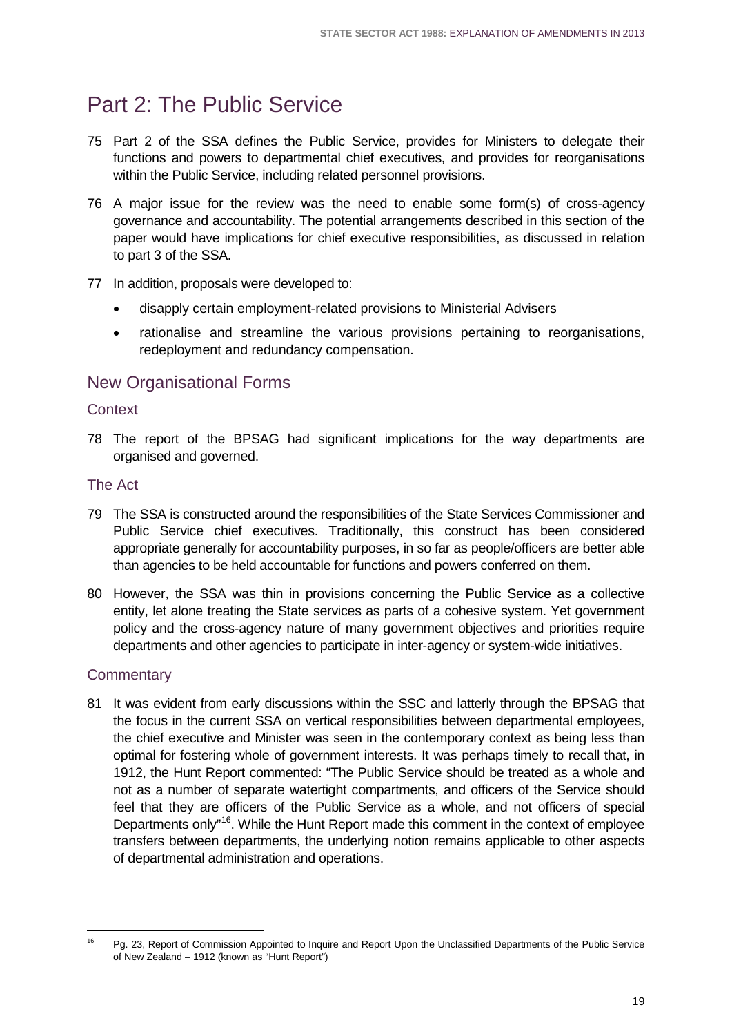# Part 2: The Public Service

75 Part 2 of the SSA defines the Public Service, provides for Ministers to delegate their functions and powers to departmental chief executives, and provides for reorganisations within the Public Service, including related personnel provisions.

76 A major issue for the review was the need to enable some form(s) of cross-agency governance and accountability. The potential arrangements described in this section of the paper would have implications for chief executive responsibilities, as discussed in relation to part 3 of the SSA.

77 In addition, proposals were developed to:

- disapply certain employment-related provisions to Ministerial Advisers
- rationalise and streamline the various provisions pertaining to reorganisations, redeployment and redundancy compensation.

## New Organisational Forms

### Context

78 The report of the BPSAG had significant implications for the way departments are organised and governed.

### The Act

79 The SSA is constructed around the responsibilities of the State Services Commissioner and Public Service chief executives. Traditionally, this construct has been considered appropriate generally for accountability purposes, in so far as people/officers are better able than agencies to be held accountable for functions and powers conferred on them.

80 However, the SSA was thin in provisions concerning the Public Service as a collective entity, let alone treating the State services as parts of a cohesive system. Yet government policy and the cross-agency nature of many government objectives and priorities require departments and other agencies to participate in inter-agency or system-wide initiatives.

### Commentary

81 It was evident from early discussions within the SSC and latterly through the BPSAG that the focus in the current SSA on vertical responsibilities between departmental employees, the chief executive and Minister was seen in the contemporary context as being less than optimal for fostering whole of government interests. It was perhaps timely to recall that, in 1912, the Hunt Report commented: "The Public Service should be treated as a whole and not as a number of separate watertight compartments, and officers of the Service should feel that they are officers of the Public Service as a whole, and not officers of special Departments only"[16]. While the Hunt Report made this comment in the context of employee transfers between departments, the underlying notion remains applicable to other aspects of departmental administration and operations.

[16] Pg. 23, Report of Commission Appointed to Inquire and Report Upon the Unclassified Departments of the Public Service of New Zealand – 1912 (known as "Hunt Report")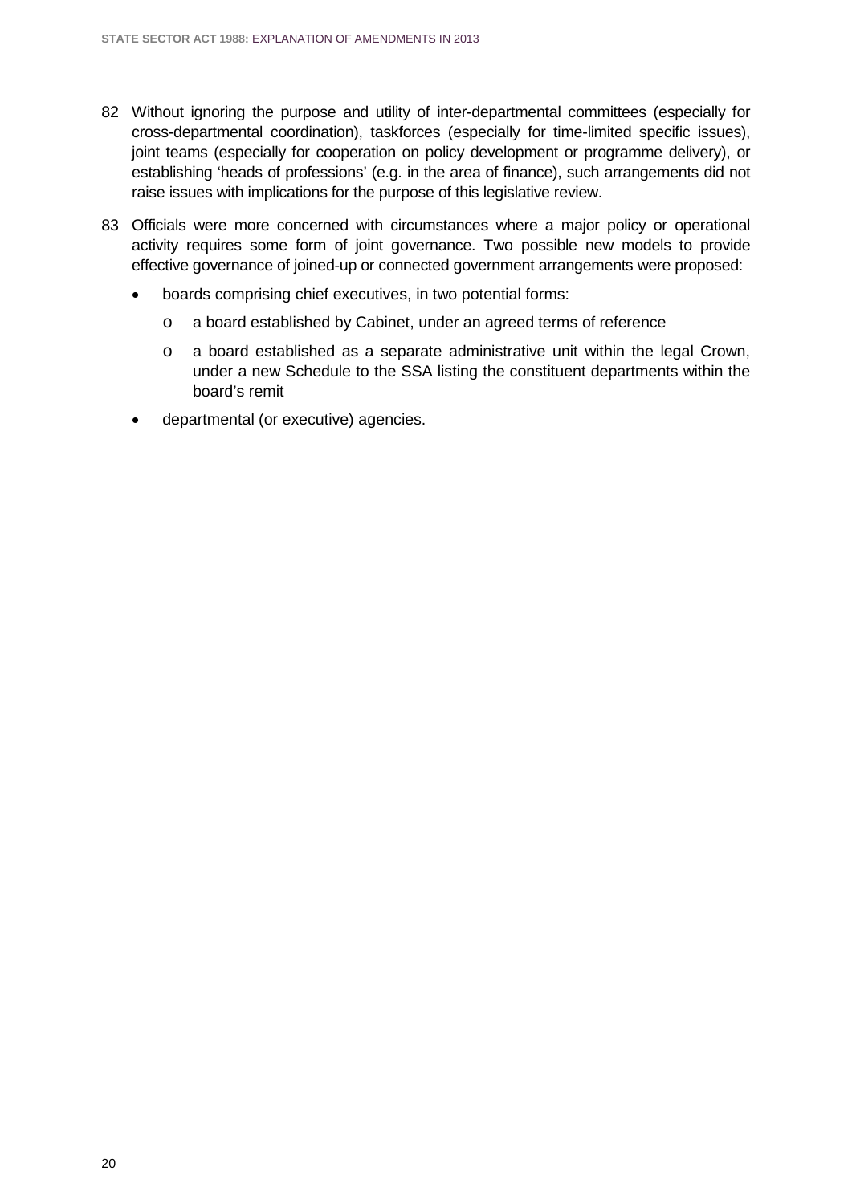82 Without ignoring the purpose and utility of inter-departmental committees (especially for cross-departmental coordination), taskforces (especially for time-limited specific issues), joint teams (especially for cooperation on policy development or programme delivery), or establishing 'heads of professions' (e.g. in the area of finance), such arrangements did not raise issues with implications for the purpose of this legislative review.

83 Officials were more concerned with circumstances where a major policy or operational activity requires some form of joint governance. Two possible new models to provide effective governance of joined-up or connected government arrangements were proposed:

- boards comprising chief executives, in two potential forms:
  - a board established by Cabinet, under an agreed terms of reference
  - a board established as a separate administrative unit within the legal Crown, under a new Schedule to the SSA listing the constituent departments within the board's remit
- departmental (or executive) agencies.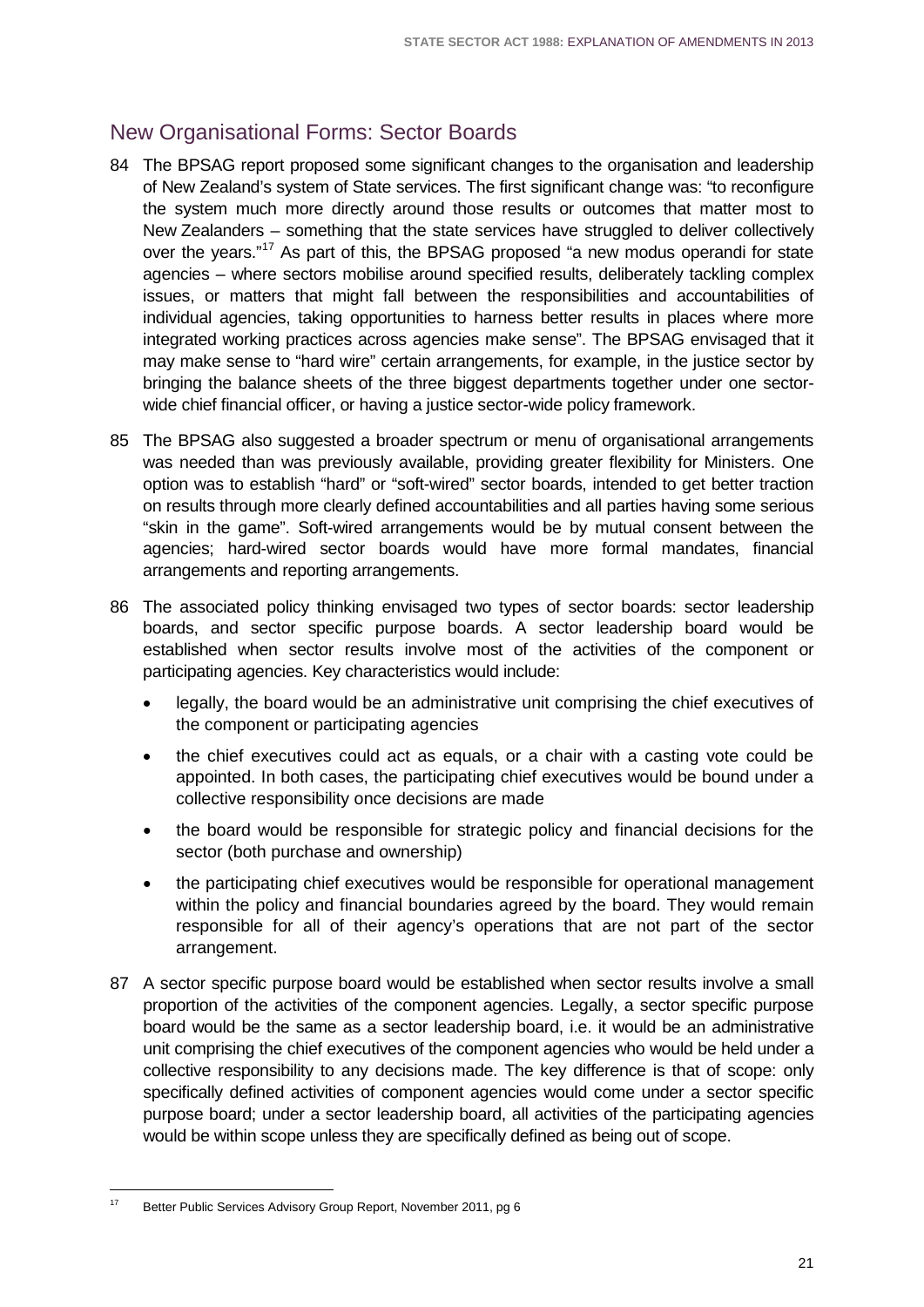## New Organisational Forms: Sector Boards

84 The BPSAG report proposed some significant changes to the organisation and leadership of New Zealand's system of State services. The first significant change was: "to reconfigure the system much more directly around those results or outcomes that matter most to New Zealanders – something that the state services have struggled to deliver collectively over the years."[17] As part of this, the BPSAG proposed "a new modus operandi for state agencies – where sectors mobilise around specified results, deliberately tackling complex issues, or matters that might fall between the responsibilities and accountabilities of individual agencies, taking opportunities to harness better results in places where more integrated working practices across agencies make sense". The BPSAG envisaged that it may make sense to "hard wire" certain arrangements, for example, in the justice sector by bringing the balance sheets of the three biggest departments together under one sector-wide chief financial officer, or having a justice sector-wide policy framework.

85 The BPSAG also suggested a broader spectrum or menu of organisational arrangements was needed than was previously available, providing greater flexibility for Ministers. One option was to establish "hard" or "soft-wired" sector boards, intended to get better traction on results through more clearly defined accountabilities and all parties having some serious "skin in the game". Soft-wired arrangements would be by mutual consent between the agencies; hard-wired sector boards would have more formal mandates, financial arrangements and reporting arrangements.

86 The associated policy thinking envisaged two types of sector boards: sector leadership boards, and sector specific purpose boards. A sector leadership board would be established when sector results involve most of the activities of the component or participating agencies. Key characteristics would include:

- legally, the board would be an administrative unit comprising the chief executives of the component or participating agencies
- the chief executives could act as equals, or a chair with a casting vote could be appointed. In both cases, the participating chief executives would be bound under a collective responsibility once decisions are made
- the board would be responsible for strategic policy and financial decisions for the sector (both purchase and ownership)
- the participating chief executives would be responsible for operational management within the policy and financial boundaries agreed by the board. They would remain responsible for all of their agency's operations that are not part of the sector arrangement.

87 A sector specific purpose board would be established when sector results involve a small proportion of the activities of the component agencies. Legally, a sector specific purpose board would be the same as a sector leadership board, i.e. it would be an administrative unit comprising the chief executives of the component agencies who would be held under a collective responsibility to any decisions made. The key difference is that of scope: only specifically defined activities of component agencies would come under a sector specific purpose board; under a sector leadership board, all activities of the participating agencies would be within scope unless they are specifically defined as being out of scope.

[17] Better Public Services Advisory Group Report, November 2011, pg 6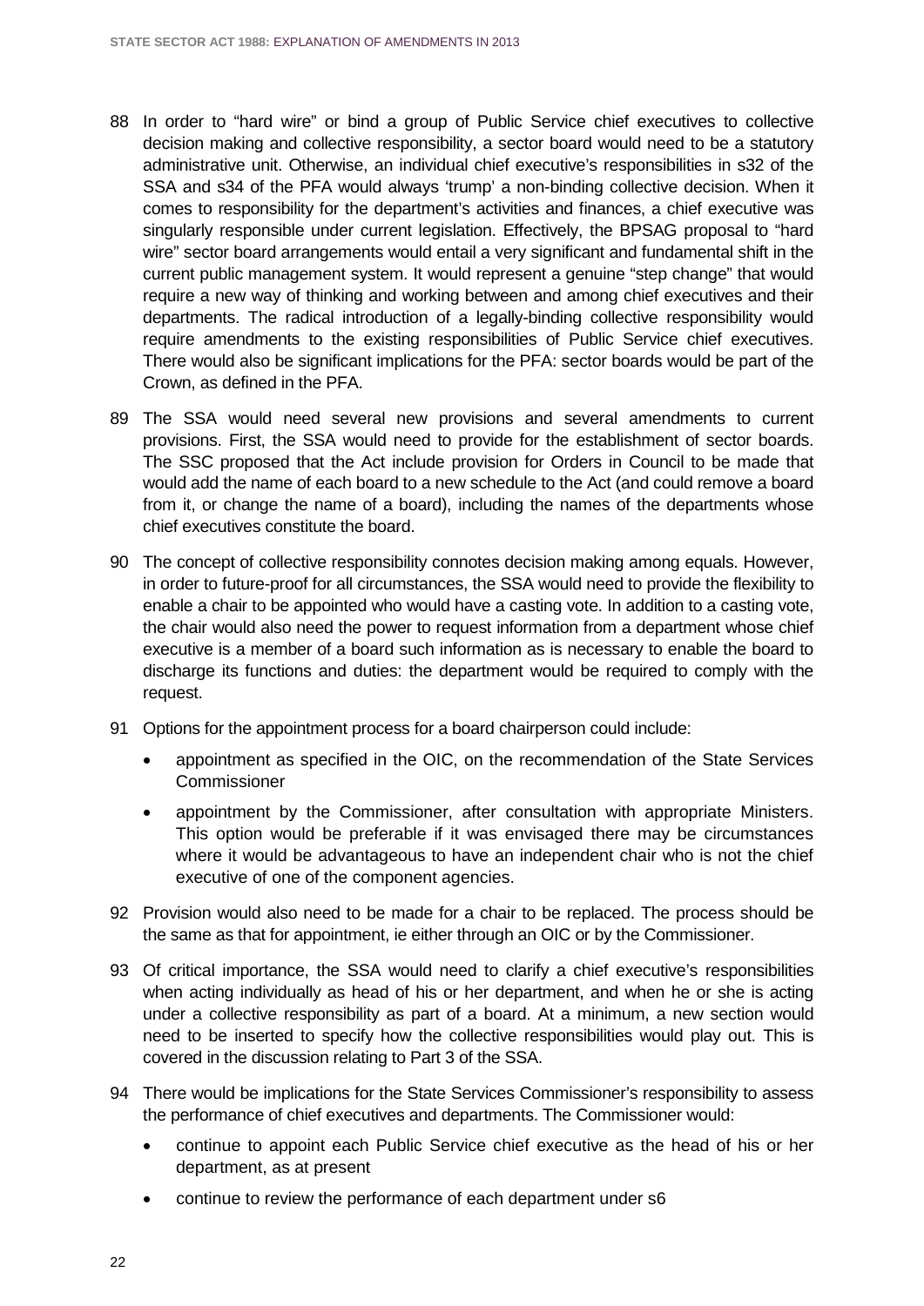88 In order to "hard wire" or bind a group of Public Service chief executives to collective decision making and collective responsibility, a sector board would need to be a statutory administrative unit. Otherwise, an individual chief executive's responsibilities in s32 of the SSA and s34 of the PFA would always 'trump' a non-binding collective decision. When it comes to responsibility for the department's activities and finances, a chief executive was singularly responsible under current legislation. Effectively, the BPSAG proposal to "hard wire" sector board arrangements would entail a very significant and fundamental shift in the current public management system. It would represent a genuine "step change" that would require a new way of thinking and working between and among chief executives and their departments. The radical introduction of a legally-binding collective responsibility would require amendments to the existing responsibilities of Public Service chief executives. There would also be significant implications for the PFA: sector boards would be part of the Crown, as defined in the PFA.

89 The SSA would need several new provisions and several amendments to current provisions. First, the SSA would need to provide for the establishment of sector boards. The SSC proposed that the Act include provision for Orders in Council to be made that would add the name of each board to a new schedule to the Act (and could remove a board from it, or change the name of a board), including the names of the departments whose chief executives constitute the board.

90 The concept of collective responsibility connotes decision making among equals. However, in order to future-proof for all circumstances, the SSA would need to provide the flexibility to enable a chair to be appointed who would have a casting vote. In addition to a casting vote, the chair would also need the power to request information from a department whose chief executive is a member of a board such information as is necessary to enable the board to discharge its functions and duties: the department would be required to comply with the request.

91 Options for the appointment process for a board chairperson could include:

- appointment as specified in the OIC, on the recommendation of the State Services Commissioner
- appointment by the Commissioner, after consultation with appropriate Ministers. This option would be preferable if it was envisaged there may be circumstances where it would be advantageous to have an independent chair who is not the chief executive of one of the component agencies.

92 Provision would also need to be made for a chair to be replaced. The process should be the same as that for appointment, ie either through an OIC or by the Commissioner.

93 Of critical importance, the SSA would need to clarify a chief executive's responsibilities when acting individually as head of his or her department, and when he or she is acting under a collective responsibility as part of a board. At a minimum, a new section would need to be inserted to specify how the collective responsibilities would play out. This is covered in the discussion relating to Part 3 of the SSA.

94 There would be implications for the State Services Commissioner's responsibility to assess the performance of chief executives and departments. The Commissioner would:

- continue to appoint each Public Service chief executive as the head of his or her department, as at present
- continue to review the performance of each department under s6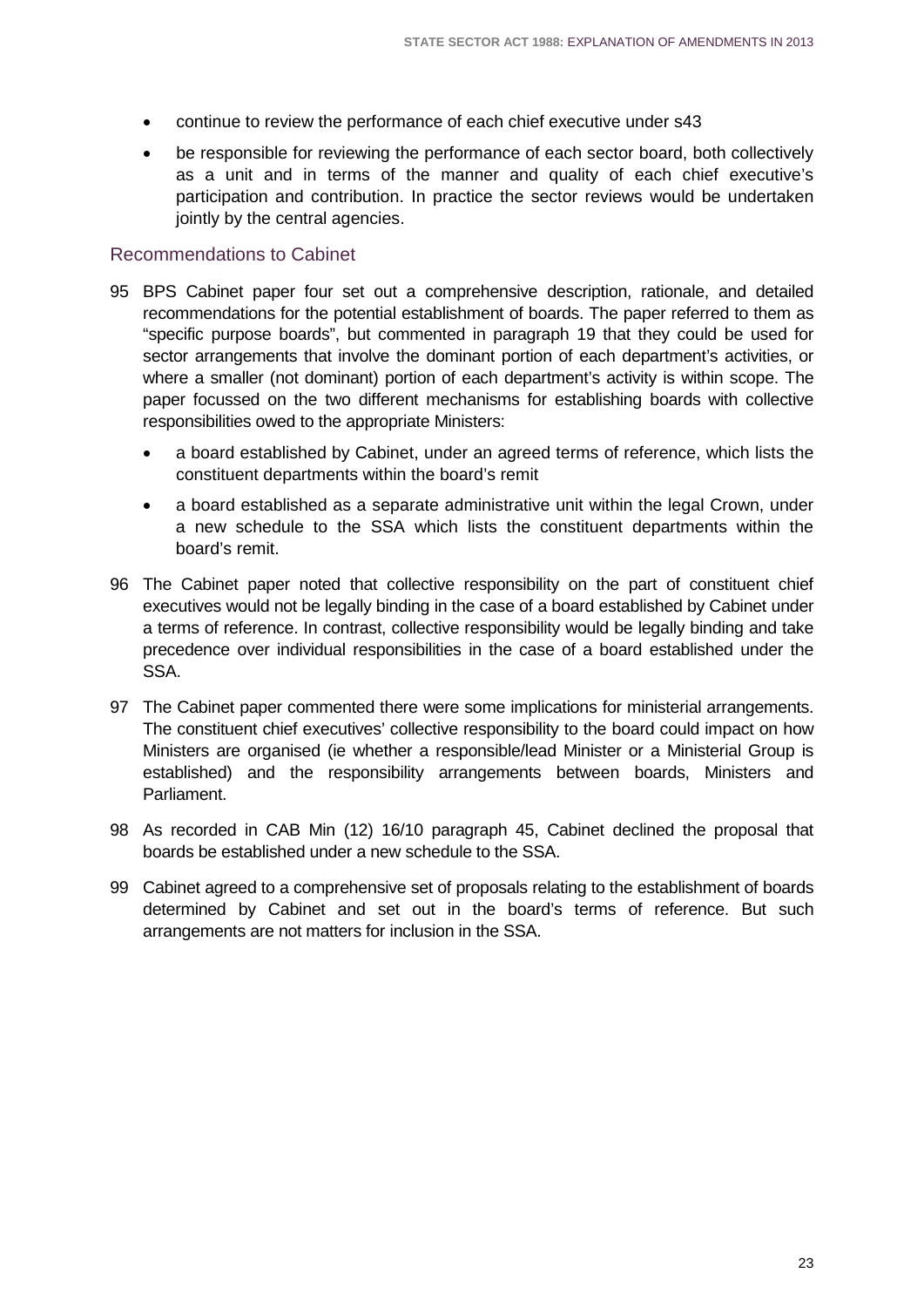- continue to review the performance of each chief executive under s43
- be responsible for reviewing the performance of each sector board, both collectively as a unit and in terms of the manner and quality of each chief executive's participation and contribution. In practice the sector reviews would be undertaken jointly by the central agencies.

## Recommendations to Cabinet

95 BPS Cabinet paper four set out a comprehensive description, rationale, and detailed recommendations for the potential establishment of boards. The paper referred to them as "specific purpose boards", but commented in paragraph 19 that they could be used for sector arrangements that involve the dominant portion of each department's activities, or where a smaller (not dominant) portion of each department's activity is within scope. The paper focussed on the two different mechanisms for establishing boards with collective responsibilities owed to the appropriate Ministers:

- a board established by Cabinet, under an agreed terms of reference, which lists the constituent departments within the board's remit
- a board established as a separate administrative unit within the legal Crown, under a new schedule to the SSA which lists the constituent departments within the board's remit.

96 The Cabinet paper noted that collective responsibility on the part of constituent chief executives would not be legally binding in the case of a board established by Cabinet under a terms of reference. In contrast, collective responsibility would be legally binding and take precedence over individual responsibilities in the case of a board established under the SSA.

97 The Cabinet paper commented there were some implications for ministerial arrangements. The constituent chief executives' collective responsibility to the board could impact on how Ministers are organised (ie whether a responsible/lead Minister or a Ministerial Group is established) and the responsibility arrangements between boards, Ministers and Parliament.

98 As recorded in CAB Min (12) 16/10 paragraph 45, Cabinet declined the proposal that boards be established under a new schedule to the SSA.

99 Cabinet agreed to a comprehensive set of proposals relating to the establishment of boards determined by Cabinet and set out in the board's terms of reference. But such arrangements are not matters for inclusion in the SSA.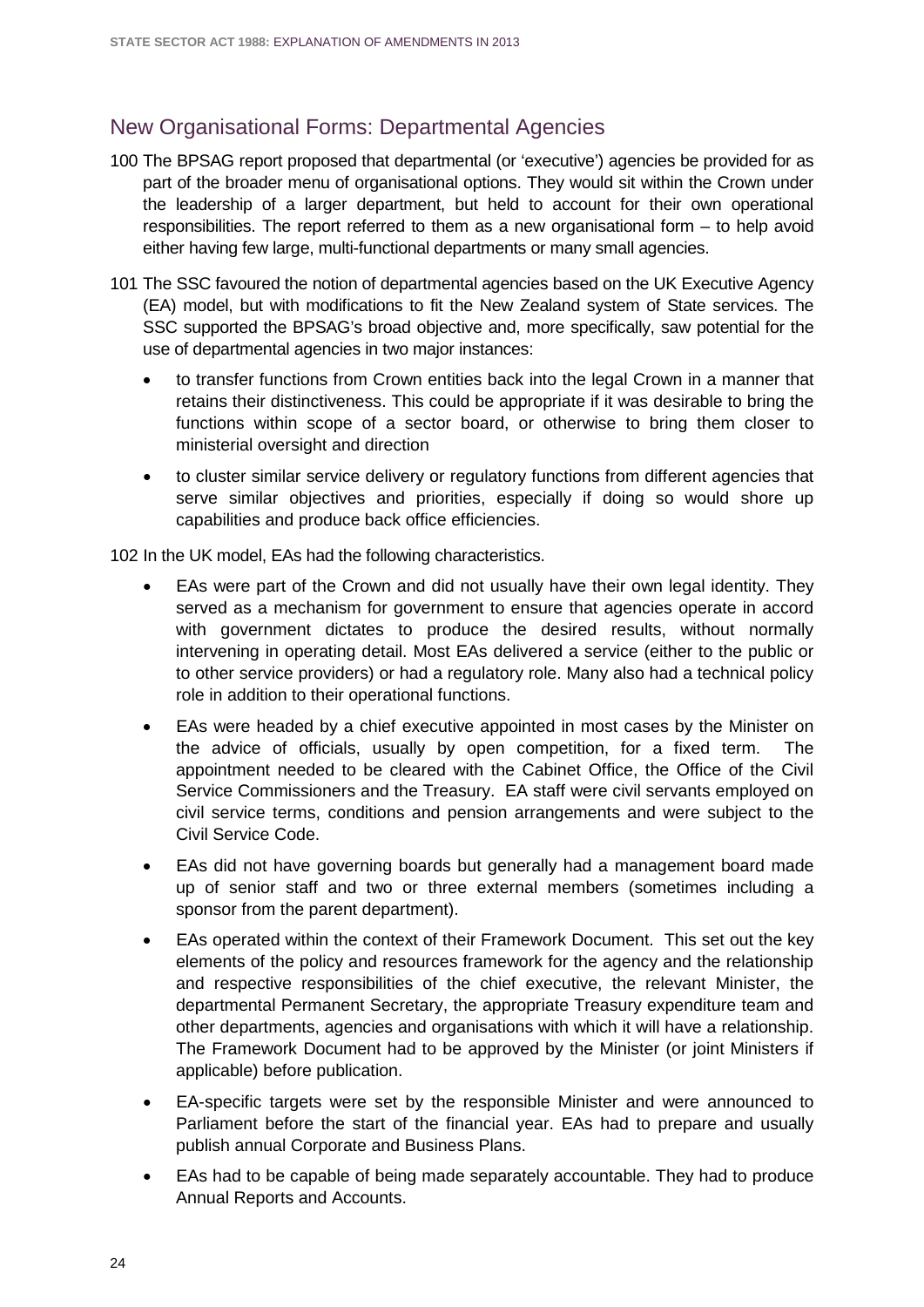## New Organisational Forms: Departmental Agencies

100 The BPSAG report proposed that departmental (or 'executive') agencies be provided for as part of the broader menu of organisational options. They would sit within the Crown under the leadership of a larger department, but held to account for their own operational responsibilities. The report referred to them as a new organisational form – to help avoid either having few large, multi-functional departments or many small agencies.

101 The SSC favoured the notion of departmental agencies based on the UK Executive Agency (EA) model, but with modifications to fit the New Zealand system of State services. The SSC supported the BPSAG's broad objective and, more specifically, saw potential for the use of departmental agencies in two major instances:

- to transfer functions from Crown entities back into the legal Crown in a manner that retains their distinctiveness. This could be appropriate if it was desirable to bring the functions within scope of a sector board, or otherwise to bring them closer to ministerial oversight and direction
- to cluster similar service delivery or regulatory functions from different agencies that serve similar objectives and priorities, especially if doing so would shore up capabilities and produce back office efficiencies.

102 In the UK model, EAs had the following characteristics.

- EAs were part of the Crown and did not usually have their own legal identity. They served as a mechanism for government to ensure that agencies operate in accord with government dictates to produce the desired results, without normally intervening in operating detail. Most EAs delivered a service (either to the public or to other service providers) or had a regulatory role. Many also had a technical policy role in addition to their operational functions.
- EAs were headed by a chief executive appointed in most cases by the Minister on the advice of officials, usually by open competition, for a fixed term. The appointment needed to be cleared with the Cabinet Office, the Office of the Civil Service Commissioners and the Treasury. EA staff were civil servants employed on civil service terms, conditions and pension arrangements and were subject to the Civil Service Code.
- EAs did not have governing boards but generally had a management board made up of senior staff and two or three external members (sometimes including a sponsor from the parent department).
- EAs operated within the context of their Framework Document. This set out the key elements of the policy and resources framework for the agency and the relationship and respective responsibilities of the chief executive, the relevant Minister, the departmental Permanent Secretary, the appropriate Treasury expenditure team and other departments, agencies and organisations with which it will have a relationship. The Framework Document had to be approved by the Minister (or joint Ministers if applicable) before publication.
- EA-specific targets were set by the responsible Minister and were announced to Parliament before the start of the financial year. EAs had to prepare and usually publish annual Corporate and Business Plans.
- EAs had to be capable of being made separately accountable. They had to produce Annual Reports and Accounts.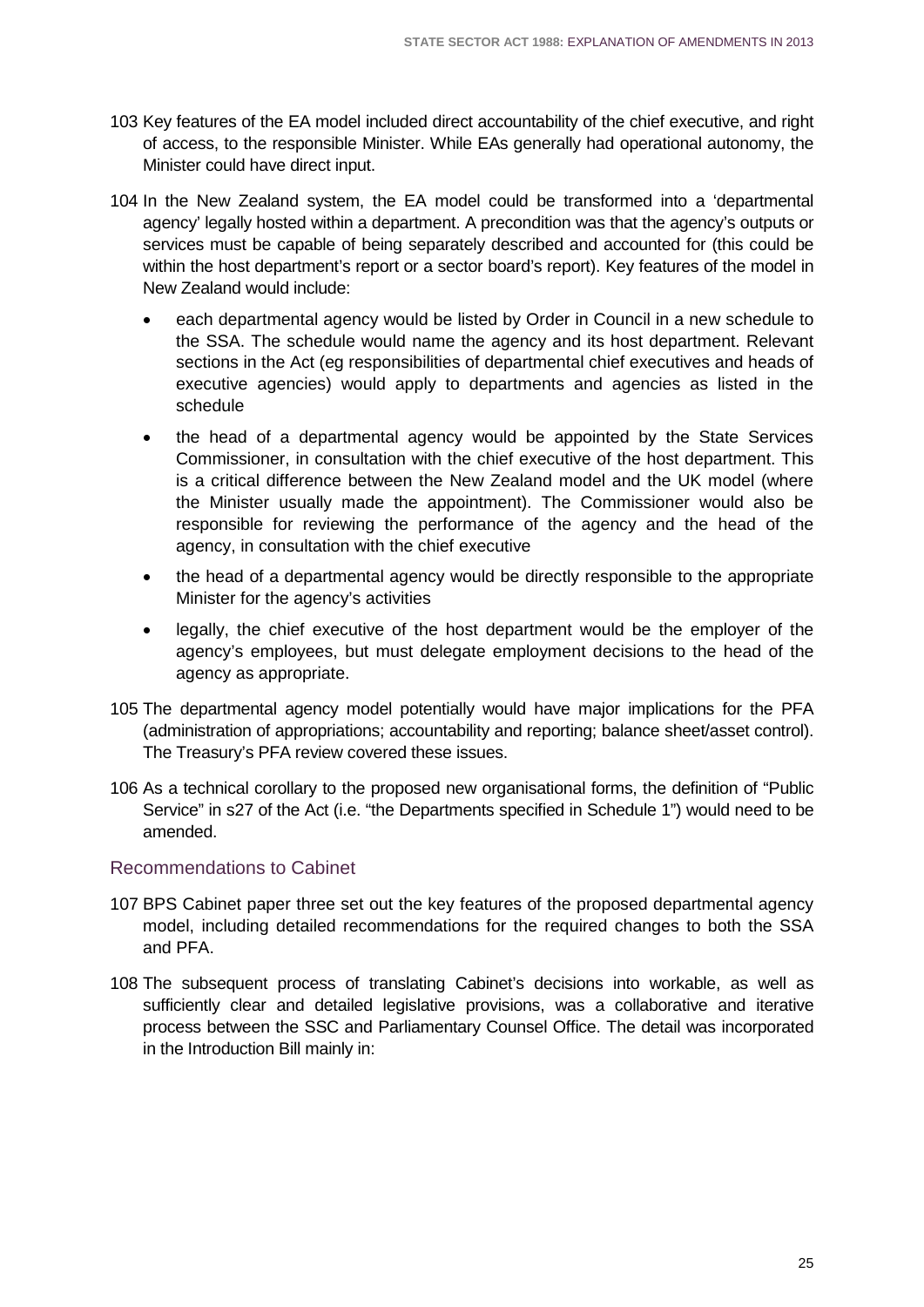103 Key features of the EA model included direct accountability of the chief executive, and right of access, to the responsible Minister. While EAs generally had operational autonomy, the Minister could have direct input.

104 In the New Zealand system, the EA model could be transformed into a 'departmental agency' legally hosted within a department. A precondition was that the agency's outputs or services must be capable of being separately described and accounted for (this could be within the host department's report or a sector board's report). Key features of the model in New Zealand would include:

- each departmental agency would be listed by Order in Council in a new schedule to the SSA. The schedule would name the agency and its host department. Relevant sections in the Act (eg responsibilities of departmental chief executives and heads of executive agencies) would apply to departments and agencies as listed in the schedule
- the head of a departmental agency would be appointed by the State Services Commissioner, in consultation with the chief executive of the host department. This is a critical difference between the New Zealand model and the UK model (where the Minister usually made the appointment). The Commissioner would also be responsible for reviewing the performance of the agency and the head of the agency, in consultation with the chief executive
- the head of a departmental agency would be directly responsible to the appropriate Minister for the agency's activities
- legally, the chief executive of the host department would be the employer of the agency's employees, but must delegate employment decisions to the head of the agency as appropriate.

105 The departmental agency model potentially would have major implications for the PFA (administration of appropriations; accountability and reporting; balance sheet/asset control). The Treasury's PFA review covered these issues.

106 As a technical corollary to the proposed new organisational forms, the definition of "Public Service" in s27 of the Act (i.e. "the Departments specified in Schedule 1") would need to be amended.

## Recommendations to Cabinet

107 BPS Cabinet paper three set out the key features of the proposed departmental agency model, including detailed recommendations for the required changes to both the SSA and PFA.

108 The subsequent process of translating Cabinet's decisions into workable, as well as sufficiently clear and detailed legislative provisions, was a collaborative and iterative process between the SSC and Parliamentary Counsel Office. The detail was incorporated in the Introduction Bill mainly in: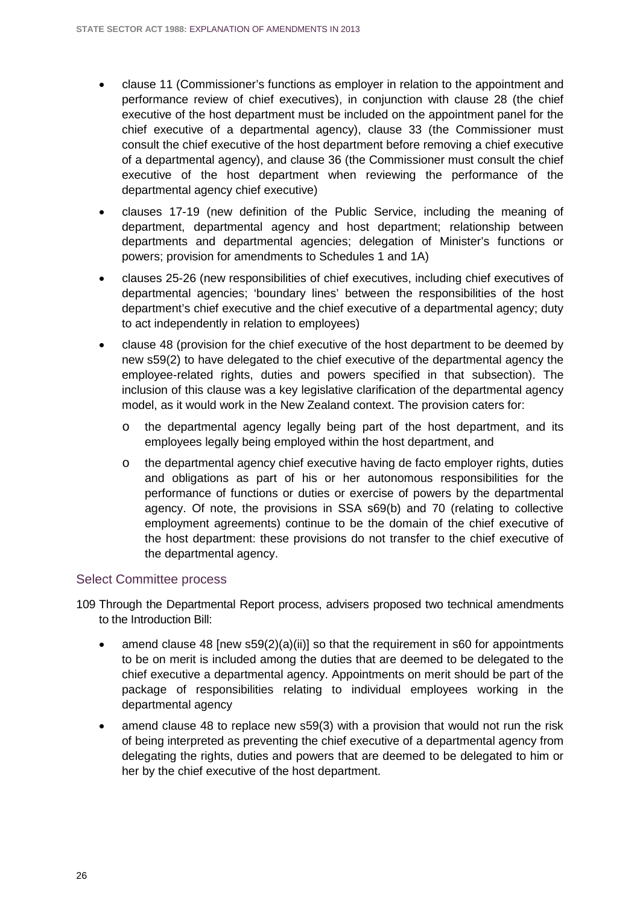- clause 11 (Commissioner's functions as employer in relation to the appointment and performance review of chief executives), in conjunction with clause 28 (the chief executive of the host department must be included on the appointment panel for the chief executive of a departmental agency), clause 33 (the Commissioner must consult the chief executive of the host department before removing a chief executive of a departmental agency), and clause 36 (the Commissioner must consult the chief executive of the host department when reviewing the performance of the departmental agency chief executive)
- clauses 17-19 (new definition of the Public Service, including the meaning of department, departmental agency and host department; relationship between departments and departmental agencies; delegation of Minister's functions or powers; provision for amendments to Schedules 1 and 1A)
- clauses 25-26 (new responsibilities of chief executives, including chief executives of departmental agencies; 'boundary lines' between the responsibilities of the host department's chief executive and the chief executive of a departmental agency; duty to act independently in relation to employees)
- clause 48 (provision for the chief executive of the host department to be deemed by new s59(2) to have delegated to the chief executive of the departmental agency the employee-related rights, duties and powers specified in that subsection). The inclusion of this clause was a key legislative clarification of the departmental agency model, as it would work in the New Zealand context. The provision caters for:
  - the departmental agency legally being part of the host department, and its employees legally being employed within the host department, and
  - the departmental agency chief executive having de facto employer rights, duties and obligations as part of his or her autonomous responsibilities for the performance of functions or duties or exercise of powers by the departmental agency. Of note, the provisions in SSA s69(b) and 70 (relating to collective employment agreements) continue to be the domain of the chief executive of the host department: these provisions do not transfer to the chief executive of the departmental agency.

## Select Committee process

109 Through the Departmental Report process, advisers proposed two technical amendments to the Introduction Bill:

- amend clause 48 [new s59(2)(a)(ii)] so that the requirement in s60 for appointments to be on merit is included among the duties that are deemed to be delegated to the chief executive a departmental agency. Appointments on merit should be part of the package of responsibilities relating to individual employees working in the departmental agency
- amend clause 48 to replace new s59(3) with a provision that would not run the risk of being interpreted as preventing the chief executive of a departmental agency from delegating the rights, duties and powers that are deemed to be delegated to him or her by the chief executive of the host department.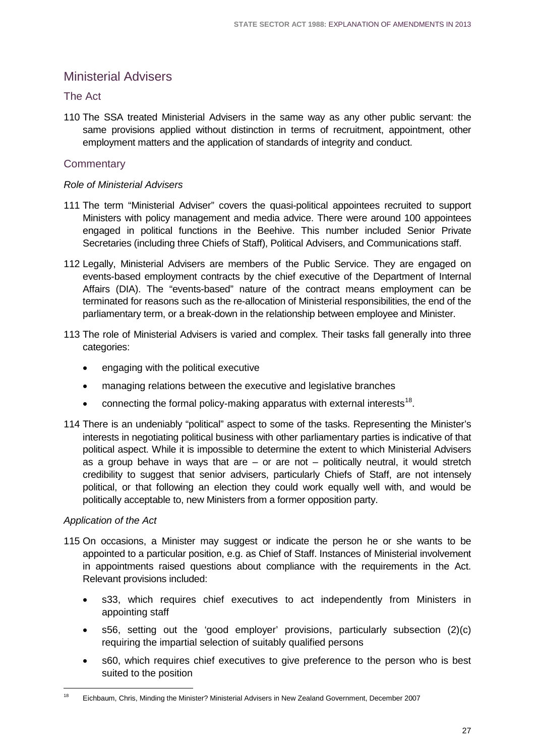## Ministerial Advisers

### The Act

110 The SSA treated Ministerial Advisers in the same way as any other public servant: the same provisions applied without distinction in terms of recruitment, appointment, other employment matters and the application of standards of integrity and conduct.

### Commentary

*Role of Ministerial Advisers*

111 The term "Ministerial Adviser" covers the quasi-political appointees recruited to support Ministers with policy management and media advice. There were around 100 appointees engaged in political functions in the Beehive. This number included Senior Private Secretaries (including three Chiefs of Staff), Political Advisers, and Communications staff.

112 Legally, Ministerial Advisers are members of the Public Service. They are engaged on events-based employment contracts by the chief executive of the Department of Internal Affairs (DIA). The "events-based" nature of the contract means employment can be terminated for reasons such as the re-allocation of Ministerial responsibilities, the end of the parliamentary term, or a break-down in the relationship between employee and Minister.

113 The role of Ministerial Advisers is varied and complex. Their tasks fall generally into three categories:

- engaging with the political executive
- managing relations between the executive and legislative branches
- connecting the formal policy-making apparatus with external interests[18].

114 There is an undeniably "political" aspect to some of the tasks. Representing the Minister's interests in negotiating political business with other parliamentary parties is indicative of that political aspect. While it is impossible to determine the extent to which Ministerial Advisers as a group behave in ways that are – or are not – politically neutral, it would stretch credibility to suggest that senior advisers, particularly Chiefs of Staff, are not intensely political, or that following an election they could work equally well with, and would be politically acceptable to, new Ministers from a former opposition party.

*Application of the Act*

115 On occasions, a Minister may suggest or indicate the person he or she wants to be appointed to a particular position, e.g. as Chief of Staff. Instances of Ministerial involvement in appointments raised questions about compliance with the requirements in the Act. Relevant provisions included:

- s33, which requires chief executives to act independently from Ministers in appointing staff
- s56, setting out the 'good employer' provisions, particularly subsection (2)(c) requiring the impartial selection of suitably qualified persons
- s60, which requires chief executives to give preference to the person who is best suited to the position

[18] Eichbaum, Chris, Minding the Minister? Ministerial Advisers in New Zealand Government, December 2007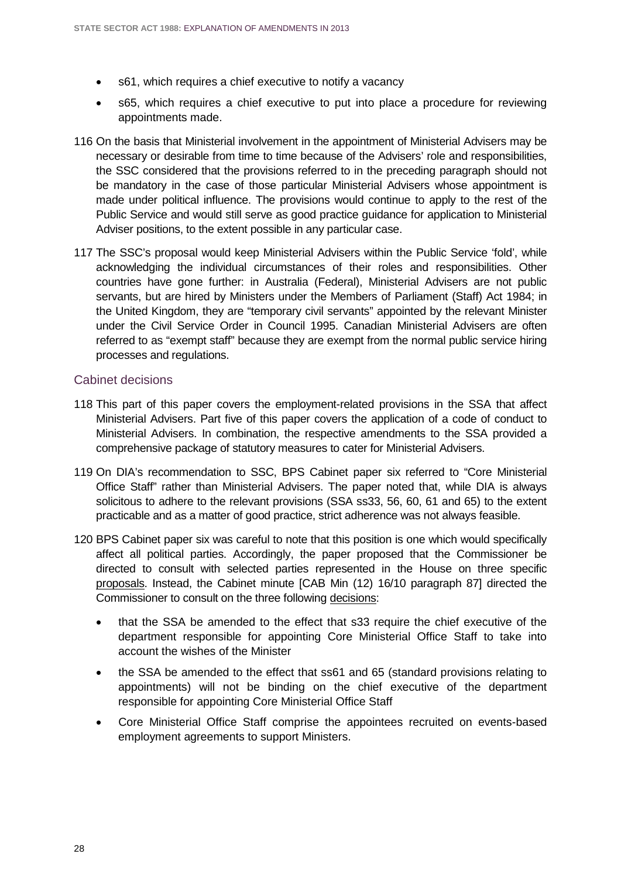- s61, which requires a chief executive to notify a vacancy
- s65, which requires a chief executive to put into place a procedure for reviewing appointments made.

116 On the basis that Ministerial involvement in the appointment of Ministerial Advisers may be necessary or desirable from time to time because of the Advisers' role and responsibilities, the SSC considered that the provisions referred to in the preceding paragraph should not be mandatory in the case of those particular Ministerial Advisers whose appointment is made under political influence. The provisions would continue to apply to the rest of the Public Service and would still serve as good practice guidance for application to Ministerial Adviser positions, to the extent possible in any particular case.

117 The SSC's proposal would keep Ministerial Advisers within the Public Service 'fold', while acknowledging the individual circumstances of their roles and responsibilities. Other countries have gone further: in Australia (Federal), Ministerial Advisers are not public servants, but are hired by Ministers under the Members of Parliament (Staff) Act 1984; in the United Kingdom, they are "temporary civil servants" appointed by the relevant Minister under the Civil Service Order in Council 1995. Canadian Ministerial Advisers are often referred to as "exempt staff" because they are exempt from the normal public service hiring processes and regulations.

## Cabinet decisions

118 This part of this paper covers the employment-related provisions in the SSA that affect Ministerial Advisers. Part five of this paper covers the application of a code of conduct to Ministerial Advisers. In combination, the respective amendments to the SSA provided a comprehensive package of statutory measures to cater for Ministerial Advisers.

119 On DIA's recommendation to SSC, BPS Cabinet paper six referred to "Core Ministerial Office Staff" rather than Ministerial Advisers. The paper noted that, while DIA is always solicitous to adhere to the relevant provisions (SSA ss33, 56, 60, 61 and 65) to the extent practicable and as a matter of good practice, strict adherence was not always feasible.

120 BPS Cabinet paper six was careful to note that this position is one which would specifically affect all political parties. Accordingly, the paper proposed that the Commissioner be directed to consult with selected parties represented in the House on three specific <u>proposals</u>. Instead, the Cabinet minute [CAB Min (12) 16/10 paragraph 87] directed the Commissioner to consult on the three following <u>decisions</u>:

- that the SSA be amended to the effect that s33 require the chief executive of the department responsible for appointing Core Ministerial Office Staff to take into account the wishes of the Minister
- the SSA be amended to the effect that ss61 and 65 (standard provisions relating to appointments) will not be binding on the chief executive of the department responsible for appointing Core Ministerial Office Staff
- Core Ministerial Office Staff comprise the appointees recruited on events-based employment agreements to support Ministers.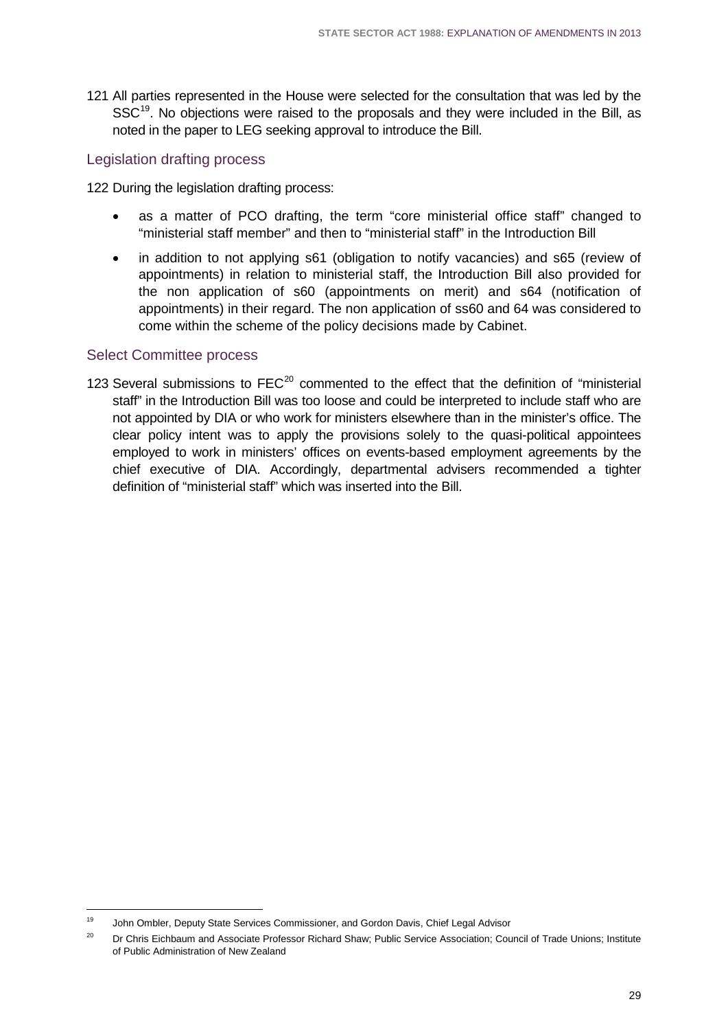121 All parties represented in the House were selected for the consultation that was led by the SSC[19]. No objections were raised to the proposals and they were included in the Bill, as noted in the paper to LEG seeking approval to introduce the Bill.

## Legislation drafting process

122 During the legislation drafting process:

- as a matter of PCO drafting, the term "core ministerial office staff" changed to "ministerial staff member" and then to "ministerial staff" in the Introduction Bill
- in addition to not applying s61 (obligation to notify vacancies) and s65 (review of appointments) in relation to ministerial staff, the Introduction Bill also provided for the non application of s60 (appointments on merit) and s64 (notification of appointments) in their regard. The non application of ss60 and 64 was considered to come within the scheme of the policy decisions made by Cabinet.

## Select Committee process

123 Several submissions to FEC[20] commented to the effect that the definition of "ministerial staff" in the Introduction Bill was too loose and could be interpreted to include staff who are not appointed by DIA or who work for ministers elsewhere than in the minister's office. The clear policy intent was to apply the provisions solely to the quasi-political appointees employed to work in ministers' offices on events-based employment agreements by the chief executive of DIA. Accordingly, departmental advisers recommended a tighter definition of "ministerial staff" which was inserted into the Bill.

---

[19] John Ombler, Deputy State Services Commissioner, and Gordon Davis, Chief Legal Advisor

[20] Dr Chris Eichbaum and Associate Professor Richard Shaw; Public Service Association; Council of Trade Unions; Institute of Public Administration of New Zealand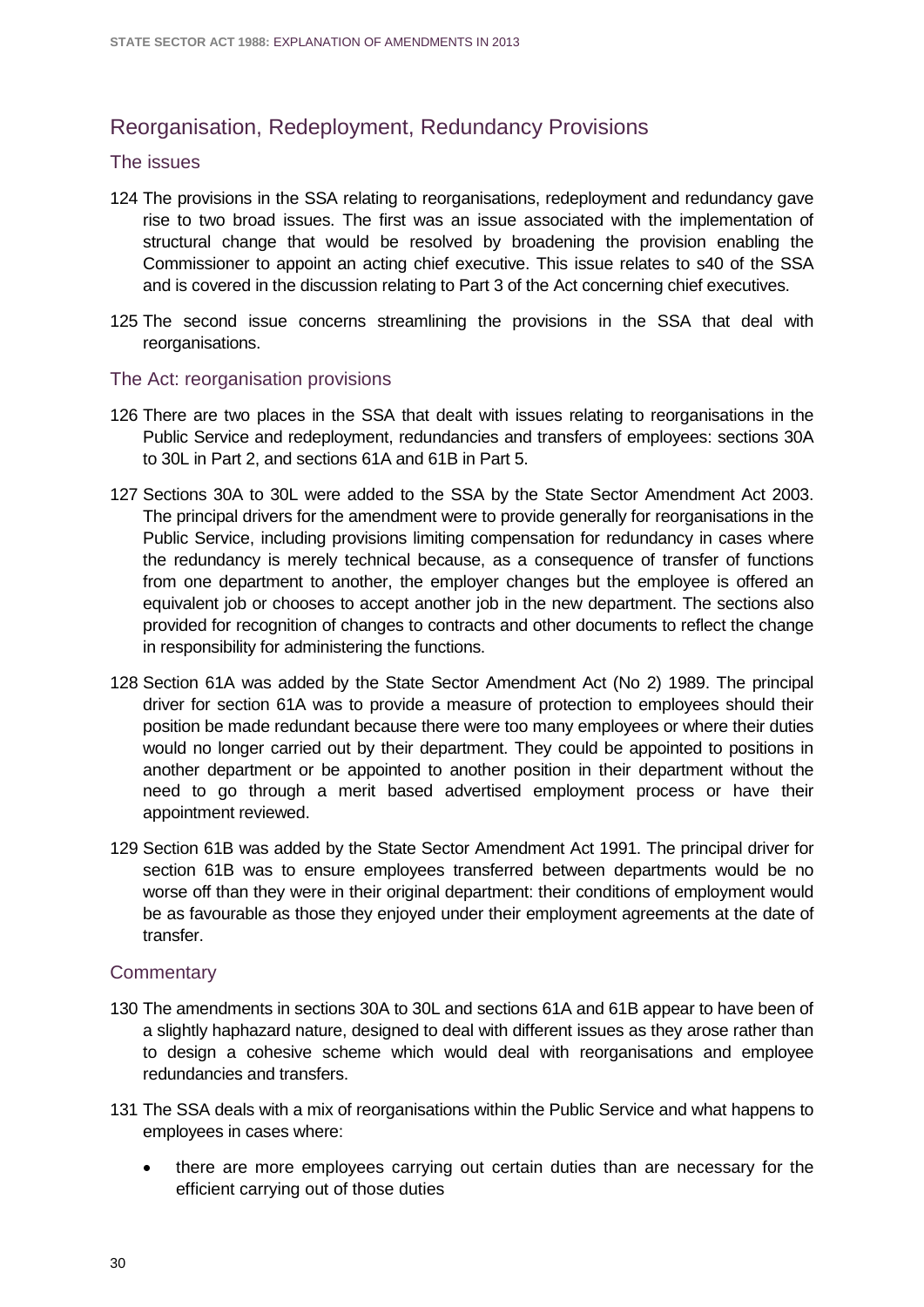## Reorganisation, Redeployment, Redundancy Provisions

### The issues

124 The provisions in the SSA relating to reorganisations, redeployment and redundancy gave rise to two broad issues. The first was an issue associated with the implementation of structural change that would be resolved by broadening the provision enabling the Commissioner to appoint an acting chief executive. This issue relates to s40 of the SSA and is covered in the discussion relating to Part 3 of the Act concerning chief executives.

125 The second issue concerns streamlining the provisions in the SSA that deal with reorganisations.

### The Act: reorganisation provisions

126 There are two places in the SSA that dealt with issues relating to reorganisations in the Public Service and redeployment, redundancies and transfers of employees: sections 30A to 30L in Part 2, and sections 61A and 61B in Part 5.

127 Sections 30A to 30L were added to the SSA by the State Sector Amendment Act 2003. The principal drivers for the amendment were to provide generally for reorganisations in the Public Service, including provisions limiting compensation for redundancy in cases where the redundancy is merely technical because, as a consequence of transfer of functions from one department to another, the employer changes but the employee is offered an equivalent job or chooses to accept another job in the new department. The sections also provided for recognition of changes to contracts and other documents to reflect the change in responsibility for administering the functions.

128 Section 61A was added by the State Sector Amendment Act (No 2) 1989. The principal driver for section 61A was to provide a measure of protection to employees should their position be made redundant because there were too many employees or where their duties would no longer carried out by their department. They could be appointed to positions in another department or be appointed to another position in their department without the need to go through a merit based advertised employment process or have their appointment reviewed.

129 Section 61B was added by the State Sector Amendment Act 1991. The principal driver for section 61B was to ensure employees transferred between departments would be no worse off than they were in their original department: their conditions of employment would be as favourable as those they enjoyed under their employment agreements at the date of transfer.

### Commentary

130 The amendments in sections 30A to 30L and sections 61A and 61B appear to have been of a slightly haphazard nature, designed to deal with different issues as they arose rather than to design a cohesive scheme which would deal with reorganisations and employee redundancies and transfers.

131 The SSA deals with a mix of reorganisations within the Public Service and what happens to employees in cases where:

- there are more employees carrying out certain duties than are necessary for the efficient carrying out of those duties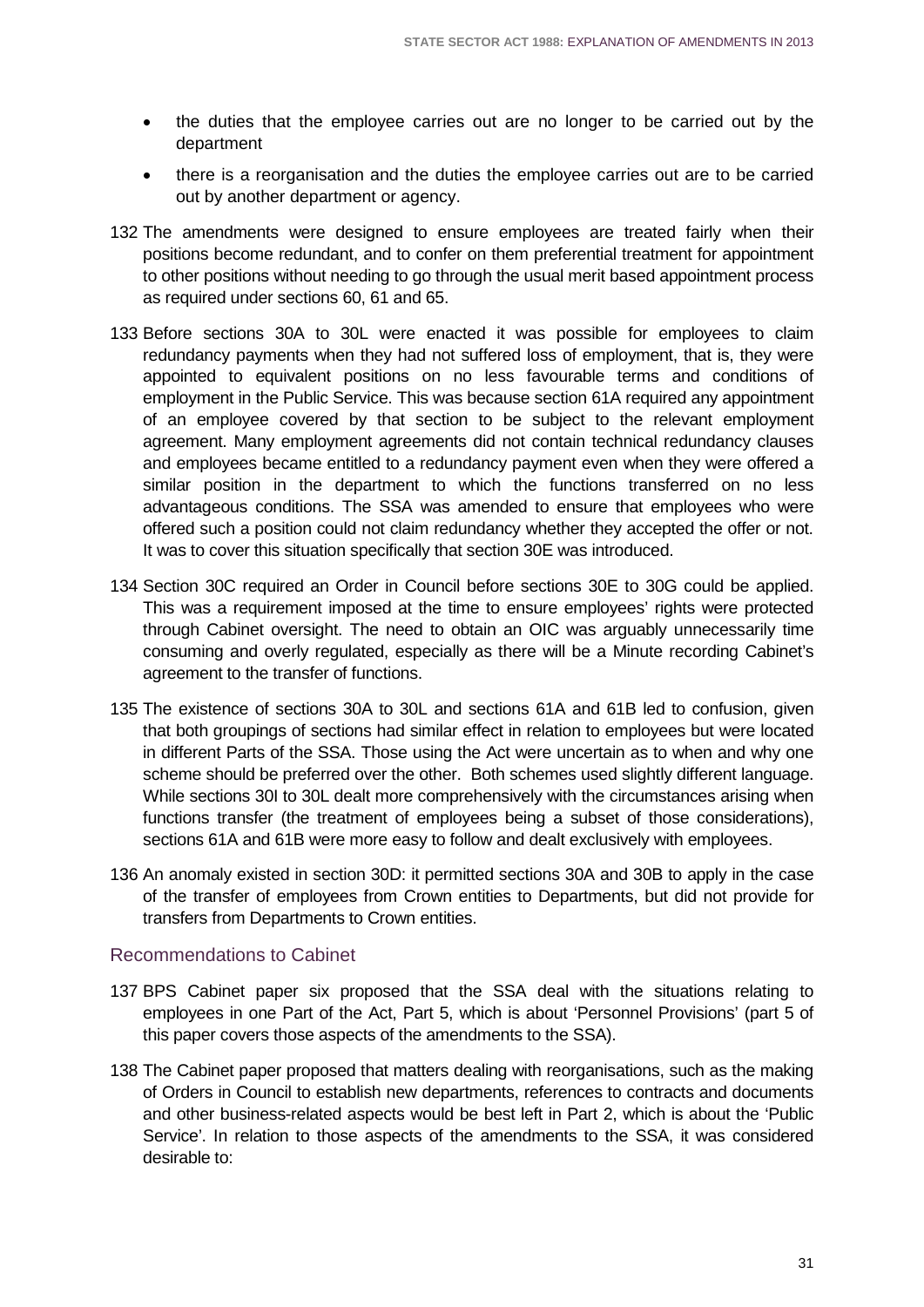- the duties that the employee carries out are no longer to be carried out by the department
- there is a reorganisation and the duties the employee carries out are to be carried out by another department or agency.

132 The amendments were designed to ensure employees are treated fairly when their positions become redundant, and to confer on them preferential treatment for appointment to other positions without needing to go through the usual merit based appointment process as required under sections 60, 61 and 65.

133 Before sections 30A to 30L were enacted it was possible for employees to claim redundancy payments when they had not suffered loss of employment, that is, they were appointed to equivalent positions on no less favourable terms and conditions of employment in the Public Service. This was because section 61A required any appointment of an employee covered by that section to be subject to the relevant employment agreement. Many employment agreements did not contain technical redundancy clauses and employees became entitled to a redundancy payment even when they were offered a similar position in the department to which the functions transferred on no less advantageous conditions. The SSA was amended to ensure that employees who were offered such a position could not claim redundancy whether they accepted the offer or not. It was to cover this situation specifically that section 30E was introduced.

134 Section 30C required an Order in Council before sections 30E to 30G could be applied. This was a requirement imposed at the time to ensure employees' rights were protected through Cabinet oversight. The need to obtain an OIC was arguably unnecessarily time consuming and overly regulated, especially as there will be a Minute recording Cabinet's agreement to the transfer of functions.

135 The existence of sections 30A to 30L and sections 61A and 61B led to confusion, given that both groupings of sections had similar effect in relation to employees but were located in different Parts of the SSA. Those using the Act were uncertain as to when and why one scheme should be preferred over the other. Both schemes used slightly different language. While sections 30I to 30L dealt more comprehensively with the circumstances arising when functions transfer (the treatment of employees being a subset of those considerations), sections 61A and 61B were more easy to follow and dealt exclusively with employees.

136 An anomaly existed in section 30D: it permitted sections 30A and 30B to apply in the case of the transfer of employees from Crown entities to Departments, but did not provide for transfers from Departments to Crown entities.

## Recommendations to Cabinet

137 BPS Cabinet paper six proposed that the SSA deal with the situations relating to employees in one Part of the Act, Part 5, which is about 'Personnel Provisions' (part 5 of this paper covers those aspects of the amendments to the SSA).

138 The Cabinet paper proposed that matters dealing with reorganisations, such as the making of Orders in Council to establish new departments, references to contracts and documents and other business-related aspects would be best left in Part 2, which is about the 'Public Service'. In relation to those aspects of the amendments to the SSA, it was considered desirable to: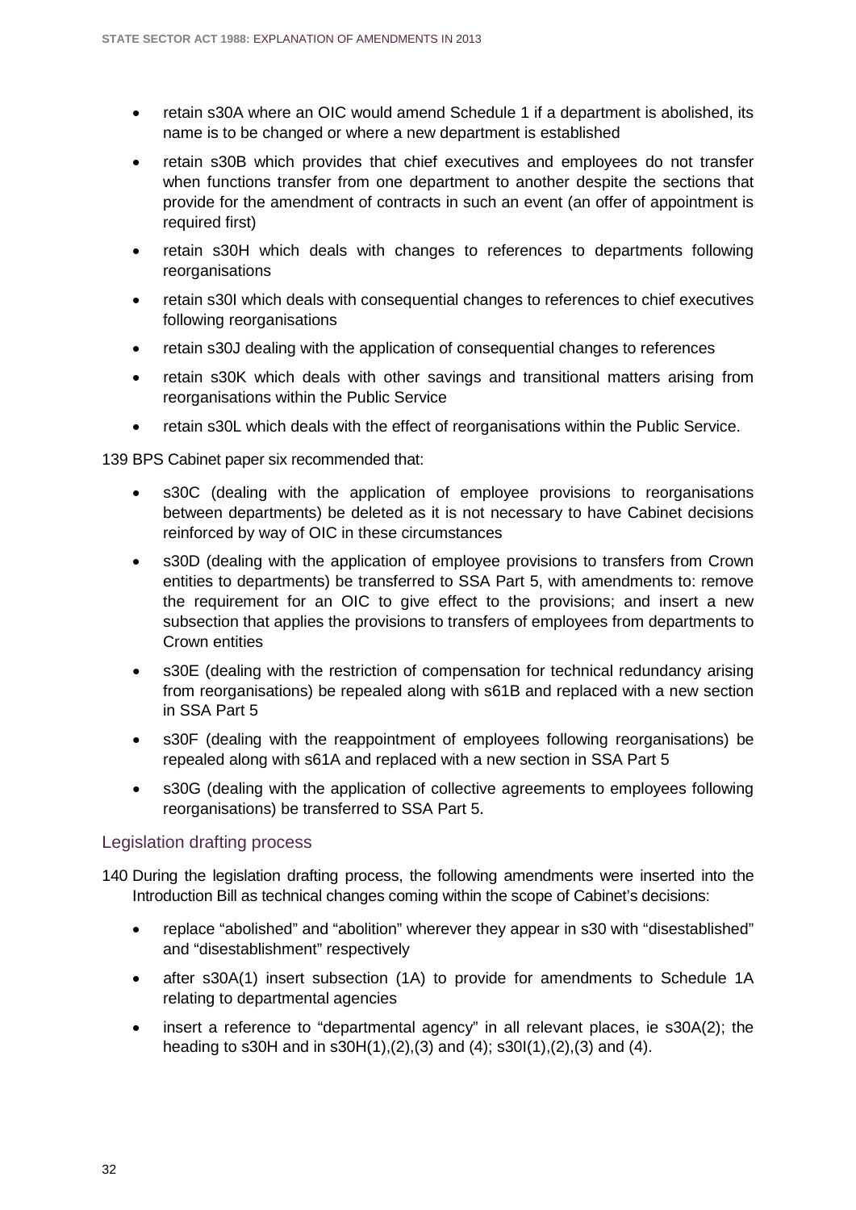- retain s30A where an OIC would amend Schedule 1 if a department is abolished, its name is to be changed or where a new department is established
- retain s30B which provides that chief executives and employees do not transfer when functions transfer from one department to another despite the sections that provide for the amendment of contracts in such an event (an offer of appointment is required first)
- retain s30H which deals with changes to references to departments following reorganisations
- retain s30I which deals with consequential changes to references to chief executives following reorganisations
- retain s30J dealing with the application of consequential changes to references
- retain s30K which deals with other savings and transitional matters arising from reorganisations within the Public Service
- retain s30L which deals with the effect of reorganisations within the Public Service.

139 BPS Cabinet paper six recommended that:

- s30C (dealing with the application of employee provisions to reorganisations between departments) be deleted as it is not necessary to have Cabinet decisions reinforced by way of OIC in these circumstances
- s30D (dealing with the application of employee provisions to transfers from Crown entities to departments) be transferred to SSA Part 5, with amendments to: remove the requirement for an OIC to give effect to the provisions; and insert a new subsection that applies the provisions to transfers of employees from departments to Crown entities
- s30E (dealing with the restriction of compensation for technical redundancy arising from reorganisations) be repealed along with s61B and replaced with a new section in SSA Part 5
- s30F (dealing with the reappointment of employees following reorganisations) be repealed along with s61A and replaced with a new section in SSA Part 5
- s30G (dealing with the application of collective agreements to employees following reorganisations) be transferred to SSA Part 5.

## Legislation drafting process

140 During the legislation drafting process, the following amendments were inserted into the Introduction Bill as technical changes coming within the scope of Cabinet's decisions:

- replace "abolished" and "abolition" wherever they appear in s30 with "disestablished" and "disestablishment" respectively
- after s30A(1) insert subsection (1A) to provide for amendments to Schedule 1A relating to departmental agencies
- insert a reference to "departmental agency" in all relevant places, ie s30A(2); the heading to s30H and in s30H(1),(2),(3) and (4); s30I(1),(2),(3) and (4).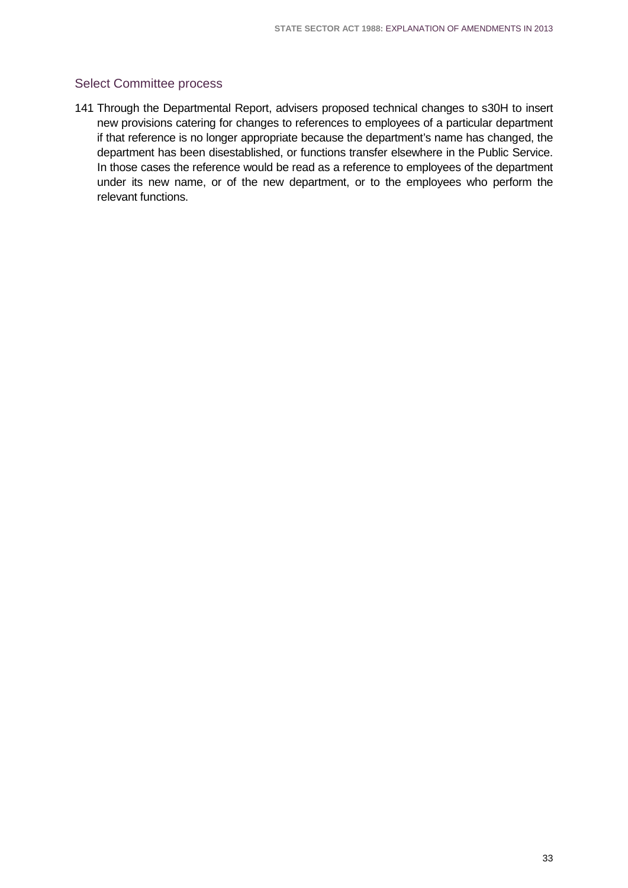## Select Committee process

141 Through the Departmental Report, advisers proposed technical changes to s30H to insert new provisions catering for changes to references to employees of a particular department if that reference is no longer appropriate because the department's name has changed, the department has been disestablished, or functions transfer elsewhere in the Public Service. In those cases the reference would be read as a reference to employees of the department under its new name, or of the new department, or to the employees who perform the relevant functions.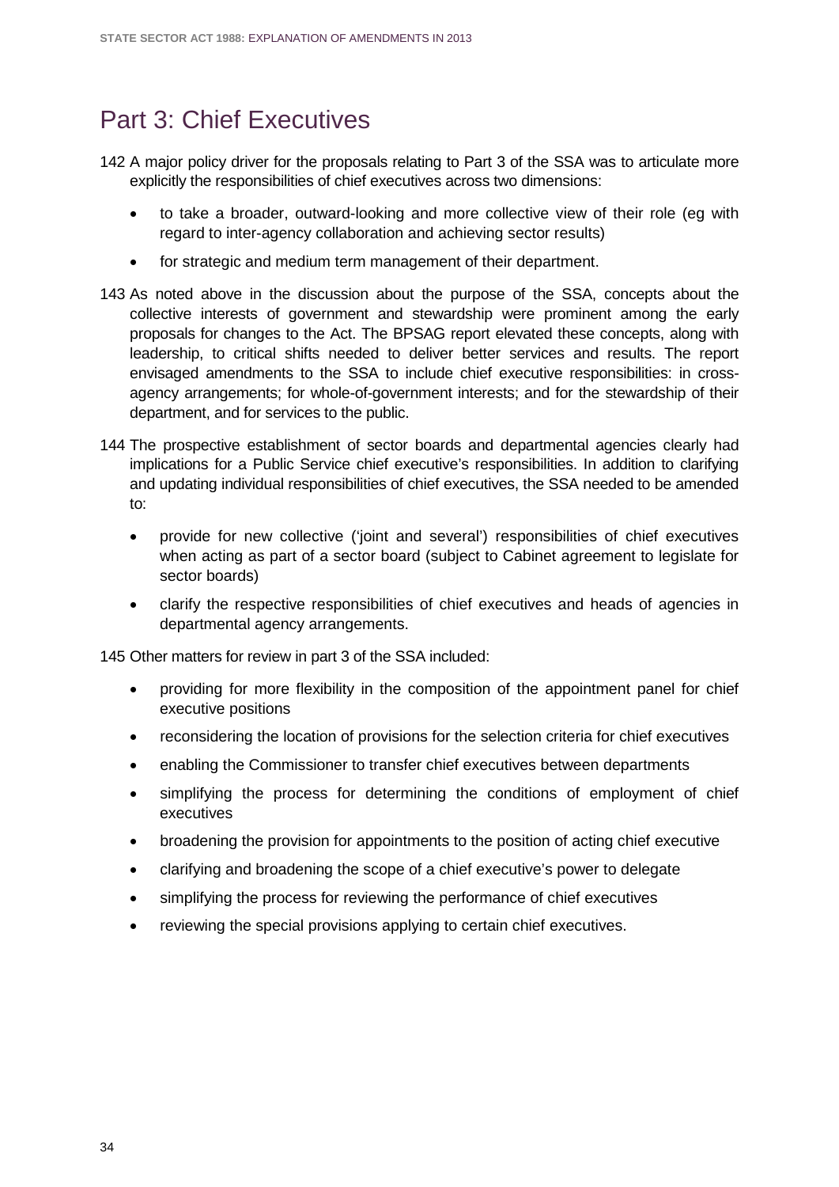# Part 3: Chief Executives

142 A major policy driver for the proposals relating to Part 3 of the SSA was to articulate more explicitly the responsibilities of chief executives across two dimensions:

- to take a broader, outward-looking and more collective view of their role (eg with regard to inter-agency collaboration and achieving sector results)
- for strategic and medium term management of their department.

143 As noted above in the discussion about the purpose of the SSA, concepts about the collective interests of government and stewardship were prominent among the early proposals for changes to the Act. The BPSAG report elevated these concepts, along with leadership, to critical shifts needed to deliver better services and results. The report envisaged amendments to the SSA to include chief executive responsibilities: in cross-agency arrangements; for whole-of-government interests; and for the stewardship of their department, and for services to the public.

144 The prospective establishment of sector boards and departmental agencies clearly had implications for a Public Service chief executive's responsibilities. In addition to clarifying and updating individual responsibilities of chief executives, the SSA needed to be amended to:

- provide for new collective ('joint and several') responsibilities of chief executives when acting as part of a sector board (subject to Cabinet agreement to legislate for sector boards)
- clarify the respective responsibilities of chief executives and heads of agencies in departmental agency arrangements.

145 Other matters for review in part 3 of the SSA included:

- providing for more flexibility in the composition of the appointment panel for chief executive positions
- reconsidering the location of provisions for the selection criteria for chief executives
- enabling the Commissioner to transfer chief executives between departments
- simplifying the process for determining the conditions of employment of chief executives
- broadening the provision for appointments to the position of acting chief executive
- clarifying and broadening the scope of a chief executive's power to delegate
- simplifying the process for reviewing the performance of chief executives
- reviewing the special provisions applying to certain chief executives.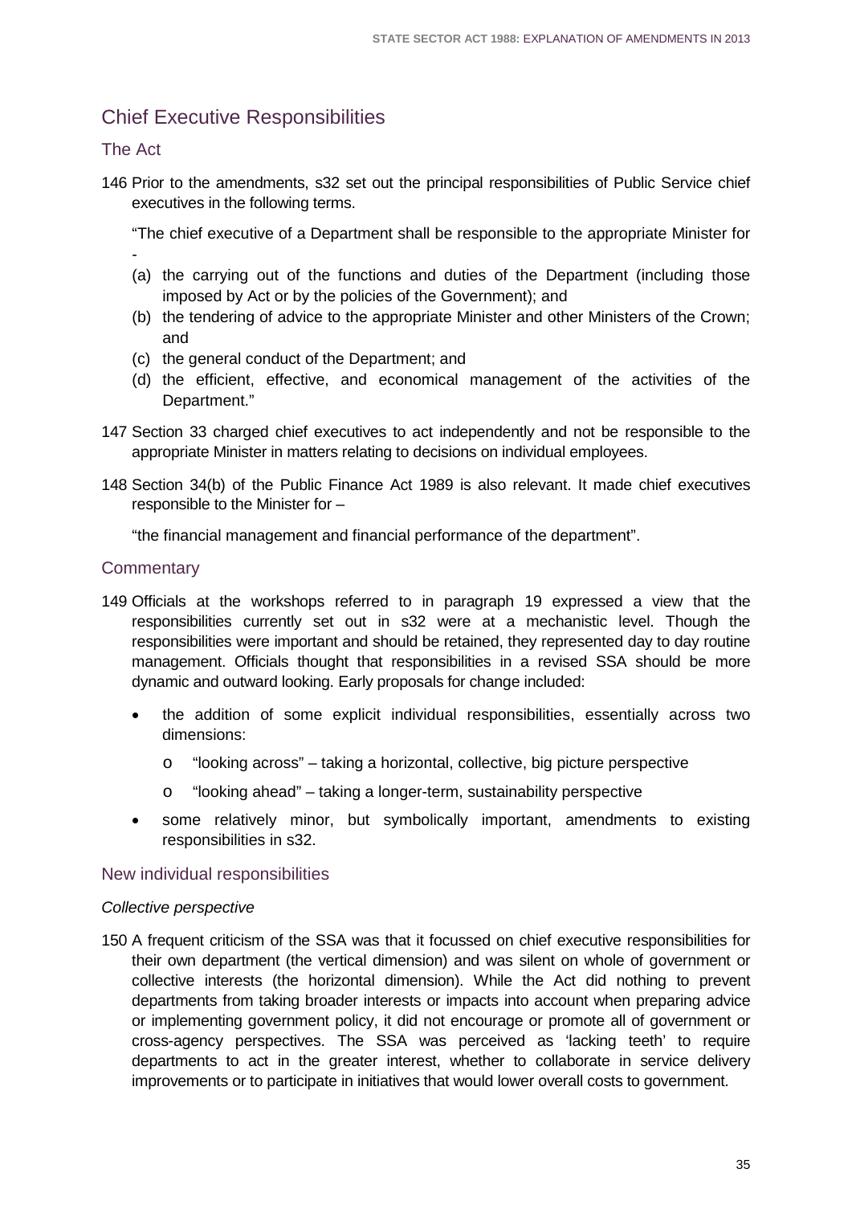## Chief Executive Responsibilities

### The Act

146 Prior to the amendments, s32 set out the principal responsibilities of Public Service chief executives in the following terms.

"The chief executive of a Department shall be responsible to the appropriate Minister for -

(a) the carrying out of the functions and duties of the Department (including those imposed by Act or by the policies of the Government); and
(b) the tendering of advice to the appropriate Minister and other Ministers of the Crown; and
(c) the general conduct of the Department; and
(d) the efficient, effective, and economical management of the activities of the Department."

147 Section 33 charged chief executives to act independently and not be responsible to the appropriate Minister in matters relating to decisions on individual employees.

148 Section 34(b) of the Public Finance Act 1989 is also relevant. It made chief executives responsible to the Minister for –

"the financial management and financial performance of the department".

### Commentary

149 Officials at the workshops referred to in paragraph 19 expressed a view that the responsibilities currently set out in s32 were at a mechanistic level. Though the responsibilities were important and should be retained, they represented day to day routine management. Officials thought that responsibilities in a revised SSA should be more dynamic and outward looking. Early proposals for change included:

- the addition of some explicit individual responsibilities, essentially across two dimensions:
  - "looking across" – taking a horizontal, collective, big picture perspective
  - "looking ahead" – taking a longer-term, sustainability perspective
- some relatively minor, but symbolically important, amendments to existing responsibilities in s32.

### New individual responsibilities

*Collective perspective*

150 A frequent criticism of the SSA was that it focussed on chief executive responsibilities for their own department (the vertical dimension) and was silent on whole of government or collective interests (the horizontal dimension). While the Act did nothing to prevent departments from taking broader interests or impacts into account when preparing advice or implementing government policy, it did not encourage or promote all of government or cross-agency perspectives. The SSA was perceived as 'lacking teeth' to require departments to act in the greater interest, whether to collaborate in service delivery improvements or to participate in initiatives that would lower overall costs to government.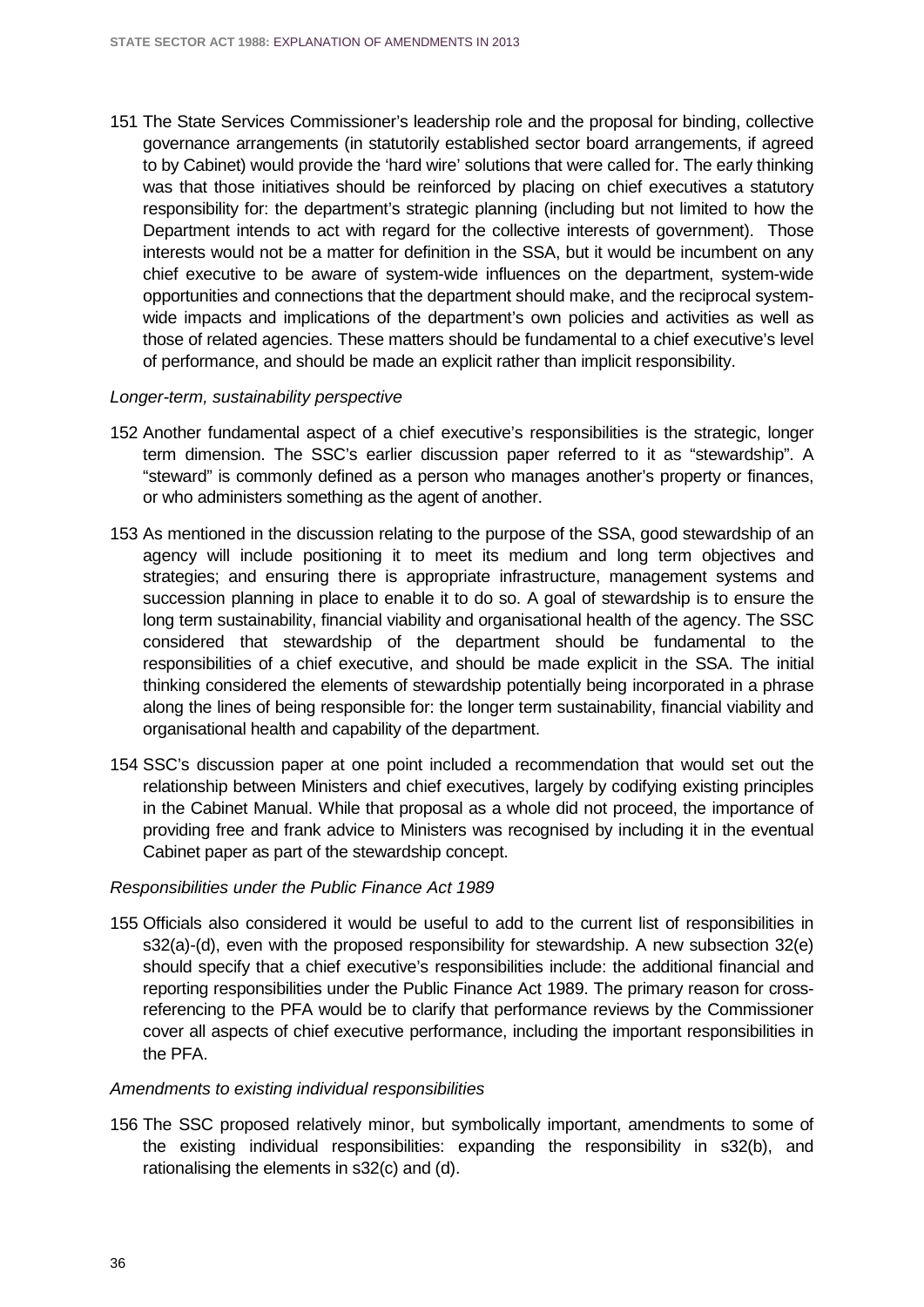151 The State Services Commissioner's leadership role and the proposal for binding, collective governance arrangements (in statutorily established sector board arrangements, if agreed to by Cabinet) would provide the 'hard wire' solutions that were called for. The early thinking was that those initiatives should be reinforced by placing on chief executives a statutory responsibility for: the department's strategic planning (including but not limited to how the Department intends to act with regard for the collective interests of government). Those interests would not be a matter for definition in the SSA, but it would be incumbent on any chief executive to be aware of system-wide influences on the department, system-wide opportunities and connections that the department should make, and the reciprocal system-wide impacts and implications of the department's own policies and activities as well as those of related agencies. These matters should be fundamental to a chief executive's level of performance, and should be made an explicit rather than implicit responsibility.

*Longer-term, sustainability perspective*

152 Another fundamental aspect of a chief executive's responsibilities is the strategic, longer term dimension. The SSC's earlier discussion paper referred to it as "stewardship". A "steward" is commonly defined as a person who manages another's property or finances, or who administers something as the agent of another.

153 As mentioned in the discussion relating to the purpose of the SSA, good stewardship of an agency will include positioning it to meet its medium and long term objectives and strategies; and ensuring there is appropriate infrastructure, management systems and succession planning in place to enable it to do so. A goal of stewardship is to ensure the long term sustainability, financial viability and organisational health of the agency. The SSC considered that stewardship of the department should be fundamental to the responsibilities of a chief executive, and should be made explicit in the SSA. The initial thinking considered the elements of stewardship potentially being incorporated in a phrase along the lines of being responsible for: the longer term sustainability, financial viability and organisational health and capability of the department.

154 SSC's discussion paper at one point included a recommendation that would set out the relationship between Ministers and chief executives, largely by codifying existing principles in the Cabinet Manual. While that proposal as a whole did not proceed, the importance of providing free and frank advice to Ministers was recognised by including it in the eventual Cabinet paper as part of the stewardship concept.

*Responsibilities under the Public Finance Act 1989*

155 Officials also considered it would be useful to add to the current list of responsibilities in s32(a)-(d), even with the proposed responsibility for stewardship. A new subsection 32(e) should specify that a chief executive's responsibilities include: the additional financial and reporting responsibilities under the Public Finance Act 1989. The primary reason for cross-referencing to the PFA would be to clarify that performance reviews by the Commissioner cover all aspects of chief executive performance, including the important responsibilities in the PFA.

*Amendments to existing individual responsibilities*

156 The SSC proposed relatively minor, but symbolically important, amendments to some of the existing individual responsibilities: expanding the responsibility in s32(b), and rationalising the elements in s32(c) and (d).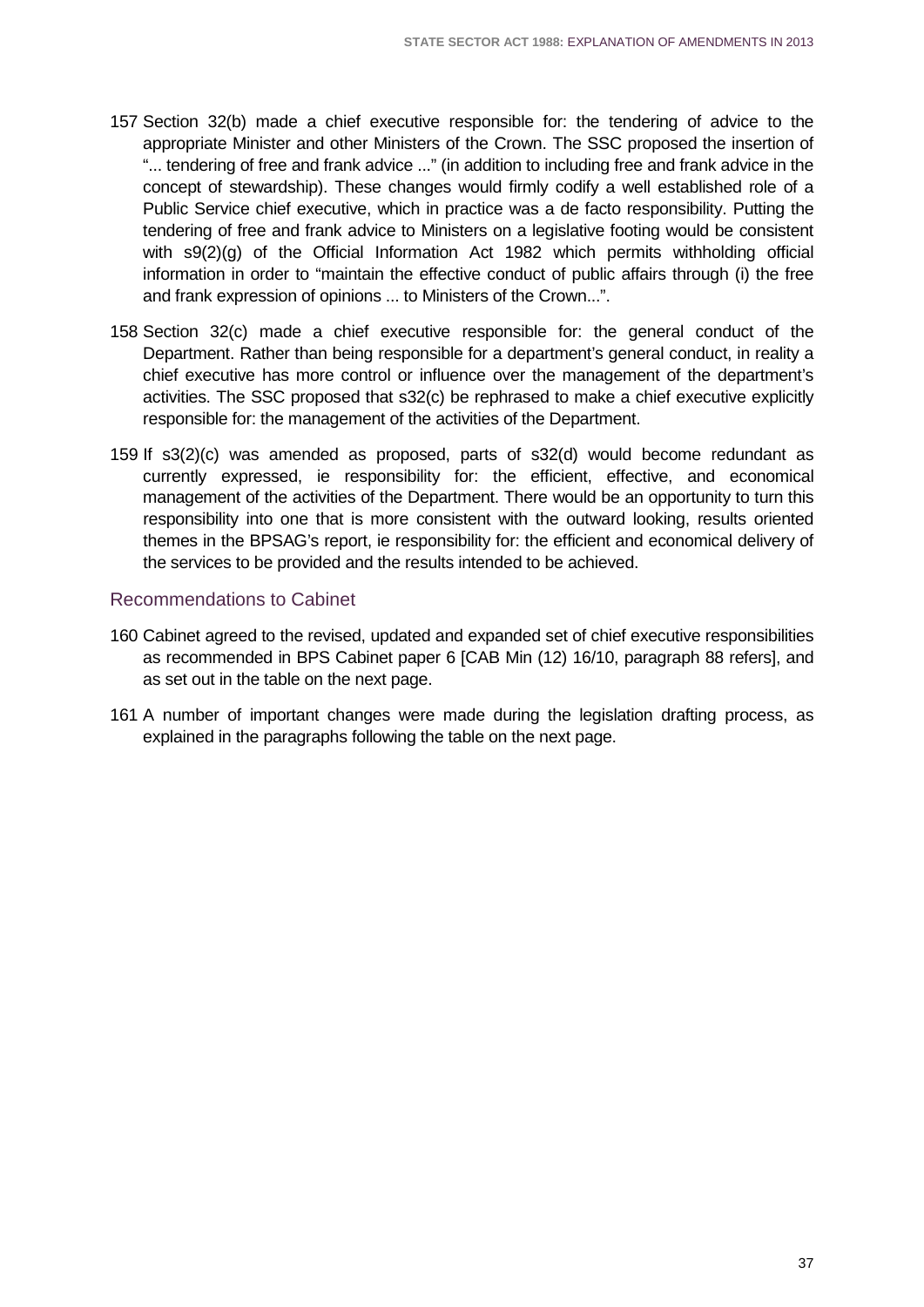157 Section 32(b) made a chief executive responsible for: the tendering of advice to the appropriate Minister and other Ministers of the Crown. The SSC proposed the insertion of "... tendering of free and frank advice ..." (in addition to including free and frank advice in the concept of stewardship). These changes would firmly codify a well established role of a Public Service chief executive, which in practice was a de facto responsibility. Putting the tendering of free and frank advice to Ministers on a legislative footing would be consistent with s9(2)(g) of the Official Information Act 1982 which permits withholding official information in order to "maintain the effective conduct of public affairs through (i) the free and frank expression of opinions ... to Ministers of the Crown...".

158 Section 32(c) made a chief executive responsible for: the general conduct of the Department. Rather than being responsible for a department's general conduct, in reality a chief executive has more control or influence over the management of the department's activities. The SSC proposed that s32(c) be rephrased to make a chief executive explicitly responsible for: the management of the activities of the Department.

159 If s3(2)(c) was amended as proposed, parts of s32(d) would become redundant as currently expressed, ie responsibility for: the efficient, effective, and economical management of the activities of the Department. There would be an opportunity to turn this responsibility into one that is more consistent with the outward looking, results oriented themes in the BPSAG's report, ie responsibility for: the efficient and economical delivery of the services to be provided and the results intended to be achieved.

## Recommendations to Cabinet

160 Cabinet agreed to the revised, updated and expanded set of chief executive responsibilities as recommended in BPS Cabinet paper 6 [CAB Min (12) 16/10, paragraph 88 refers], and as set out in the table on the next page.

161 A number of important changes were made during the legislation drafting process, as explained in the paragraphs following the table on the next page.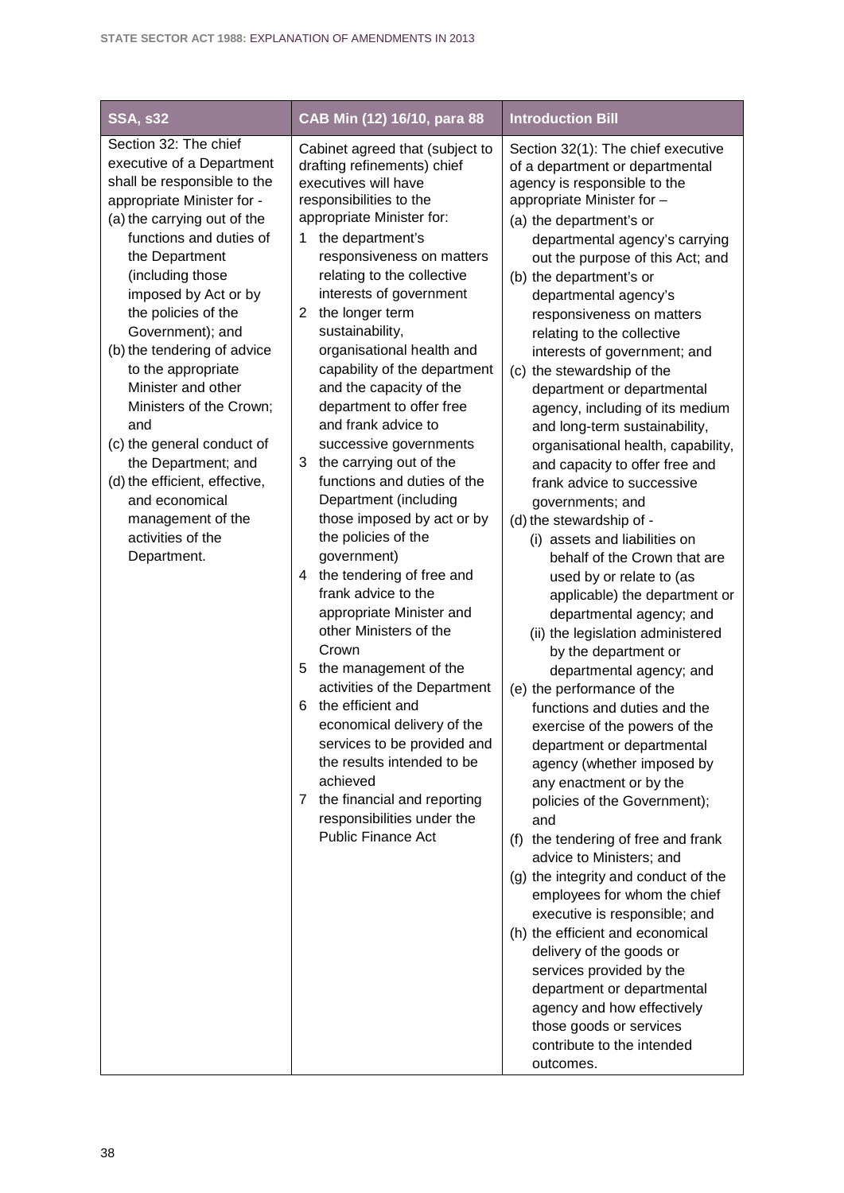| SSA, s32 | CAB Min (12) 16/10, para 88 | Introduction Bill |
|---|---|---|
| Section 32: The chief executive of a Department shall be responsible to the appropriate Minister for - <br>(a) the carrying out of the functions and duties of the Department (including those imposed by Act or by the policies of the Government); and <br>(b) the tendering of advice to the appropriate Minister and other Ministers of the Crown; and <br>(c) the general conduct of the Department; and <br>(d) the efficient, effective, and economical management of the activities of the Department. | Cabinet agreed that (subject to drafting refinements) chief executives will have responsibilities to the appropriate Minister for: <br>1 the department's responsiveness on matters relating to the collective interests of government <br>2 the longer term sustainability, organisational health and capability of the department and the capacity of the department to offer free and frank advice to successive governments <br>3 the carrying out of the functions and duties of the Department (including those imposed by act or by the policies of the government) <br>4 the tendering of free and frank advice to the appropriate Minister and other Ministers of the Crown <br>5 the management of the activities of the Department <br>6 the efficient and economical delivery of the services to be provided and the results intended to be achieved <br>7 the financial and reporting responsibilities under the Public Finance Act | Section 32(1): The chief executive of a department or departmental agency is responsible to the appropriate Minister for – <br>(a) the department's or departmental agency's carrying out the purpose of this Act; and <br>(b) the department's or departmental agency's responsiveness on matters relating to the collective interests of government; and <br>(c) the stewardship of the department or departmental agency, including of its medium and long-term sustainability, organisational health, capability, and capacity to offer free and frank advice to successive governments; and <br>(d) the stewardship of - <br>(i) assets and liabilities on behalf of the Crown that are used by or relate to (as applicable) the department or departmental agency; and <br>(ii) the legislation administered by the department or departmental agency; and <br>(e) the performance of the functions and duties and the exercise of the powers of the department or departmental agency (whether imposed by any enactment or by the policies of the Government); and <br>(f) the tendering of free and frank advice to Ministers; and <br>(g) the integrity and conduct of the employees for whom the chief executive is responsible; and <br>(h) the efficient and economical delivery of the goods or services provided by the department or departmental agency and how effectively those goods or services contribute to the intended outcomes. |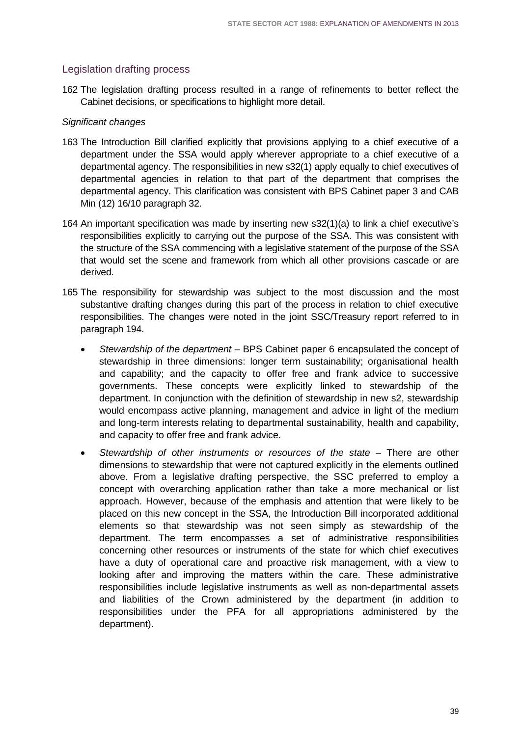## Legislation drafting process

162 The legislation drafting process resulted in a range of refinements to better reflect the Cabinet decisions, or specifications to highlight more detail.

*Significant changes*

163 The Introduction Bill clarified explicitly that provisions applying to a chief executive of a department under the SSA would apply wherever appropriate to a chief executive of a departmental agency. The responsibilities in new s32(1) apply equally to chief executives of departmental agencies in relation to that part of the department that comprises the departmental agency. This clarification was consistent with BPS Cabinet paper 3 and CAB Min (12) 16/10 paragraph 32.

164 An important specification was made by inserting new s32(1)(a) to link a chief executive's responsibilities explicitly to carrying out the purpose of the SSA. This was consistent with the structure of the SSA commencing with a legislative statement of the purpose of the SSA that would set the scene and framework from which all other provisions cascade or are derived.

165 The responsibility for stewardship was subject to the most discussion and the most substantive drafting changes during this part of the process in relation to chief executive responsibilities. The changes were noted in the joint SSC/Treasury report referred to in paragraph 194.

- *Stewardship of the department* – BPS Cabinet paper 6 encapsulated the concept of stewardship in three dimensions: longer term sustainability; organisational health and capability; and the capacity to offer free and frank advice to successive governments. These concepts were explicitly linked to stewardship of the department. In conjunction with the definition of stewardship in new s2, stewardship would encompass active planning, management and advice in light of the medium and long-term interests relating to departmental sustainability, health and capability, and capacity to offer free and frank advice.
- *Stewardship of other instruments or resources of the state* – There are other dimensions to stewardship that were not captured explicitly in the elements outlined above. From a legislative drafting perspective, the SSC preferred to employ a concept with overarching application rather than take a more mechanical or list approach. However, because of the emphasis and attention that were likely to be placed on this new concept in the SSA, the Introduction Bill incorporated additional elements so that stewardship was not seen simply as stewardship of the department. The term encompasses a set of administrative responsibilities concerning other resources or instruments of the state for which chief executives have a duty of operational care and proactive risk management, with a view to looking after and improving the matters within the care. These administrative responsibilities include legislative instruments as well as non-departmental assets and liabilities of the Crown administered by the department (in addition to responsibilities under the PFA for all appropriations administered by the department).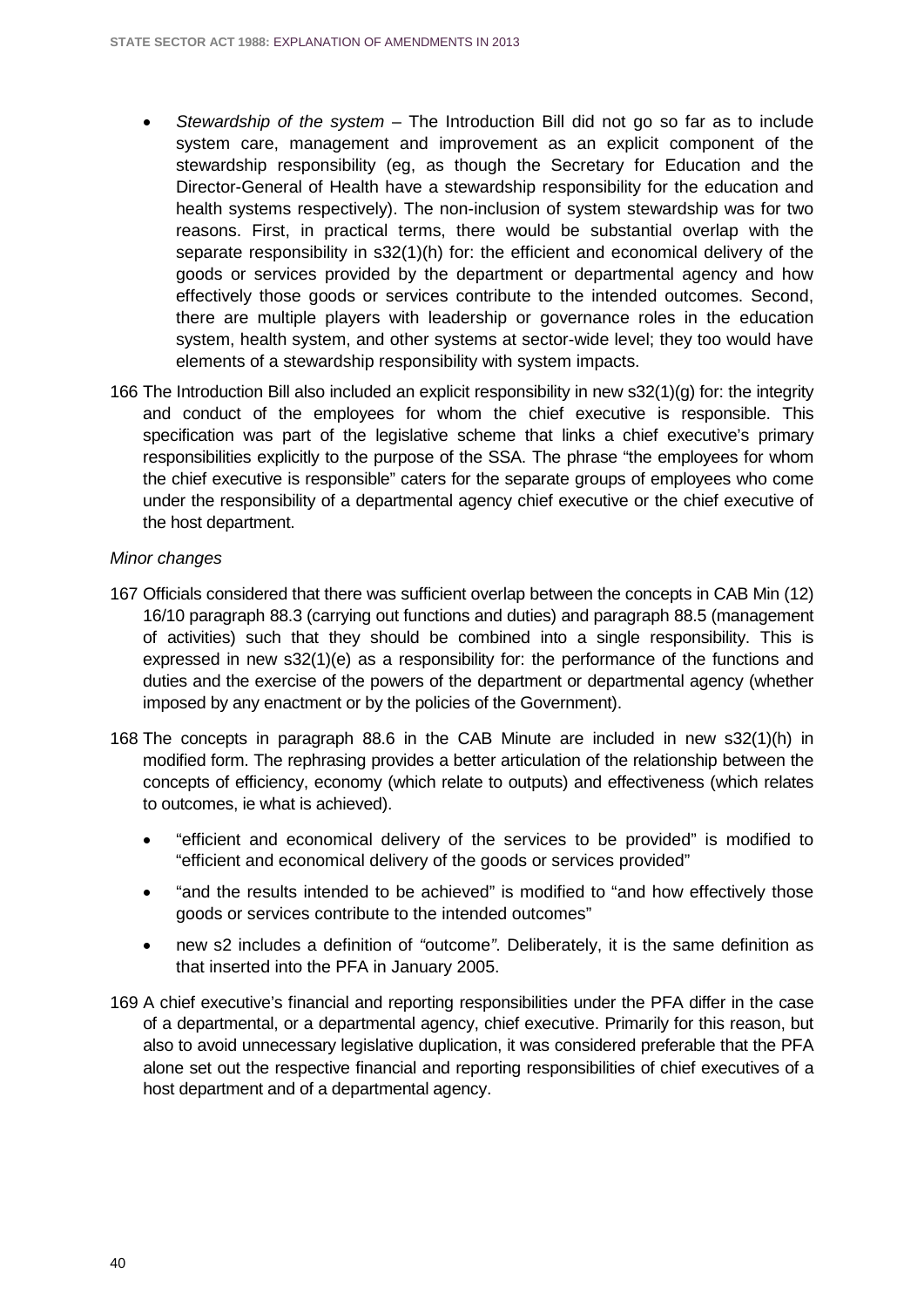- *Stewardship of the system* – The Introduction Bill did not go so far as to include system care, management and improvement as an explicit component of the stewardship responsibility (eg, as though the Secretary for Education and the Director-General of Health have a stewardship responsibility for the education and health systems respectively). The non-inclusion of system stewardship was for two reasons. First, in practical terms, there would be substantial overlap with the separate responsibility in s32(1)(h) for: the efficient and economical delivery of the goods or services provided by the department or departmental agency and how effectively those goods or services contribute to the intended outcomes. Second, there are multiple players with leadership or governance roles in the education system, health system, and other systems at sector-wide level; they too would have elements of a stewardship responsibility with system impacts.

166 The Introduction Bill also included an explicit responsibility in new s32(1)(g) for: the integrity and conduct of the employees for whom the chief executive is responsible. This specification was part of the legislative scheme that links a chief executive's primary responsibilities explicitly to the purpose of the SSA. The phrase "the employees for whom the chief executive is responsible" caters for the separate groups of employees who come under the responsibility of a departmental agency chief executive or the chief executive of the host department.

*Minor changes*

167 Officials considered that there was sufficient overlap between the concepts in CAB Min (12) 16/10 paragraph 88.3 (carrying out functions and duties) and paragraph 88.5 (management of activities) such that they should be combined into a single responsibility. This is expressed in new s32(1)(e) as a responsibility for: the performance of the functions and duties and the exercise of the powers of the department or departmental agency (whether imposed by any enactment or by the policies of the Government).

168 The concepts in paragraph 88.6 in the CAB Minute are included in new s32(1)(h) in modified form. The rephrasing provides a better articulation of the relationship between the concepts of efficiency, economy (which relate to outputs) and effectiveness (which relates to outcomes, ie what is achieved).

- "efficient and economical delivery of the services to be provided" is modified to "efficient and economical delivery of the goods or services provided"
- "and the results intended to be achieved" is modified to "and how effectively those goods or services contribute to the intended outcomes"
- new s2 includes a definition of "outcome". Deliberately, it is the same definition as that inserted into the PFA in January 2005.

169 A chief executive's financial and reporting responsibilities under the PFA differ in the case of a departmental, or a departmental agency, chief executive. Primarily for this reason, but also to avoid unnecessary legislative duplication, it was considered preferable that the PFA alone set out the respective financial and reporting responsibilities of chief executives of a host department and of a departmental agency.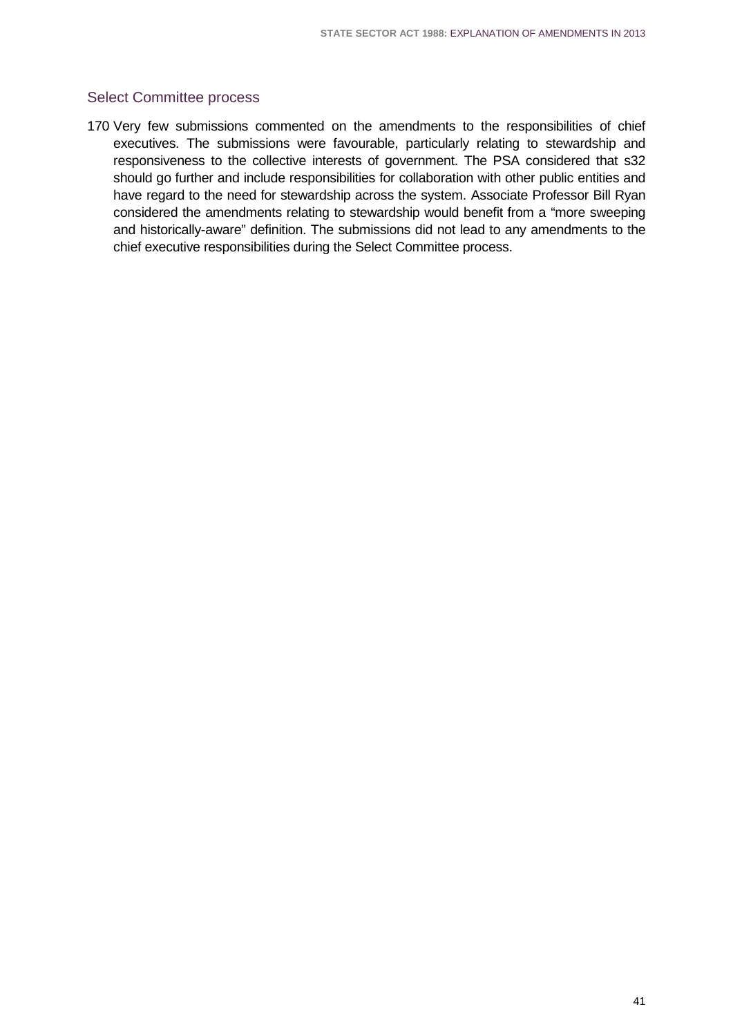## Select Committee process

170 Very few submissions commented on the amendments to the responsibilities of chief executives. The submissions were favourable, particularly relating to stewardship and responsiveness to the collective interests of government. The PSA considered that s32 should go further and include responsibilities for collaboration with other public entities and have regard to the need for stewardship across the system. Associate Professor Bill Ryan considered the amendments relating to stewardship would benefit from a "more sweeping and historically-aware" definition. The submissions did not lead to any amendments to the chief executive responsibilities during the Select Committee process.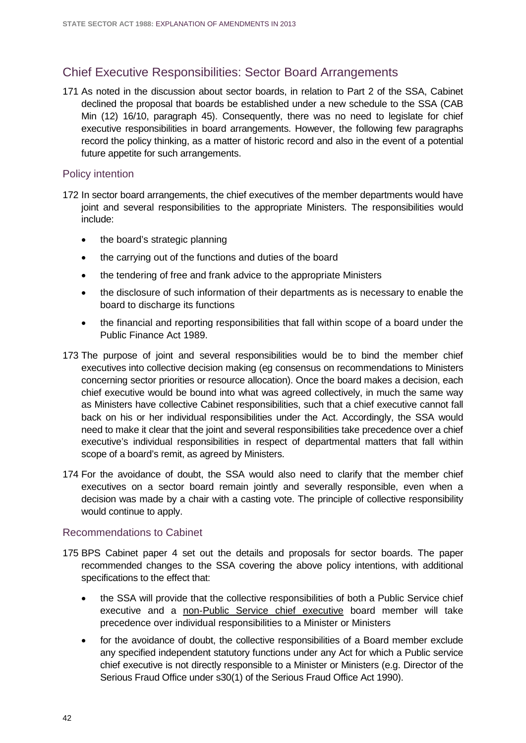## Chief Executive Responsibilities: Sector Board Arrangements

171 As noted in the discussion about sector boards, in relation to Part 2 of the SSA, Cabinet declined the proposal that boards be established under a new schedule to the SSA (CAB Min (12) 16/10, paragraph 45). Consequently, there was no need to legislate for chief executive responsibilities in board arrangements. However, the following few paragraphs record the policy thinking, as a matter of historic record and also in the event of a potential future appetite for such arrangements.

### Policy intention

172 In sector board arrangements, the chief executives of the member departments would have joint and several responsibilities to the appropriate Ministers. The responsibilities would include:

- the board's strategic planning
- the carrying out of the functions and duties of the board
- the tendering of free and frank advice to the appropriate Ministers
- the disclosure of such information of their departments as is necessary to enable the board to discharge its functions
- the financial and reporting responsibilities that fall within scope of a board under the Public Finance Act 1989.

173 The purpose of joint and several responsibilities would be to bind the member chief executives into collective decision making (eg consensus on recommendations to Ministers concerning sector priorities or resource allocation). Once the board makes a decision, each chief executive would be bound into what was agreed collectively, in much the same way as Ministers have collective Cabinet responsibilities, such that a chief executive cannot fall back on his or her individual responsibilities under the Act. Accordingly, the SSA would need to make it clear that the joint and several responsibilities take precedence over a chief executive's individual responsibilities in respect of departmental matters that fall within scope of a board's remit, as agreed by Ministers.

174 For the avoidance of doubt, the SSA would also need to clarify that the member chief executives on a sector board remain jointly and severally responsible, even when a decision was made by a chair with a casting vote. The principle of collective responsibility would continue to apply.

### Recommendations to Cabinet

175 BPS Cabinet paper 4 set out the details and proposals for sector boards. The paper recommended changes to the SSA covering the above policy intentions, with additional specifications to the effect that:

- the SSA will provide that the collective responsibilities of both a Public Service chief executive and a non-Public Service chief executive board member will take precedence over individual responsibilities to a Minister or Ministers
- for the avoidance of doubt, the collective responsibilities of a Board member exclude any specified independent statutory functions under any Act for which a Public service chief executive is not directly responsible to a Minister or Ministers (e.g. Director of the Serious Fraud Office under s30(1) of the Serious Fraud Office Act 1990).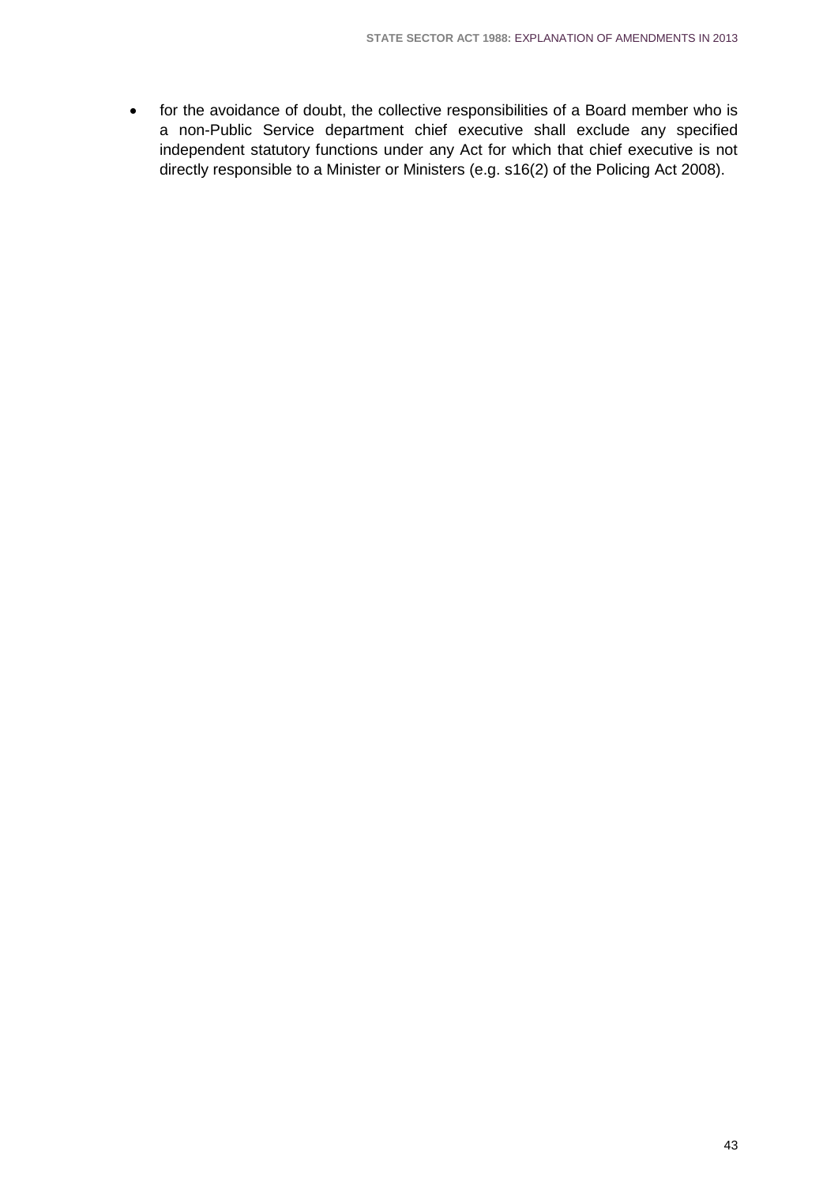- for the avoidance of doubt, the collective responsibilities of a Board member who is a non-Public Service department chief executive shall exclude any specified independent statutory functions under any Act for which that chief executive is not directly responsible to a Minister or Ministers (e.g. s16(2) of the Policing Act 2008).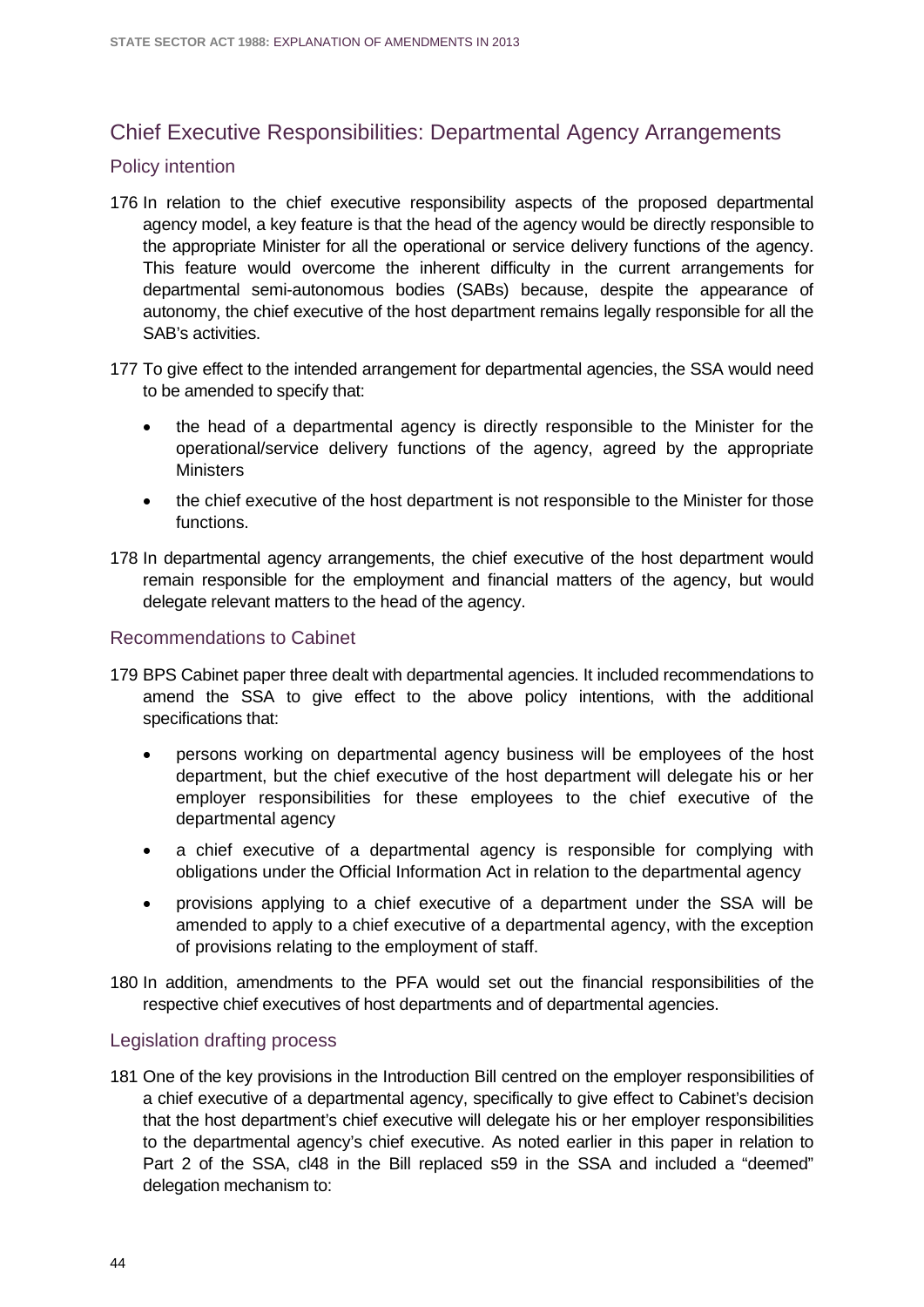## Chief Executive Responsibilities: Departmental Agency Arrangements

### Policy intention

176 In relation to the chief executive responsibility aspects of the proposed departmental agency model, a key feature is that the head of the agency would be directly responsible to the appropriate Minister for all the operational or service delivery functions of the agency. This feature would overcome the inherent difficulty in the current arrangements for departmental semi-autonomous bodies (SABs) because, despite the appearance of autonomy, the chief executive of the host department remains legally responsible for all the SAB's activities.

177 To give effect to the intended arrangement for departmental agencies, the SSA would need to be amended to specify that:

- the head of a departmental agency is directly responsible to the Minister for the operational/service delivery functions of the agency, agreed by the appropriate Ministers
- the chief executive of the host department is not responsible to the Minister for those functions.

178 In departmental agency arrangements, the chief executive of the host department would remain responsible for the employment and financial matters of the agency, but would delegate relevant matters to the head of the agency.

### Recommendations to Cabinet

179 BPS Cabinet paper three dealt with departmental agencies. It included recommendations to amend the SSA to give effect to the above policy intentions, with the additional specifications that:

- persons working on departmental agency business will be employees of the host department, but the chief executive of the host department will delegate his or her employer responsibilities for these employees to the chief executive of the departmental agency
- a chief executive of a departmental agency is responsible for complying with obligations under the Official Information Act in relation to the departmental agency
- provisions applying to a chief executive of a department under the SSA will be amended to apply to a chief executive of a departmental agency, with the exception of provisions relating to the employment of staff.

180 In addition, amendments to the PFA would set out the financial responsibilities of the respective chief executives of host departments and of departmental agencies.

### Legislation drafting process

181 One of the key provisions in the Introduction Bill centred on the employer responsibilities of a chief executive of a departmental agency, specifically to give effect to Cabinet's decision that the host department's chief executive will delegate his or her employer responsibilities to the departmental agency's chief executive. As noted earlier in this paper in relation to Part 2 of the SSA, cl48 in the Bill replaced s59 in the SSA and included a "deemed" delegation mechanism to: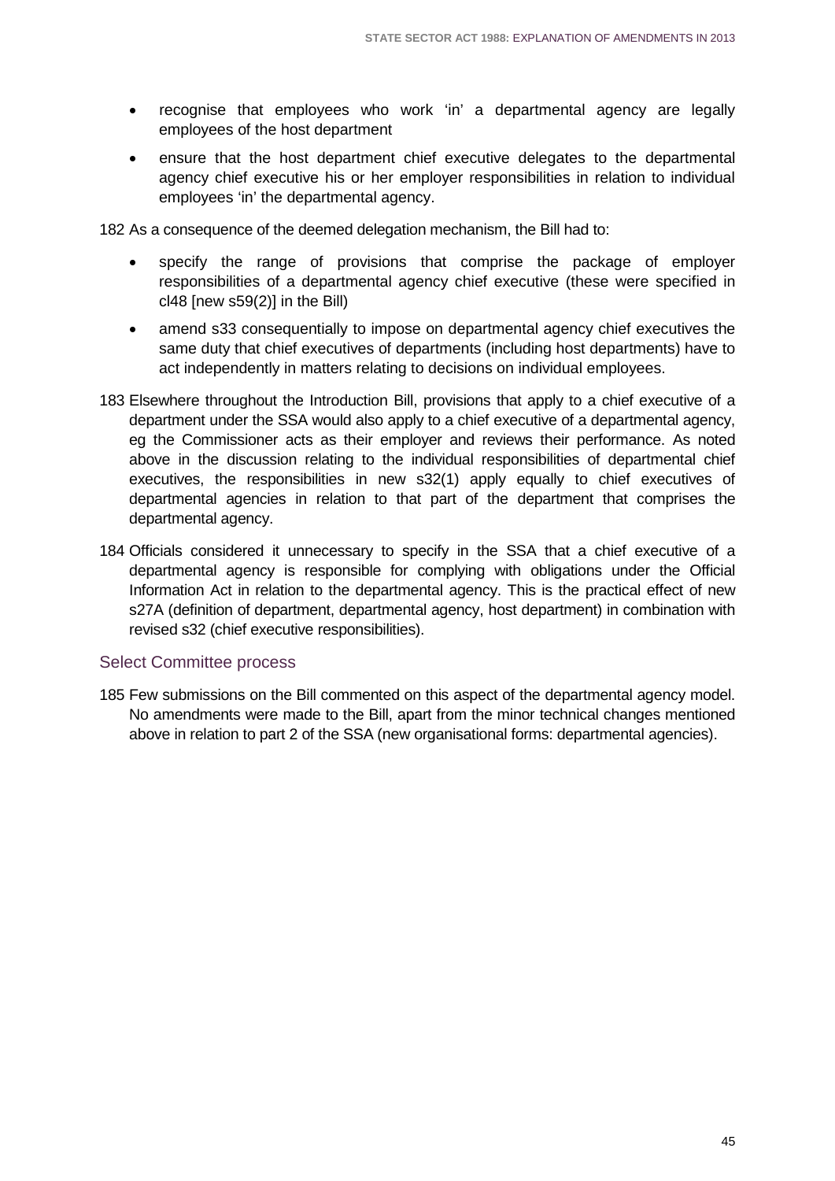- recognise that employees who work 'in' a departmental agency are legally employees of the host department
- ensure that the host department chief executive delegates to the departmental agency chief executive his or her employer responsibilities in relation to individual employees 'in' the departmental agency.

182 As a consequence of the deemed delegation mechanism, the Bill had to:

- specify the range of provisions that comprise the package of employer responsibilities of a departmental agency chief executive (these were specified in cl48 [new s59(2)] in the Bill)
- amend s33 consequentially to impose on departmental agency chief executives the same duty that chief executives of departments (including host departments) have to act independently in matters relating to decisions on individual employees.

183 Elsewhere throughout the Introduction Bill, provisions that apply to a chief executive of a department under the SSA would also apply to a chief executive of a departmental agency, eg the Commissioner acts as their employer and reviews their performance. As noted above in the discussion relating to the individual responsibilities of departmental chief executives, the responsibilities in new s32(1) apply equally to chief executives of departmental agencies in relation to that part of the department that comprises the departmental agency.

184 Officials considered it unnecessary to specify in the SSA that a chief executive of a departmental agency is responsible for complying with obligations under the Official Information Act in relation to the departmental agency. This is the practical effect of new s27A (definition of department, departmental agency, host department) in combination with revised s32 (chief executive responsibilities).

### Select Committee process

185 Few submissions on the Bill commented on this aspect of the departmental agency model. No amendments were made to the Bill, apart from the minor technical changes mentioned above in relation to part 2 of the SSA (new organisational forms: departmental agencies).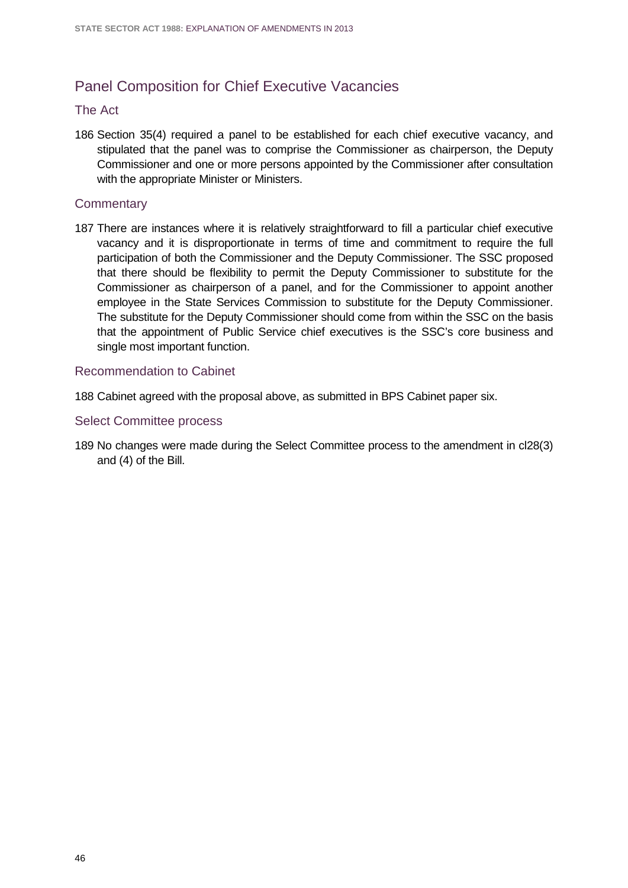## Panel Composition for Chief Executive Vacancies

### The Act

186 Section 35(4) required a panel to be established for each chief executive vacancy, and stipulated that the panel was to comprise the Commissioner as chairperson, the Deputy Commissioner and one or more persons appointed by the Commissioner after consultation with the appropriate Minister or Ministers.

### Commentary

187 There are instances where it is relatively straightforward to fill a particular chief executive vacancy and it is disproportionate in terms of time and commitment to require the full participation of both the Commissioner and the Deputy Commissioner. The SSC proposed that there should be flexibility to permit the Deputy Commissioner to substitute for the Commissioner as chairperson of a panel, and for the Commissioner to appoint another employee in the State Services Commission to substitute for the Deputy Commissioner. The substitute for the Deputy Commissioner should come from within the SSC on the basis that the appointment of Public Service chief executives is the SSC's core business and single most important function.

### Recommendation to Cabinet

188 Cabinet agreed with the proposal above, as submitted in BPS Cabinet paper six.

### Select Committee process

189 No changes were made during the Select Committee process to the amendment in cl28(3) and (4) of the Bill.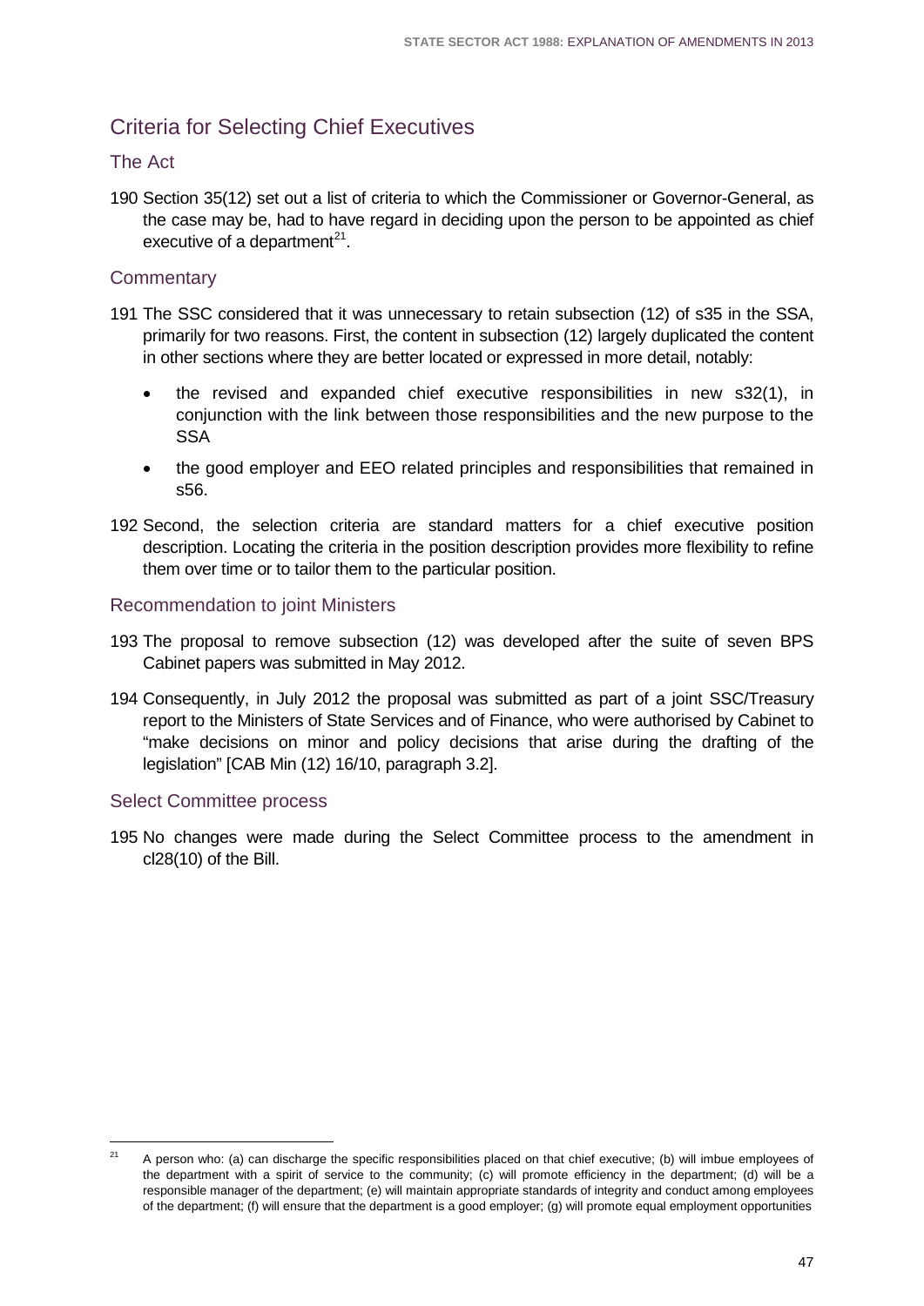## Criteria for Selecting Chief Executives

### The Act

190 Section 35(12) set out a list of criteria to which the Commissioner or Governor-General, as the case may be, had to have regard in deciding upon the person to be appointed as chief executive of a department[21].

### Commentary

191 The SSC considered that it was unnecessary to retain subsection (12) of s35 in the SSA, primarily for two reasons. First, the content in subsection (12) largely duplicated the content in other sections where they are better located or expressed in more detail, notably:

- the revised and expanded chief executive responsibilities in new s32(1), in conjunction with the link between those responsibilities and the new purpose to the SSA
- the good employer and EEO related principles and responsibilities that remained in s56.

192 Second, the selection criteria are standard matters for a chief executive position description. Locating the criteria in the position description provides more flexibility to refine them over time or to tailor them to the particular position.

### Recommendation to joint Ministers

193 The proposal to remove subsection (12) was developed after the suite of seven BPS Cabinet papers was submitted in May 2012.

194 Consequently, in July 2012 the proposal was submitted as part of a joint SSC/Treasury report to the Ministers of State Services and of Finance, who were authorised by Cabinet to "make decisions on minor and policy decisions that arise during the drafting of the legislation" [CAB Min (12) 16/10, paragraph 3.2].

### Select Committee process

195 No changes were made during the Select Committee process to the amendment in cl28(10) of the Bill.

---

[21] A person who: (a) can discharge the specific responsibilities placed on that chief executive; (b) will imbue employees of the department with a spirit of service to the community; (c) will promote efficiency in the department; (d) will be a responsible manager of the department; (e) will maintain appropriate standards of integrity and conduct among employees of the department; (f) will ensure that the department is a good employer; (g) will promote equal employment opportunities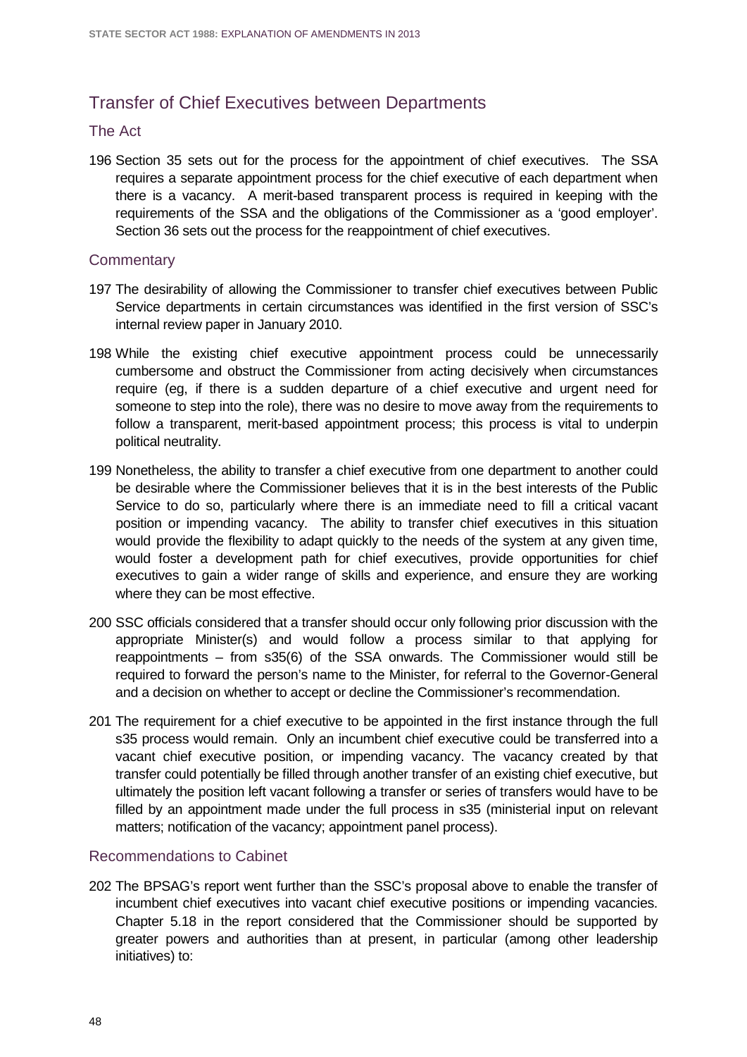## Transfer of Chief Executives between Departments

### The Act

196 Section 35 sets out for the process for the appointment of chief executives. The SSA requires a separate appointment process for the chief executive of each department when there is a vacancy. A merit-based transparent process is required in keeping with the requirements of the SSA and the obligations of the Commissioner as a 'good employer'. Section 36 sets out the process for the reappointment of chief executives.

### Commentary

197 The desirability of allowing the Commissioner to transfer chief executives between Public Service departments in certain circumstances was identified in the first version of SSC's internal review paper in January 2010.

198 While the existing chief executive appointment process could be unnecessarily cumbersome and obstruct the Commissioner from acting decisively when circumstances require (eg, if there is a sudden departure of a chief executive and urgent need for someone to step into the role), there was no desire to move away from the requirements to follow a transparent, merit-based appointment process; this process is vital to underpin political neutrality.

199 Nonetheless, the ability to transfer a chief executive from one department to another could be desirable where the Commissioner believes that it is in the best interests of the Public Service to do so, particularly where there is an immediate need to fill a critical vacant position or impending vacancy. The ability to transfer chief executives in this situation would provide the flexibility to adapt quickly to the needs of the system at any given time, would foster a development path for chief executives, provide opportunities for chief executives to gain a wider range of skills and experience, and ensure they are working where they can be most effective.

200 SSC officials considered that a transfer should occur only following prior discussion with the appropriate Minister(s) and would follow a process similar to that applying for reappointments – from s35(6) of the SSA onwards. The Commissioner would still be required to forward the person's name to the Minister, for referral to the Governor-General and a decision on whether to accept or decline the Commissioner's recommendation.

201 The requirement for a chief executive to be appointed in the first instance through the full s35 process would remain. Only an incumbent chief executive could be transferred into a vacant chief executive position, or impending vacancy. The vacancy created by that transfer could potentially be filled through another transfer of an existing chief executive, but ultimately the position left vacant following a transfer or series of transfers would have to be filled by an appointment made under the full process in s35 (ministerial input on relevant matters; notification of the vacancy; appointment panel process).

### Recommendations to Cabinet

202 The BPSAG's report went further than the SSC's proposal above to enable the transfer of incumbent chief executives into vacant chief executive positions or impending vacancies. Chapter 5.18 in the report considered that the Commissioner should be supported by greater powers and authorities than at present, in particular (among other leadership initiatives) to: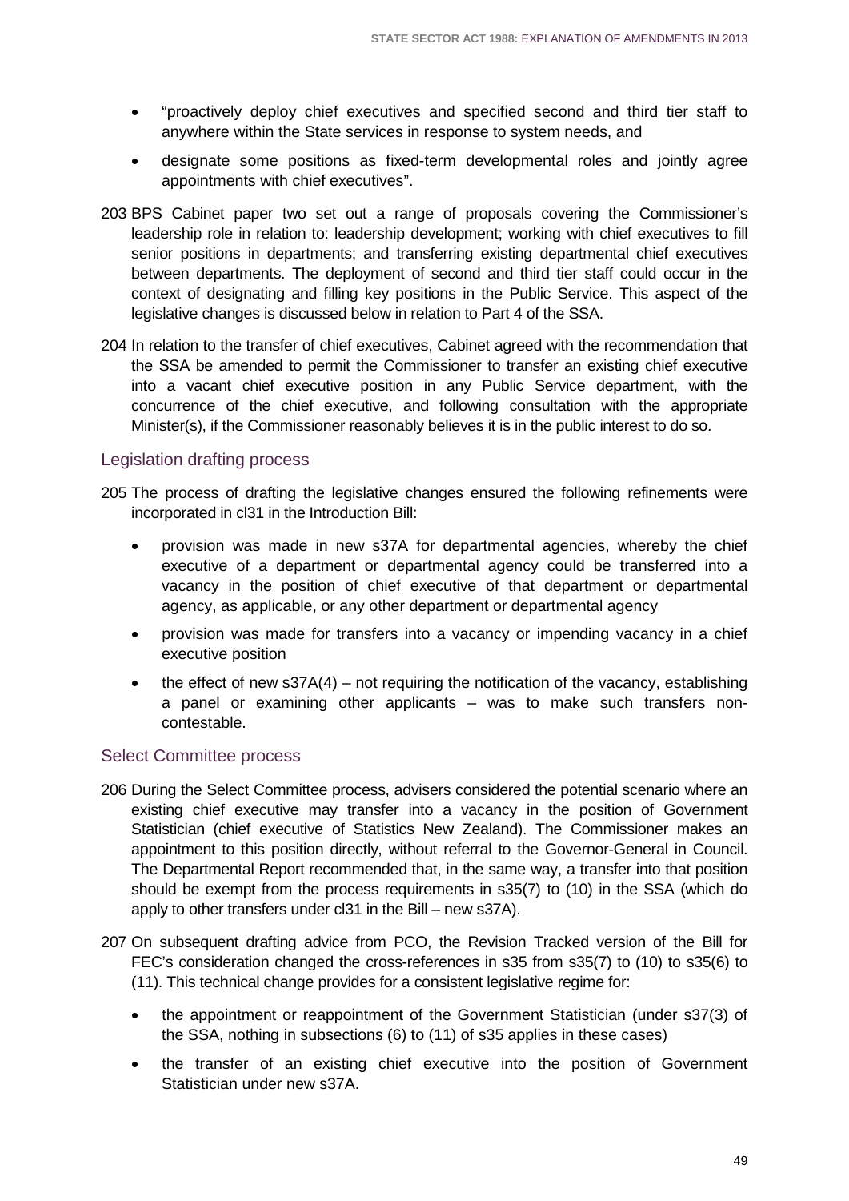- "proactively deploy chief executives and specified second and third tier staff to anywhere within the State services in response to system needs, and
- designate some positions as fixed-term developmental roles and jointly agree appointments with chief executives".

203 BPS Cabinet paper two set out a range of proposals covering the Commissioner's leadership role in relation to: leadership development; working with chief executives to fill senior positions in departments; and transferring existing departmental chief executives between departments. The deployment of second and third tier staff could occur in the context of designating and filling key positions in the Public Service. This aspect of the legislative changes is discussed below in relation to Part 4 of the SSA.

204 In relation to the transfer of chief executives, Cabinet agreed with the recommendation that the SSA be amended to permit the Commissioner to transfer an existing chief executive into a vacant chief executive position in any Public Service department, with the concurrence of the chief executive, and following consultation with the appropriate Minister(s), if the Commissioner reasonably believes it is in the public interest to do so.

## Legislation drafting process

205 The process of drafting the legislative changes ensured the following refinements were incorporated in cl31 in the Introduction Bill:

- provision was made in new s37A for departmental agencies, whereby the chief executive of a department or departmental agency could be transferred into a vacancy in the position of chief executive of that department or departmental agency, as applicable, or any other department or departmental agency
- provision was made for transfers into a vacancy or impending vacancy in a chief executive position
- the effect of new s37A(4) – not requiring the notification of the vacancy, establishing a panel or examining other applicants – was to make such transfers non-contestable.

## Select Committee process

206 During the Select Committee process, advisers considered the potential scenario where an existing chief executive may transfer into a vacancy in the position of Government Statistician (chief executive of Statistics New Zealand). The Commissioner makes an appointment to this position directly, without referral to the Governor-General in Council. The Departmental Report recommended that, in the same way, a transfer into that position should be exempt from the process requirements in s35(7) to (10) in the SSA (which do apply to other transfers under cl31 in the Bill – new s37A).

207 On subsequent drafting advice from PCO, the Revision Tracked version of the Bill for FEC's consideration changed the cross-references in s35 from s35(7) to (10) to s35(6) to (11). This technical change provides for a consistent legislative regime for:

- the appointment or reappointment of the Government Statistician (under s37(3) of the SSA, nothing in subsections (6) to (11) of s35 applies in these cases)
- the transfer of an existing chief executive into the position of Government Statistician under new s37A.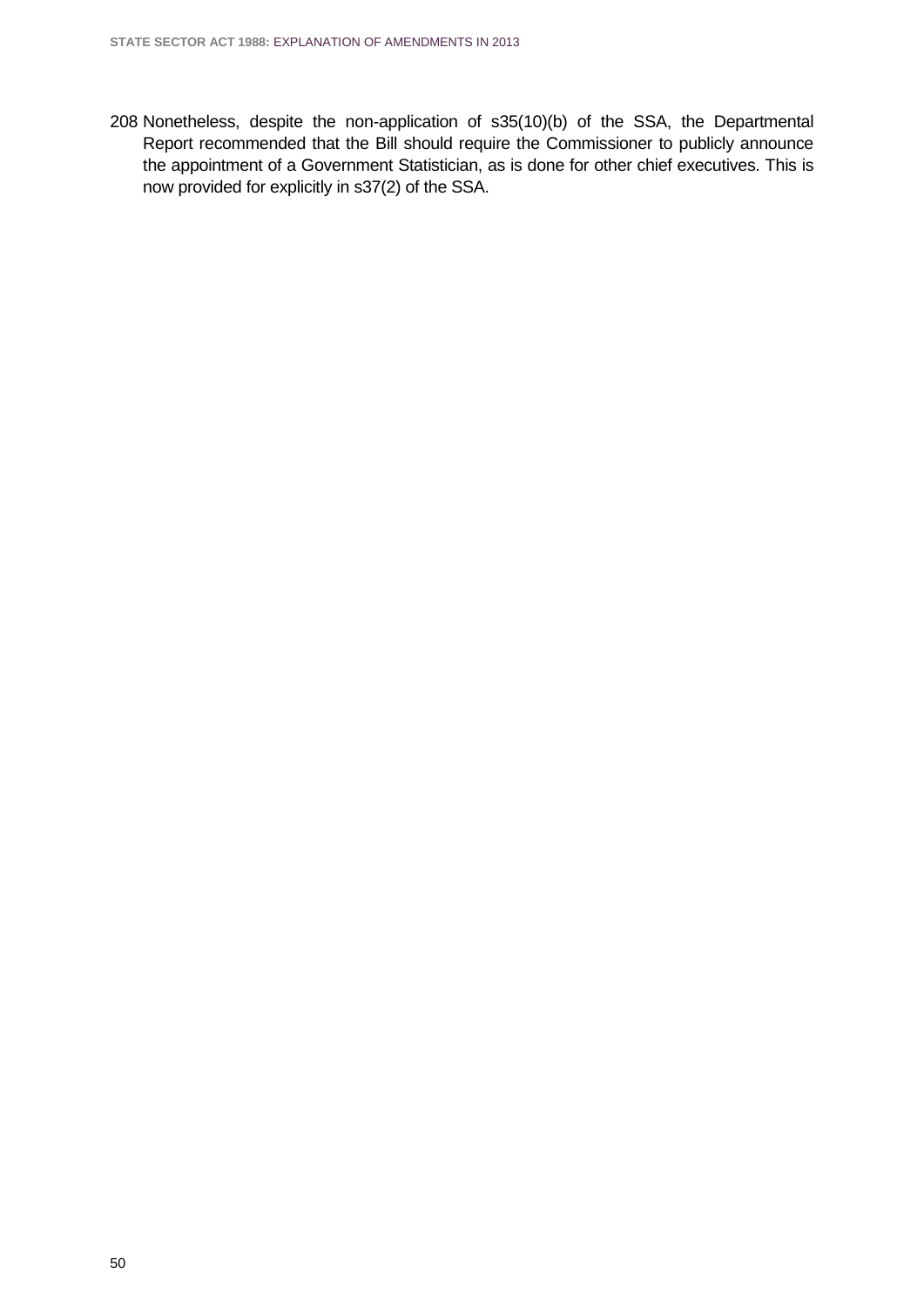208 Nonetheless, despite the non-application of s35(10)(b) of the SSA, the Departmental Report recommended that the Bill should require the Commissioner to publicly announce the appointment of a Government Statistician, as is done for other chief executives. This is now provided for explicitly in s37(2) of the SSA.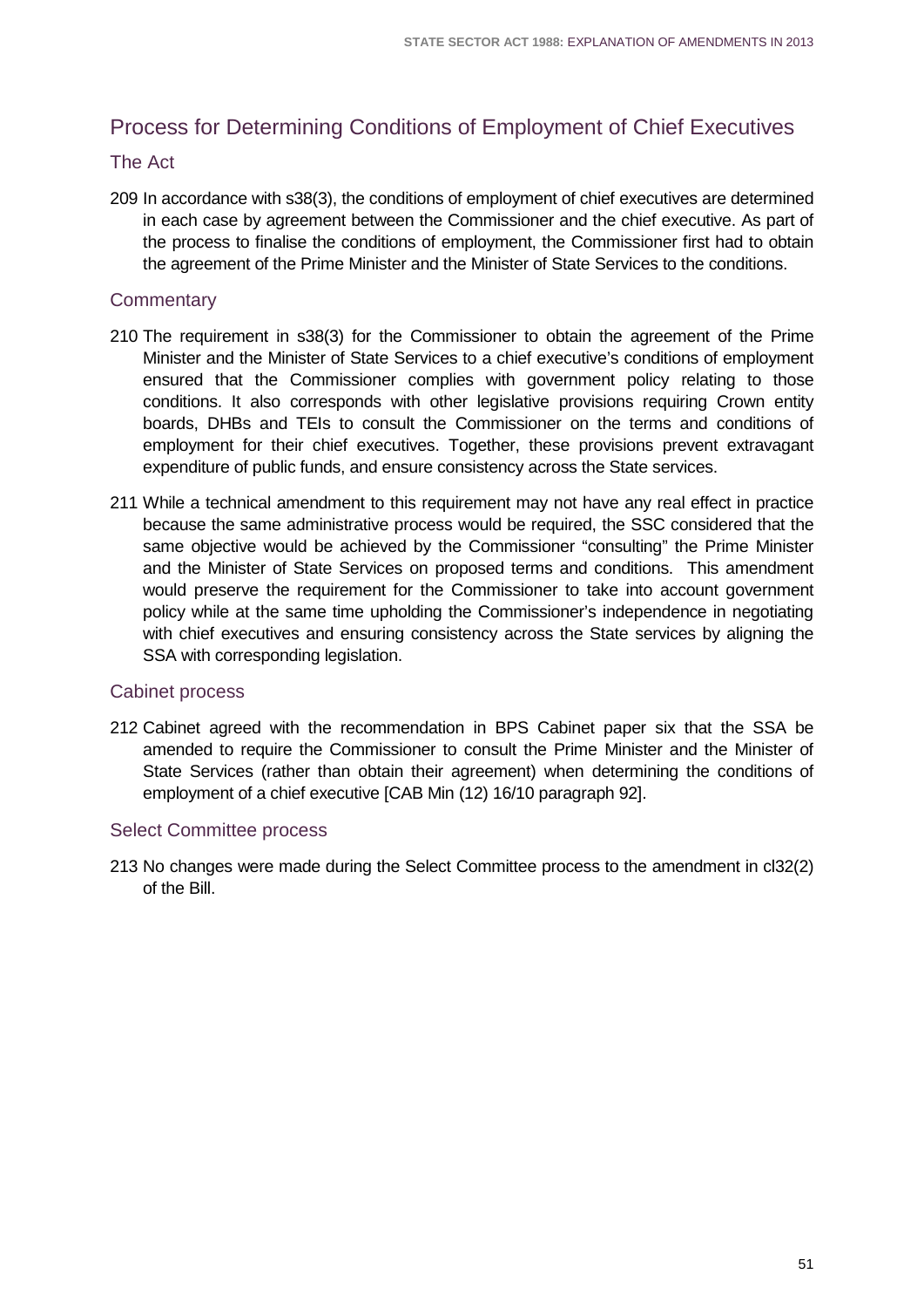## Process for Determining Conditions of Employment of Chief Executives

### The Act

209 In accordance with s38(3), the conditions of employment of chief executives are determined in each case by agreement between the Commissioner and the chief executive. As part of the process to finalise the conditions of employment, the Commissioner first had to obtain the agreement of the Prime Minister and the Minister of State Services to the conditions.

### Commentary

210 The requirement in s38(3) for the Commissioner to obtain the agreement of the Prime Minister and the Minister of State Services to a chief executive's conditions of employment ensured that the Commissioner complies with government policy relating to those conditions. It also corresponds with other legislative provisions requiring Crown entity boards, DHBs and TEIs to consult the Commissioner on the terms and conditions of employment for their chief executives. Together, these provisions prevent extravagant expenditure of public funds, and ensure consistency across the State services.

211 While a technical amendment to this requirement may not have any real effect in practice because the same administrative process would be required, the SSC considered that the same objective would be achieved by the Commissioner "consulting" the Prime Minister and the Minister of State Services on proposed terms and conditions. This amendment would preserve the requirement for the Commissioner to take into account government policy while at the same time upholding the Commissioner's independence in negotiating with chief executives and ensuring consistency across the State services by aligning the SSA with corresponding legislation.

### Cabinet process

212 Cabinet agreed with the recommendation in BPS Cabinet paper six that the SSA be amended to require the Commissioner to consult the Prime Minister and the Minister of State Services (rather than obtain their agreement) when determining the conditions of employment of a chief executive [CAB Min (12) 16/10 paragraph 92].

### Select Committee process

213 No changes were made during the Select Committee process to the amendment in cl32(2) of the Bill.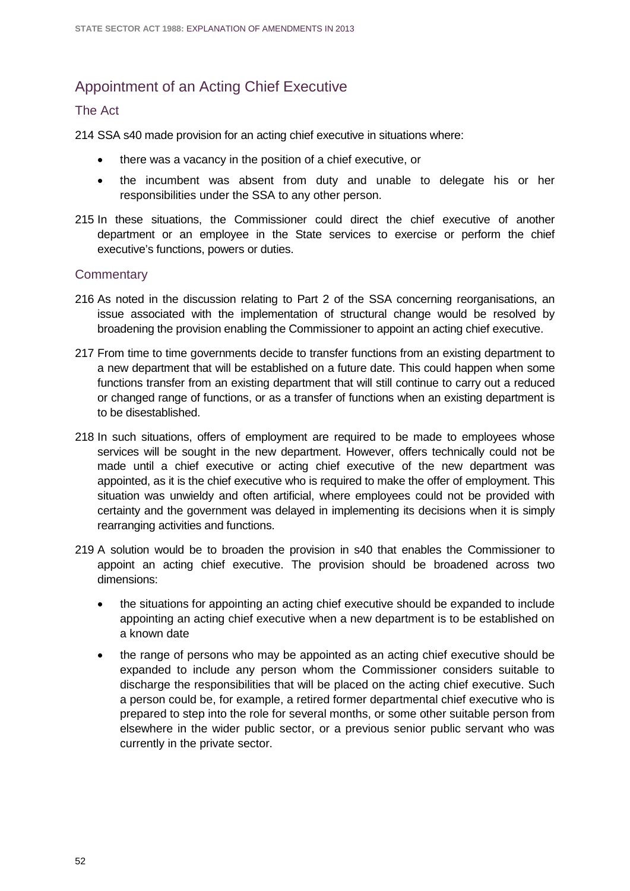## Appointment of an Acting Chief Executive

### The Act

214 SSA s40 made provision for an acting chief executive in situations where:

- there was a vacancy in the position of a chief executive, or
- the incumbent was absent from duty and unable to delegate his or her responsibilities under the SSA to any other person.

215 In these situations, the Commissioner could direct the chief executive of another department or an employee in the State services to exercise or perform the chief executive's functions, powers or duties.

### Commentary

216 As noted in the discussion relating to Part 2 of the SSA concerning reorganisations, an issue associated with the implementation of structural change would be resolved by broadening the provision enabling the Commissioner to appoint an acting chief executive.

217 From time to time governments decide to transfer functions from an existing department to a new department that will be established on a future date. This could happen when some functions transfer from an existing department that will still continue to carry out a reduced or changed range of functions, or as a transfer of functions when an existing department is to be disestablished.

218 In such situations, offers of employment are required to be made to employees whose services will be sought in the new department. However, offers technically could not be made until a chief executive or acting chief executive of the new department was appointed, as it is the chief executive who is required to make the offer of employment. This situation was unwieldy and often artificial, where employees could not be provided with certainty and the government was delayed in implementing its decisions when it is simply rearranging activities and functions.

219 A solution would be to broaden the provision in s40 that enables the Commissioner to appoint an acting chief executive. The provision should be broadened across two dimensions:

- the situations for appointing an acting chief executive should be expanded to include appointing an acting chief executive when a new department is to be established on a known date
- the range of persons who may be appointed as an acting chief executive should be expanded to include any person whom the Commissioner considers suitable to discharge the responsibilities that will be placed on the acting chief executive. Such a person could be, for example, a retired former departmental chief executive who is prepared to step into the role for several months, or some other suitable person from elsewhere in the wider public sector, or a previous senior public servant who was currently in the private sector.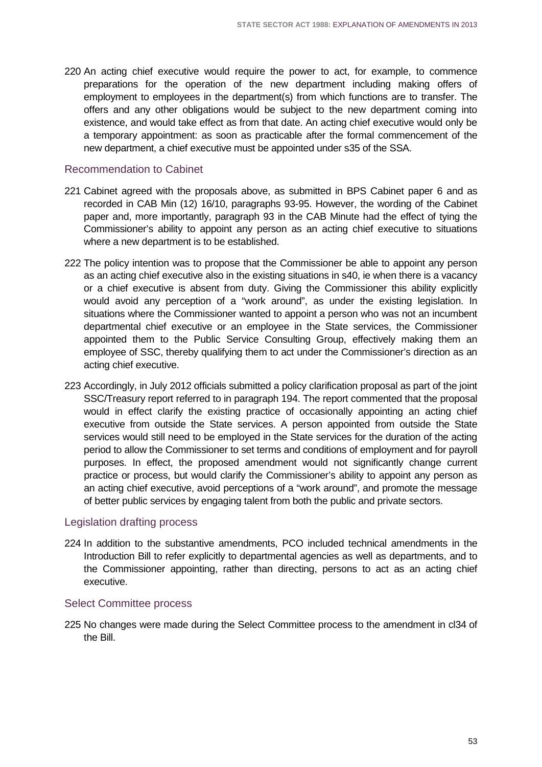220 An acting chief executive would require the power to act, for example, to commence preparations for the operation of the new department including making offers of employment to employees in the department(s) from which functions are to transfer. The offers and any other obligations would be subject to the new department coming into existence, and would take effect as from that date. An acting chief executive would only be a temporary appointment: as soon as practicable after the formal commencement of the new department, a chief executive must be appointed under s35 of the SSA.

## Recommendation to Cabinet

221 Cabinet agreed with the proposals above, as submitted in BPS Cabinet paper 6 and as recorded in CAB Min (12) 16/10, paragraphs 93-95. However, the wording of the Cabinet paper and, more importantly, paragraph 93 in the CAB Minute had the effect of tying the Commissioner's ability to appoint any person as an acting chief executive to situations where a new department is to be established.

222 The policy intention was to propose that the Commissioner be able to appoint any person as an acting chief executive also in the existing situations in s40, ie when there is a vacancy or a chief executive is absent from duty. Giving the Commissioner this ability explicitly would avoid any perception of a "work around", as under the existing legislation. In situations where the Commissioner wanted to appoint a person who was not an incumbent departmental chief executive or an employee in the State services, the Commissioner appointed them to the Public Service Consulting Group, effectively making them an employee of SSC, thereby qualifying them to act under the Commissioner's direction as an acting chief executive.

223 Accordingly, in July 2012 officials submitted a policy clarification proposal as part of the joint SSC/Treasury report referred to in paragraph 194. The report commented that the proposal would in effect clarify the existing practice of occasionally appointing an acting chief executive from outside the State services. A person appointed from outside the State services would still need to be employed in the State services for the duration of the acting period to allow the Commissioner to set terms and conditions of employment and for payroll purposes. In effect, the proposed amendment would not significantly change current practice or process, but would clarify the Commissioner's ability to appoint any person as an acting chief executive, avoid perceptions of a "work around", and promote the message of better public services by engaging talent from both the public and private sectors.

## Legislation drafting process

224 In addition to the substantive amendments, PCO included technical amendments in the Introduction Bill to refer explicitly to departmental agencies as well as departments, and to the Commissioner appointing, rather than directing, persons to act as an acting chief executive.

## Select Committee process

225 No changes were made during the Select Committee process to the amendment in cl34 of the Bill.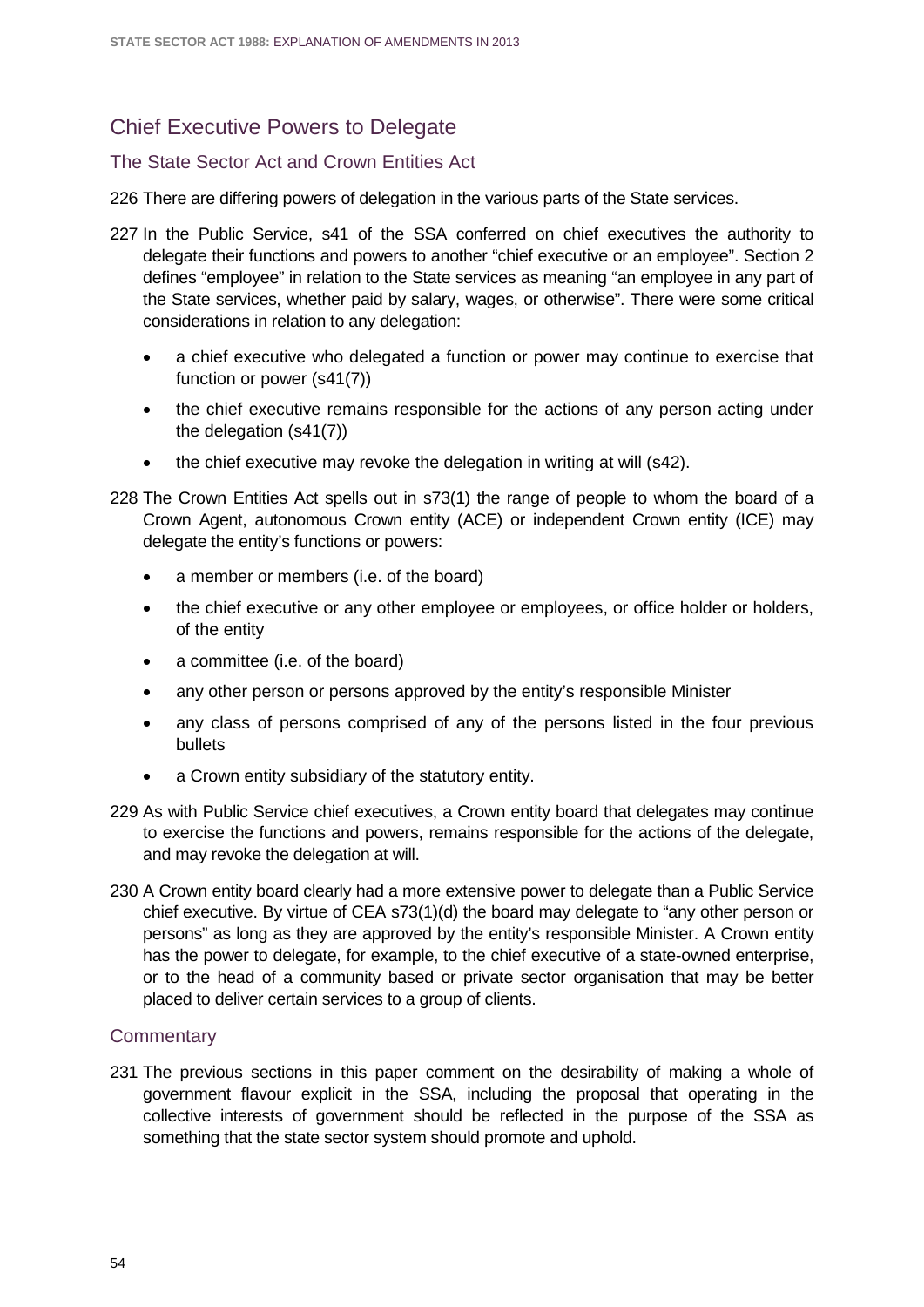## Chief Executive Powers to Delegate

### The State Sector Act and Crown Entities Act

226 There are differing powers of delegation in the various parts of the State services.

227 In the Public Service, s41 of the SSA conferred on chief executives the authority to delegate their functions and powers to another "chief executive or an employee". Section 2 defines "employee" in relation to the State services as meaning "an employee in any part of the State services, whether paid by salary, wages, or otherwise". There were some critical considerations in relation to any delegation:

- a chief executive who delegated a function or power may continue to exercise that function or power (s41(7))
- the chief executive remains responsible for the actions of any person acting under the delegation (s41(7))
- the chief executive may revoke the delegation in writing at will (s42).

228 The Crown Entities Act spells out in s73(1) the range of people to whom the board of a Crown Agent, autonomous Crown entity (ACE) or independent Crown entity (ICE) may delegate the entity's functions or powers:

- a member or members (i.e. of the board)
- the chief executive or any other employee or employees, or office holder or holders, of the entity
- a committee (i.e. of the board)
- any other person or persons approved by the entity's responsible Minister
- any class of persons comprised of any of the persons listed in the four previous bullets
- a Crown entity subsidiary of the statutory entity.

229 As with Public Service chief executives, a Crown entity board that delegates may continue to exercise the functions and powers, remains responsible for the actions of the delegate, and may revoke the delegation at will.

230 A Crown entity board clearly had a more extensive power to delegate than a Public Service chief executive. By virtue of CEA s73(1)(d) the board may delegate to "any other person or persons" as long as they are approved by the entity's responsible Minister. A Crown entity has the power to delegate, for example, to the chief executive of a state-owned enterprise, or to the head of a community based or private sector organisation that may be better placed to deliver certain services to a group of clients.

### Commentary

231 The previous sections in this paper comment on the desirability of making a whole of government flavour explicit in the SSA, including the proposal that operating in the collective interests of government should be reflected in the purpose of the SSA as something that the state sector system should promote and uphold.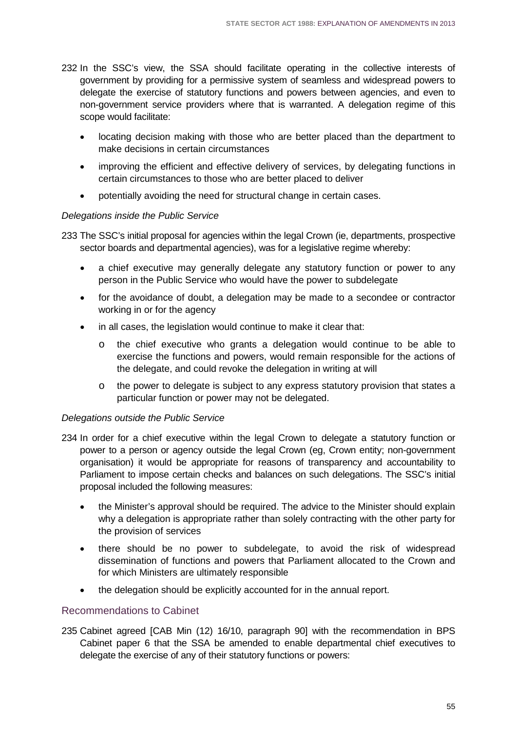232 In the SSC's view, the SSA should facilitate operating in the collective interests of government by providing for a permissive system of seamless and widespread powers to delegate the exercise of statutory functions and powers between agencies, and even to non-government service providers where that is warranted. A delegation regime of this scope would facilitate:

- locating decision making with those who are better placed than the department to make decisions in certain circumstances
- improving the efficient and effective delivery of services, by delegating functions in certain circumstances to those who are better placed to deliver
- potentially avoiding the need for structural change in certain cases.

*Delegations inside the Public Service*

233 The SSC's initial proposal for agencies within the legal Crown (ie, departments, prospective sector boards and departmental agencies), was for a legislative regime whereby:

- a chief executive may generally delegate any statutory function or power to any person in the Public Service who would have the power to subdelegate
- for the avoidance of doubt, a delegation may be made to a secondee or contractor working in or for the agency
- in all cases, the legislation would continue to make it clear that:
  - o the chief executive who grants a delegation would continue to be able to exercise the functions and powers, would remain responsible for the actions of the delegate, and could revoke the delegation in writing at will
  - o the power to delegate is subject to any express statutory provision that states a particular function or power may not be delegated.

*Delegations outside the Public Service*

234 In order for a chief executive within the legal Crown to delegate a statutory function or power to a person or agency outside the legal Crown (eg, Crown entity; non-government organisation) it would be appropriate for reasons of transparency and accountability to Parliament to impose certain checks and balances on such delegations. The SSC's initial proposal included the following measures:

- the Minister's approval should be required. The advice to the Minister should explain why a delegation is appropriate rather than solely contracting with the other party for the provision of services
- there should be no power to subdelegate, to avoid the risk of widespread dissemination of functions and powers that Parliament allocated to the Crown and for which Ministers are ultimately responsible
- the delegation should be explicitly accounted for in the annual report.

## Recommendations to Cabinet

235 Cabinet agreed [CAB Min (12) 16/10, paragraph 90] with the recommendation in BPS Cabinet paper 6 that the SSA be amended to enable departmental chief executives to delegate the exercise of any of their statutory functions or powers: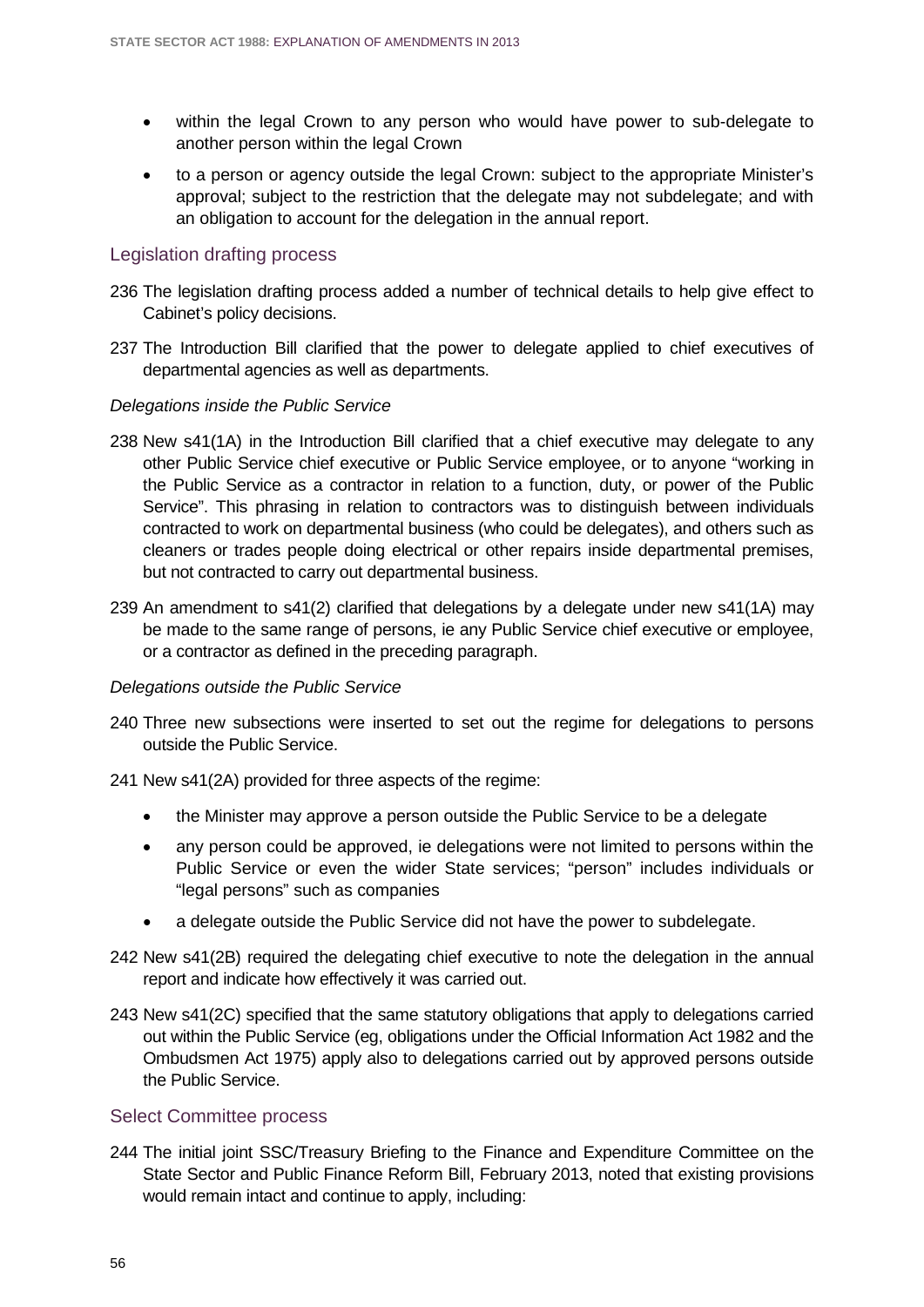- within the legal Crown to any person who would have power to sub-delegate to another person within the legal Crown
- to a person or agency outside the legal Crown: subject to the appropriate Minister's approval; subject to the restriction that the delegate may not subdelegate; and with an obligation to account for the delegation in the annual report.

## Legislation drafting process

236 The legislation drafting process added a number of technical details to help give effect to Cabinet's policy decisions.

237 The Introduction Bill clarified that the power to delegate applied to chief executives of departmental agencies as well as departments.

*Delegations inside the Public Service*

238 New s41(1A) in the Introduction Bill clarified that a chief executive may delegate to any other Public Service chief executive or Public Service employee, or to anyone "working in the Public Service as a contractor in relation to a function, duty, or power of the Public Service". This phrasing in relation to contractors was to distinguish between individuals contracted to work on departmental business (who could be delegates), and others such as cleaners or trades people doing electrical or other repairs inside departmental premises, but not contracted to carry out departmental business.

239 An amendment to s41(2) clarified that delegations by a delegate under new s41(1A) may be made to the same range of persons, ie any Public Service chief executive or employee, or a contractor as defined in the preceding paragraph.

*Delegations outside the Public Service*

240 Three new subsections were inserted to set out the regime for delegations to persons outside the Public Service.

241 New s41(2A) provided for three aspects of the regime:

- the Minister may approve a person outside the Public Service to be a delegate
- any person could be approved, ie delegations were not limited to persons within the Public Service or even the wider State services; "person" includes individuals or "legal persons" such as companies
- a delegate outside the Public Service did not have the power to subdelegate.

242 New s41(2B) required the delegating chief executive to note the delegation in the annual report and indicate how effectively it was carried out.

243 New s41(2C) specified that the same statutory obligations that apply to delegations carried out within the Public Service (eg, obligations under the Official Information Act 1982 and the Ombudsmen Act 1975) apply also to delegations carried out by approved persons outside the Public Service.

## Select Committee process

244 The initial joint SSC/Treasury Briefing to the Finance and Expenditure Committee on the State Sector and Public Finance Reform Bill, February 2013, noted that existing provisions would remain intact and continue to apply, including: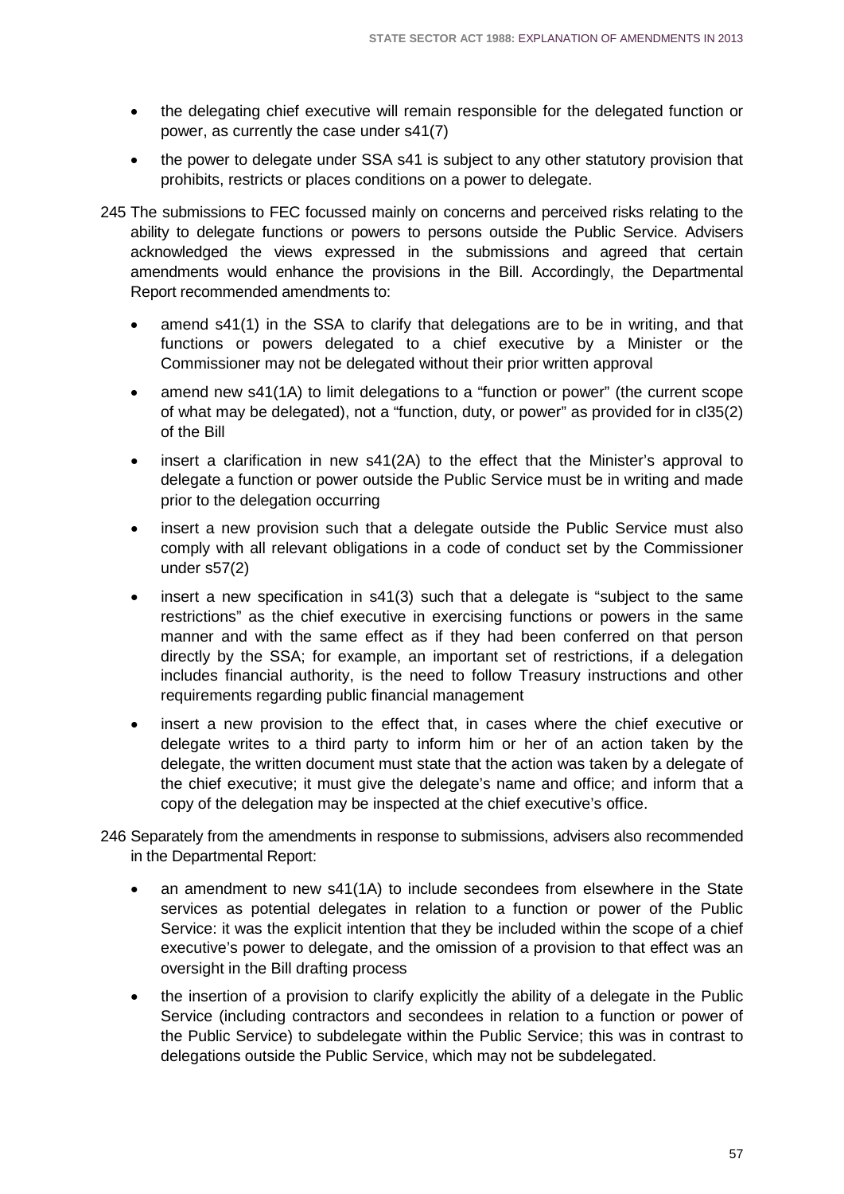- the delegating chief executive will remain responsible for the delegated function or power, as currently the case under s41(7)
- the power to delegate under SSA s41 is subject to any other statutory provision that prohibits, restricts or places conditions on a power to delegate.

245 The submissions to FEC focussed mainly on concerns and perceived risks relating to the ability to delegate functions or powers to persons outside the Public Service. Advisers acknowledged the views expressed in the submissions and agreed that certain amendments would enhance the provisions in the Bill. Accordingly, the Departmental Report recommended amendments to:

- amend s41(1) in the SSA to clarify that delegations are to be in writing, and that functions or powers delegated to a chief executive by a Minister or the Commissioner may not be delegated without their prior written approval
- amend new s41(1A) to limit delegations to a "function or power" (the current scope of what may be delegated), not a "function, duty, or power" as provided for in cl35(2) of the Bill
- insert a clarification in new s41(2A) to the effect that the Minister's approval to delegate a function or power outside the Public Service must be in writing and made prior to the delegation occurring
- insert a new provision such that a delegate outside the Public Service must also comply with all relevant obligations in a code of conduct set by the Commissioner under s57(2)
- insert a new specification in s41(3) such that a delegate is "subject to the same restrictions" as the chief executive in exercising functions or powers in the same manner and with the same effect as if they had been conferred on that person directly by the SSA; for example, an important set of restrictions, if a delegation includes financial authority, is the need to follow Treasury instructions and other requirements regarding public financial management
- insert a new provision to the effect that, in cases where the chief executive or delegate writes to a third party to inform him or her of an action taken by the delegate, the written document must state that the action was taken by a delegate of the chief executive; it must give the delegate's name and office; and inform that a copy of the delegation may be inspected at the chief executive's office.

246 Separately from the amendments in response to submissions, advisers also recommended in the Departmental Report:

- an amendment to new s41(1A) to include secondees from elsewhere in the State services as potential delegates in relation to a function or power of the Public Service: it was the explicit intention that they be included within the scope of a chief executive's power to delegate, and the omission of a provision to that effect was an oversight in the Bill drafting process
- the insertion of a provision to clarify explicitly the ability of a delegate in the Public Service (including contractors and secondees in relation to a function or power of the Public Service) to subdelegate within the Public Service; this was in contrast to delegations outside the Public Service, which may not be subdelegated.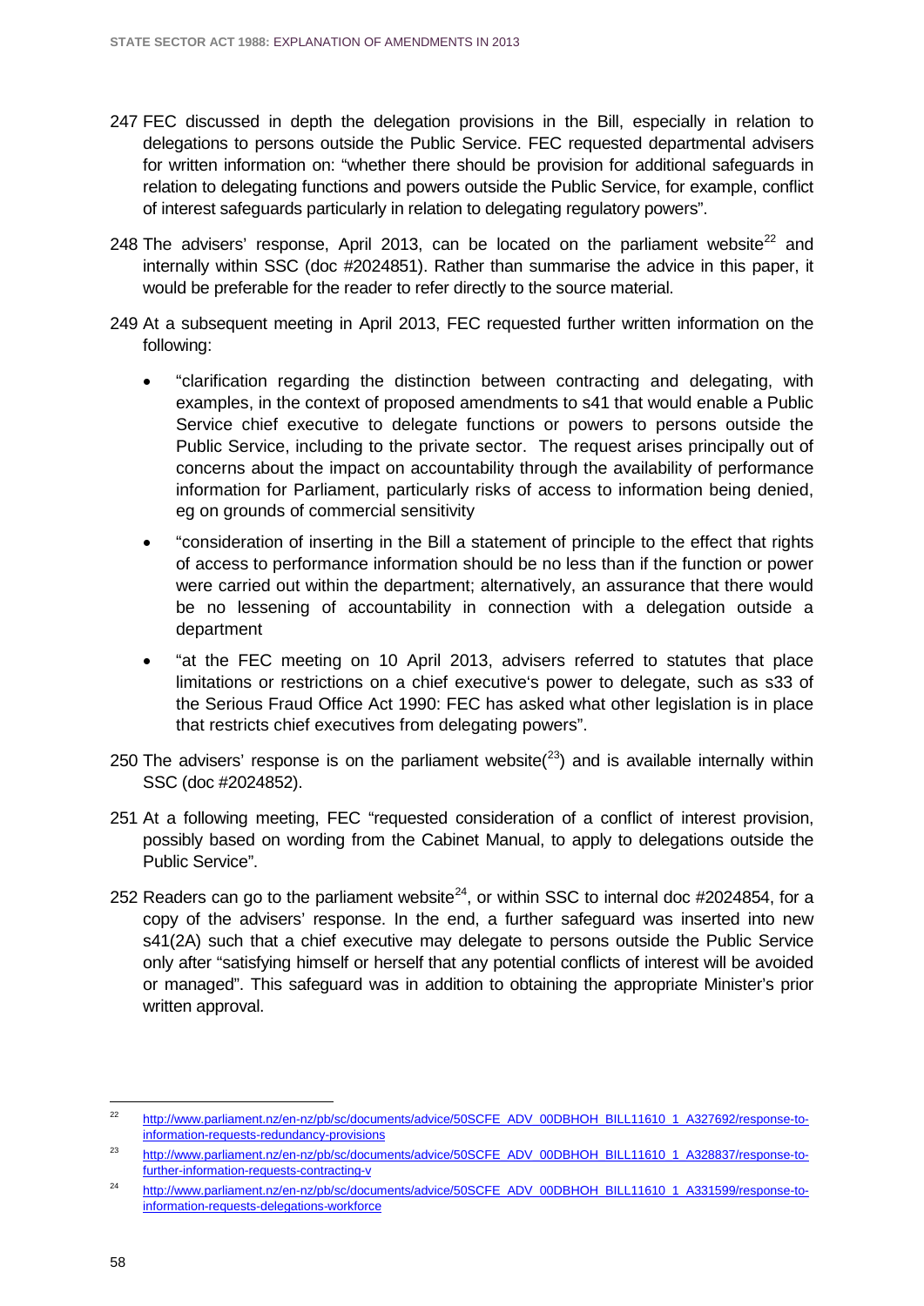247 FEC discussed in depth the delegation provisions in the Bill, especially in relation to delegations to persons outside the Public Service. FEC requested departmental advisers for written information on: "whether there should be provision for additional safeguards in relation to delegating functions and powers outside the Public Service, for example, conflict of interest safeguards particularly in relation to delegating regulatory powers".

248 The advisers' response, April 2013, can be located on the parliament website[22] and internally within SSC (doc #2024851). Rather than summarise the advice in this paper, it would be preferable for the reader to refer directly to the source material.

249 At a subsequent meeting in April 2013, FEC requested further written information on the following:

- "clarification regarding the distinction between contracting and delegating, with examples, in the context of proposed amendments to s41 that would enable a Public Service chief executive to delegate functions or powers to persons outside the Public Service, including to the private sector. The request arises principally out of concerns about the impact on accountability through the availability of performance information for Parliament, particularly risks of access to information being denied, eg on grounds of commercial sensitivity
- "consideration of inserting in the Bill a statement of principle to the effect that rights of access to performance information should be no less than if the function or power were carried out within the department; alternatively, an assurance that there would be no lessening of accountability in connection with a delegation outside a department
- "at the FEC meeting on 10 April 2013, advisers referred to statutes that place limitations or restrictions on a chief executive's power to delegate, such as s33 of the Serious Fraud Office Act 1990: FEC has asked what other legislation is in place that restricts chief executives from delegating powers".

250 The advisers' response is on the parliament website([23]) and is available internally within SSC (doc #2024852).

251 At a following meeting, FEC "requested consideration of a conflict of interest provision, possibly based on wording from the Cabinet Manual, to apply to delegations outside the Public Service".

252 Readers can go to the parliament website[24], or within SSC to internal doc #2024854, for a copy of the advisers' response. In the end, a further safeguard was inserted into new s41(2A) such that a chief executive may delegate to persons outside the Public Service only after "satisfying himself or herself that any potential conflicts of interest will be avoided or managed". This safeguard was in addition to obtaining the appropriate Minister's prior written approval.

---

[22] http://www.parliament.nz/en-nz/pb/sc/documents/advice/50SCFE_ADV_00DBHOH_BILL11610_1_A327692/response-to-information-requests-redundancy-provisions

[23] http://www.parliament.nz/en-nz/pb/sc/documents/advice/50SCFE_ADV_00DBHOH_BILL11610_1_A328837/response-to-further-information-requests-contracting-v

[24] http://www.parliament.nz/en-nz/pb/sc/documents/advice/50SCFE_ADV_00DBHOH_BILL11610_1_A331599/response-to-information-requests-delegations-workforce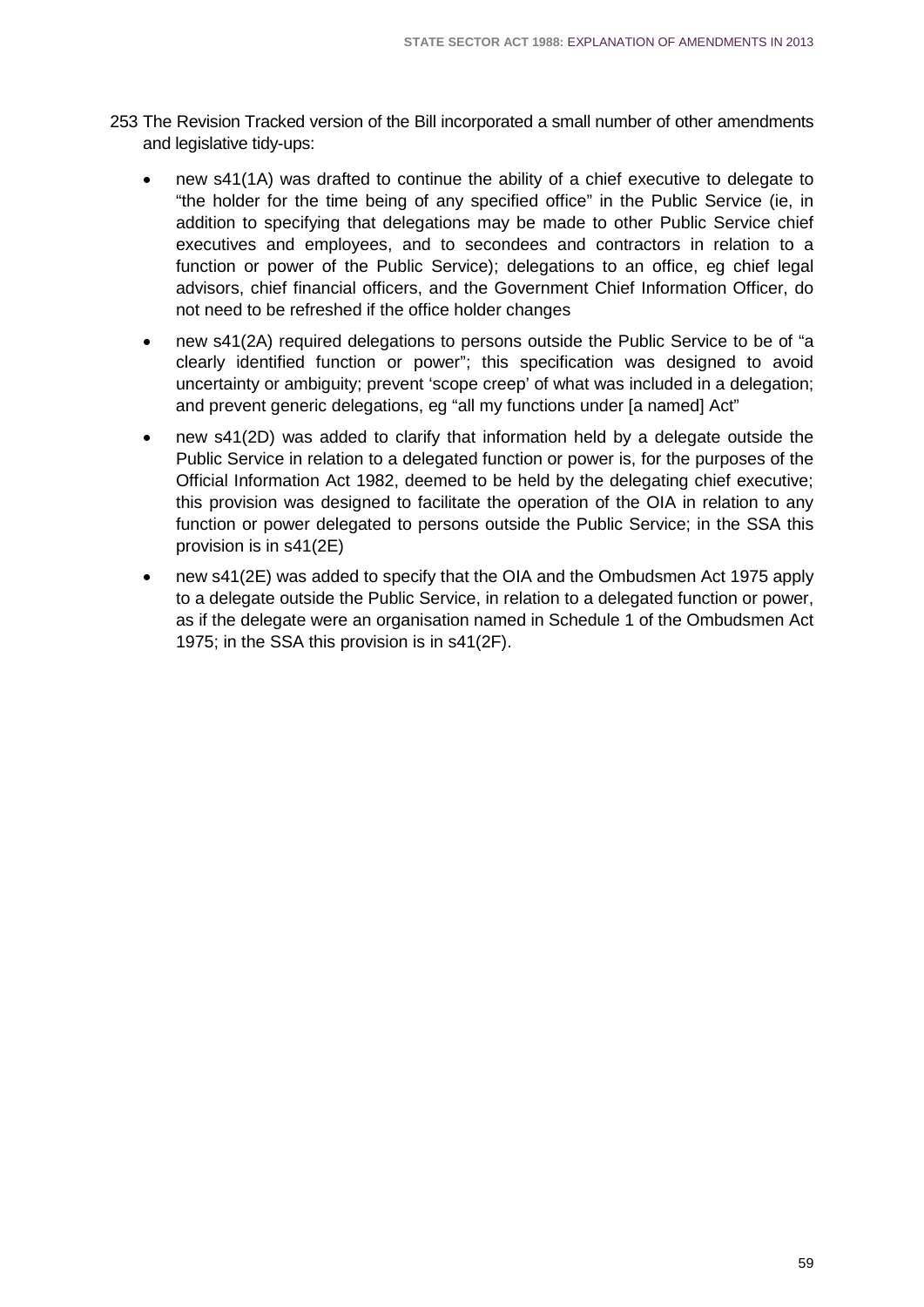253 The Revision Tracked version of the Bill incorporated a small number of other amendments and legislative tidy-ups:

- new s41(1A) was drafted to continue the ability of a chief executive to delegate to "the holder for the time being of any specified office" in the Public Service (ie, in addition to specifying that delegations may be made to other Public Service chief executives and employees, and to secondees and contractors in relation to a function or power of the Public Service); delegations to an office, eg chief legal advisors, chief financial officers, and the Government Chief Information Officer, do not need to be refreshed if the office holder changes
- new s41(2A) required delegations to persons outside the Public Service to be of "a clearly identified function or power"; this specification was designed to avoid uncertainty or ambiguity; prevent 'scope creep' of what was included in a delegation; and prevent generic delegations, eg "all my functions under [a named] Act"
- new s41(2D) was added to clarify that information held by a delegate outside the Public Service in relation to a delegated function or power is, for the purposes of the Official Information Act 1982, deemed to be held by the delegating chief executive; this provision was designed to facilitate the operation of the OIA in relation to any function or power delegated to persons outside the Public Service; in the SSA this provision is in s41(2E)
- new s41(2E) was added to specify that the OIA and the Ombudsmen Act 1975 apply to a delegate outside the Public Service, in relation to a delegated function or power, as if the delegate were an organisation named in Schedule 1 of the Ombudsmen Act 1975; in the SSA this provision is in s41(2F).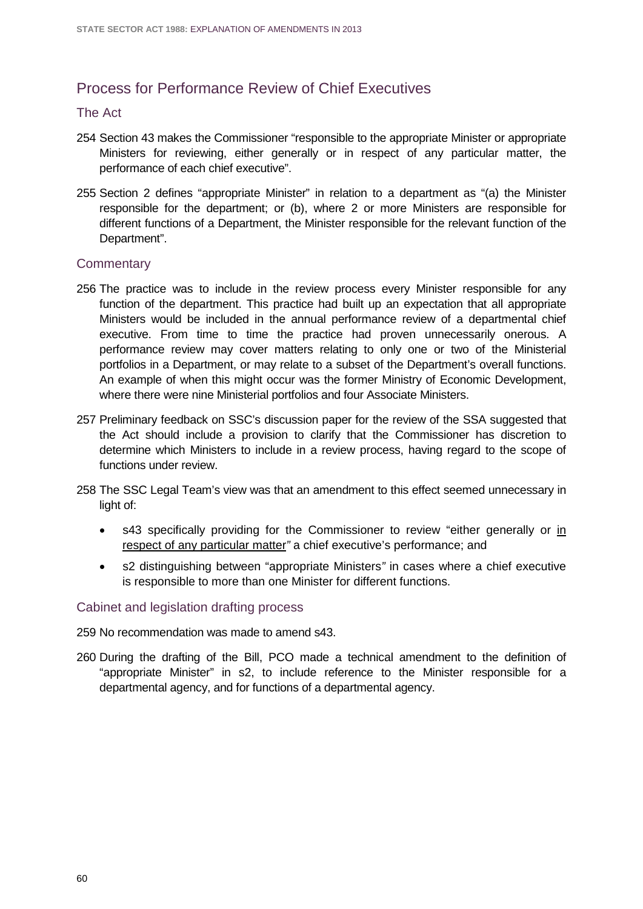## Process for Performance Review of Chief Executives

### The Act

254 Section 43 makes the Commissioner "responsible to the appropriate Minister or appropriate Ministers for reviewing, either generally or in respect of any particular matter, the performance of each chief executive".

255 Section 2 defines "appropriate Minister" in relation to a department as "(a) the Minister responsible for the department; or (b), where 2 or more Ministers are responsible for different functions of a Department, the Minister responsible for the relevant function of the Department".

### Commentary

256 The practice was to include in the review process every Minister responsible for any function of the department. This practice had built up an expectation that all appropriate Ministers would be included in the annual performance review of a departmental chief executive. From time to time the practice had proven unnecessarily onerous. A performance review may cover matters relating to only one or two of the Ministerial portfolios in a Department, or may relate to a subset of the Department's overall functions. An example of when this might occur was the former Ministry of Economic Development, where there were nine Ministerial portfolios and four Associate Ministers.

257 Preliminary feedback on SSC's discussion paper for the review of the SSA suggested that the Act should include a provision to clarify that the Commissioner has discretion to determine which Ministers to include in a review process, having regard to the scope of functions under review.

258 The SSC Legal Team's view was that an amendment to this effect seemed unnecessary in light of:

- s43 specifically providing for the Commissioner to review "either generally or <u>in respect of any particular matter</u>" a chief executive's performance; and
- s2 distinguishing between "appropriate Ministers" in cases where a chief executive is responsible to more than one Minister for different functions.

### Cabinet and legislation drafting process

259 No recommendation was made to amend s43.

260 During the drafting of the Bill, PCO made a technical amendment to the definition of "appropriate Minister" in s2, to include reference to the Minister responsible for a departmental agency, and for functions of a departmental agency.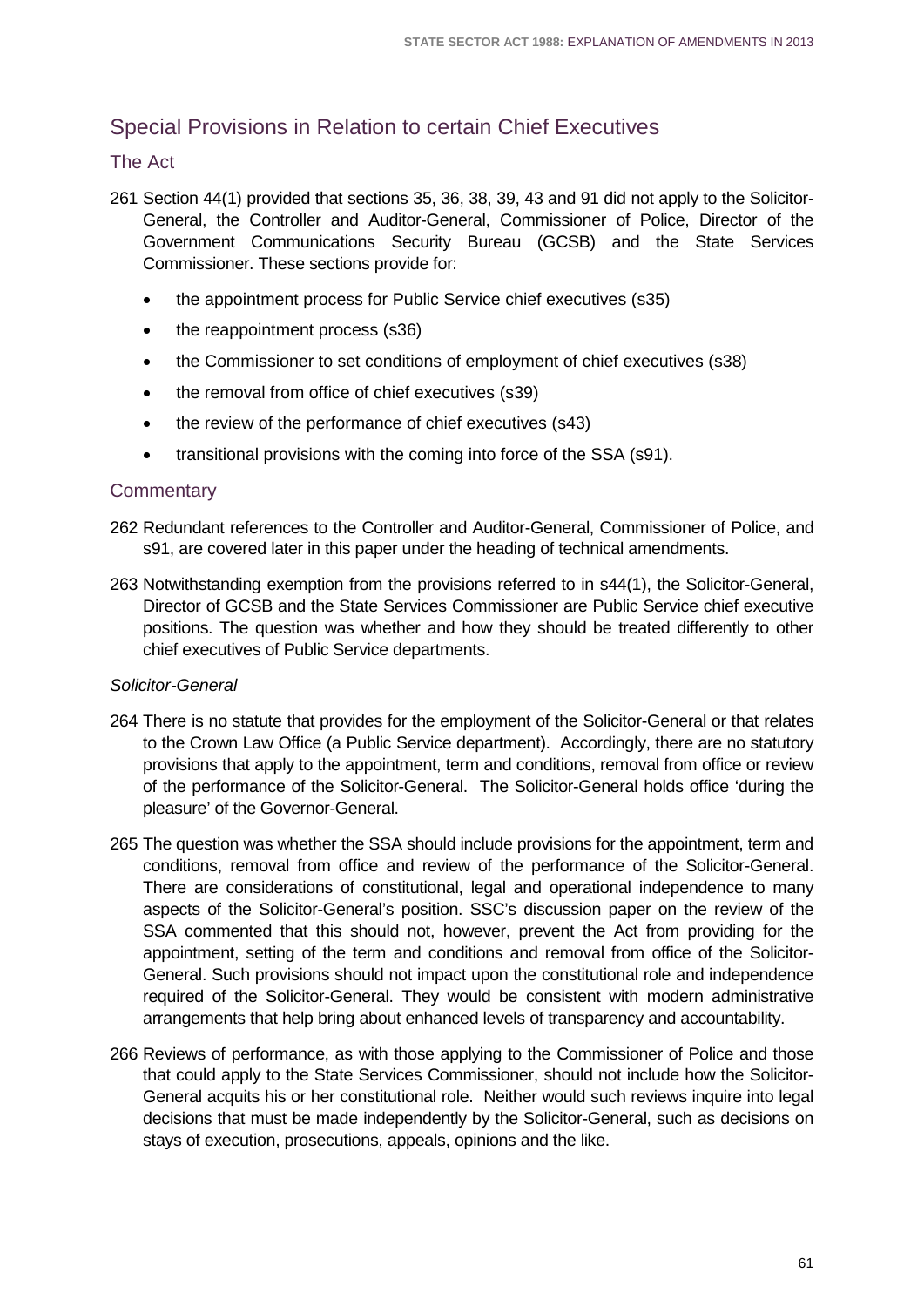## Special Provisions in Relation to certain Chief Executives

### The Act

261 Section 44(1) provided that sections 35, 36, 38, 39, 43 and 91 did not apply to the Solicitor-General, the Controller and Auditor-General, Commissioner of Police, Director of the Government Communications Security Bureau (GCSB) and the State Services Commissioner. These sections provide for:

- the appointment process for Public Service chief executives (s35)
- the reappointment process (s36)
- the Commissioner to set conditions of employment of chief executives (s38)
- the removal from office of chief executives (s39)
- the review of the performance of chief executives (s43)
- transitional provisions with the coming into force of the SSA (s91).

### Commentary

262 Redundant references to the Controller and Auditor-General, Commissioner of Police, and s91, are covered later in this paper under the heading of technical amendments.

263 Notwithstanding exemption from the provisions referred to in s44(1), the Solicitor-General, Director of GCSB and the State Services Commissioner are Public Service chief executive positions. The question was whether and how they should be treated differently to other chief executives of Public Service departments.

*Solicitor-General*

264 There is no statute that provides for the employment of the Solicitor-General or that relates to the Crown Law Office (a Public Service department). Accordingly, there are no statutory provisions that apply to the appointment, term and conditions, removal from office or review of the performance of the Solicitor-General. The Solicitor-General holds office 'during the pleasure' of the Governor-General.

265 The question was whether the SSA should include provisions for the appointment, term and conditions, removal from office and review of the performance of the Solicitor-General. There are considerations of constitutional, legal and operational independence to many aspects of the Solicitor-General's position. SSC's discussion paper on the review of the SSA commented that this should not, however, prevent the Act from providing for the appointment, setting of the term and conditions and removal from office of the Solicitor-General. Such provisions should not impact upon the constitutional role and independence required of the Solicitor-General. They would be consistent with modern administrative arrangements that help bring about enhanced levels of transparency and accountability.

266 Reviews of performance, as with those applying to the Commissioner of Police and those that could apply to the State Services Commissioner, should not include how the Solicitor-General acquits his or her constitutional role. Neither would such reviews inquire into legal decisions that must be made independently by the Solicitor-General, such as decisions on stays of execution, prosecutions, appeals, opinions and the like.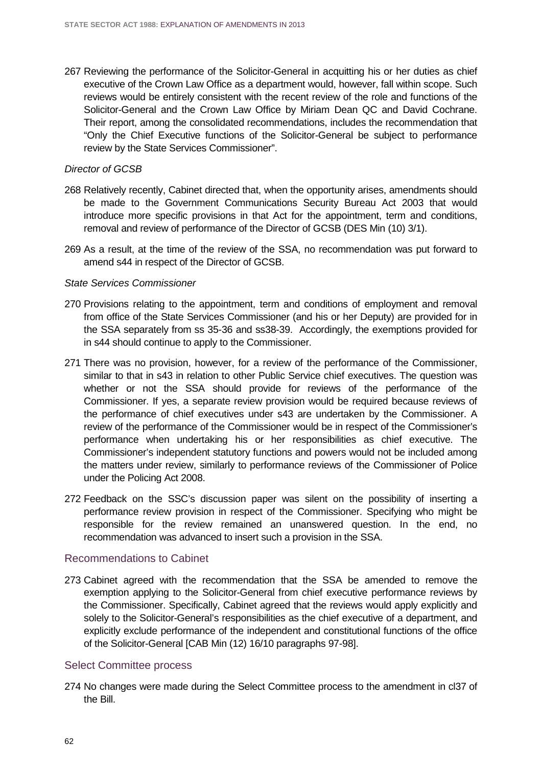267 Reviewing the performance of the Solicitor-General in acquitting his or her duties as chief executive of the Crown Law Office as a department would, however, fall within scope. Such reviews would be entirely consistent with the recent review of the role and functions of the Solicitor-General and the Crown Law Office by Miriam Dean QC and David Cochrane. Their report, among the consolidated recommendations, includes the recommendation that "Only the Chief Executive functions of the Solicitor-General be subject to performance review by the State Services Commissioner".

*Director of GCSB*

268 Relatively recently, Cabinet directed that, when the opportunity arises, amendments should be made to the Government Communications Security Bureau Act 2003 that would introduce more specific provisions in that Act for the appointment, term and conditions, removal and review of performance of the Director of GCSB (DES Min (10) 3/1).

269 As a result, at the time of the review of the SSA, no recommendation was put forward to amend s44 in respect of the Director of GCSB.

*State Services Commissioner*

270 Provisions relating to the appointment, term and conditions of employment and removal from office of the State Services Commissioner (and his or her Deputy) are provided for in the SSA separately from ss 35-36 and ss38-39. Accordingly, the exemptions provided for in s44 should continue to apply to the Commissioner.

271 There was no provision, however, for a review of the performance of the Commissioner, similar to that in s43 in relation to other Public Service chief executives. The question was whether or not the SSA should provide for reviews of the performance of the Commissioner. If yes, a separate review provision would be required because reviews of the performance of chief executives under s43 are undertaken by the Commissioner. A review of the performance of the Commissioner would be in respect of the Commissioner's performance when undertaking his or her responsibilities as chief executive. The Commissioner's independent statutory functions and powers would not be included among the matters under review, similarly to performance reviews of the Commissioner of Police under the Policing Act 2008.

272 Feedback on the SSC's discussion paper was silent on the possibility of inserting a performance review provision in respect of the Commissioner. Specifying who might be responsible for the review remained an unanswered question. In the end, no recommendation was advanced to insert such a provision in the SSA.

## Recommendations to Cabinet

273 Cabinet agreed with the recommendation that the SSA be amended to remove the exemption applying to the Solicitor-General from chief executive performance reviews by the Commissioner. Specifically, Cabinet agreed that the reviews would apply explicitly and solely to the Solicitor-General's responsibilities as the chief executive of a department, and explicitly exclude performance of the independent and constitutional functions of the office of the Solicitor-General [CAB Min (12) 16/10 paragraphs 97-98].

## Select Committee process

274 No changes were made during the Select Committee process to the amendment in cl37 of the Bill.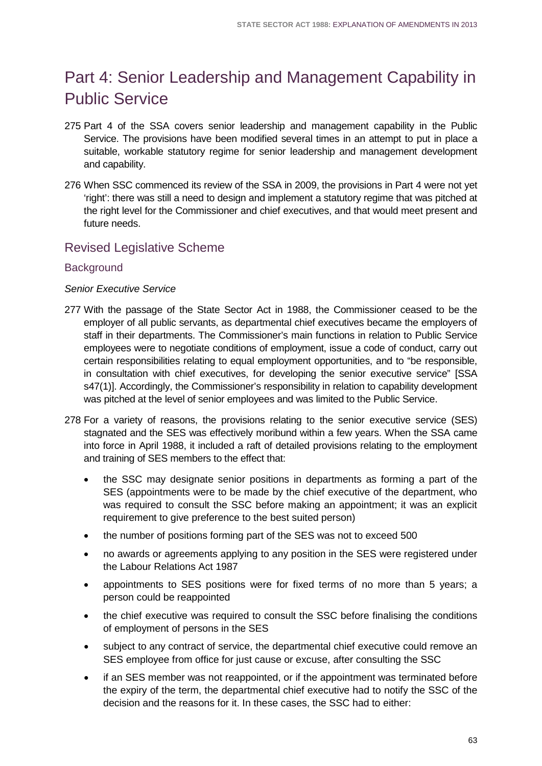# Part 4: Senior Leadership and Management Capability in Public Service

275 Part 4 of the SSA covers senior leadership and management capability in the Public Service. The provisions have been modified several times in an attempt to put in place a suitable, workable statutory regime for senior leadership and management development and capability.

276 When SSC commenced its review of the SSA in 2009, the provisions in Part 4 were not yet 'right': there was still a need to design and implement a statutory regime that was pitched at the right level for the Commissioner and chief executives, and that would meet present and future needs.

## Revised Legislative Scheme

### Background

*Senior Executive Service*

277 With the passage of the State Sector Act in 1988, the Commissioner ceased to be the employer of all public servants, as departmental chief executives became the employers of staff in their departments. The Commissioner's main functions in relation to Public Service employees were to negotiate conditions of employment, issue a code of conduct, carry out certain responsibilities relating to equal employment opportunities, and to "be responsible, in consultation with chief executives, for developing the senior executive service" [SSA s47(1)]. Accordingly, the Commissioner's responsibility in relation to capability development was pitched at the level of senior employees and was limited to the Public Service.

278 For a variety of reasons, the provisions relating to the senior executive service (SES) stagnated and the SES was effectively moribund within a few years. When the SSA came into force in April 1988, it included a raft of detailed provisions relating to the employment and training of SES members to the effect that:

- the SSC may designate senior positions in departments as forming a part of the SES (appointments were to be made by the chief executive of the department, who was required to consult the SSC before making an appointment; it was an explicit requirement to give preference to the best suited person)
- the number of positions forming part of the SES was not to exceed 500
- no awards or agreements applying to any position in the SES were registered under the Labour Relations Act 1987
- appointments to SES positions were for fixed terms of no more than 5 years; a person could be reappointed
- the chief executive was required to consult the SSC before finalising the conditions of employment of persons in the SES
- subject to any contract of service, the departmental chief executive could remove an SES employee from office for just cause or excuse, after consulting the SSC
- if an SES member was not reappointed, or if the appointment was terminated before the expiry of the term, the departmental chief executive had to notify the SSC of the decision and the reasons for it. In these cases, the SSC had to either: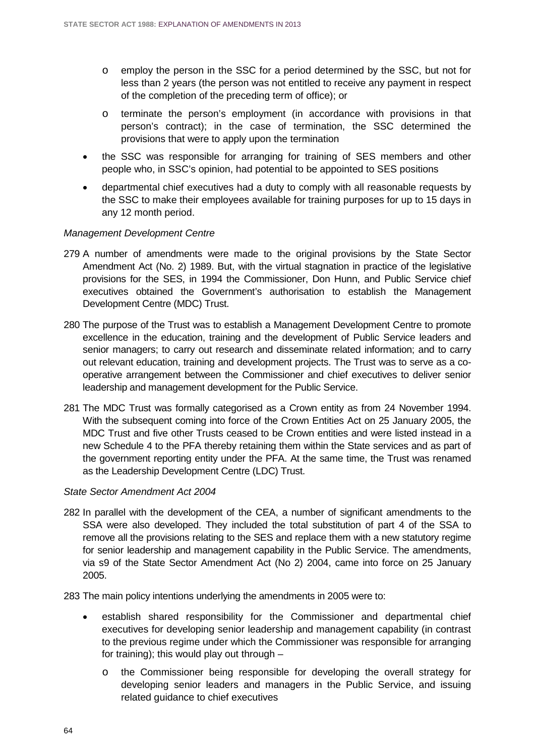- employ the person in the SSC for a period determined by the SSC, but not for less than 2 years (the person was not entitled to receive any payment in respect of the completion of the preceding term of office); or
  - terminate the person's employment (in accordance with provisions in that person's contract); in the case of termination, the SSC determined the provisions that were to apply upon the termination
- the SSC was responsible for arranging for training of SES members and other people who, in SSC's opinion, had potential to be appointed to SES positions
- departmental chief executives had a duty to comply with all reasonable requests by the SSC to make their employees available for training purposes for up to 15 days in any 12 month period.

*Management Development Centre*

279 A number of amendments were made to the original provisions by the State Sector Amendment Act (No. 2) 1989. But, with the virtual stagnation in practice of the legislative provisions for the SES, in 1994 the Commissioner, Don Hunn, and Public Service chief executives obtained the Government's authorisation to establish the Management Development Centre (MDC) Trust.

280 The purpose of the Trust was to establish a Management Development Centre to promote excellence in the education, training and the development of Public Service leaders and senior managers; to carry out research and disseminate related information; and to carry out relevant education, training and development projects. The Trust was to serve as a co-operative arrangement between the Commissioner and chief executives to deliver senior leadership and management development for the Public Service.

281 The MDC Trust was formally categorised as a Crown entity as from 24 November 1994. With the subsequent coming into force of the Crown Entities Act on 25 January 2005, the MDC Trust and five other Trusts ceased to be Crown entities and were listed instead in a new Schedule 4 to the PFA thereby retaining them within the State services and as part of the government reporting entity under the PFA. At the same time, the Trust was renamed as the Leadership Development Centre (LDC) Trust.

*State Sector Amendment Act 2004*

282 In parallel with the development of the CEA, a number of significant amendments to the SSA were also developed. They included the total substitution of part 4 of the SSA to remove all the provisions relating to the SES and replace them with a new statutory regime for senior leadership and management capability in the Public Service. The amendments, via s9 of the State Sector Amendment Act (No 2) 2004, came into force on 25 January 2005.

283 The main policy intentions underlying the amendments in 2005 were to:

- establish shared responsibility for the Commissioner and departmental chief executives for developing senior leadership and management capability (in contrast to the previous regime under which the Commissioner was responsible for arranging for training); this would play out through –
  - the Commissioner being responsible for developing the overall strategy for developing senior leaders and managers in the Public Service, and issuing related guidance to chief executives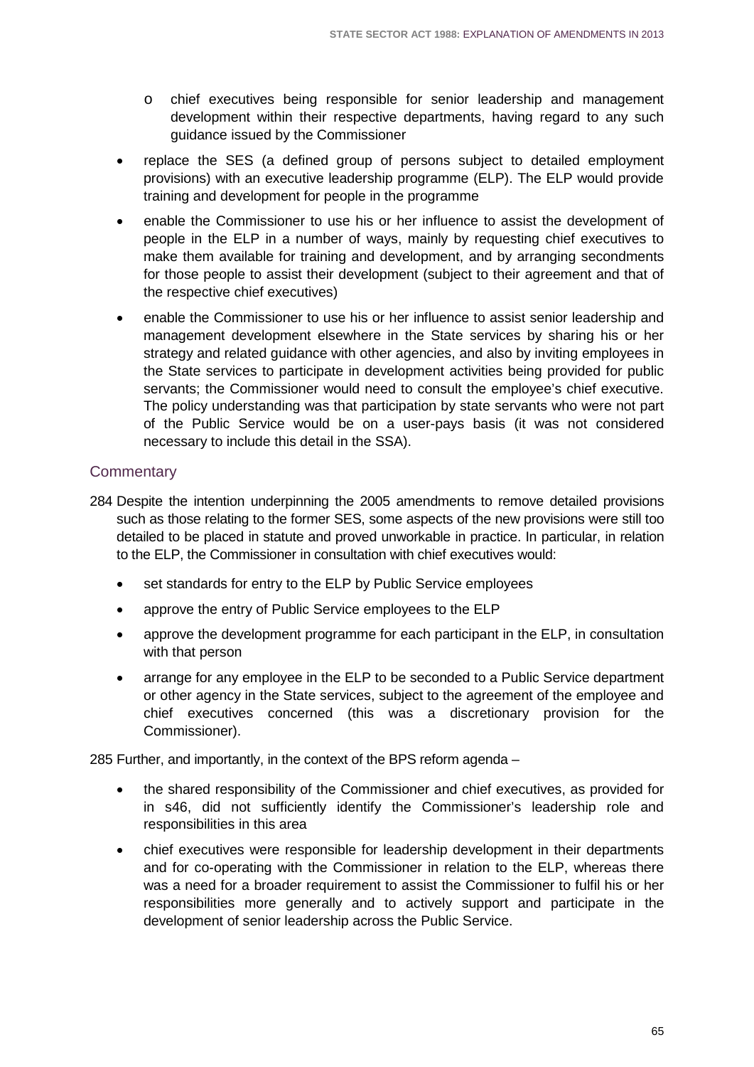- chief executives being responsible for senior leadership and management development within their respective departments, having regard to any such guidance issued by the Commissioner
- replace the SES (a defined group of persons subject to detailed employment provisions) with an executive leadership programme (ELP). The ELP would provide training and development for people in the programme
- enable the Commissioner to use his or her influence to assist the development of people in the ELP in a number of ways, mainly by requesting chief executives to make them available for training and development, and by arranging secondments for those people to assist their development (subject to their agreement and that of the respective chief executives)
- enable the Commissioner to use his or her influence to assist senior leadership and management development elsewhere in the State services by sharing his or her strategy and related guidance with other agencies, and also by inviting employees in the State services to participate in development activities being provided for public servants; the Commissioner would need to consult the employee's chief executive. The policy understanding was that participation by state servants who were not part of the Public Service would be on a user-pays basis (it was not considered necessary to include this detail in the SSA).

## Commentary

284 Despite the intention underpinning the 2005 amendments to remove detailed provisions such as those relating to the former SES, some aspects of the new provisions were still too detailed to be placed in statute and proved unworkable in practice. In particular, in relation to the ELP, the Commissioner in consultation with chief executives would:

- set standards for entry to the ELP by Public Service employees
- approve the entry of Public Service employees to the ELP
- approve the development programme for each participant in the ELP, in consultation with that person
- arrange for any employee in the ELP to be seconded to a Public Service department or other agency in the State services, subject to the agreement of the employee and chief executives concerned (this was a discretionary provision for the Commissioner).

285 Further, and importantly, in the context of the BPS reform agenda –

- the shared responsibility of the Commissioner and chief executives, as provided for in s46, did not sufficiently identify the Commissioner's leadership role and responsibilities in this area
- chief executives were responsible for leadership development in their departments and for co-operating with the Commissioner in relation to the ELP, whereas there was a need for a broader requirement to assist the Commissioner to fulfil his or her responsibilities more generally and to actively support and participate in the development of senior leadership across the Public Service.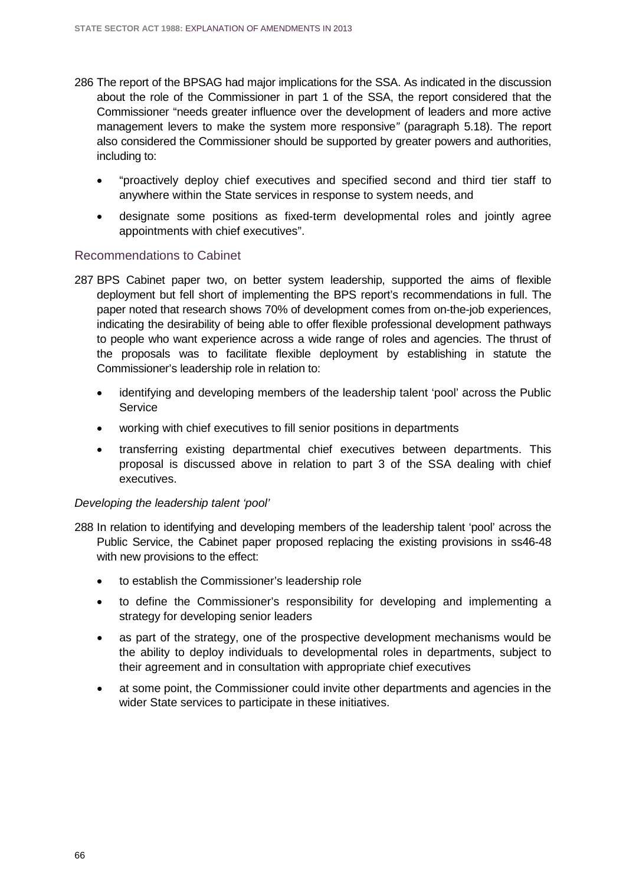286 The report of the BPSAG had major implications for the SSA. As indicated in the discussion about the role of the Commissioner in part 1 of the SSA, the report considered that the Commissioner "needs greater influence over the development of leaders and more active management levers to make the system more responsive" (paragraph 5.18). The report also considered the Commissioner should be supported by greater powers and authorities, including to:

- "proactively deploy chief executives and specified second and third tier staff to anywhere within the State services in response to system needs, and
- designate some positions as fixed-term developmental roles and jointly agree appointments with chief executives".

## Recommendations to Cabinet

287 BPS Cabinet paper two, on better system leadership, supported the aims of flexible deployment but fell short of implementing the BPS report's recommendations in full. The paper noted that research shows 70% of development comes from on-the-job experiences, indicating the desirability of being able to offer flexible professional development pathways to people who want experience across a wide range of roles and agencies. The thrust of the proposals was to facilitate flexible deployment by establishing in statute the Commissioner's leadership role in relation to:

- identifying and developing members of the leadership talent 'pool' across the Public Service
- working with chief executives to fill senior positions in departments
- transferring existing departmental chief executives between departments. This proposal is discussed above in relation to part 3 of the SSA dealing with chief executives.

### *Developing the leadership talent 'pool'*

288 In relation to identifying and developing members of the leadership talent 'pool' across the Public Service, the Cabinet paper proposed replacing the existing provisions in ss46-48 with new provisions to the effect:

- to establish the Commissioner's leadership role
- to define the Commissioner's responsibility for developing and implementing a strategy for developing senior leaders
- as part of the strategy, one of the prospective development mechanisms would be the ability to deploy individuals to developmental roles in departments, subject to their agreement and in consultation with appropriate chief executives
- at some point, the Commissioner could invite other departments and agencies in the wider State services to participate in these initiatives.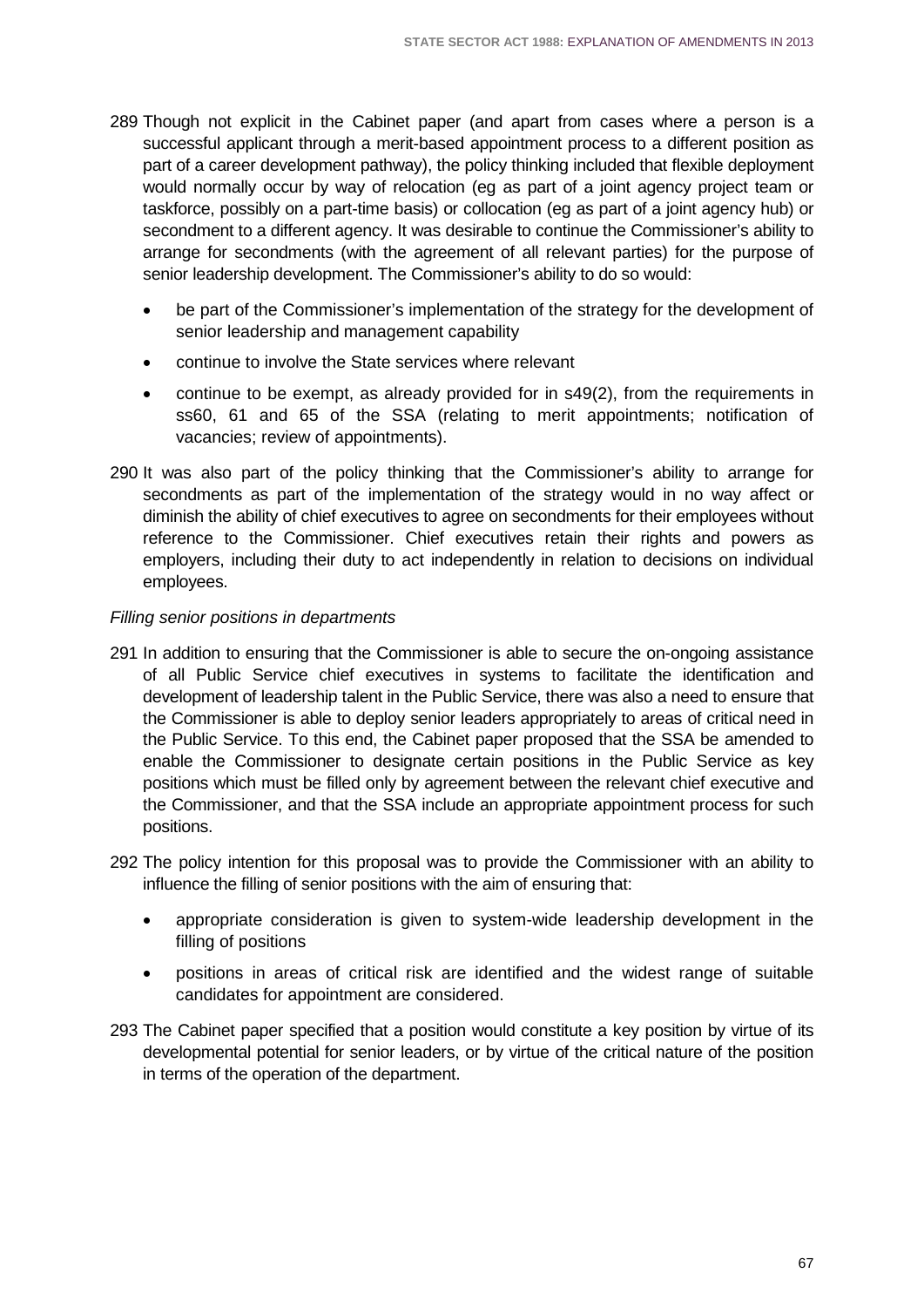289 Though not explicit in the Cabinet paper (and apart from cases where a person is a successful applicant through a merit-based appointment process to a different position as part of a career development pathway), the policy thinking included that flexible deployment would normally occur by way of relocation (eg as part of a joint agency project team or taskforce, possibly on a part-time basis) or collocation (eg as part of a joint agency hub) or secondment to a different agency. It was desirable to continue the Commissioner's ability to arrange for secondments (with the agreement of all relevant parties) for the purpose of senior leadership development. The Commissioner's ability to do so would:

- be part of the Commissioner's implementation of the strategy for the development of senior leadership and management capability
- continue to involve the State services where relevant
- continue to be exempt, as already provided for in s49(2), from the requirements in ss60, 61 and 65 of the SSA (relating to merit appointments; notification of vacancies; review of appointments).

290 It was also part of the policy thinking that the Commissioner's ability to arrange for secondments as part of the implementation of the strategy would in no way affect or diminish the ability of chief executives to agree on secondments for their employees without reference to the Commissioner. Chief executives retain their rights and powers as employers, including their duty to act independently in relation to decisions on individual employees.

*Filling senior positions in departments*

291 In addition to ensuring that the Commissioner is able to secure the on-ongoing assistance of all Public Service chief executives in systems to facilitate the identification and development of leadership talent in the Public Service, there was also a need to ensure that the Commissioner is able to deploy senior leaders appropriately to areas of critical need in the Public Service. To this end, the Cabinet paper proposed that the SSA be amended to enable the Commissioner to designate certain positions in the Public Service as key positions which must be filled only by agreement between the relevant chief executive and the Commissioner, and that the SSA include an appropriate appointment process for such positions.

292 The policy intention for this proposal was to provide the Commissioner with an ability to influence the filling of senior positions with the aim of ensuring that:

- appropriate consideration is given to system-wide leadership development in the filling of positions
- positions in areas of critical risk are identified and the widest range of suitable candidates for appointment are considered.

293 The Cabinet paper specified that a position would constitute a key position by virtue of its developmental potential for senior leaders, or by virtue of the critical nature of the position in terms of the operation of the department.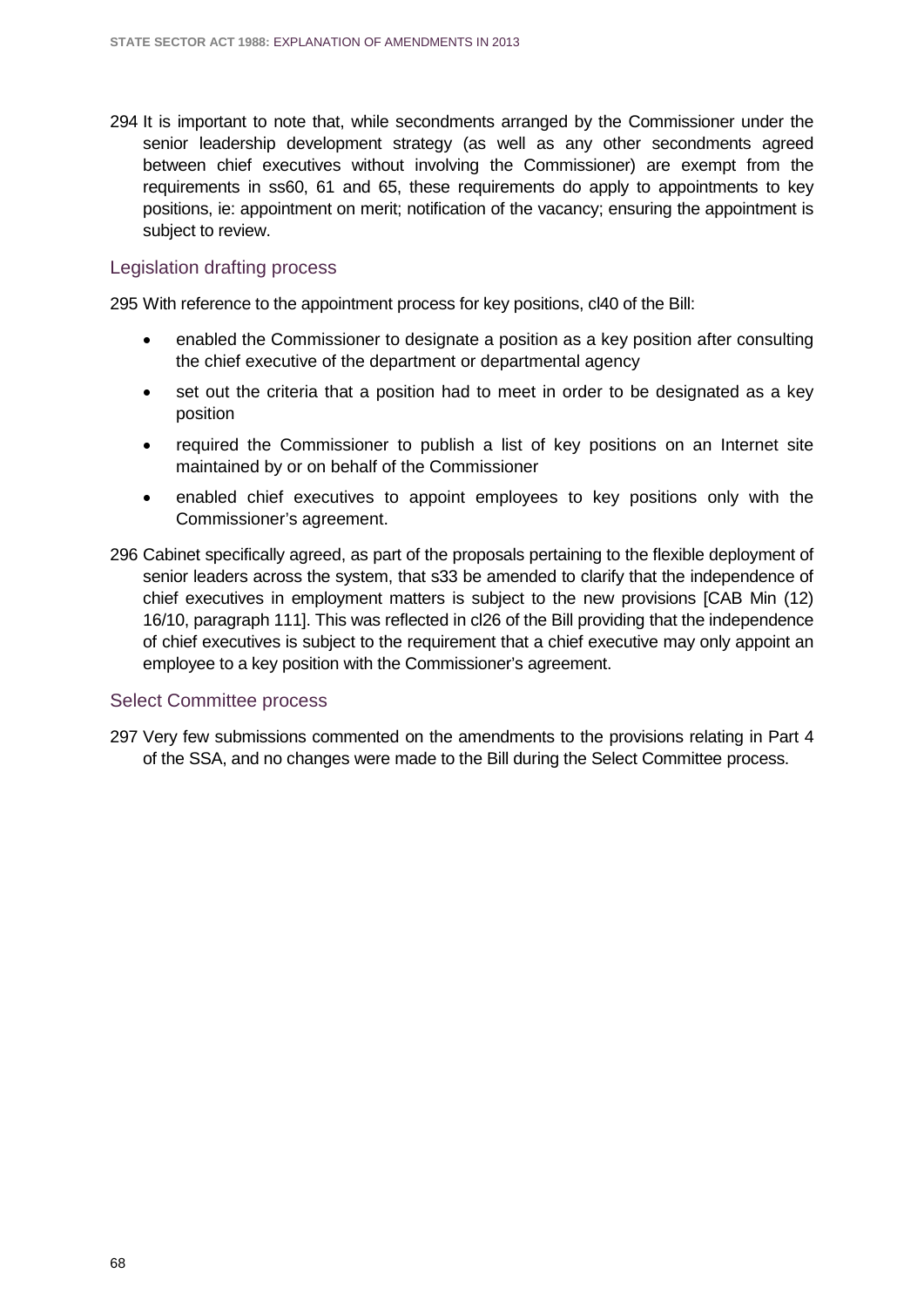294 It is important to note that, while secondments arranged by the Commissioner under the senior leadership development strategy (as well as any other secondments agreed between chief executives without involving the Commissioner) are exempt from the requirements in ss60, 61 and 65, these requirements do apply to appointments to key positions, ie: appointment on merit; notification of the vacancy; ensuring the appointment is subject to review.

## Legislation drafting process

295 With reference to the appointment process for key positions, cl40 of the Bill:

- enabled the Commissioner to designate a position as a key position after consulting the chief executive of the department or departmental agency
- set out the criteria that a position had to meet in order to be designated as a key position
- required the Commissioner to publish a list of key positions on an Internet site maintained by or on behalf of the Commissioner
- enabled chief executives to appoint employees to key positions only with the Commissioner's agreement.

296 Cabinet specifically agreed, as part of the proposals pertaining to the flexible deployment of senior leaders across the system, that s33 be amended to clarify that the independence of chief executives in employment matters is subject to the new provisions [CAB Min (12) 16/10, paragraph 111]. This was reflected in cl26 of the Bill providing that the independence of chief executives is subject to the requirement that a chief executive may only appoint an employee to a key position with the Commissioner's agreement.

## Select Committee process

297 Very few submissions commented on the amendments to the provisions relating in Part 4 of the SSA, and no changes were made to the Bill during the Select Committee process.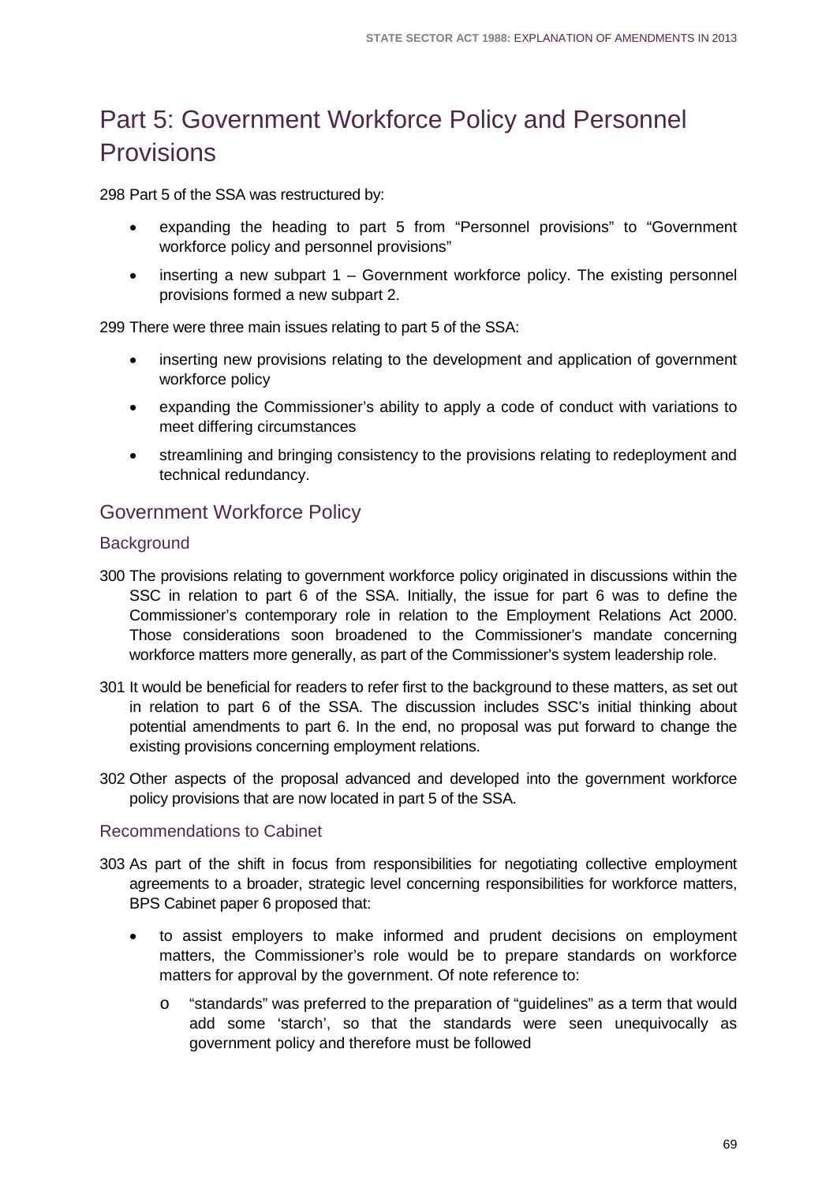# Part 5: Government Workforce Policy and Personnel Provisions

298 Part 5 of the SSA was restructured by:

- expanding the heading to part 5 from "Personnel provisions" to "Government workforce policy and personnel provisions"
- inserting a new subpart 1 – Government workforce policy. The existing personnel provisions formed a new subpart 2.

299 There were three main issues relating to part 5 of the SSA:

- inserting new provisions relating to the development and application of government workforce policy
- expanding the Commissioner's ability to apply a code of conduct with variations to meet differing circumstances
- streamlining and bringing consistency to the provisions relating to redeployment and technical redundancy.

## Government Workforce Policy

### Background

300 The provisions relating to government workforce policy originated in discussions within the SSC in relation to part 6 of the SSA. Initially, the issue for part 6 was to define the Commissioner's contemporary role in relation to the Employment Relations Act 2000. Those considerations soon broadened to the Commissioner's mandate concerning workforce matters more generally, as part of the Commissioner's system leadership role.

301 It would be beneficial for readers to refer first to the background to these matters, as set out in relation to part 6 of the SSA. The discussion includes SSC's initial thinking about potential amendments to part 6. In the end, no proposal was put forward to change the existing provisions concerning employment relations.

302 Other aspects of the proposal advanced and developed into the government workforce policy provisions that are now located in part 5 of the SSA.

### Recommendations to Cabinet

303 As part of the shift in focus from responsibilities for negotiating collective employment agreements to a broader, strategic level concerning responsibilities for workforce matters, BPS Cabinet paper 6 proposed that:

- to assist employers to make informed and prudent decisions on employment matters, the Commissioner's role would be to prepare standards on workforce matters for approval by the government. Of note reference to:
  - "standards" was preferred to the preparation of "guidelines" as a term that would add some 'starch', so that the standards were seen unequivocally as government policy and therefore must be followed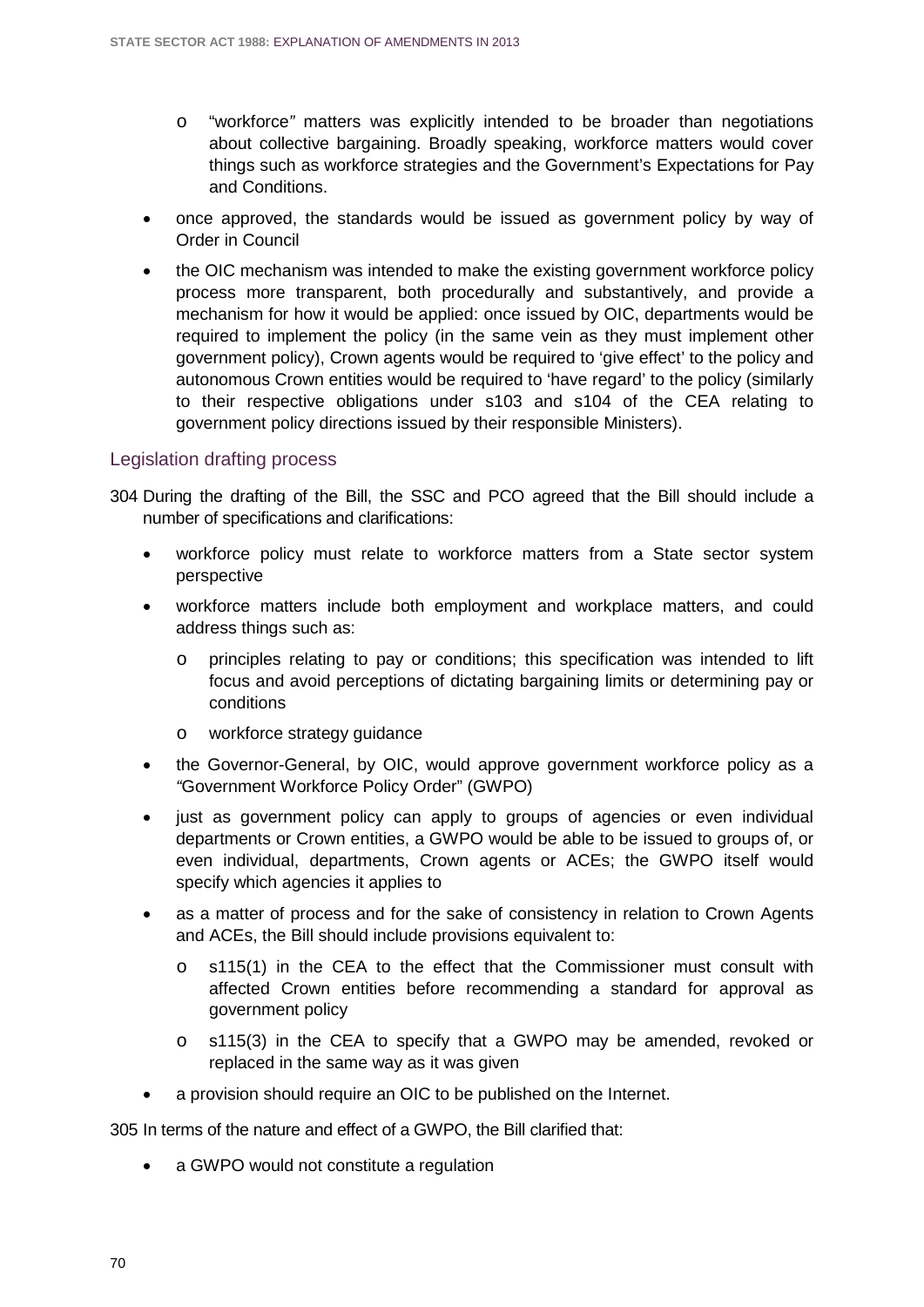- "workforce" matters was explicitly intended to be broader than negotiations about collective bargaining. Broadly speaking, workforce matters would cover things such as workforce strategies and the Government's Expectations for Pay and Conditions.
- once approved, the standards would be issued as government policy by way of Order in Council
- the OIC mechanism was intended to make the existing government workforce policy process more transparent, both procedurally and substantively, and provide a mechanism for how it would be applied: once issued by OIC, departments would be required to implement the policy (in the same vein as they must implement other government policy), Crown agents would be required to 'give effect' to the policy and autonomous Crown entities would be required to 'have regard' to the policy (similarly to their respective obligations under s103 and s104 of the CEA relating to government policy directions issued by their responsible Ministers).

## Legislation drafting process

304 During the drafting of the Bill, the SSC and PCO agreed that the Bill should include a number of specifications and clarifications:

- workforce policy must relate to workforce matters from a State sector system perspective
- workforce matters include both employment and workplace matters, and could address things such as:
    - principles relating to pay or conditions; this specification was intended to lift focus and avoid perceptions of dictating bargaining limits or determining pay or conditions
    - workforce strategy guidance
- the Governor-General, by OIC, would approve government workforce policy as a "Government Workforce Policy Order" (GWPO)
- just as government policy can apply to groups of agencies or even individual departments or Crown entities, a GWPO would be able to be issued to groups of, or even individual, departments, Crown agents or ACEs; the GWPO itself would specify which agencies it applies to
- as a matter of process and for the sake of consistency in relation to Crown Agents and ACEs, the Bill should include provisions equivalent to:
    - s115(1) in the CEA to the effect that the Commissioner must consult with affected Crown entities before recommending a standard for approval as government policy
    - s115(3) in the CEA to specify that a GWPO may be amended, revoked or replaced in the same way as it was given
- a provision should require an OIC to be published on the Internet.

305 In terms of the nature and effect of a GWPO, the Bill clarified that:

- a GWPO would not constitute a regulation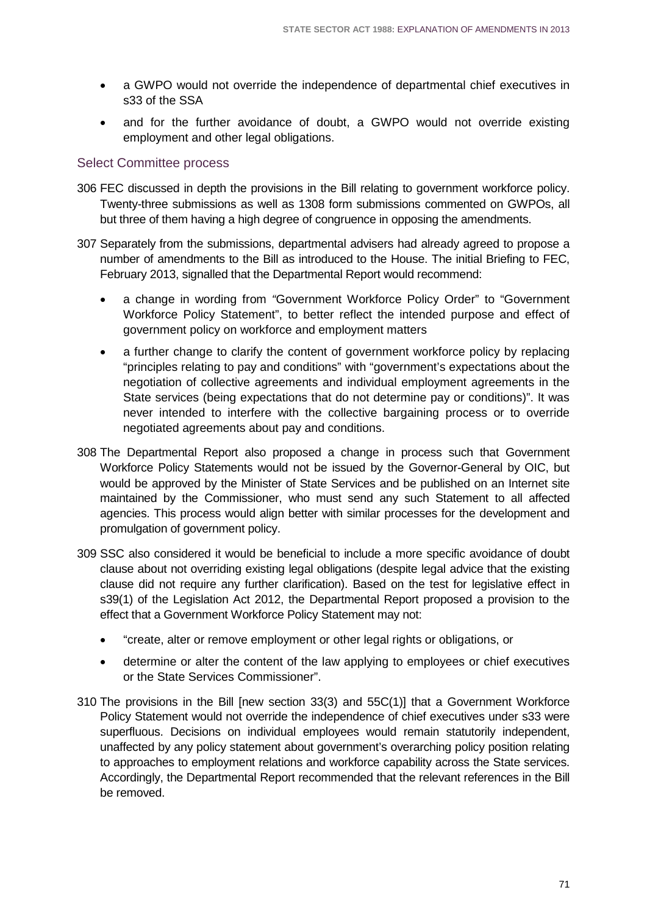- a GWPO would not override the independence of departmental chief executives in s33 of the SSA
- and for the further avoidance of doubt, a GWPO would not override existing employment and other legal obligations.

## Select Committee process

306 FEC discussed in depth the provisions in the Bill relating to government workforce policy. Twenty-three submissions as well as 1308 form submissions commented on GWPOs, all but three of them having a high degree of congruence in opposing the amendments.

307 Separately from the submissions, departmental advisers had already agreed to propose a number of amendments to the Bill as introduced to the House. The initial Briefing to FEC, February 2013, signalled that the Departmental Report would recommend:

- a change in wording from "Government Workforce Policy Order" to "Government Workforce Policy Statement", to better reflect the intended purpose and effect of government policy on workforce and employment matters
- a further change to clarify the content of government workforce policy by replacing "principles relating to pay and conditions" with "government's expectations about the negotiation of collective agreements and individual employment agreements in the State services (being expectations that do not determine pay or conditions)". It was never intended to interfere with the collective bargaining process or to override negotiated agreements about pay and conditions.

308 The Departmental Report also proposed a change in process such that Government Workforce Policy Statements would not be issued by the Governor-General by OIC, but would be approved by the Minister of State Services and be published on an Internet site maintained by the Commissioner, who must send any such Statement to all affected agencies. This process would align better with similar processes for the development and promulgation of government policy.

309 SSC also considered it would be beneficial to include a more specific avoidance of doubt clause about not overriding existing legal obligations (despite legal advice that the existing clause did not require any further clarification). Based on the test for legislative effect in s39(1) of the Legislation Act 2012, the Departmental Report proposed a provision to the effect that a Government Workforce Policy Statement may not:

- "create, alter or remove employment or other legal rights or obligations, or
- determine or alter the content of the law applying to employees or chief executives or the State Services Commissioner".

310 The provisions in the Bill [new section 33(3) and 55C(1)] that a Government Workforce Policy Statement would not override the independence of chief executives under s33 were superfluous. Decisions on individual employees would remain statutorily independent, unaffected by any policy statement about government's overarching policy position relating to approaches to employment relations and workforce capability across the State services. Accordingly, the Departmental Report recommended that the relevant references in the Bill be removed.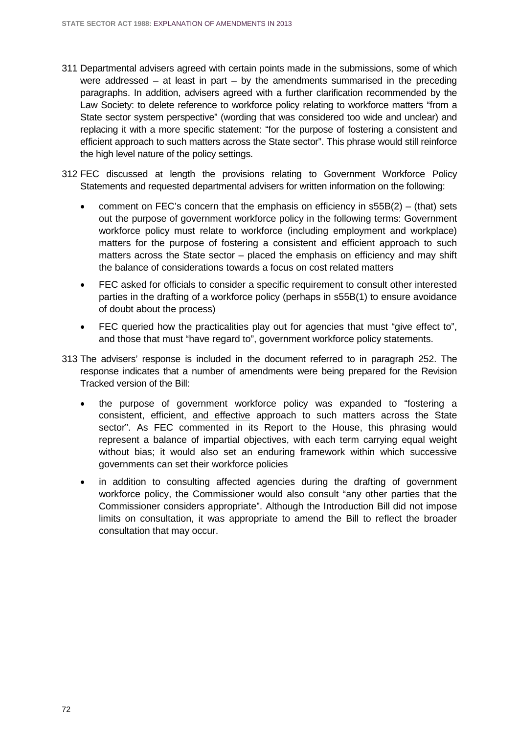311 Departmental advisers agreed with certain points made in the submissions, some of which were addressed – at least in part – by the amendments summarised in the preceding paragraphs. In addition, advisers agreed with a further clarification recommended by the Law Society: to delete reference to workforce policy relating to workforce matters "from a State sector system perspective" (wording that was considered too wide and unclear) and replacing it with a more specific statement: "for the purpose of fostering a consistent and efficient approach to such matters across the State sector". This phrase would still reinforce the high level nature of the policy settings.

312 FEC discussed at length the provisions relating to Government Workforce Policy Statements and requested departmental advisers for written information on the following:

- comment on FEC's concern that the emphasis on efficiency in s55B(2) – (that) sets out the purpose of government workforce policy in the following terms: Government workforce policy must relate to workforce (including employment and workplace) matters for the purpose of fostering a consistent and efficient approach to such matters across the State sector – placed the emphasis on efficiency and may shift the balance of considerations towards a focus on cost related matters
- FEC asked for officials to consider a specific requirement to consult other interested parties in the drafting of a workforce policy (perhaps in s55B(1) to ensure avoidance of doubt about the process)
- FEC queried how the practicalities play out for agencies that must "give effect to", and those that must "have regard to", government workforce policy statements.

313 The advisers' response is included in the document referred to in paragraph 252. The response indicates that a number of amendments were being prepared for the Revision Tracked version of the Bill:

- the purpose of government workforce policy was expanded to "fostering a consistent, efficient, <u>and effective</u> approach to such matters across the State sector". As FEC commented in its Report to the House, this phrasing would represent a balance of impartial objectives, with each term carrying equal weight without bias; it would also set an enduring framework within which successive governments can set their workforce policies
- in addition to consulting affected agencies during the drafting of government workforce policy, the Commissioner would also consult "any other parties that the Commissioner considers appropriate". Although the Introduction Bill did not impose limits on consultation, it was appropriate to amend the Bill to reflect the broader consultation that may occur.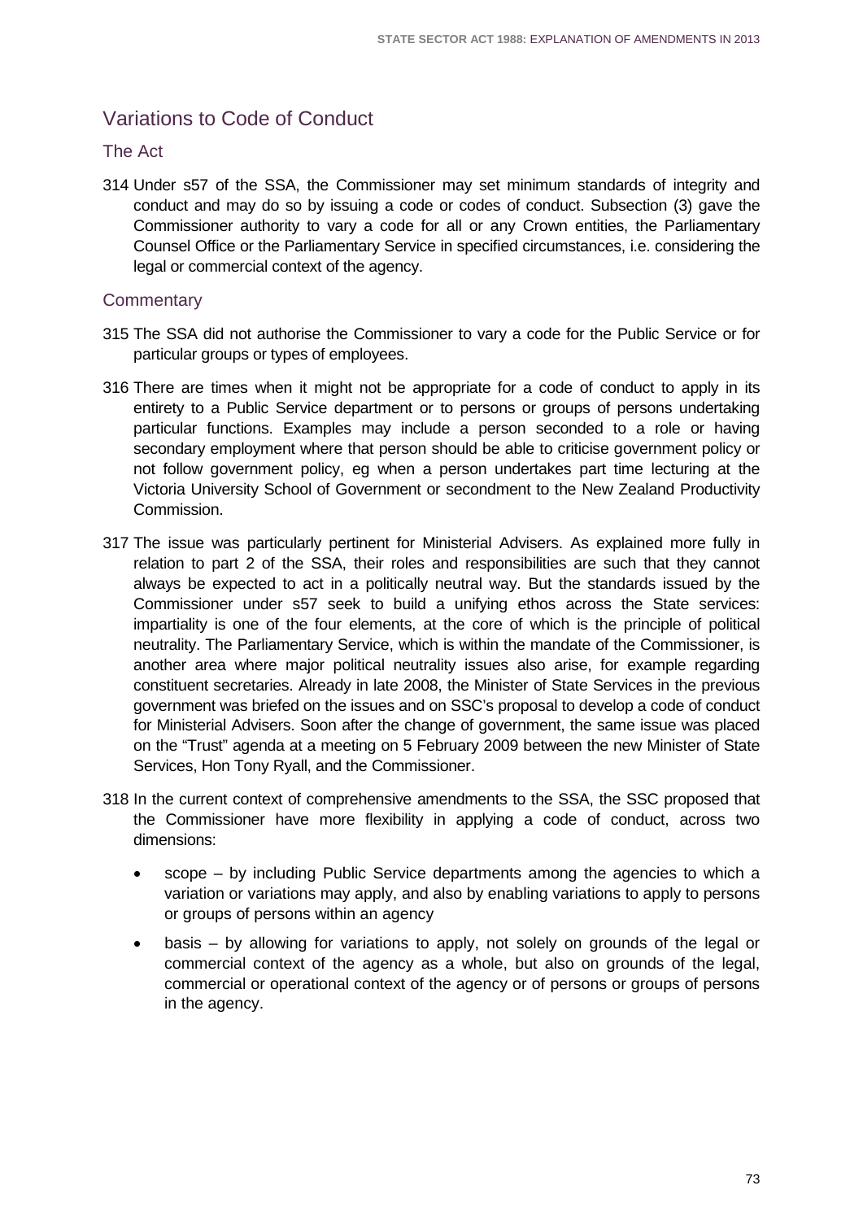## Variations to Code of Conduct

### The Act

314 Under s57 of the SSA, the Commissioner may set minimum standards of integrity and conduct and may do so by issuing a code or codes of conduct. Subsection (3) gave the Commissioner authority to vary a code for all or any Crown entities, the Parliamentary Counsel Office or the Parliamentary Service in specified circumstances, i.e. considering the legal or commercial context of the agency.

### Commentary

315 The SSA did not authorise the Commissioner to vary a code for the Public Service or for particular groups or types of employees.

316 There are times when it might not be appropriate for a code of conduct to apply in its entirety to a Public Service department or to persons or groups of persons undertaking particular functions. Examples may include a person seconded to a role or having secondary employment where that person should be able to criticise government policy or not follow government policy, eg when a person undertakes part time lecturing at the Victoria University School of Government or secondment to the New Zealand Productivity Commission.

317 The issue was particularly pertinent for Ministerial Advisers. As explained more fully in relation to part 2 of the SSA, their roles and responsibilities are such that they cannot always be expected to act in a politically neutral way. But the standards issued by the Commissioner under s57 seek to build a unifying ethos across the State services: impartiality is one of the four elements, at the core of which is the principle of political neutrality. The Parliamentary Service, which is within the mandate of the Commissioner, is another area where major political neutrality issues also arise, for example regarding constituent secretaries. Already in late 2008, the Minister of State Services in the previous government was briefed on the issues and on SSC's proposal to develop a code of conduct for Ministerial Advisers. Soon after the change of government, the same issue was placed on the "Trust" agenda at a meeting on 5 February 2009 between the new Minister of State Services, Hon Tony Ryall, and the Commissioner.

318 In the current context of comprehensive amendments to the SSA, the SSC proposed that the Commissioner have more flexibility in applying a code of conduct, across two dimensions:

- scope – by including Public Service departments among the agencies to which a variation or variations may apply, and also by enabling variations to apply to persons or groups of persons within an agency
- basis – by allowing for variations to apply, not solely on grounds of the legal or commercial context of the agency as a whole, but also on grounds of the legal, commercial or operational context of the agency or of persons or groups of persons in the agency.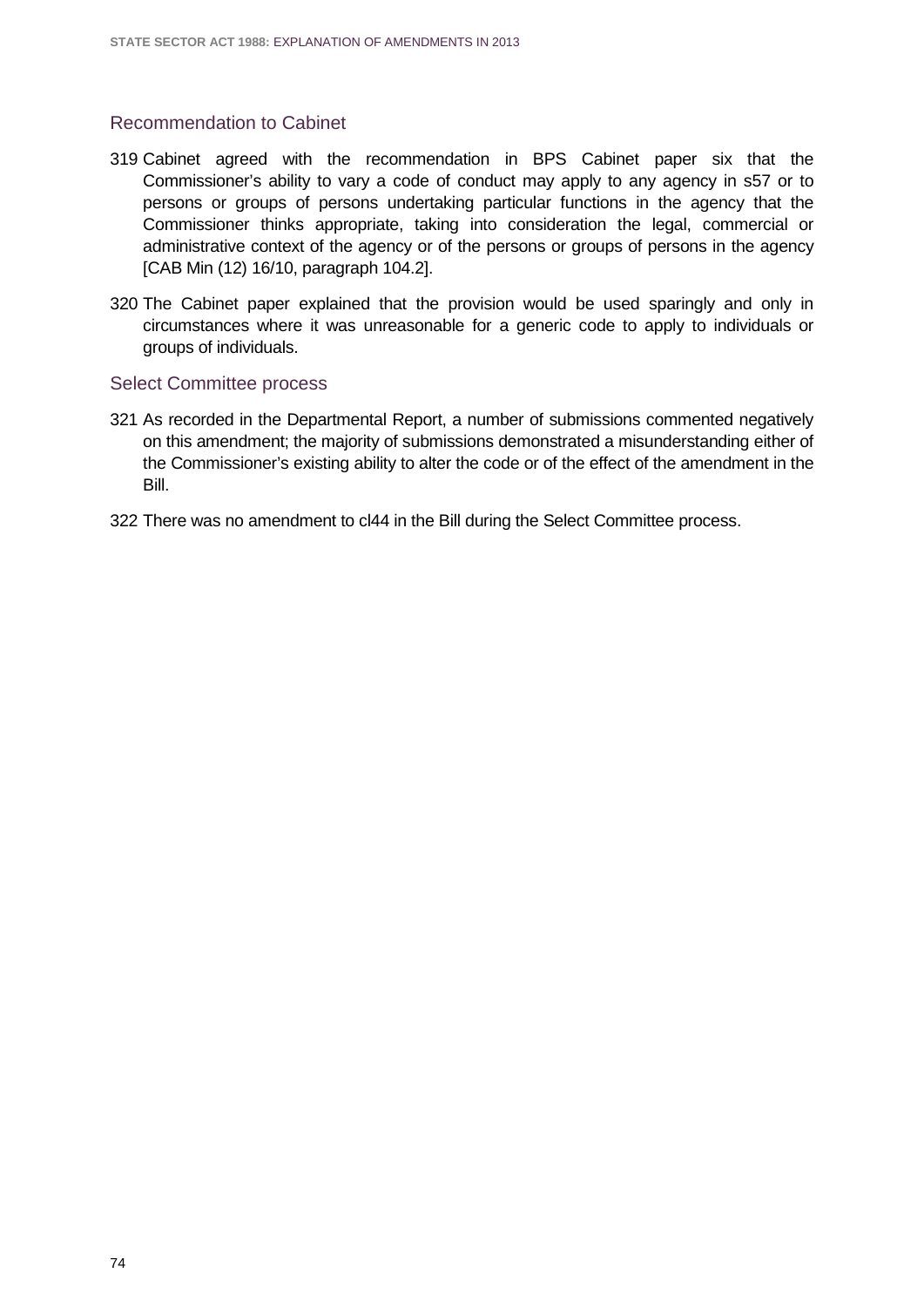## Recommendation to Cabinet

319 Cabinet agreed with the recommendation in BPS Cabinet paper six that the Commissioner's ability to vary a code of conduct may apply to any agency in s57 or to persons or groups of persons undertaking particular functions in the agency that the Commissioner thinks appropriate, taking into consideration the legal, commercial or administrative context of the agency or of the persons or groups of persons in the agency [CAB Min (12) 16/10, paragraph 104.2].

320 The Cabinet paper explained that the provision would be used sparingly and only in circumstances where it was unreasonable for a generic code to apply to individuals or groups of individuals.

## Select Committee process

321 As recorded in the Departmental Report, a number of submissions commented negatively on this amendment; the majority of submissions demonstrated a misunderstanding either of the Commissioner's existing ability to alter the code or of the effect of the amendment in the Bill.

322 There was no amendment to cl44 in the Bill during the Select Committee process.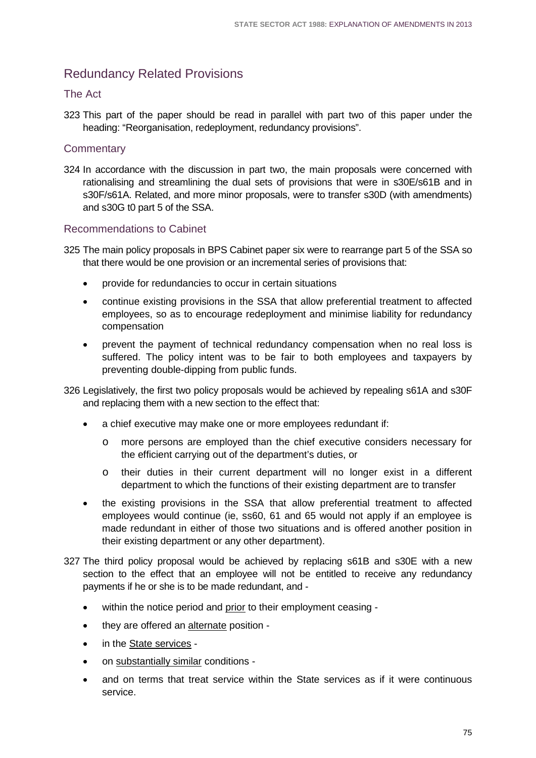## Redundancy Related Provisions

### The Act

323 This part of the paper should be read in parallel with part two of this paper under the heading: "Reorganisation, redeployment, redundancy provisions".

### Commentary

324 In accordance with the discussion in part two, the main proposals were concerned with rationalising and streamlining the dual sets of provisions that were in s30E/s61B and in s30F/s61A. Related, and more minor proposals, were to transfer s30D (with amendments) and s30G t0 part 5 of the SSA.

### Recommendations to Cabinet

325 The main policy proposals in BPS Cabinet paper six were to rearrange part 5 of the SSA so that there would be one provision or an incremental series of provisions that:

- provide for redundancies to occur in certain situations
- continue existing provisions in the SSA that allow preferential treatment to affected employees, so as to encourage redeployment and minimise liability for redundancy compensation
- prevent the payment of technical redundancy compensation when no real loss is suffered. The policy intent was to be fair to both employees and taxpayers by preventing double-dipping from public funds.

326 Legislatively, the first two policy proposals would be achieved by repealing s61A and s30F and replacing them with a new section to the effect that:

- a chief executive may make one or more employees redundant if:
  - more persons are employed than the chief executive considers necessary for the efficient carrying out of the department's duties, or
  - their duties in their current department will no longer exist in a different department to which the functions of their existing department are to transfer
- the existing provisions in the SSA that allow preferential treatment to affected employees would continue (ie, ss60, 61 and 65 would not apply if an employee is made redundant in either of those two situations and is offered another position in their existing department or any other department).

327 The third policy proposal would be achieved by replacing s61B and s30E with a new section to the effect that an employee will not be entitled to receive any redundancy payments if he or she is to be made redundant, and -

- within the notice period and <u>prior</u> to their employment ceasing -
- they are offered an <u>alternate</u> position -
- in the <u>State services</u> -
- on <u>substantially similar</u> conditions -
- and on terms that treat service within the State services as if it were continuous service.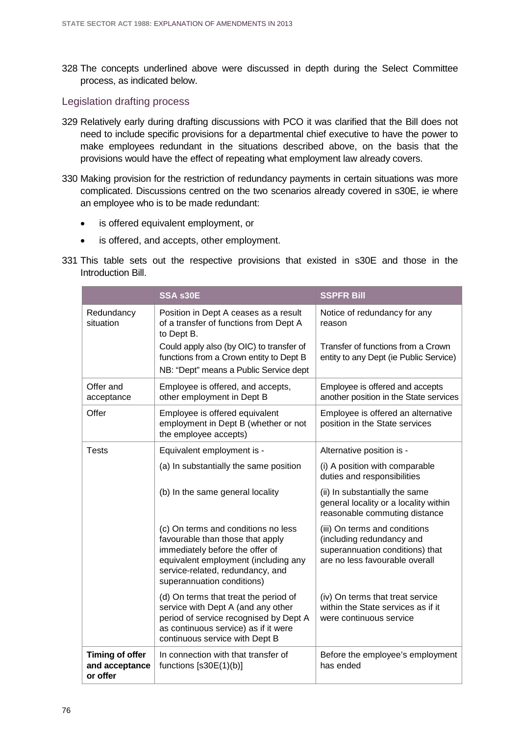328 The concepts underlined above were discussed in depth during the Select Committee process, as indicated below.

## Legislation drafting process

329 Relatively early during drafting discussions with PCO it was clarified that the Bill does not need to include specific provisions for a departmental chief executive to have the power to make employees redundant in the situations described above, on the basis that the provisions would have the effect of repeating what employment law already covers.

330 Making provision for the restriction of redundancy payments in certain situations was more complicated. Discussions centred on the two scenarios already covered in s30E, ie where an employee who is to be made redundant:

- is offered equivalent employment, or
- is offered, and accepts, other employment.

331 This table sets out the respective provisions that existed in s30E and those in the Introduction Bill.

| | SSA s30E | SSPFR Bill |
|---|---|---|
| Redundancy situation | Position in Dept A ceases as a result of a transfer of functions from Dept A to Dept B. | Notice of redundancy for any reason |
| | Could apply also (by OIC) to transfer of functions from a Crown entity to Dept B<br>NB: "Dept" means a Public Service dept | Transfer of functions from a Crown entity to any Dept (ie Public Service) |
| Offer and acceptance | Employee is offered, and accepts, other employment in Dept B | Employee is offered and accepts another position in the State services |
| Offer | Employee is offered equivalent employment in Dept B (whether or not the employee accepts) | Employee is offered an alternative position in the State services |
| Tests | Equivalent employment is - | Alternative position is - |
| | (a) In substantially the same position | (i) A position with comparable duties and responsibilities |
| | (b) In the same general locality | (ii) In substantially the same general locality or a locality within reasonable commuting distance |
| | (c) On terms and conditions no less favourable than those that apply immediately before the offer of equivalent employment (including any service-related, redundancy, and superannuation conditions) | (iii) On terms and conditions (including redundancy and superannuation conditions) that are no less favourable overall |
| | (d) On terms that treat the period of service with Dept A (and any other period of service recognised by Dept A as continuous service) as if it were continuous service with Dept B | (iv) On terms that treat service within the State services as if it were continuous service |
| **Timing of offer and acceptance or offer** | In connection with that transfer of functions [s30E(1)(b)] | Before the employee's employment has ended |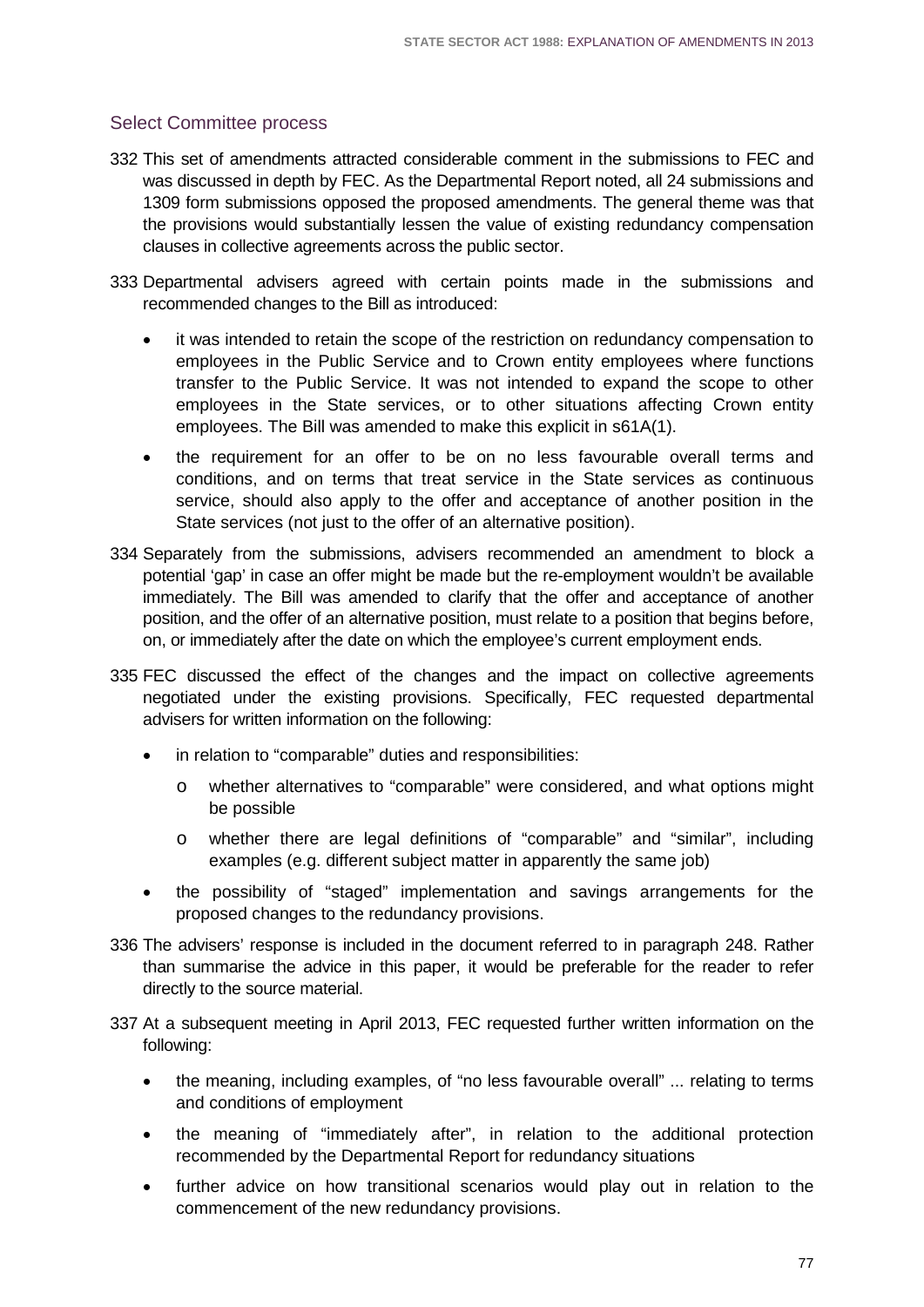## Select Committee process

332 This set of amendments attracted considerable comment in the submissions to FEC and was discussed in depth by FEC. As the Departmental Report noted, all 24 submissions and 1309 form submissions opposed the proposed amendments. The general theme was that the provisions would substantially lessen the value of existing redundancy compensation clauses in collective agreements across the public sector.

333 Departmental advisers agreed with certain points made in the submissions and recommended changes to the Bill as introduced:

- it was intended to retain the scope of the restriction on redundancy compensation to employees in the Public Service and to Crown entity employees where functions transfer to the Public Service. It was not intended to expand the scope to other employees in the State services, or to other situations affecting Crown entity employees. The Bill was amended to make this explicit in s61A(1).
- the requirement for an offer to be on no less favourable overall terms and conditions, and on terms that treat service in the State services as continuous service, should also apply to the offer and acceptance of another position in the State services (not just to the offer of an alternative position).

334 Separately from the submissions, advisers recommended an amendment to block a potential 'gap' in case an offer might be made but the re-employment wouldn't be available immediately. The Bill was amended to clarify that the offer and acceptance of another position, and the offer of an alternative position, must relate to a position that begins before, on, or immediately after the date on which the employee's current employment ends.

335 FEC discussed the effect of the changes and the impact on collective agreements negotiated under the existing provisions. Specifically, FEC requested departmental advisers for written information on the following:

- in relation to "comparable" duties and responsibilities:
  - whether alternatives to "comparable" were considered, and what options might be possible
  - whether there are legal definitions of "comparable" and "similar", including examples (e.g. different subject matter in apparently the same job)
- the possibility of "staged" implementation and savings arrangements for the proposed changes to the redundancy provisions.

336 The advisers' response is included in the document referred to in paragraph 248. Rather than summarise the advice in this paper, it would be preferable for the reader to refer directly to the source material.

337 At a subsequent meeting in April 2013, FEC requested further written information on the following:

- the meaning, including examples, of "no less favourable overall" ... relating to terms and conditions of employment
- the meaning of "immediately after", in relation to the additional protection recommended by the Departmental Report for redundancy situations
- further advice on how transitional scenarios would play out in relation to the commencement of the new redundancy provisions.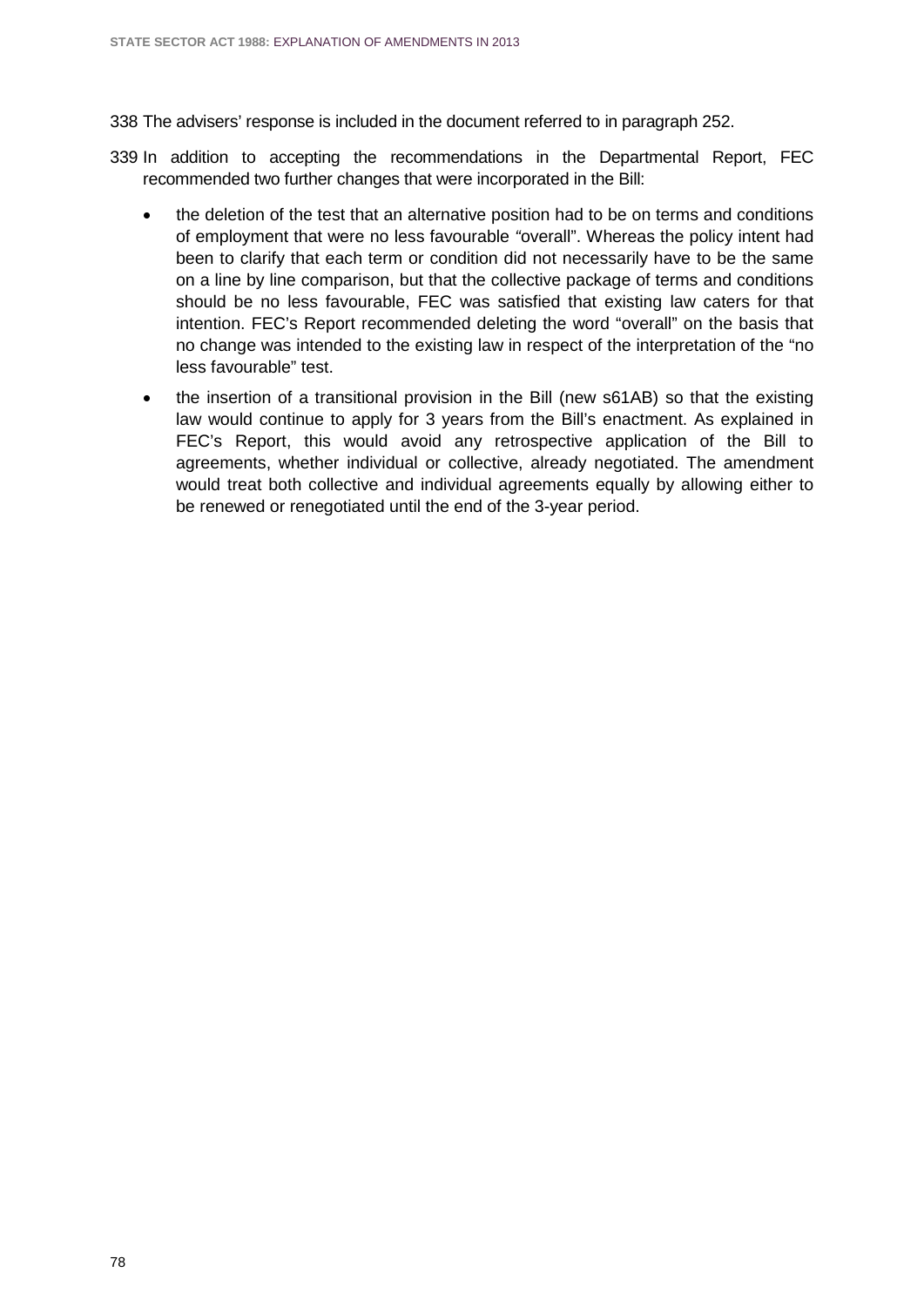338 The advisers' response is included in the document referred to in paragraph 252.

339 In addition to accepting the recommendations in the Departmental Report, FEC recommended two further changes that were incorporated in the Bill:

- the deletion of the test that an alternative position had to be on terms and conditions of employment that were no less favourable "overall". Whereas the policy intent had been to clarify that each term or condition did not necessarily have to be the same on a line by line comparison, but that the collective package of terms and conditions should be no less favourable, FEC was satisfied that existing law caters for that intention. FEC's Report recommended deleting the word "overall" on the basis that no change was intended to the existing law in respect of the interpretation of the "no less favourable" test.
- the insertion of a transitional provision in the Bill (new s61AB) so that the existing law would continue to apply for 3 years from the Bill's enactment. As explained in FEC's Report, this would avoid any retrospective application of the Bill to agreements, whether individual or collective, already negotiated. The amendment would treat both collective and individual agreements equally by allowing either to be renewed or renegotiated until the end of the 3-year period.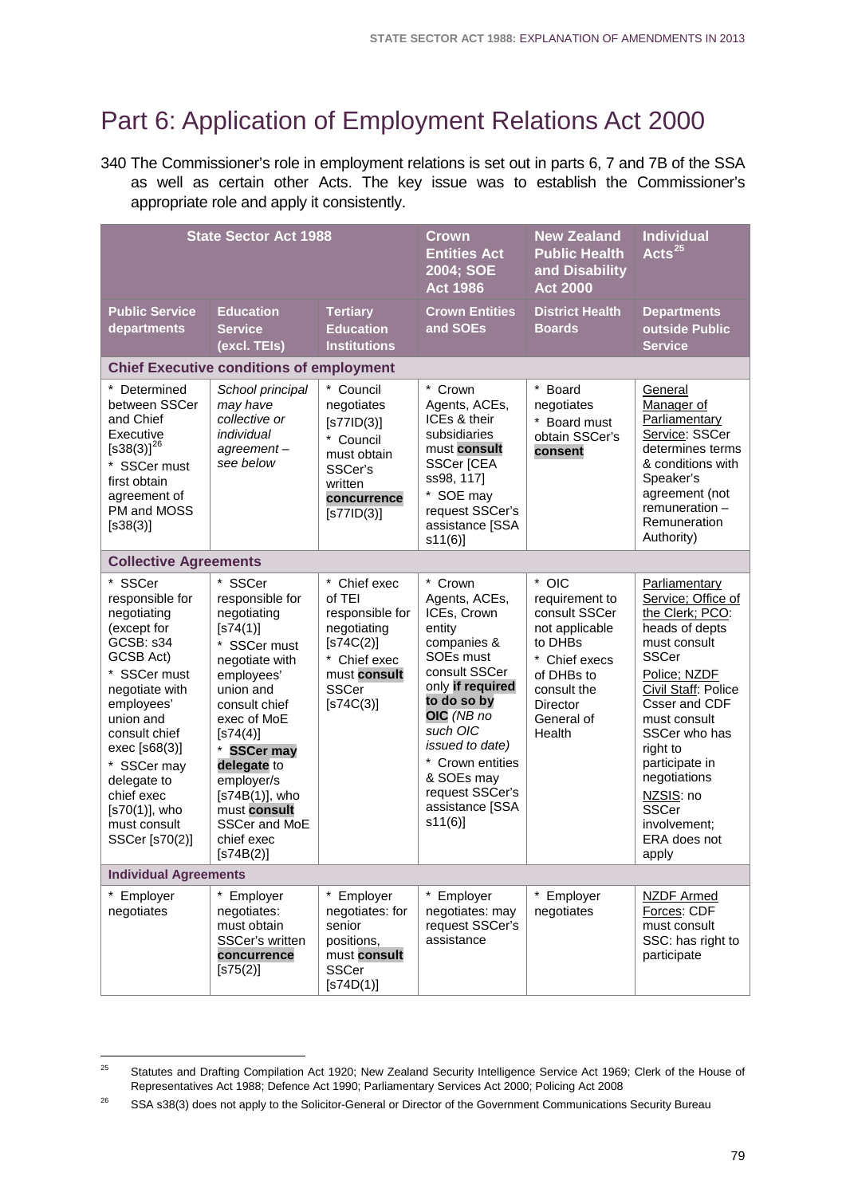# Part 6: Application of Employment Relations Act 2000

340 The Commissioner's role in employment relations is set out in parts 6, 7 and 7B of the SSA as well as certain other Acts. The key issue was to establish the Commissioner's appropriate role and apply it consistently.

| State Sector Act 1988 | | | Crown Entities Act 2004; SOE Act 1986 | New Zealand Public Health and Disability Act 2000 | Individual Acts[25] |
|---|---|---|---|---|---|
| **Public Service departments** | **Education Service (excl. TEIs)** | **Tertiary Education Institutions** | **Crown Entities and SOEs** | **District Health Boards** | **Departments outside Public Service** |
| **Chief Executive conditions of employment** | | | | | |
| * Determined between SSCer and Chief Executive [s38(3)][26] * SSCer must first obtain agreement of PM and MOSS [s38(3)] | *School principal may have collective or individual agreement – see below* | * Council negotiates [s77ID(3)] * Council must obtain SSCer's written **concurrence** [s77ID(3)] | * Crown Agents, ACEs, ICEs & their subsidiaries must **consult** SSCer [CEA ss98, 117] * SOE may request SSCer's assistance [SSA s11(6)] | * Board negotiates * Board must obtain SSCer's **consent** | General Manager of Parliamentary Service: SSCer determines terms & conditions with Speaker's agreement (not remuneration – Remuneration Authority) |
| **Collective Agreements** | | | | | |
| * SSCer responsible for negotiating (except for GCSB: s34 GCSB Act) * SSCer must negotiate with employees' union and consult chief exec [s68(3)] * SSCer may delegate to chief exec [s70(1)], who must consult SSCer [s70(2)] | * SSCer responsible for negotiating [s74(1)] * SSCer must negotiate with employees' union and consult chief exec of MoE [s74(4)] * **SSCer may delegate** to employer/s [s74B(1)], who must **consult** SSCer and MoE chief exec [s74B(2)] | * Chief exec of TEI responsible for negotiating [s74C(2)] * Chief exec must **consult** SSCer [s74C(3)] | * Crown Agents, ACEs, ICEs, Crown entity companies & SOEs must consult SSCer only **if required to do so by OIC** *(NB no such OIC issued to date)* * Crown entities & SOEs may request SSCer's assistance [SSA s11(6)] | * OIC requirement to consult SSCer not applicable to DHBs * Chief execs of DHBs to consult the Director General of Health | Parliamentary Service; Office of the Clerk; PCO: heads of depts must consult SSCer Police; NZDF Civil Staff: Police Csser and CDF must consult SSCer who has right to participate in negotiations NZSIS: no SSCer involvement; ERA does not apply |
| **Individual Agreements** | | | | | |
| * Employer negotiates | * Employer negotiates: must obtain SSCer's written **concurrence** [s75(2)] | * Employer negotiates: for senior positions, must **consult** SSCer [s74D(1)] | * Employer negotiates: may request SSCer's assistance | * Employer negotiates | NZDF Armed Forces: CDF must consult SSC: has right to participate |

[25] Statutes and Drafting Compilation Act 1920; New Zealand Security Intelligence Service Act 1969; Clerk of the House of Representatives Act 1988; Defence Act 1990; Parliamentary Services Act 2000; Policing Act 2008

[26] SSA s38(3) does not apply to the Solicitor-General or Director of the Government Communications Security Bureau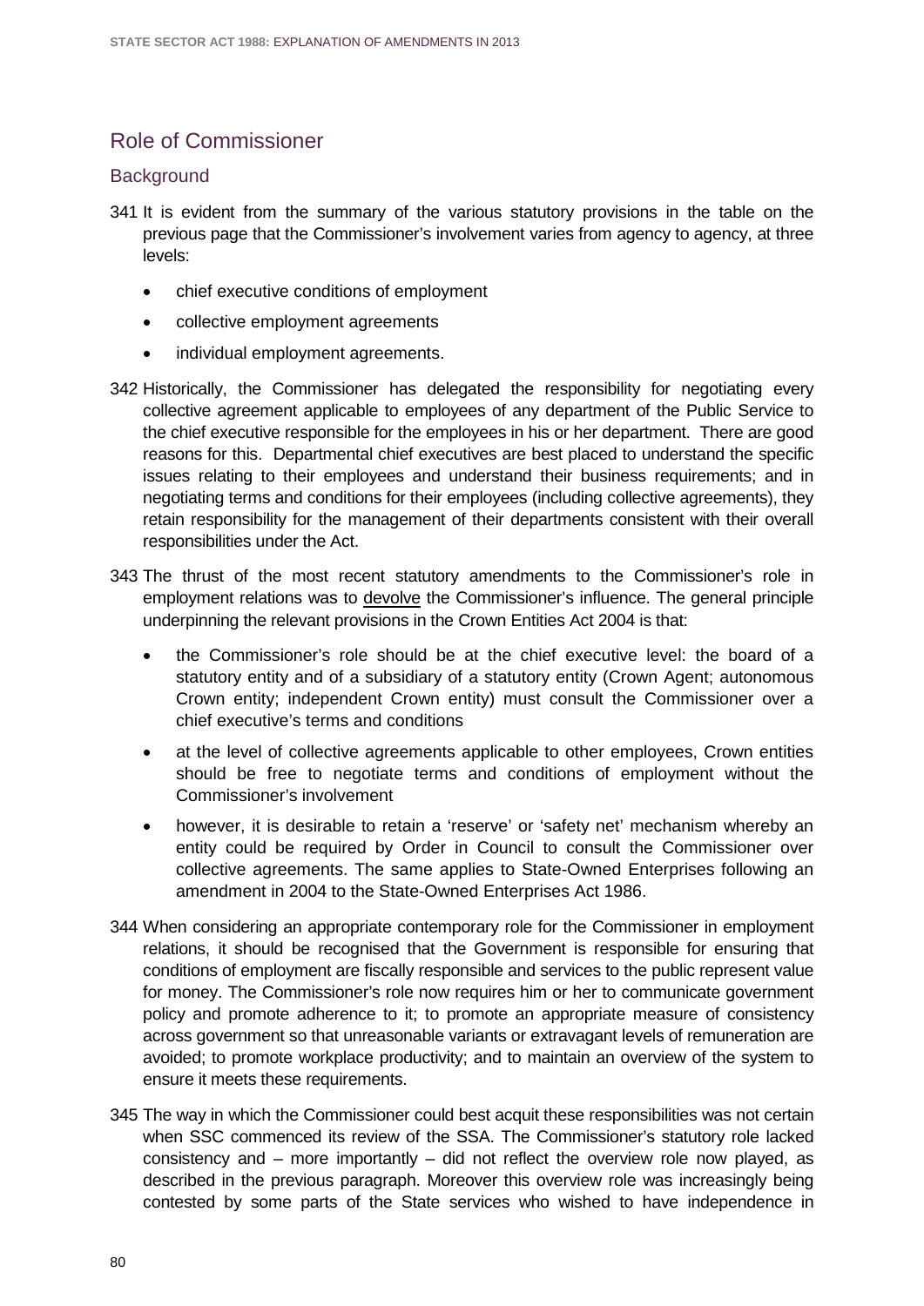## Role of Commissioner

### Background

341 It is evident from the summary of the various statutory provisions in the table on the previous page that the Commissioner's involvement varies from agency to agency, at three levels:

- chief executive conditions of employment
- collective employment agreements
- individual employment agreements.

342 Historically, the Commissioner has delegated the responsibility for negotiating every collective agreement applicable to employees of any department of the Public Service to the chief executive responsible for the employees in his or her department. There are good reasons for this. Departmental chief executives are best placed to understand the specific issues relating to their employees and understand their business requirements; and in negotiating terms and conditions for their employees (including collective agreements), they retain responsibility for the management of their departments consistent with their overall responsibilities under the Act.

343 The thrust of the most recent statutory amendments to the Commissioner's role in employment relations was to devolve the Commissioner's influence. The general principle underpinning the relevant provisions in the Crown Entities Act 2004 is that:

- the Commissioner's role should be at the chief executive level: the board of a statutory entity and of a subsidiary of a statutory entity (Crown Agent; autonomous Crown entity; independent Crown entity) must consult the Commissioner over a chief executive's terms and conditions
- at the level of collective agreements applicable to other employees, Crown entities should be free to negotiate terms and conditions of employment without the Commissioner's involvement
- however, it is desirable to retain a 'reserve' or 'safety net' mechanism whereby an entity could be required by Order in Council to consult the Commissioner over collective agreements. The same applies to State-Owned Enterprises following an amendment in 2004 to the State-Owned Enterprises Act 1986.

344 When considering an appropriate contemporary role for the Commissioner in employment relations, it should be recognised that the Government is responsible for ensuring that conditions of employment are fiscally responsible and services to the public represent value for money. The Commissioner's role now requires him or her to communicate government policy and promote adherence to it; to promote an appropriate measure of consistency across government so that unreasonable variants or extravagant levels of remuneration are avoided; to promote workplace productivity; and to maintain an overview of the system to ensure it meets these requirements.

345 The way in which the Commissioner could best acquit these responsibilities was not certain when SSC commenced its review of the SSA. The Commissioner's statutory role lacked consistency and – more importantly – did not reflect the overview role now played, as described in the previous paragraph. Moreover this overview role was increasingly being contested by some parts of the State services who wished to have independence in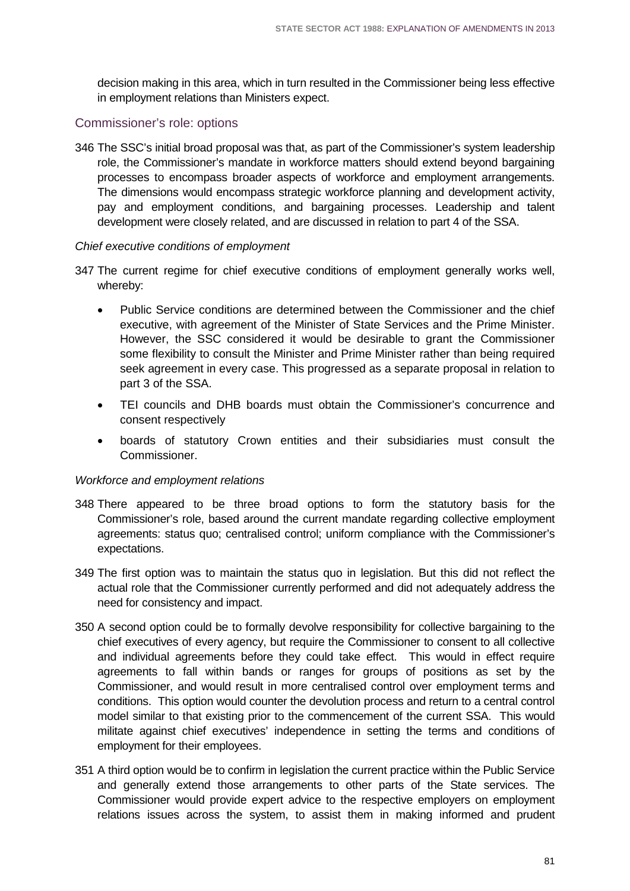decision making in this area, which in turn resulted in the Commissioner being less effective in employment relations than Ministers expect.

## Commissioner's role: options

346 The SSC's initial broad proposal was that, as part of the Commissioner's system leadership role, the Commissioner's mandate in workforce matters should extend beyond bargaining processes to encompass broader aspects of workforce and employment arrangements. The dimensions would encompass strategic workforce planning and development activity, pay and employment conditions, and bargaining processes. Leadership and talent development were closely related, and are discussed in relation to part 4 of the SSA.

*Chief executive conditions of employment*

347 The current regime for chief executive conditions of employment generally works well, whereby:

- Public Service conditions are determined between the Commissioner and the chief executive, with agreement of the Minister of State Services and the Prime Minister. However, the SSC considered it would be desirable to grant the Commissioner some flexibility to consult the Minister and Prime Minister rather than being required seek agreement in every case. This progressed as a separate proposal in relation to part 3 of the SSA.
- TEI councils and DHB boards must obtain the Commissioner's concurrence and consent respectively
- boards of statutory Crown entities and their subsidiaries must consult the Commissioner.

*Workforce and employment relations*

348 There appeared to be three broad options to form the statutory basis for the Commissioner's role, based around the current mandate regarding collective employment agreements: status quo; centralised control; uniform compliance with the Commissioner's expectations.

349 The first option was to maintain the status quo in legislation. But this did not reflect the actual role that the Commissioner currently performed and did not adequately address the need for consistency and impact.

350 A second option could be to formally devolve responsibility for collective bargaining to the chief executives of every agency, but require the Commissioner to consent to all collective and individual agreements before they could take effect. This would in effect require agreements to fall within bands or ranges for groups of positions as set by the Commissioner, and would result in more centralised control over employment terms and conditions. This option would counter the devolution process and return to a central control model similar to that existing prior to the commencement of the current SSA. This would militate against chief executives' independence in setting the terms and conditions of employment for their employees.

351 A third option would be to confirm in legislation the current practice within the Public Service and generally extend those arrangements to other parts of the State services. The Commissioner would provide expert advice to the respective employers on employment relations issues across the system, to assist them in making informed and prudent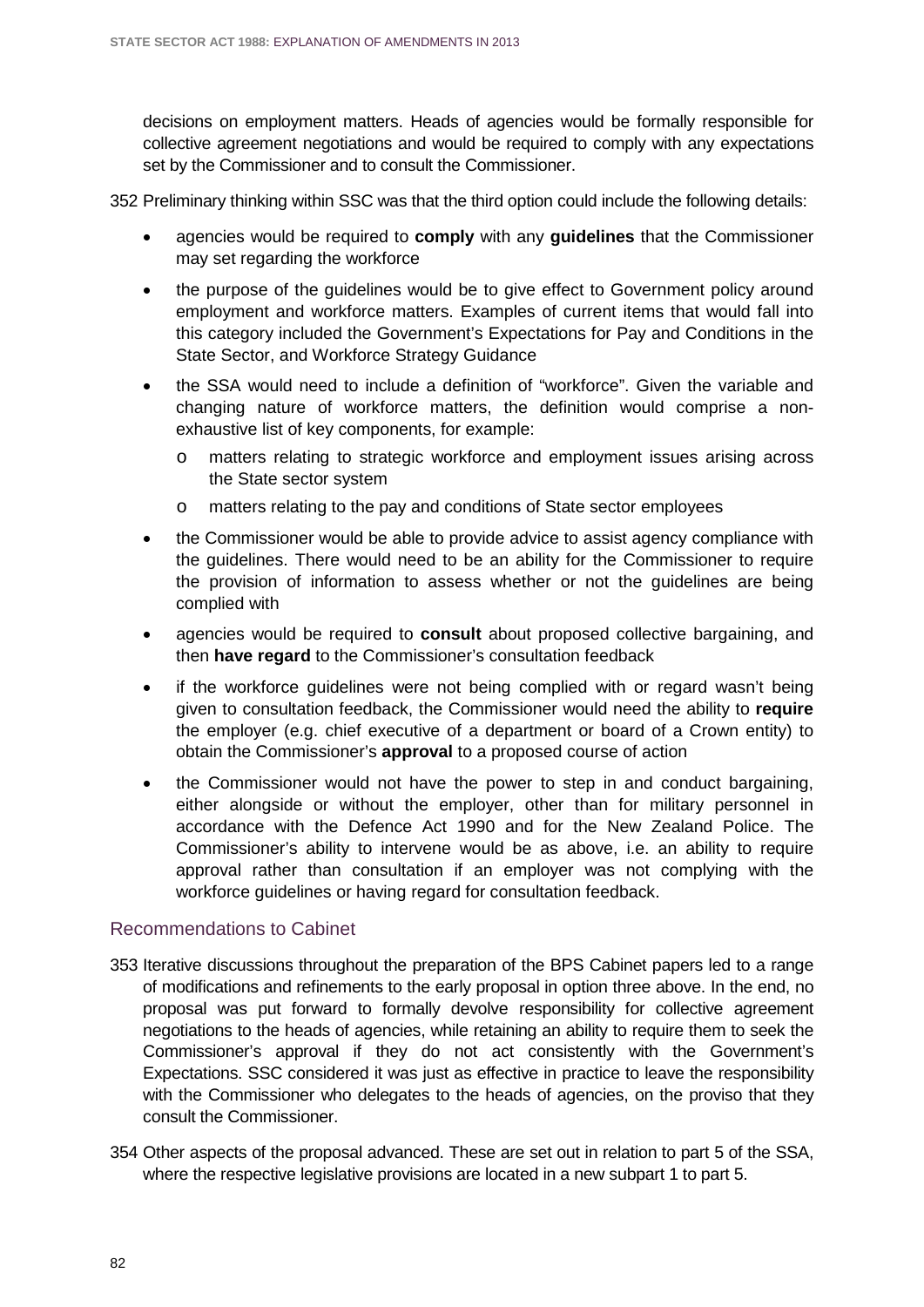decisions on employment matters. Heads of agencies would be formally responsible for collective agreement negotiations and would be required to comply with any expectations set by the Commissioner and to consult the Commissioner.

352 Preliminary thinking within SSC was that the third option could include the following details:

- agencies would be required to **comply** with any **guidelines** that the Commissioner may set regarding the workforce
- the purpose of the guidelines would be to give effect to Government policy around employment and workforce matters. Examples of current items that would fall into this category included the Government's Expectations for Pay and Conditions in the State Sector, and Workforce Strategy Guidance
- the SSA would need to include a definition of "workforce". Given the variable and changing nature of workforce matters, the definition would comprise a non-exhaustive list of key components, for example:
  - matters relating to strategic workforce and employment issues arising across the State sector system
  - matters relating to the pay and conditions of State sector employees
- the Commissioner would be able to provide advice to assist agency compliance with the guidelines. There would need to be an ability for the Commissioner to require the provision of information to assess whether or not the guidelines are being complied with
- agencies would be required to **consult** about proposed collective bargaining, and then **have regard** to the Commissioner's consultation feedback
- if the workforce guidelines were not being complied with or regard wasn't being given to consultation feedback, the Commissioner would need the ability to **require** the employer (e.g. chief executive of a department or board of a Crown entity) to obtain the Commissioner's **approval** to a proposed course of action
- the Commissioner would not have the power to step in and conduct bargaining, either alongside or without the employer, other than for military personnel in accordance with the Defence Act 1990 and for the New Zealand Police. The Commissioner's ability to intervene would be as above, i.e. an ability to require approval rather than consultation if an employer was not complying with the workforce guidelines or having regard for consultation feedback.

## Recommendations to Cabinet

353 Iterative discussions throughout the preparation of the BPS Cabinet papers led to a range of modifications and refinements to the early proposal in option three above. In the end, no proposal was put forward to formally devolve responsibility for collective agreement negotiations to the heads of agencies, while retaining an ability to require them to seek the Commissioner's approval if they do not act consistently with the Government's Expectations. SSC considered it was just as effective in practice to leave the responsibility with the Commissioner who delegates to the heads of agencies, on the proviso that they consult the Commissioner.

354 Other aspects of the proposal advanced. These are set out in relation to part 5 of the SSA, where the respective legislative provisions are located in a new subpart 1 to part 5.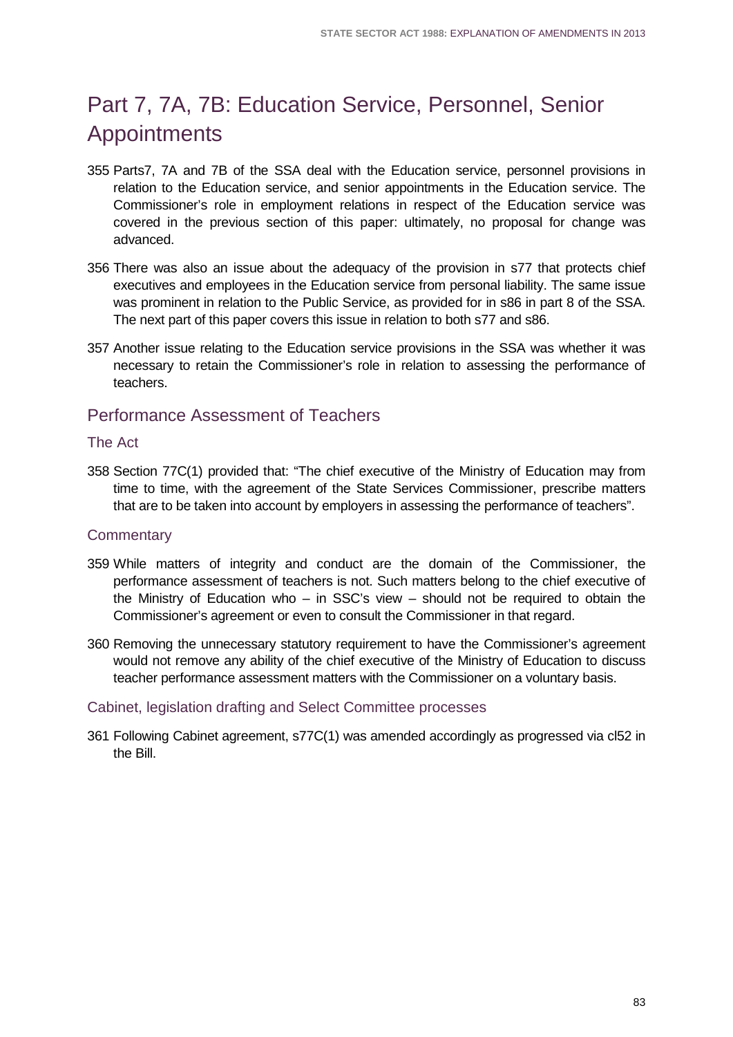# Part 7, 7A, 7B: Education Service, Personnel, Senior Appointments

355 Parts7, 7A and 7B of the SSA deal with the Education service, personnel provisions in relation to the Education service, and senior appointments in the Education service. The Commissioner's role in employment relations in respect of the Education service was covered in the previous section of this paper: ultimately, no proposal for change was advanced.

356 There was also an issue about the adequacy of the provision in s77 that protects chief executives and employees in the Education service from personal liability. The same issue was prominent in relation to the Public Service, as provided for in s86 in part 8 of the SSA. The next part of this paper covers this issue in relation to both s77 and s86.

357 Another issue relating to the Education service provisions in the SSA was whether it was necessary to retain the Commissioner's role in relation to assessing the performance of teachers.

## Performance Assessment of Teachers

### The Act

358 Section 77C(1) provided that: "The chief executive of the Ministry of Education may from time to time, with the agreement of the State Services Commissioner, prescribe matters that are to be taken into account by employers in assessing the performance of teachers".

### Commentary

359 While matters of integrity and conduct are the domain of the Commissioner, the performance assessment of teachers is not. Such matters belong to the chief executive of the Ministry of Education who – in SSC's view – should not be required to obtain the Commissioner's agreement or even to consult the Commissioner in that regard.

360 Removing the unnecessary statutory requirement to have the Commissioner's agreement would not remove any ability of the chief executive of the Ministry of Education to discuss teacher performance assessment matters with the Commissioner on a voluntary basis.

### Cabinet, legislation drafting and Select Committee processes

361 Following Cabinet agreement, s77C(1) was amended accordingly as progressed via cl52 in the Bill.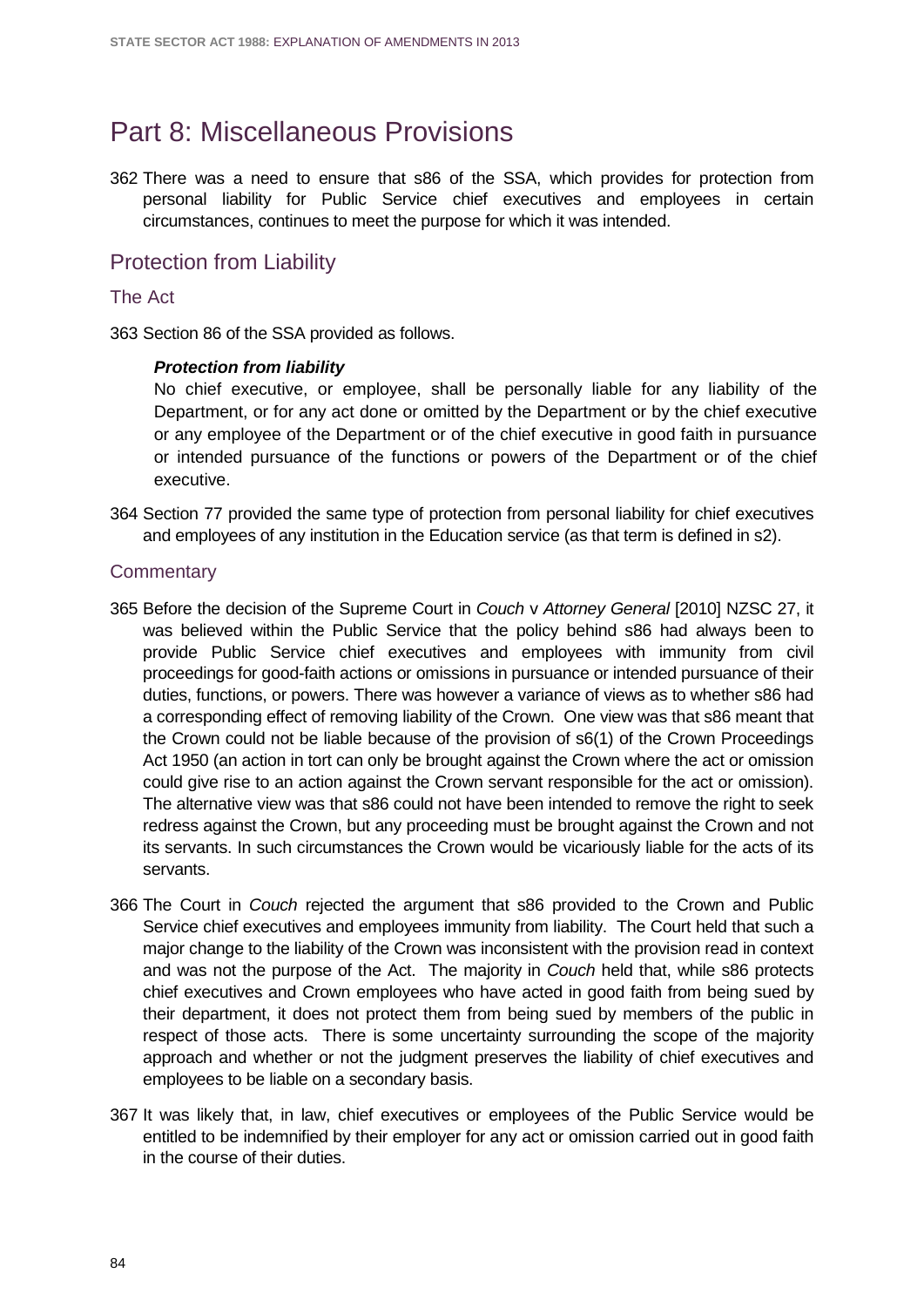# Part 8: Miscellaneous Provisions

362 There was a need to ensure that s86 of the SSA, which provides for protection from personal liability for Public Service chief executives and employees in certain circumstances, continues to meet the purpose for which it was intended.

## Protection from Liability

### The Act

363 Section 86 of the SSA provided as follows.

> ***Protection from liability***
>
> No chief executive, or employee, shall be personally liable for any liability of the Department, or for any act done or omitted by the Department or by the chief executive or any employee of the Department or of the chief executive in good faith in pursuance or intended pursuance of the functions or powers of the Department or of the chief executive.

364 Section 77 provided the same type of protection from personal liability for chief executives and employees of any institution in the Education service (as that term is defined in s2).

### Commentary

365 Before the decision of the Supreme Court in *Couch* v *Attorney General* [2010] NZSC 27, it was believed within the Public Service that the policy behind s86 had always been to provide Public Service chief executives and employees with immunity from civil proceedings for good-faith actions or omissions in pursuance or intended pursuance of their duties, functions, or powers. There was however a variance of views as to whether s86 had a corresponding effect of removing liability of the Crown. One view was that s86 meant that the Crown could not be liable because of the provision of s6(1) of the Crown Proceedings Act 1950 (an action in tort can only be brought against the Crown where the act or omission could give rise to an action against the Crown servant responsible for the act or omission). The alternative view was that s86 could not have been intended to remove the right to seek redress against the Crown, but any proceeding must be brought against the Crown and not its servants. In such circumstances the Crown would be vicariously liable for the acts of its servants.

366 The Court in *Couch* rejected the argument that s86 provided to the Crown and Public Service chief executives and employees immunity from liability. The Court held that such a major change to the liability of the Crown was inconsistent with the provision read in context and was not the purpose of the Act. The majority in *Couch* held that, while s86 protects chief executives and Crown employees who have acted in good faith from being sued by their department, it does not protect them from being sued by members of the public in respect of those acts. There is some uncertainty surrounding the scope of the majority approach and whether or not the judgment preserves the liability of chief executives and employees to be liable on a secondary basis.

367 It was likely that, in law, chief executives or employees of the Public Service would be entitled to be indemnified by their employer for any act or omission carried out in good faith in the course of their duties.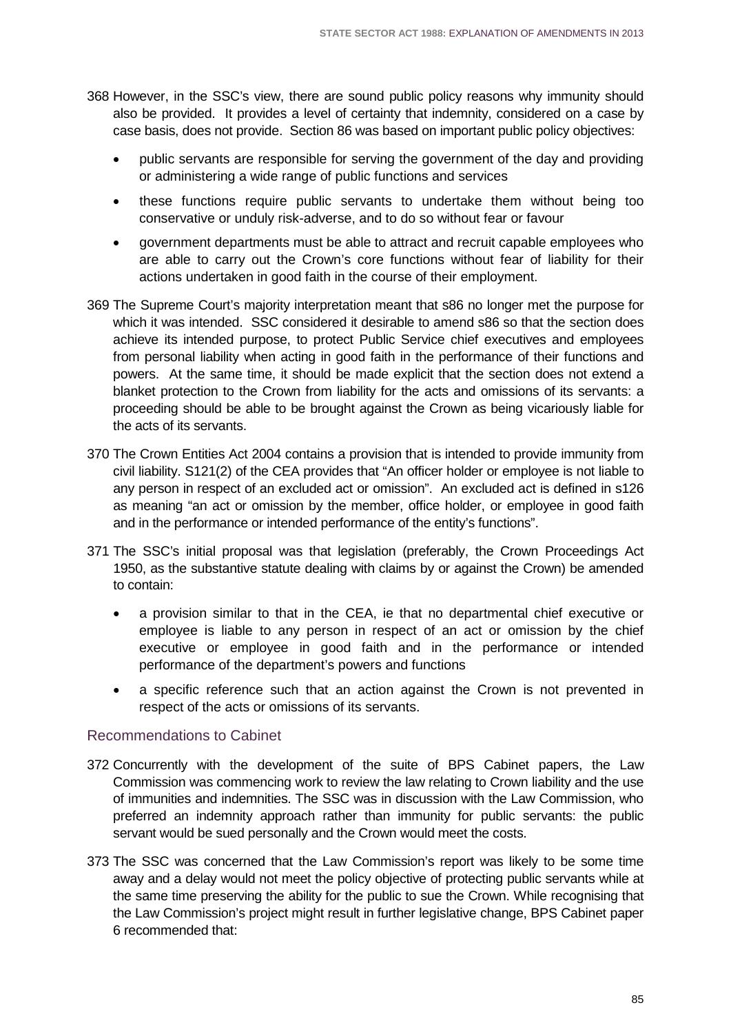368 However, in the SSC's view, there are sound public policy reasons why immunity should also be provided. It provides a level of certainty that indemnity, considered on a case by case basis, does not provide. Section 86 was based on important public policy objectives:

- public servants are responsible for serving the government of the day and providing or administering a wide range of public functions and services
- these functions require public servants to undertake them without being too conservative or unduly risk-adverse, and to do so without fear or favour
- government departments must be able to attract and recruit capable employees who are able to carry out the Crown's core functions without fear of liability for their actions undertaken in good faith in the course of their employment.

369 The Supreme Court's majority interpretation meant that s86 no longer met the purpose for which it was intended. SSC considered it desirable to amend s86 so that the section does achieve its intended purpose, to protect Public Service chief executives and employees from personal liability when acting in good faith in the performance of their functions and powers. At the same time, it should be made explicit that the section does not extend a blanket protection to the Crown from liability for the acts and omissions of its servants: a proceeding should be able to be brought against the Crown as being vicariously liable for the acts of its servants.

370 The Crown Entities Act 2004 contains a provision that is intended to provide immunity from civil liability. S121(2) of the CEA provides that "An officer holder or employee is not liable to any person in respect of an excluded act or omission". An excluded act is defined in s126 as meaning "an act or omission by the member, office holder, or employee in good faith and in the performance or intended performance of the entity's functions".

371 The SSC's initial proposal was that legislation (preferably, the Crown Proceedings Act 1950, as the substantive statute dealing with claims by or against the Crown) be amended to contain:

- a provision similar to that in the CEA, ie that no departmental chief executive or employee is liable to any person in respect of an act or omission by the chief executive or employee in good faith and in the performance or intended performance of the department's powers and functions
- a specific reference such that an action against the Crown is not prevented in respect of the acts or omissions of its servants.

## Recommendations to Cabinet

372 Concurrently with the development of the suite of BPS Cabinet papers, the Law Commission was commencing work to review the law relating to Crown liability and the use of immunities and indemnities. The SSC was in discussion with the Law Commission, who preferred an indemnity approach rather than immunity for public servants: the public servant would be sued personally and the Crown would meet the costs.

373 The SSC was concerned that the Law Commission's report was likely to be some time away and a delay would not meet the policy objective of protecting public servants while at the same time preserving the ability for the public to sue the Crown. While recognising that the Law Commission's project might result in further legislative change, BPS Cabinet paper 6 recommended that: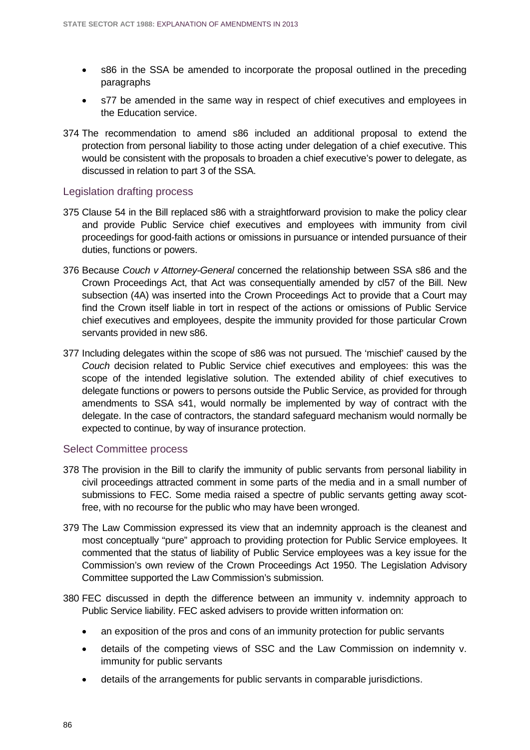- s86 in the SSA be amended to incorporate the proposal outlined in the preceding paragraphs
- s77 be amended in the same way in respect of chief executives and employees in the Education service.

374 The recommendation to amend s86 included an additional proposal to extend the protection from personal liability to those acting under delegation of a chief executive. This would be consistent with the proposals to broaden a chief executive's power to delegate, as discussed in relation to part 3 of the SSA.

## Legislation drafting process

375 Clause 54 in the Bill replaced s86 with a straightforward provision to make the policy clear and provide Public Service chief executives and employees with immunity from civil proceedings for good-faith actions or omissions in pursuance or intended pursuance of their duties, functions or powers.

376 Because *Couch v Attorney-General* concerned the relationship between SSA s86 and the Crown Proceedings Act, that Act was consequentially amended by cl57 of the Bill. New subsection (4A) was inserted into the Crown Proceedings Act to provide that a Court may find the Crown itself liable in tort in respect of the actions or omissions of Public Service chief executives and employees, despite the immunity provided for those particular Crown servants provided in new s86.

377 Including delegates within the scope of s86 was not pursued. The 'mischief' caused by the *Couch* decision related to Public Service chief executives and employees: this was the scope of the intended legislative solution. The extended ability of chief executives to delegate functions or powers to persons outside the Public Service, as provided for through amendments to SSA s41, would normally be implemented by way of contract with the delegate. In the case of contractors, the standard safeguard mechanism would normally be expected to continue, by way of insurance protection.

## Select Committee process

378 The provision in the Bill to clarify the immunity of public servants from personal liability in civil proceedings attracted comment in some parts of the media and in a small number of submissions to FEC. Some media raised a spectre of public servants getting away scot-free, with no recourse for the public who may have been wronged.

379 The Law Commission expressed its view that an indemnity approach is the cleanest and most conceptually "pure" approach to providing protection for Public Service employees. It commented that the status of liability of Public Service employees was a key issue for the Commission's own review of the Crown Proceedings Act 1950. The Legislation Advisory Committee supported the Law Commission's submission.

380 FEC discussed in depth the difference between an immunity v. indemnity approach to Public Service liability. FEC asked advisers to provide written information on:

- an exposition of the pros and cons of an immunity protection for public servants
- details of the competing views of SSC and the Law Commission on indemnity v. immunity for public servants
- details of the arrangements for public servants in comparable jurisdictions.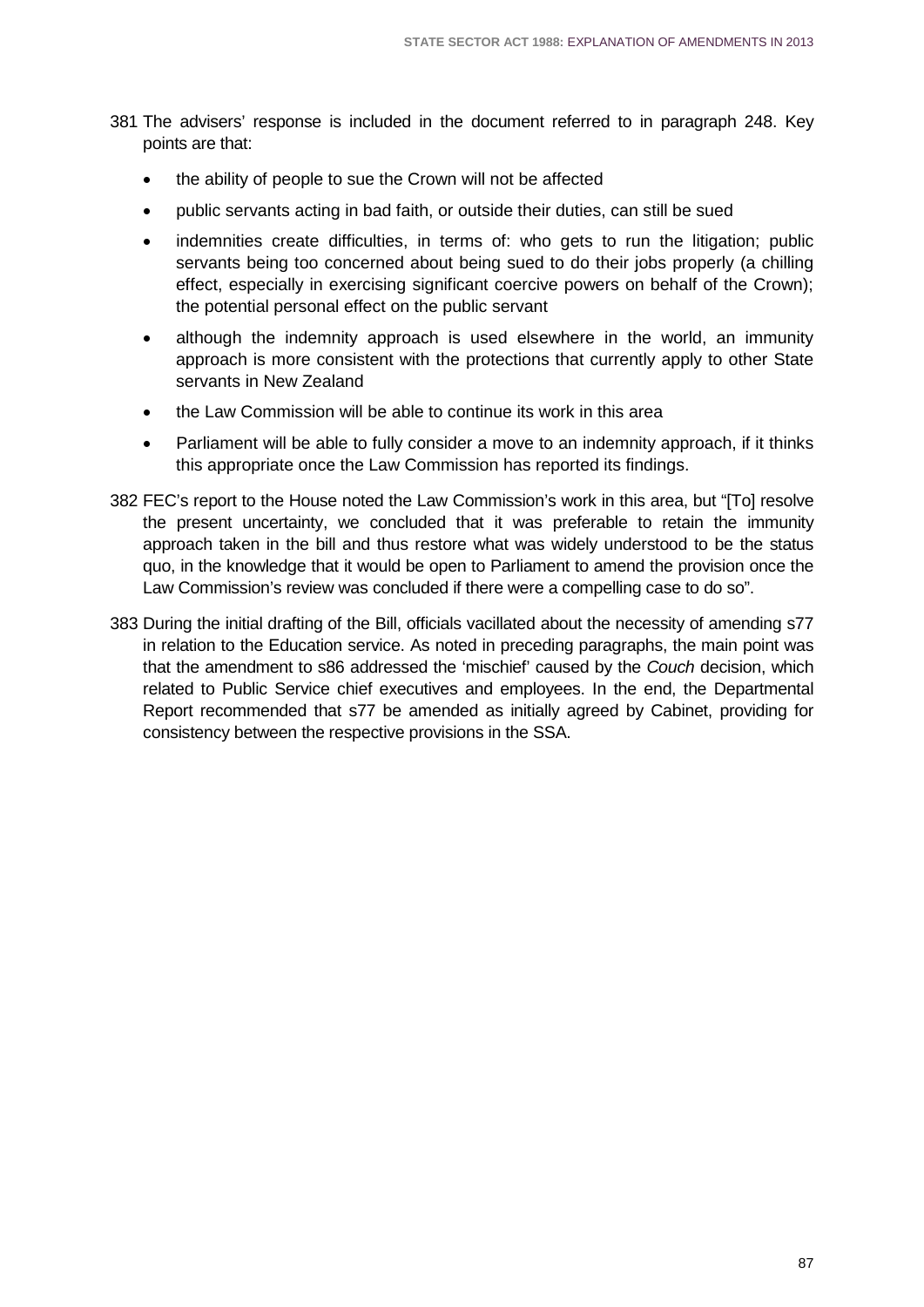381 The advisers' response is included in the document referred to in paragraph 248. Key points are that:

- the ability of people to sue the Crown will not be affected
- public servants acting in bad faith, or outside their duties, can still be sued
- indemnities create difficulties, in terms of: who gets to run the litigation; public servants being too concerned about being sued to do their jobs properly (a chilling effect, especially in exercising significant coercive powers on behalf of the Crown); the potential personal effect on the public servant
- although the indemnity approach is used elsewhere in the world, an immunity approach is more consistent with the protections that currently apply to other State servants in New Zealand
- the Law Commission will be able to continue its work in this area
- Parliament will be able to fully consider a move to an indemnity approach, if it thinks this appropriate once the Law Commission has reported its findings.

382 FEC's report to the House noted the Law Commission's work in this area, but "[To] resolve the present uncertainty, we concluded that it was preferable to retain the immunity approach taken in the bill and thus restore what was widely understood to be the status quo, in the knowledge that it would be open to Parliament to amend the provision once the Law Commission's review was concluded if there were a compelling case to do so".

383 During the initial drafting of the Bill, officials vacillated about the necessity of amending s77 in relation to the Education service. As noted in preceding paragraphs, the main point was that the amendment to s86 addressed the 'mischief' caused by the *Couch* decision, which related to Public Service chief executives and employees. In the end, the Departmental Report recommended that s77 be amended as initially agreed by Cabinet, providing for consistency between the respective provisions in the SSA.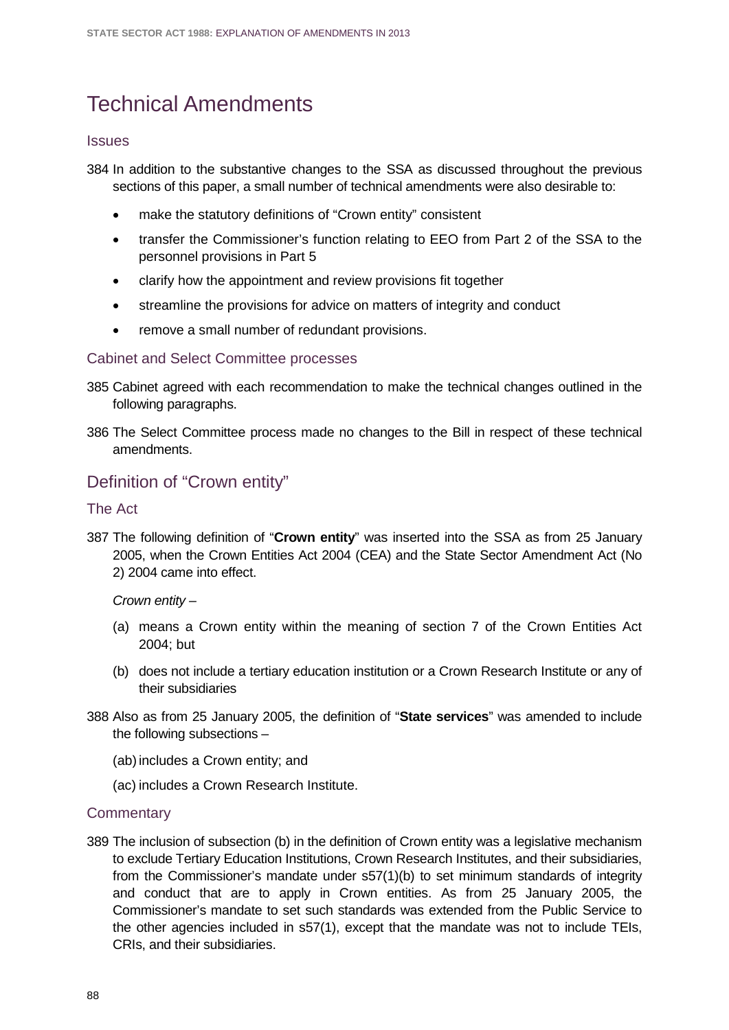# Technical Amendments

### Issues

384 In addition to the substantive changes to the SSA as discussed throughout the previous sections of this paper, a small number of technical amendments were also desirable to:

- make the statutory definitions of "Crown entity" consistent
- transfer the Commissioner's function relating to EEO from Part 2 of the SSA to the personnel provisions in Part 5
- clarify how the appointment and review provisions fit together
- streamline the provisions for advice on matters of integrity and conduct
- remove a small number of redundant provisions.

### Cabinet and Select Committee processes

385 Cabinet agreed with each recommendation to make the technical changes outlined in the following paragraphs.

386 The Select Committee process made no changes to the Bill in respect of these technical amendments.

## Definition of "Crown entity"

### The Act

387 The following definition of "**Crown entity**" was inserted into the SSA as from 25 January 2005, when the Crown Entities Act 2004 (CEA) and the State Sector Amendment Act (No 2) 2004 came into effect.

*Crown entity* –

(a) means a Crown entity within the meaning of section 7 of the Crown Entities Act 2004; but

(b) does not include a tertiary education institution or a Crown Research Institute or any of their subsidiaries

388 Also as from 25 January 2005, the definition of "**State services**" was amended to include the following subsections –

(ab) includes a Crown entity; and

(ac) includes a Crown Research Institute.

### Commentary

389 The inclusion of subsection (b) in the definition of Crown entity was a legislative mechanism to exclude Tertiary Education Institutions, Crown Research Institutes, and their subsidiaries, from the Commissioner's mandate under s57(1)(b) to set minimum standards of integrity and conduct that are to apply in Crown entities. As from 25 January 2005, the Commissioner's mandate to set such standards was extended from the Public Service to the other agencies included in s57(1), except that the mandate was not to include TEIs, CRIs, and their subsidiaries.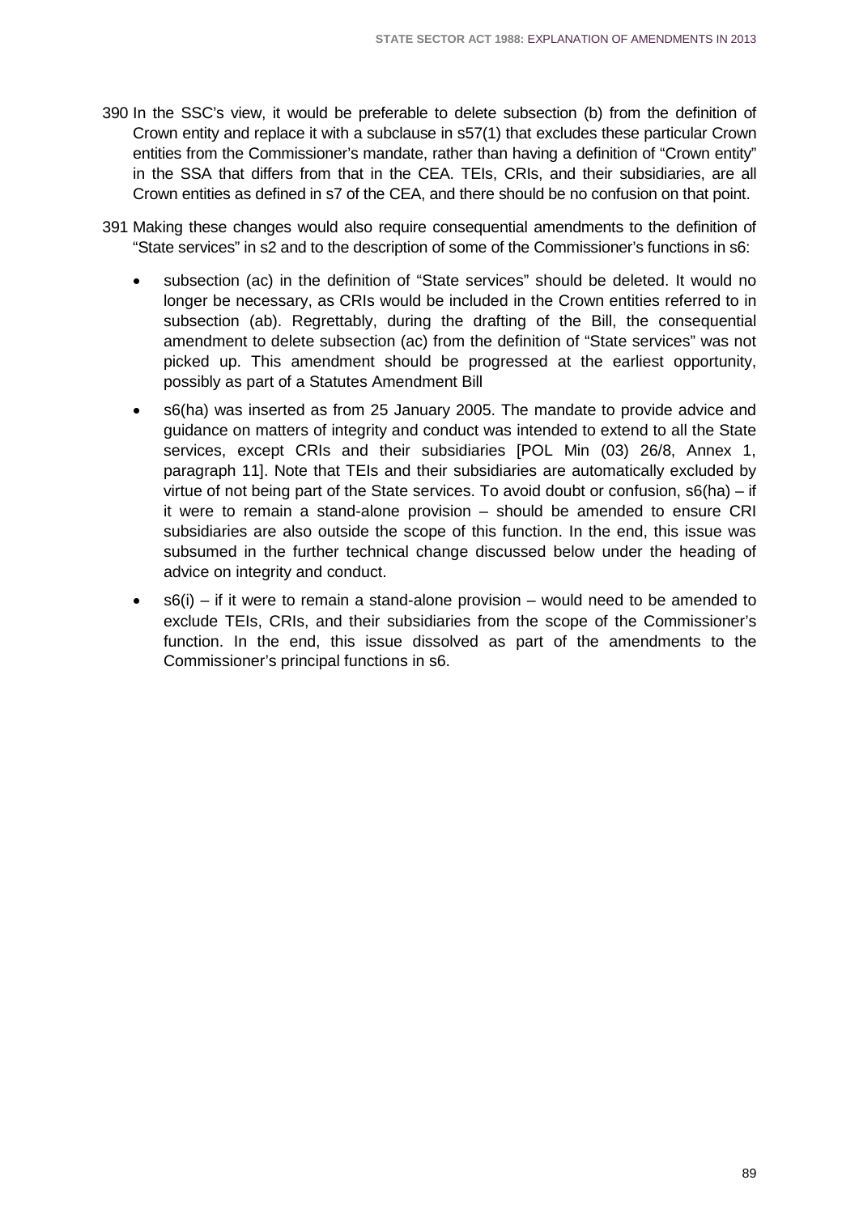390 In the SSC's view, it would be preferable to delete subsection (b) from the definition of Crown entity and replace it with a subclause in s57(1) that excludes these particular Crown entities from the Commissioner's mandate, rather than having a definition of "Crown entity" in the SSA that differs from that in the CEA. TEIs, CRIs, and their subsidiaries, are all Crown entities as defined in s7 of the CEA, and there should be no confusion on that point.

391 Making these changes would also require consequential amendments to the definition of "State services" in s2 and to the description of some of the Commissioner's functions in s6:

- subsection (ac) in the definition of "State services" should be deleted. It would no longer be necessary, as CRIs would be included in the Crown entities referred to in subsection (ab). Regrettably, during the drafting of the Bill, the consequential amendment to delete subsection (ac) from the definition of "State services" was not picked up. This amendment should be progressed at the earliest opportunity, possibly as part of a Statutes Amendment Bill
- s6(ha) was inserted as from 25 January 2005. The mandate to provide advice and guidance on matters of integrity and conduct was intended to extend to all the State services, except CRIs and their subsidiaries [POL Min (03) 26/8, Annex 1, paragraph 11]. Note that TEIs and their subsidiaries are automatically excluded by virtue of not being part of the State services. To avoid doubt or confusion, s6(ha) – if it were to remain a stand-alone provision – should be amended to ensure CRI subsidiaries are also outside the scope of this function. In the end, this issue was subsumed in the further technical change discussed below under the heading of advice on integrity and conduct.
- s6(i) – if it were to remain a stand-alone provision – would need to be amended to exclude TEIs, CRIs, and their subsidiaries from the scope of the Commissioner's function. In the end, this issue dissolved as part of the amendments to the Commissioner's principal functions in s6.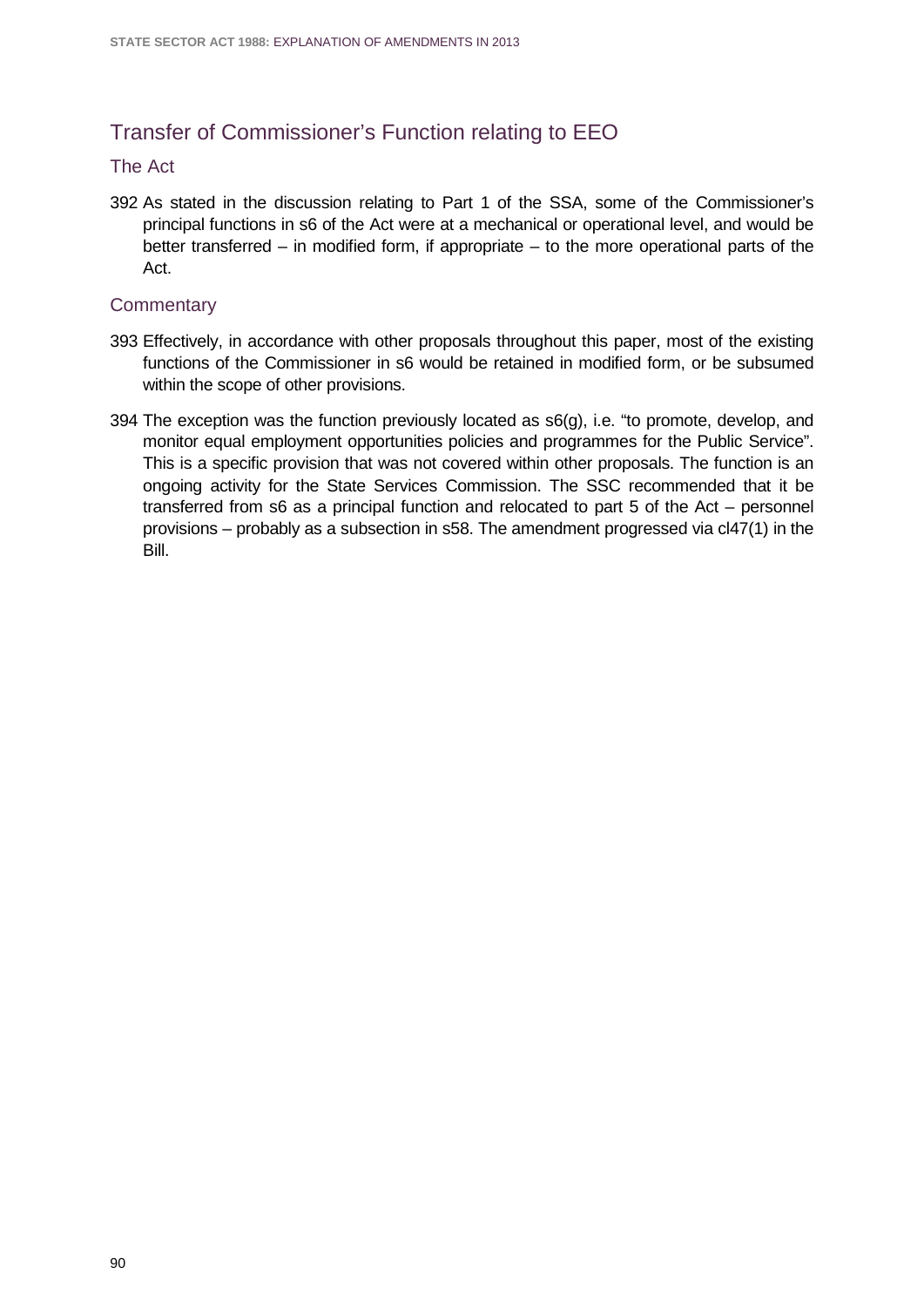## Transfer of Commissioner's Function relating to EEO

### The Act

392 As stated in the discussion relating to Part 1 of the SSA, some of the Commissioner's principal functions in s6 of the Act were at a mechanical or operational level, and would be better transferred – in modified form, if appropriate – to the more operational parts of the Act.

### Commentary

393 Effectively, in accordance with other proposals throughout this paper, most of the existing functions of the Commissioner in s6 would be retained in modified form, or be subsumed within the scope of other provisions.

394 The exception was the function previously located as s6(g), i.e. "to promote, develop, and monitor equal employment opportunities policies and programmes for the Public Service". This is a specific provision that was not covered within other proposals. The function is an ongoing activity for the State Services Commission. The SSC recommended that it be transferred from s6 as a principal function and relocated to part 5 of the Act – personnel provisions – probably as a subsection in s58. The amendment progressed via cl47(1) in the Bill.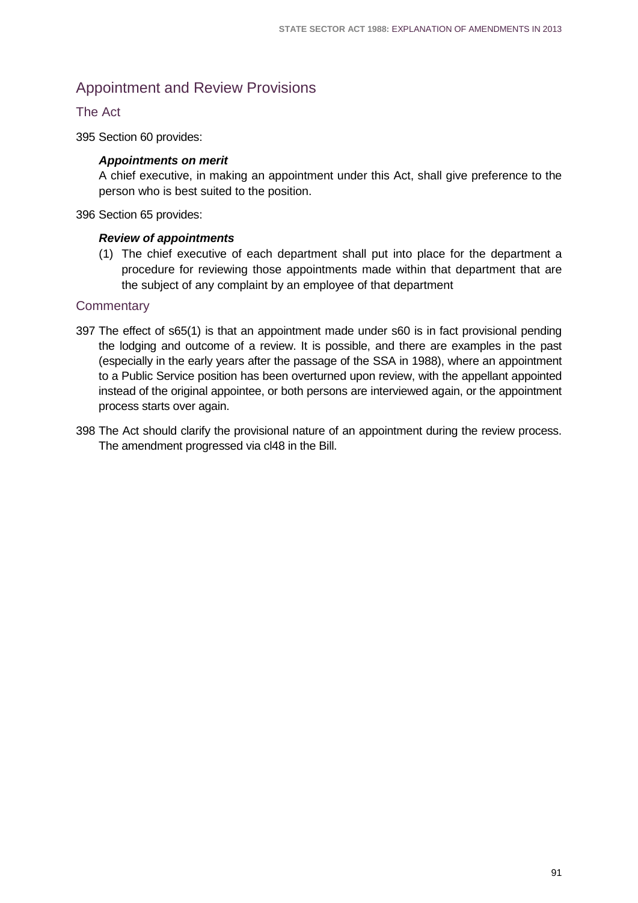## Appointment and Review Provisions

### The Act

395 Section 60 provides:

> ***Appointments on merit***
>
> A chief executive, in making an appointment under this Act, shall give preference to the person who is best suited to the position.

396 Section 65 provides:

> ***Review of appointments***
>
> (1) The chief executive of each department shall put into place for the department a procedure for reviewing those appointments made within that department that are the subject of any complaint by an employee of that department

### Commentary

397 The effect of s65(1) is that an appointment made under s60 is in fact provisional pending the lodging and outcome of a review. It is possible, and there are examples in the past (especially in the early years after the passage of the SSA in 1988), where an appointment to a Public Service position has been overturned upon review, with the appellant appointed instead of the original appointee, or both persons are interviewed again, or the appointment process starts over again.

398 The Act should clarify the provisional nature of an appointment during the review process. The amendment progressed via cl48 in the Bill.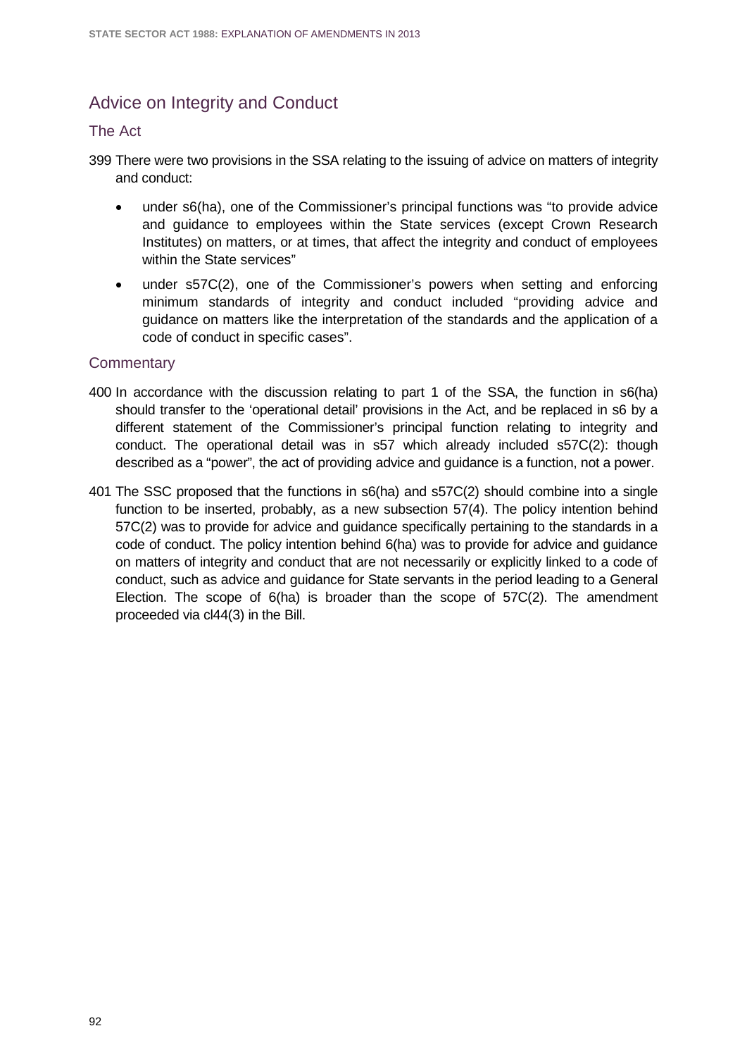## Advice on Integrity and Conduct

### The Act

399 There were two provisions in the SSA relating to the issuing of advice on matters of integrity and conduct:

- under s6(ha), one of the Commissioner's principal functions was "to provide advice and guidance to employees within the State services (except Crown Research Institutes) on matters, or at times, that affect the integrity and conduct of employees within the State services"
- under s57C(2), one of the Commissioner's powers when setting and enforcing minimum standards of integrity and conduct included "providing advice and guidance on matters like the interpretation of the standards and the application of a code of conduct in specific cases".

### Commentary

400 In accordance with the discussion relating to part 1 of the SSA, the function in s6(ha) should transfer to the 'operational detail' provisions in the Act, and be replaced in s6 by a different statement of the Commissioner's principal function relating to integrity and conduct. The operational detail was in s57 which already included s57C(2): though described as a "power", the act of providing advice and guidance is a function, not a power.

401 The SSC proposed that the functions in s6(ha) and s57C(2) should combine into a single function to be inserted, probably, as a new subsection 57(4). The policy intention behind 57C(2) was to provide for advice and guidance specifically pertaining to the standards in a code of conduct. The policy intention behind 6(ha) was to provide for advice and guidance on matters of integrity and conduct that are not necessarily or explicitly linked to a code of conduct, such as advice and guidance for State servants in the period leading to a General Election. The scope of 6(ha) is broader than the scope of 57C(2). The amendment proceeded via cl44(3) in the Bill.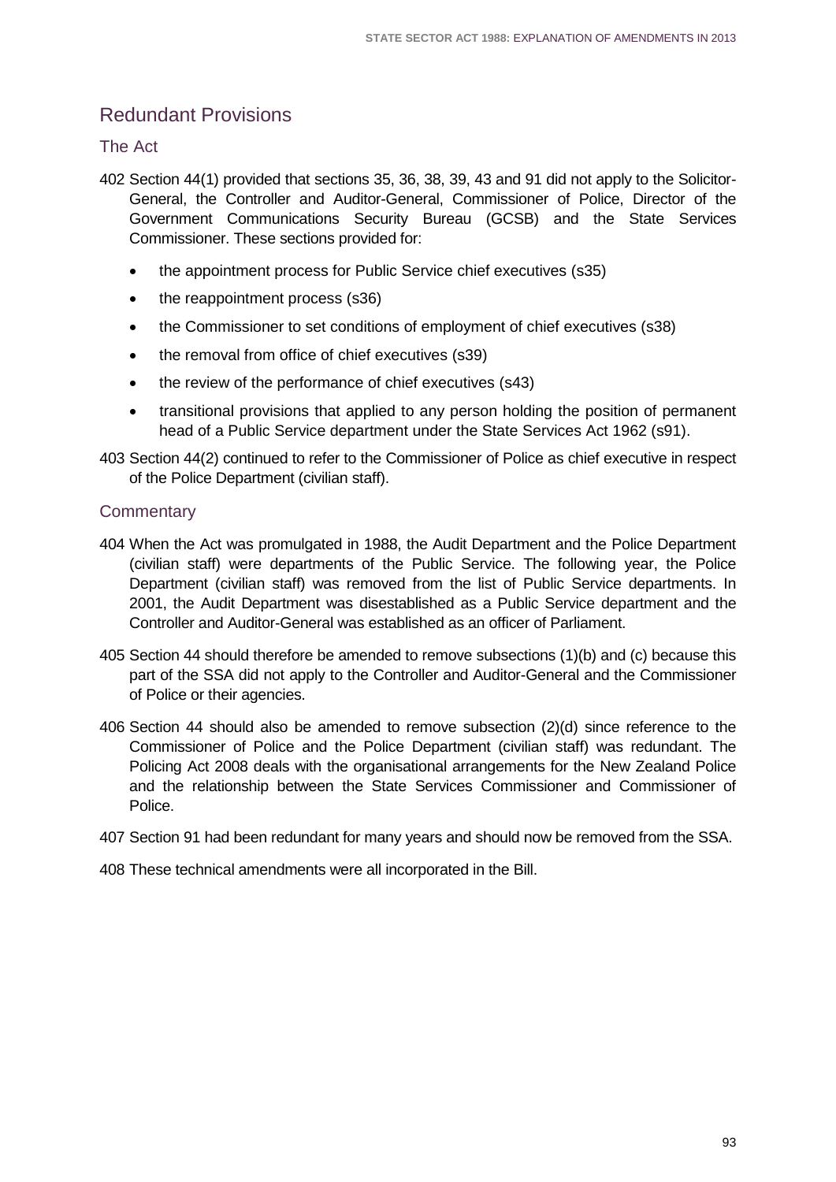## Redundant Provisions

### The Act

402 Section 44(1) provided that sections 35, 36, 38, 39, 43 and 91 did not apply to the Solicitor-General, the Controller and Auditor-General, Commissioner of Police, Director of the Government Communications Security Bureau (GCSB) and the State Services Commissioner. These sections provided for:

- the appointment process for Public Service chief executives (s35)
- the reappointment process (s36)
- the Commissioner to set conditions of employment of chief executives (s38)
- the removal from office of chief executives (s39)
- the review of the performance of chief executives (s43)
- transitional provisions that applied to any person holding the position of permanent head of a Public Service department under the State Services Act 1962 (s91).

403 Section 44(2) continued to refer to the Commissioner of Police as chief executive in respect of the Police Department (civilian staff).

### Commentary

404 When the Act was promulgated in 1988, the Audit Department and the Police Department (civilian staff) were departments of the Public Service. The following year, the Police Department (civilian staff) was removed from the list of Public Service departments. In 2001, the Audit Department was disestablished as a Public Service department and the Controller and Auditor-General was established as an officer of Parliament.

405 Section 44 should therefore be amended to remove subsections (1)(b) and (c) because this part of the SSA did not apply to the Controller and Auditor-General and the Commissioner of Police or their agencies.

406 Section 44 should also be amended to remove subsection (2)(d) since reference to the Commissioner of Police and the Police Department (civilian staff) was redundant. The Policing Act 2008 deals with the organisational arrangements for the New Zealand Police and the relationship between the State Services Commissioner and Commissioner of Police.

407 Section 91 had been redundant for many years and should now be removed from the SSA.

408 These technical amendments were all incorporated in the Bill.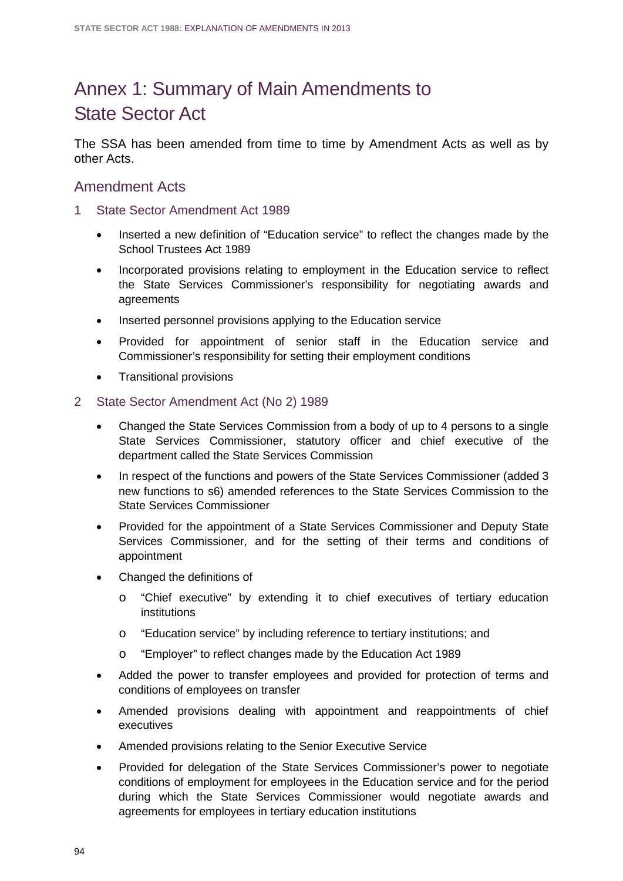# Annex 1: Summary of Main Amendments to State Sector Act

The SSA has been amended from time to time by Amendment Acts as well as by other Acts.

## Amendment Acts

### 1 State Sector Amendment Act 1989

- Inserted a new definition of "Education service" to reflect the changes made by the School Trustees Act 1989
- Incorporated provisions relating to employment in the Education service to reflect the State Services Commissioner's responsibility for negotiating awards and agreements
- Inserted personnel provisions applying to the Education service
- Provided for appointment of senior staff in the Education service and Commissioner's responsibility for setting their employment conditions
- Transitional provisions

### 2 State Sector Amendment Act (No 2) 1989

- Changed the State Services Commission from a body of up to 4 persons to a single State Services Commissioner, statutory officer and chief executive of the department called the State Services Commission
- In respect of the functions and powers of the State Services Commissioner (added 3 new functions to s6) amended references to the State Services Commission to the State Services Commissioner
- Provided for the appointment of a State Services Commissioner and Deputy State Services Commissioner, and for the setting of their terms and conditions of appointment
- Changed the definitions of
  - "Chief executive" by extending it to chief executives of tertiary education institutions
  - "Education service" by including reference to tertiary institutions; and
  - "Employer" to reflect changes made by the Education Act 1989
- Added the power to transfer employees and provided for protection of terms and conditions of employees on transfer
- Amended provisions dealing with appointment and reappointments of chief executives
- Amended provisions relating to the Senior Executive Service
- Provided for delegation of the State Services Commissioner's power to negotiate conditions of employment for employees in the Education service and for the period during which the State Services Commissioner would negotiate awards and agreements for employees in tertiary education institutions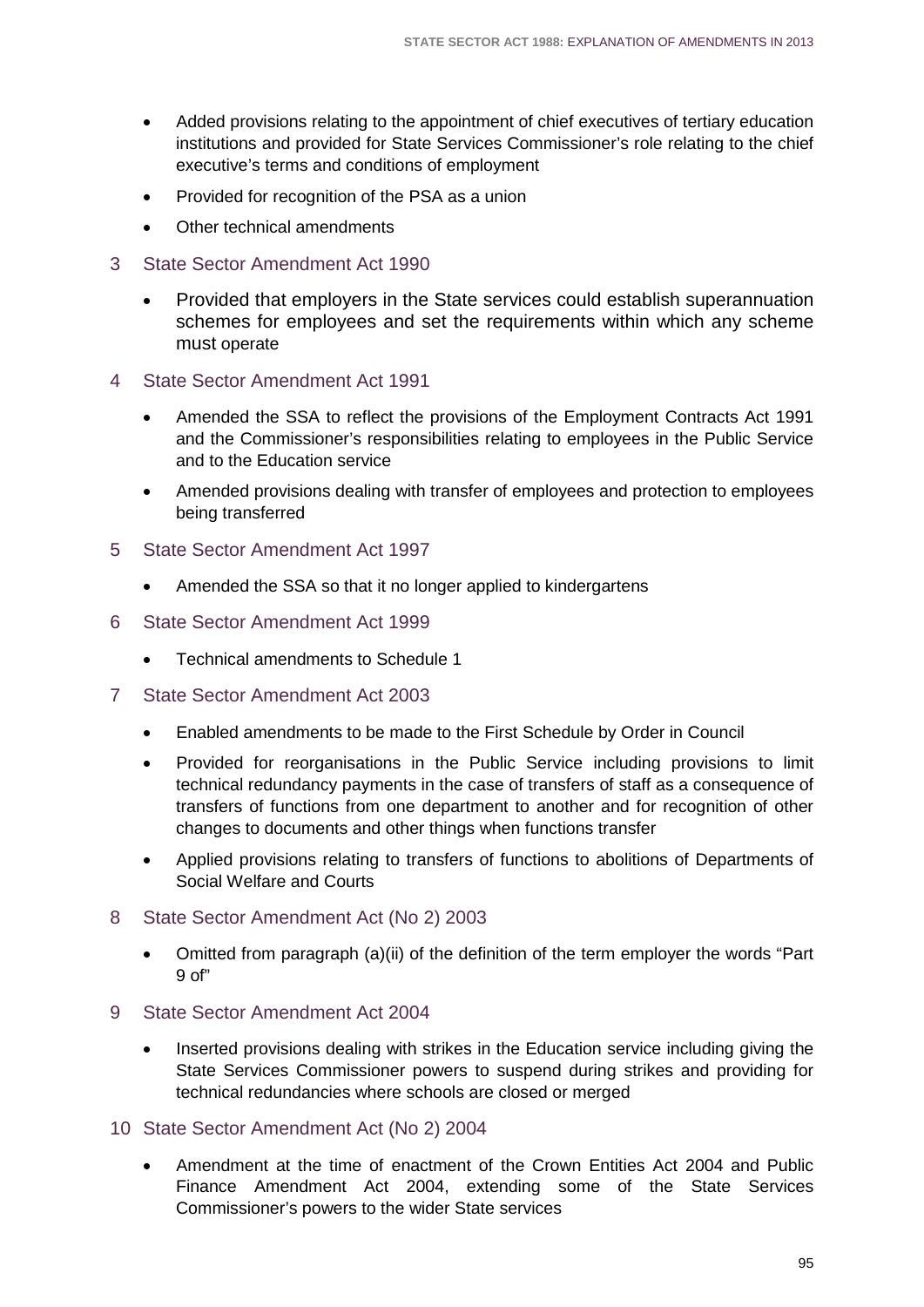- Added provisions relating to the appointment of chief executives of tertiary education institutions and provided for State Services Commissioner's role relating to the chief executive's terms and conditions of employment
- Provided for recognition of the PSA as a union
- Other technical amendments

3 State Sector Amendment Act 1990

- Provided that employers in the State services could establish superannuation schemes for employees and set the requirements within which any scheme must operate

4 State Sector Amendment Act 1991

- Amended the SSA to reflect the provisions of the Employment Contracts Act 1991 and the Commissioner's responsibilities relating to employees in the Public Service and to the Education service
- Amended provisions dealing with transfer of employees and protection to employees being transferred

5 State Sector Amendment Act 1997

- Amended the SSA so that it no longer applied to kindergartens

6 State Sector Amendment Act 1999

- Technical amendments to Schedule 1

7 State Sector Amendment Act 2003

- Enabled amendments to be made to the First Schedule by Order in Council
- Provided for reorganisations in the Public Service including provisions to limit technical redundancy payments in the case of transfers of staff as a consequence of transfers of functions from one department to another and for recognition of other changes to documents and other things when functions transfer
- Applied provisions relating to transfers of functions to abolitions of Departments of Social Welfare and Courts

8 State Sector Amendment Act (No 2) 2003

- Omitted from paragraph (a)(ii) of the definition of the term employer the words "Part 9 of"

9 State Sector Amendment Act 2004

- Inserted provisions dealing with strikes in the Education service including giving the State Services Commissioner powers to suspend during strikes and providing for technical redundancies where schools are closed or merged

10 State Sector Amendment Act (No 2) 2004

- Amendment at the time of enactment of the Crown Entities Act 2004 and Public Finance Amendment Act 2004, extending some of the State Services Commissioner's powers to the wider State services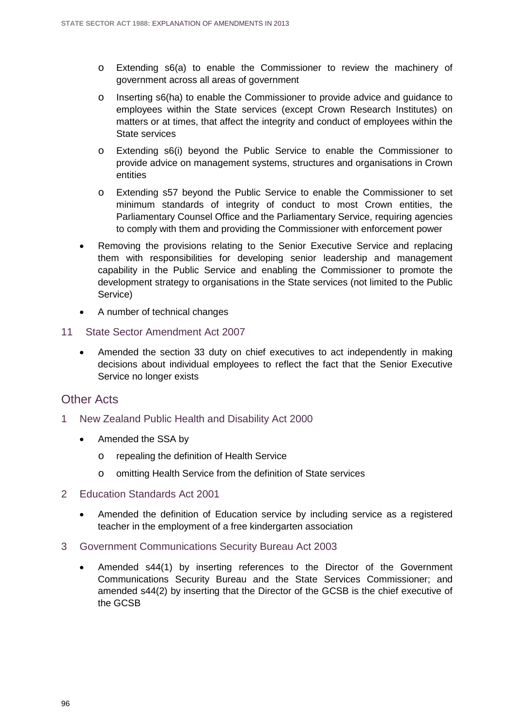- Extending s6(a) to enable the Commissioner to review the machinery of government across all areas of government
  - Inserting s6(ha) to enable the Commissioner to provide advice and guidance to employees within the State services (except Crown Research Institutes) on matters or at times, that affect the integrity and conduct of employees within the State services
  - Extending s6(i) beyond the Public Service to enable the Commissioner to provide advice on management systems, structures and organisations in Crown entities
  - Extending s57 beyond the Public Service to enable the Commissioner to set minimum standards of integrity of conduct to most Crown entities, the Parliamentary Counsel Office and the Parliamentary Service, requiring agencies to comply with them and providing the Commissioner with enforcement power
- Removing the provisions relating to the Senior Executive Service and replacing them with responsibilities for developing senior leadership and management capability in the Public Service and enabling the Commissioner to promote the development strategy to organisations in the State services (not limited to the Public Service)
- A number of technical changes

### 11 State Sector Amendment Act 2007

- Amended the section 33 duty on chief executives to act independently in making decisions about individual employees to reflect the fact that the Senior Executive Service no longer exists

## Other Acts

### 1 New Zealand Public Health and Disability Act 2000

- Amended the SSA by
  - repealing the definition of Health Service
  - omitting Health Service from the definition of State services

### 2 Education Standards Act 2001

- Amended the definition of Education service by including service as a registered teacher in the employment of a free kindergarten association

### 3 Government Communications Security Bureau Act 2003

- Amended s44(1) by inserting references to the Director of the Government Communications Security Bureau and the State Services Commissioner; and amended s44(2) by inserting that the Director of the GCSB is the chief executive of the GCSB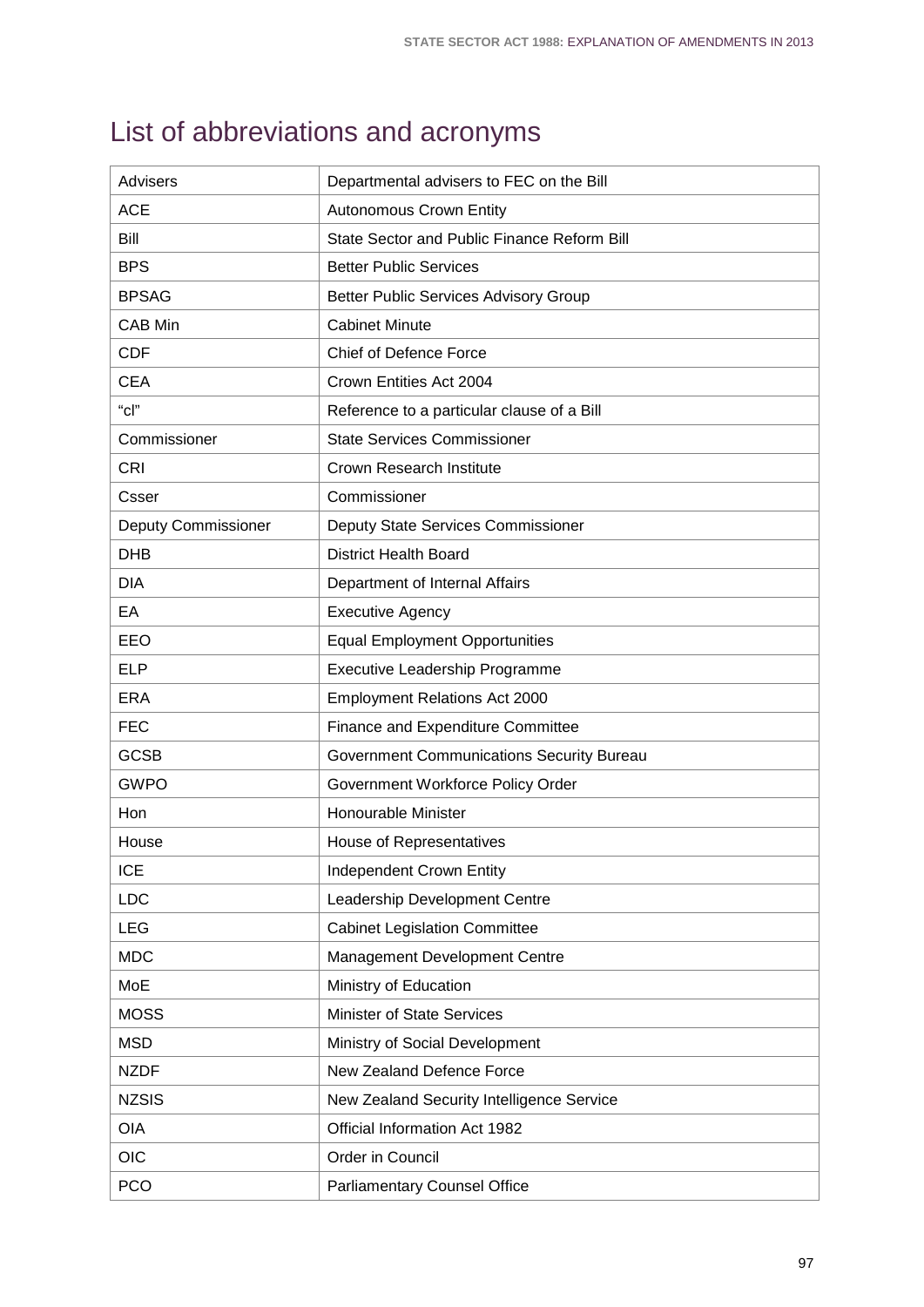# List of abbreviations and acronyms

| Advisers | Departmental advisers to FEC on the Bill |
|---|---|
| ACE | Autonomous Crown Entity |
| Bill | State Sector and Public Finance Reform Bill |
| BPS | Better Public Services |
| BPSAG | Better Public Services Advisory Group |
| CAB Min | Cabinet Minute |
| CDF | Chief of Defence Force |
| CEA | Crown Entities Act 2004 |
| “cl” | Reference to a particular clause of a Bill |
| Commissioner | State Services Commissioner |
| CRI | Crown Research Institute |
| Csser | Commissioner |
| Deputy Commissioner | Deputy State Services Commissioner |
| DHB | District Health Board |
| DIA | Department of Internal Affairs |
| EA | Executive Agency |
| EEO | Equal Employment Opportunities |
| ELP | Executive Leadership Programme |
| ERA | Employment Relations Act 2000 |
| FEC | Finance and Expenditure Committee |
| GCSB | Government Communications Security Bureau |
| GWPO | Government Workforce Policy Order |
| Hon | Honourable Minister |
| House | House of Representatives |
| ICE | Independent Crown Entity |
| LDC | Leadership Development Centre |
| LEG | Cabinet Legislation Committee |
| MDC | Management Development Centre |
| MoE | Ministry of Education |
| MOSS | Minister of State Services |
| MSD | Ministry of Social Development |
| NZDF | New Zealand Defence Force |
| NZSIS | New Zealand Security Intelligence Service |
| OIA | Official Information Act 1982 |
| OIC | Order in Council |
| PCO | Parliamentary Counsel Office |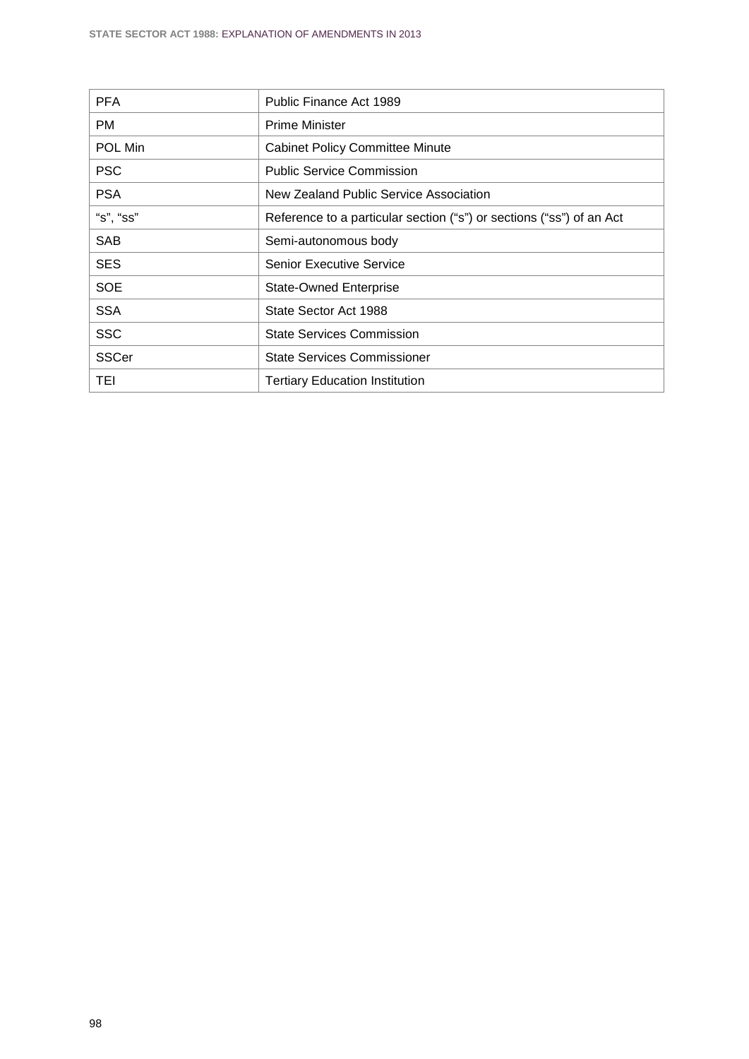| | |
|---|---|
| PFA | Public Finance Act 1989 |
| PM | Prime Minister |
| POL Min | Cabinet Policy Committee Minute |
| PSC | Public Service Commission |
| PSA | New Zealand Public Service Association |
| "s", "ss" | Reference to a particular section ("s") or sections ("ss") of an Act |
| SAB | Semi-autonomous body |
| SES | Senior Executive Service |
| SOE | State-Owned Enterprise |
| SSA | State Sector Act 1988 |
| SSC | State Services Commission |
| SSCer | State Services Commissioner |
| TEI | Tertiary Education Institution |